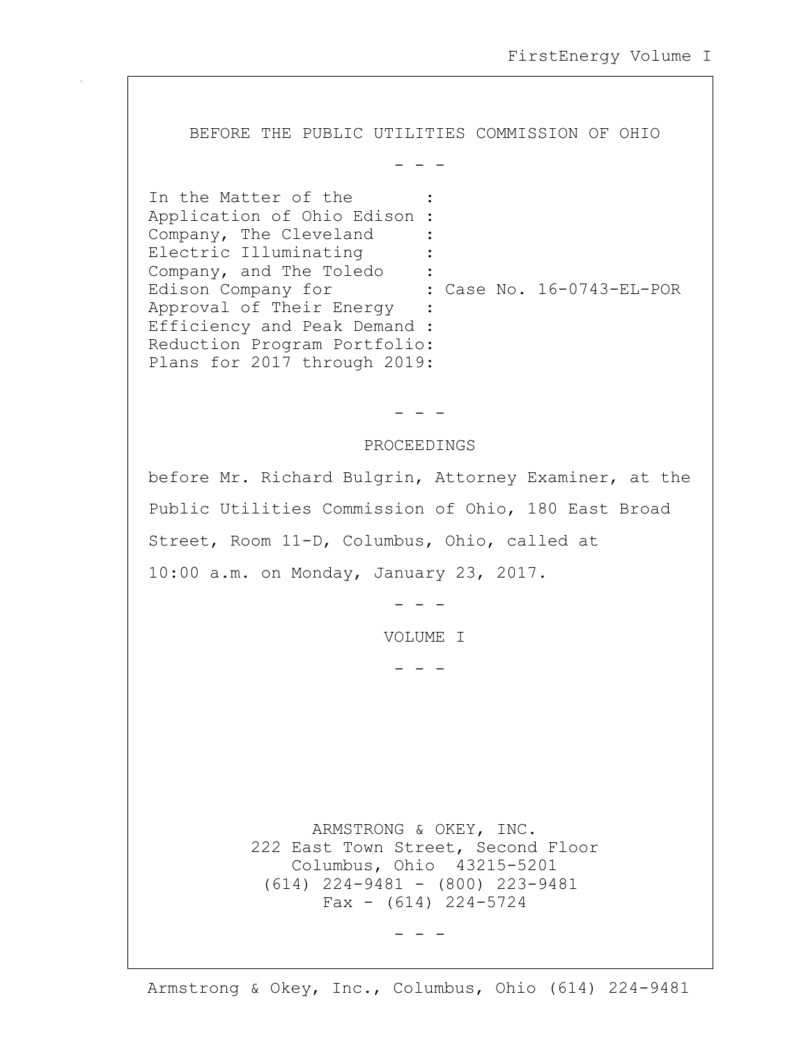BEFORE THE PUBLIC UTILITIES COMMISSION OF OHIO

- - -

In the Matter of the Application of Ohio Edison Company, The Cleveland Electric Illuminating Company, and The Toledo Edison Company for Approval of Their Energy Efficiency and Peak Demand Reduction Program Portfolio Plans for 2017 through 2019: Case No. 16-0743-EL-POR

- - -

PROCEEDINGS

before Mr. Richard Bulgrin, Attorney Examiner, at the Public Utilities Commission of Ohio, 180 East Broad Street, Room 11-D, Columbus, Ohio, called at 10:00 a.m. on Monday, January 23, 2017.

- - -

VOLUME I

- - -

ARMSTRONG & OKEY, INC.
222 East Town Street, Second Floor
Columbus, Ohio 43215-5201
(614) 224-9481 - (800) 223-9481
Fax - (614) 224-5724

- - -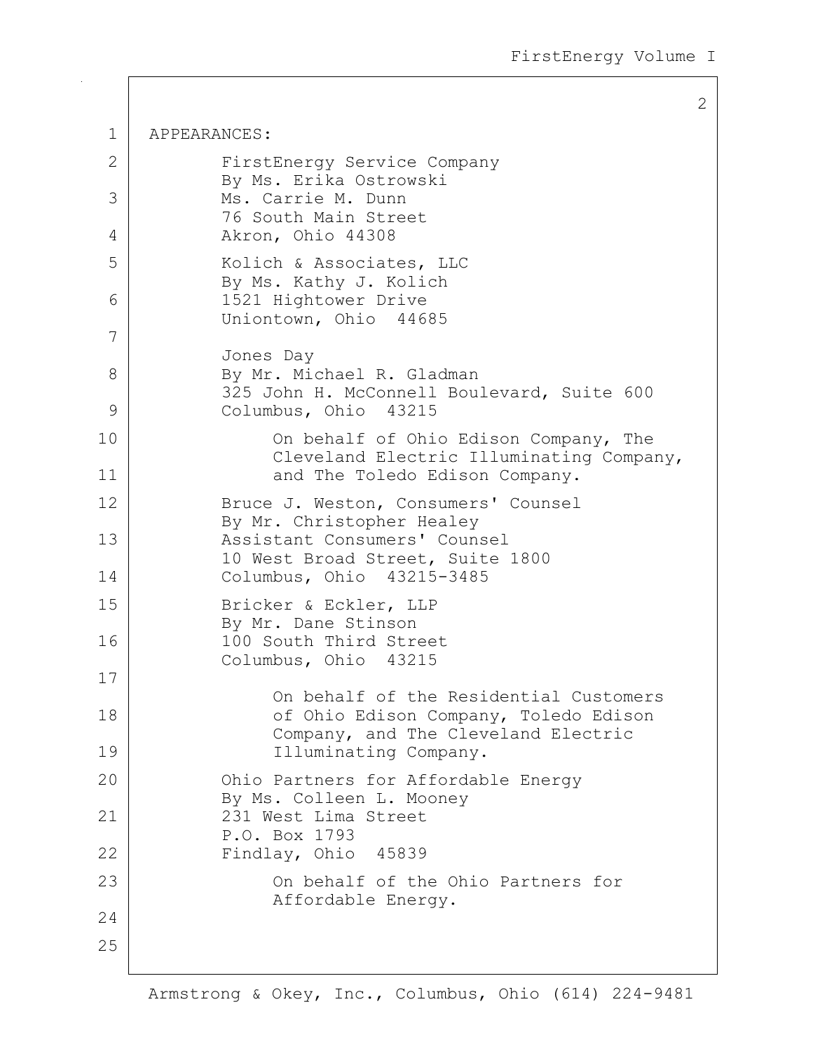APPEARANCES:

FirstEnergy Service Company
By Ms. Erika Ostrowski
Ms. Carrie M. Dunn
76 South Main Street
Akron, Ohio 44308

Kolich & Associates, LLC
By Ms. Kathy J. Kolich
1521 Hightower Drive
Uniontown, Ohio 44685

Jones Day
By Mr. Michael R. Gladman
325 John H. McConnell Boulevard, Suite 600
Columbus, Ohio 43215

On behalf of Ohio Edison Company, The Cleveland Electric Illuminating Company, and The Toledo Edison Company.

Bruce J. Weston, Consumers' Counsel
By Mr. Christopher Healey
Assistant Consumers' Counsel
10 West Broad Street, Suite 1800
Columbus, Ohio 43215-3485

Bricker & Eckler, LLP
By Mr. Dane Stinson
100 South Third Street
Columbus, Ohio 43215

On behalf of the Residential Customers of Ohio Edison Company, Toledo Edison Company, and The Cleveland Electric Illuminating Company.

Ohio Partners for Affordable Energy
By Ms. Colleen L. Mooney
231 West Lima Street
P.O. Box 1793
Findlay, Ohio 45839

On behalf of the Ohio Partners for Affordable Energy.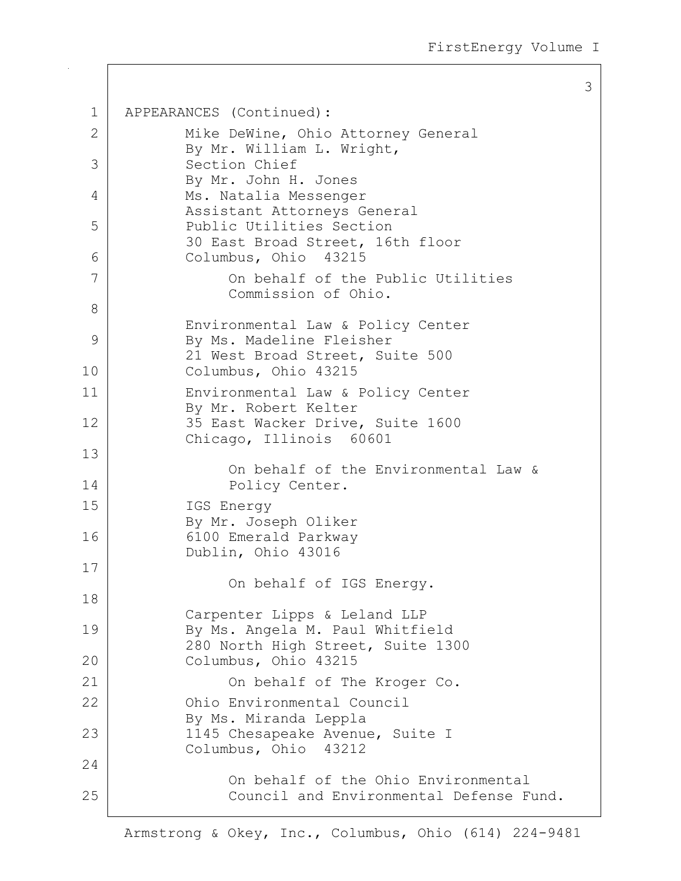APPEARANCES (Continued):

Mike DeWine, Ohio Attorney General
By Mr. William L. Wright,
Section Chief
By Mr. John H. Jones
Ms. Natalia Messenger
Assistant Attorneys General
Public Utilities Section
30 East Broad Street, 16th floor
Columbus, Ohio 43215

On behalf of the Public Utilities Commission of Ohio.

Environmental Law & Policy Center
By Ms. Madeline Fleisher
21 West Broad Street, Suite 500
Columbus, Ohio 43215

Environmental Law & Policy Center
By Mr. Robert Kelter
35 East Wacker Drive, Suite 1600
Chicago, Illinois 60601

On behalf of the Environmental Law & Policy Center.

IGS Energy
By Mr. Joseph Oliker
6100 Emerald Parkway
Dublin, Ohio 43016

On behalf of IGS Energy.

Carpenter Lipps & Leland LLP
By Ms. Angela M. Paul Whitfield
280 North High Street, Suite 1300
Columbus, Ohio 43215

On behalf of The Kroger Co.

Ohio Environmental Council
By Ms. Miranda Leppla
1145 Chesapeake Avenue, Suite I
Columbus, Ohio 43212

On behalf of the Ohio Environmental Council and Environmental Defense Fund.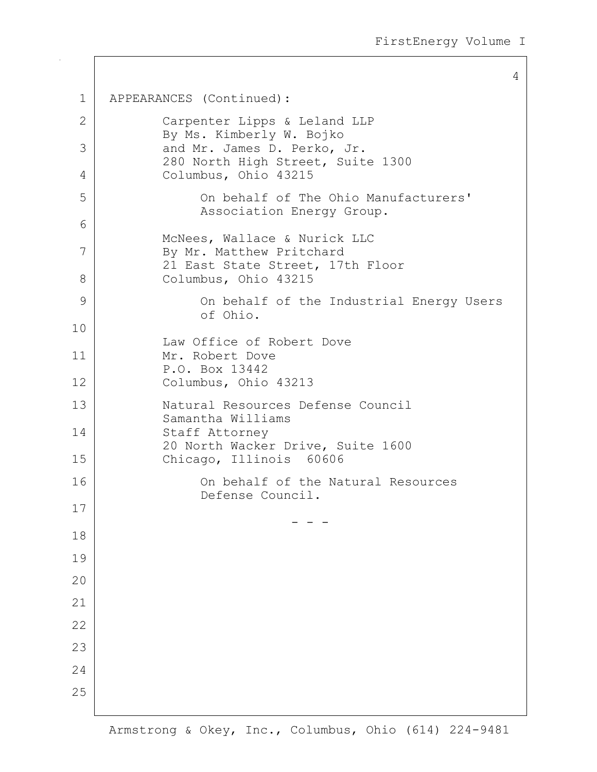APPEARANCES (Continued):

Carpenter Lipps & Leland LLP
By Ms. Kimberly W. Bojko
and Mr. James D. Perko, Jr.
280 North High Street, Suite 1300
Columbus, Ohio 43215

On behalf of The Ohio Manufacturers' Association Energy Group.

McNees, Wallace & Nurick LLC
By Mr. Matthew Pritchard
21 East State Street, 17th Floor
Columbus, Ohio 43215

On behalf of the Industrial Energy Users of Ohio.

Law Office of Robert Dove
Mr. Robert Dove
P.O. Box 13442
Columbus, Ohio 43213

Natural Resources Defense Council
Samantha Williams
Staff Attorney
20 North Wacker Drive, Suite 1600
Chicago, Illinois 60606

On behalf of the Natural Resources Defense Council.

\- - -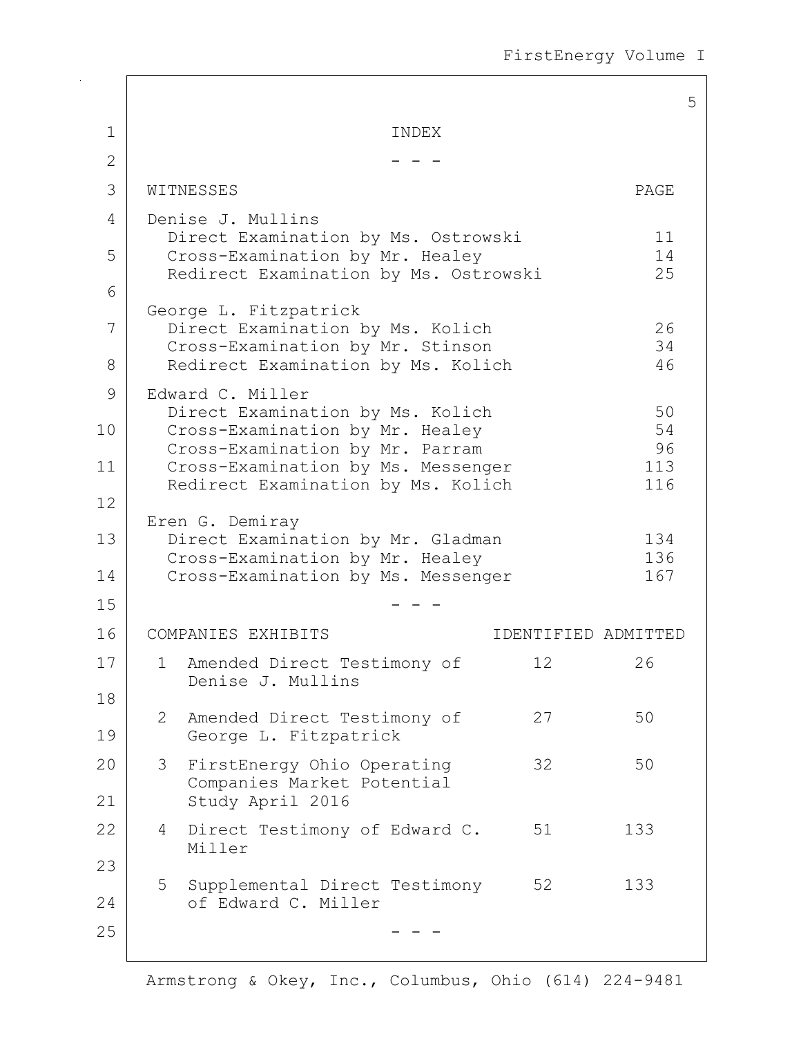# INDEX

\- - -

| WITNESSES | PAGE |
|---|---|
| **Denise J. Mullins** | |
| Direct Examination by Ms. Ostrowski | 11 |
| Cross-Examination by Mr. Healey | 14 |
| Redirect Examination by Ms. Ostrowski | 25 |
| **George L. Fitzpatrick** | |
| Direct Examination by Ms. Kolich | 26 |
| Cross-Examination by Mr. Stinson | 34 |
| Redirect Examination by Ms. Kolich | 46 |
| **Edward C. Miller** | |
| Direct Examination by Ms. Kolich | 50 |
| Cross-Examination by Mr. Healey | 54 |
| Cross-Examination by Mr. Parram | 96 |
| Cross-Examination by Ms. Messenger | 113 |
| Redirect Examination by Ms. Kolich | 116 |
| **Eren G. Demiray** | |
| Direct Examination by Mr. Gladman | 134 |
| Cross-Examination by Mr. Healey | 136 |
| Cross-Examination by Ms. Messenger | 167 |

\- - -

| COMPANIES EXHIBITS | | IDENTIFIED | ADMITTED |
|---|---|---|---|
| 1 | Amended Direct Testimony of Denise J. Mullins | 12 | 26 |
| 2 | Amended Direct Testimony of George L. Fitzpatrick | 27 | 50 |
| 3 | FirstEnergy Ohio Operating Companies Market Potential Study April 2016 | 32 | 50 |
| 4 | Direct Testimony of Edward C. Miller | 51 | 133 |
| 5 | Supplemental Direct Testimony of Edward C. Miller | 52 | 133 |

\- - -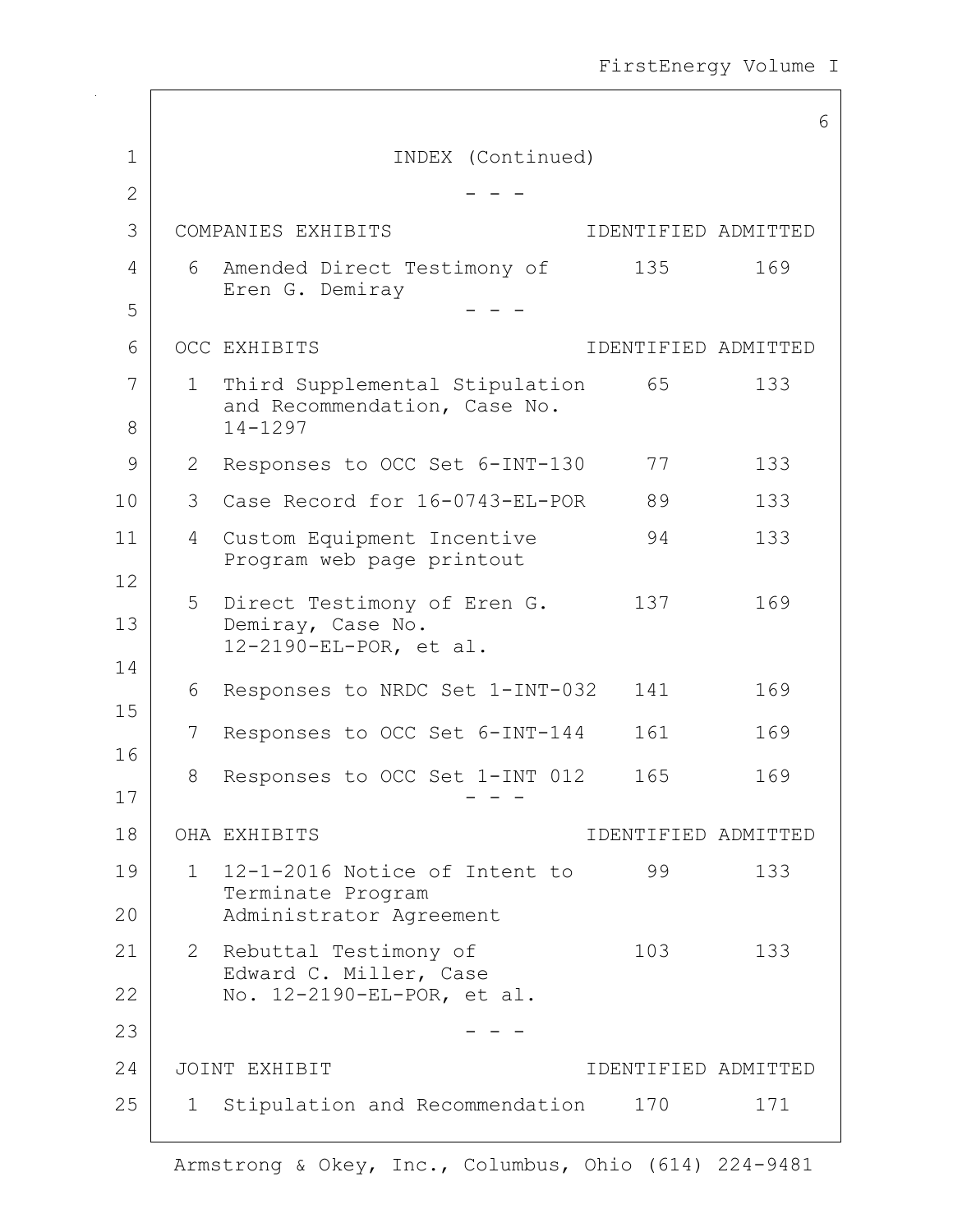INDEX (Continued)

- - -

| COMPANIES EXHIBITS | | IDENTIFIED | ADMITTED |
|---|---|---|---|
| 6 | Amended Direct Testimony of Eren G. Demiray | 135 | 169 |

- - -

| OCC EXHIBITS | | IDENTIFIED | ADMITTED |
|---|---|---|---|
| 1 | Third Supplemental Stipulation and Recommendation, Case No. 14-1297 | 65 | 133 |
| 2 | Responses to OCC Set 6-INT-130 | 77 | 133 |
| 3 | Case Record for 16-0743-EL-POR | 89 | 133 |
| 4 | Custom Equipment Incentive Program web page printout | 94 | 133 |
| 5 | Direct Testimony of Eren G. Demiray, Case No. 12-2190-EL-POR, et al. | 137 | 169 |
| 6 | Responses to NRDC Set 1-INT-032 | 141 | 169 |
| 7 | Responses to OCC Set 6-INT-144 | 161 | 169 |
| 8 | Responses to OCC Set 1-INT 012 | 165 | 169 |

- - -

| OHA EXHIBITS | | IDENTIFIED | ADMITTED |
|---|---|---|---|
| 1 | 12-1-2016 Notice of Intent to Terminate Program Administrator Agreement | 99 | 133 |
| 2 | Rebuttal Testimony of Edward C. Miller, Case No. 12-2190-EL-POR, et al. | 103 | 133 |

- - -

| JOINT EXHIBIT | | IDENTIFIED | ADMITTED |
|---|---|---|---|
| 1 | Stipulation and Recommendation | 170 | 171 |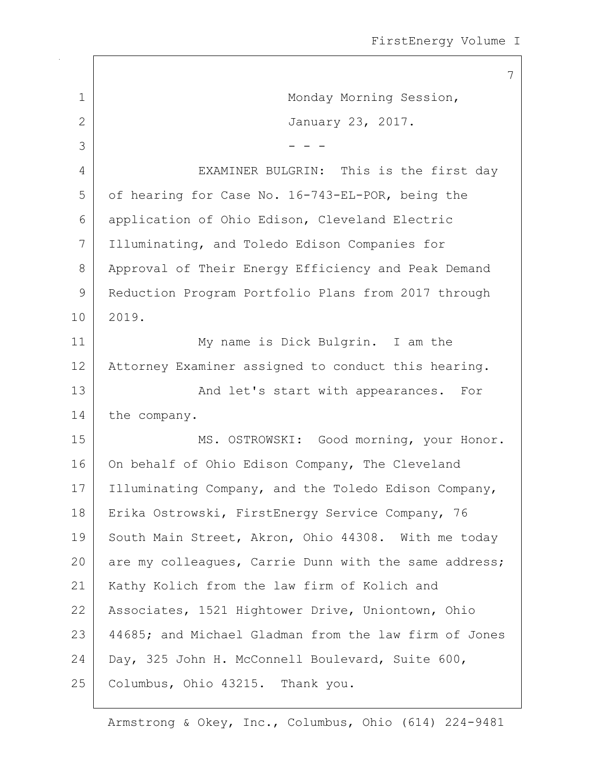Monday Morning Session,

January 23, 2017.

- - -

EXAMINER BULGRIN: This is the first day of hearing for Case No. 16-743-EL-POR, being the application of Ohio Edison, Cleveland Electric Illuminating, and Toledo Edison Companies for Approval of Their Energy Efficiency and Peak Demand Reduction Program Portfolio Plans from 2017 through 2019.

My name is Dick Bulgrin. I am the Attorney Examiner assigned to conduct this hearing.

And let's start with appearances. For the company.

MS. OSTROWSKI: Good morning, your Honor. On behalf of Ohio Edison Company, The Cleveland Illuminating Company, and the Toledo Edison Company, Erika Ostrowski, FirstEnergy Service Company, 76 South Main Street, Akron, Ohio 44308. With me today are my colleagues, Carrie Dunn with the same address; Kathy Kolich from the law firm of Kolich and Associates, 1521 Hightower Drive, Uniontown, Ohio 44685; and Michael Gladman from the law firm of Jones Day, 325 John H. McConnell Boulevard, Suite 600, Columbus, Ohio 43215. Thank you.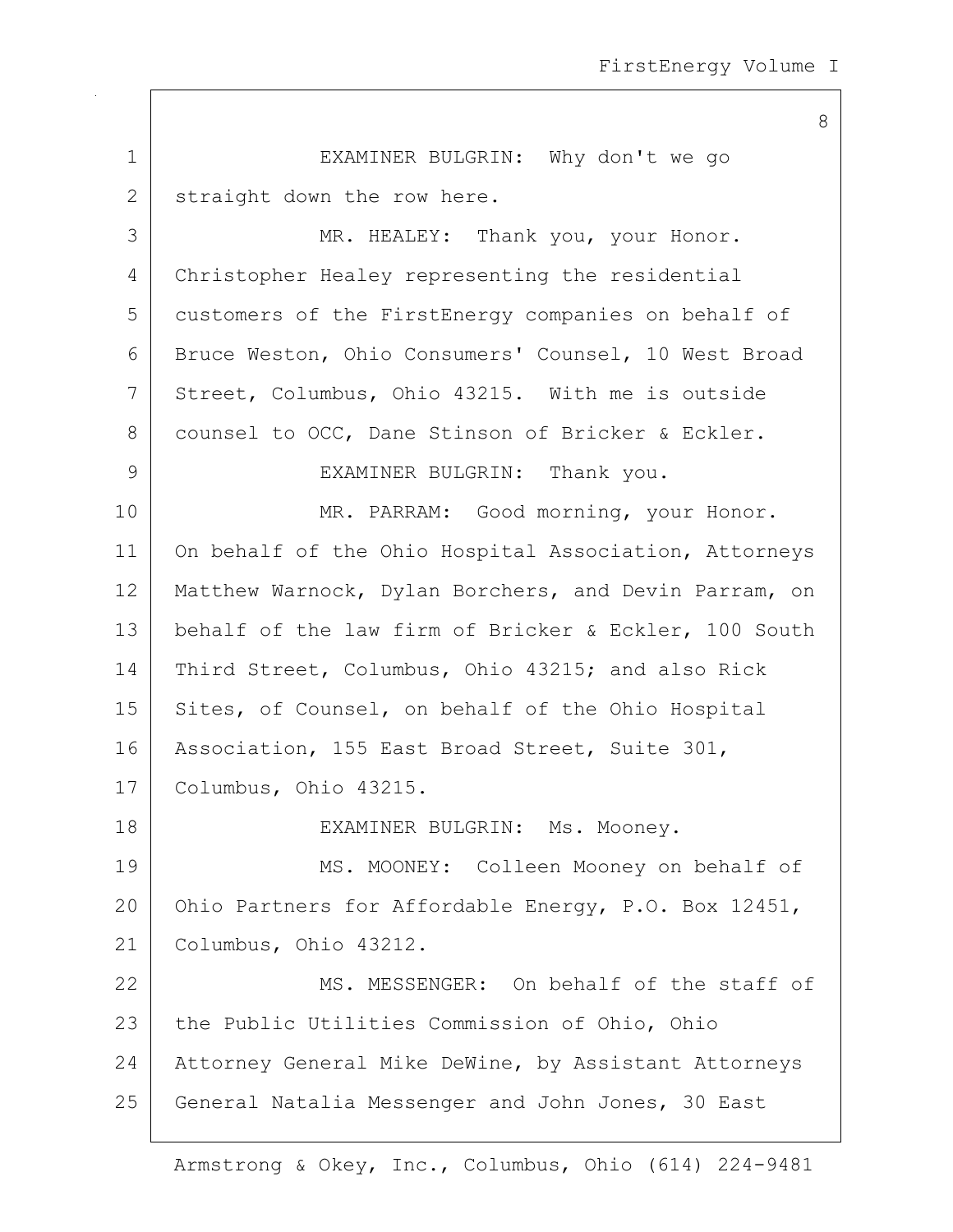EXAMINER BULGRIN: Why don't we go straight down the row here.

MR. HEALEY: Thank you, your Honor. Christopher Healey representing the residential customers of the FirstEnergy companies on behalf of Bruce Weston, Ohio Consumers' Counsel, 10 West Broad Street, Columbus, Ohio 43215. With me is outside counsel to OCC, Dane Stinson of Bricker & Eckler.

EXAMINER BULGRIN: Thank you.

MR. PARRAM: Good morning, your Honor. On behalf of the Ohio Hospital Association, Attorneys Matthew Warnock, Dylan Borchers, and Devin Parram, on behalf of the law firm of Bricker & Eckler, 100 South Third Street, Columbus, Ohio 43215; and also Rick Sites, of Counsel, on behalf of the Ohio Hospital Association, 155 East Broad Street, Suite 301, Columbus, Ohio 43215.

EXAMINER BULGRIN: Ms. Mooney.

MS. MOONEY: Colleen Mooney on behalf of Ohio Partners for Affordable Energy, P.O. Box 12451, Columbus, Ohio 43212.

MS. MESSENGER: On behalf of the staff of the Public Utilities Commission of Ohio, Ohio Attorney General Mike DeWine, by Assistant Attorneys General Natalia Messenger and John Jones, 30 East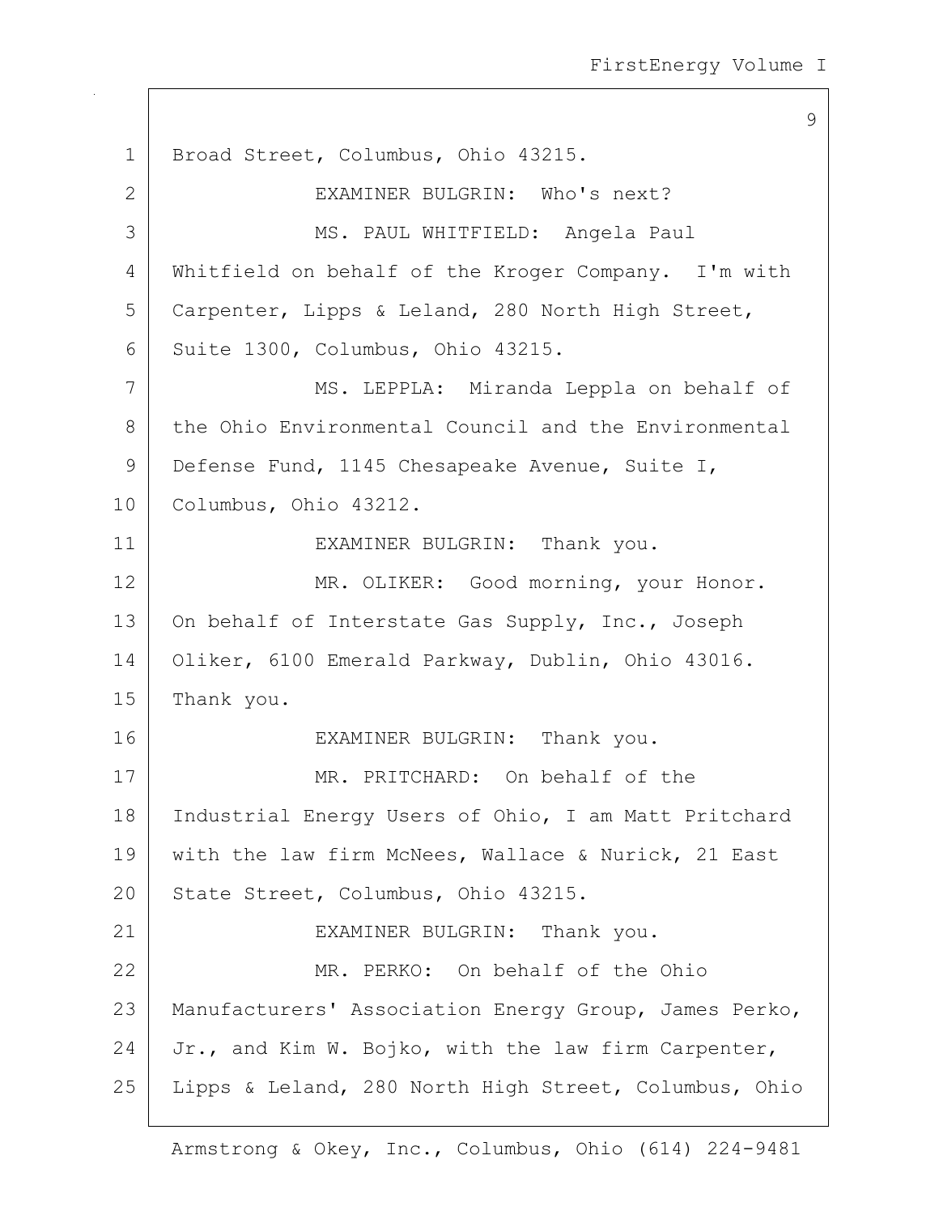Broad Street, Columbus, Ohio 43215.

EXAMINER BULGRIN: Who's next?

MS. PAUL WHITFIELD: Angela Paul Whitfield on behalf of the Kroger Company. I'm with Carpenter, Lipps & Leland, 280 North High Street, Suite 1300, Columbus, Ohio 43215.

MS. LEPPLA: Miranda Leppla on behalf of the Ohio Environmental Council and the Environmental Defense Fund, 1145 Chesapeake Avenue, Suite I, Columbus, Ohio 43212.

EXAMINER BULGRIN: Thank you.

MR. OLIKER: Good morning, your Honor. On behalf of Interstate Gas Supply, Inc., Joseph Oliker, 6100 Emerald Parkway, Dublin, Ohio 43016. Thank you.

EXAMINER BULGRIN: Thank you.

MR. PRITCHARD: On behalf of the Industrial Energy Users of Ohio, I am Matt Pritchard with the law firm McNees, Wallace & Nurick, 21 East State Street, Columbus, Ohio 43215.

EXAMINER BULGRIN: Thank you.

MR. PERKO: On behalf of the Ohio Manufacturers' Association Energy Group, James Perko, Jr., and Kim W. Bojko, with the law firm Carpenter, Lipps & Leland, 280 North High Street, Columbus, Ohio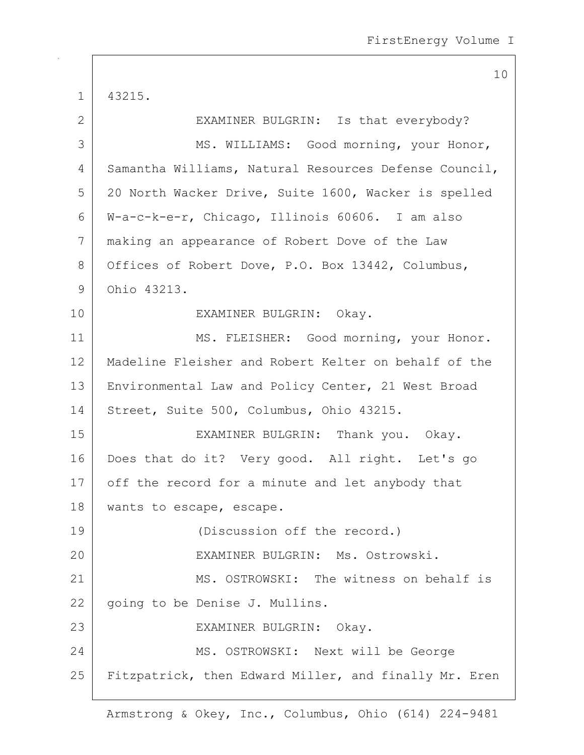43215.

EXAMINER BULGRIN: Is that everybody?

MS. WILLIAMS: Good morning, your Honor, Samantha Williams, Natural Resources Defense Council, 20 North Wacker Drive, Suite 1600, Wacker is spelled W-a-c-k-e-r, Chicago, Illinois 60606. I am also making an appearance of Robert Dove of the Law Offices of Robert Dove, P.O. Box 13442, Columbus, Ohio 43213.

EXAMINER BULGRIN: Okay.

MS. FLEISHER: Good morning, your Honor. Madeline Fleisher and Robert Kelter on behalf of the Environmental Law and Policy Center, 21 West Broad Street, Suite 500, Columbus, Ohio 43215.

EXAMINER BULGRIN: Thank you. Okay. Does that do it? Very good. All right. Let's go off the record for a minute and let anybody that wants to escape, escape.

(Discussion off the record.)

EXAMINER BULGRIN: Ms. Ostrowski.

MS. OSTROWSKI: The witness on behalf is going to be Denise J. Mullins.

EXAMINER BULGRIN: Okay.

MS. OSTROWSKI: Next will be George Fitzpatrick, then Edward Miller, and finally Mr. Eren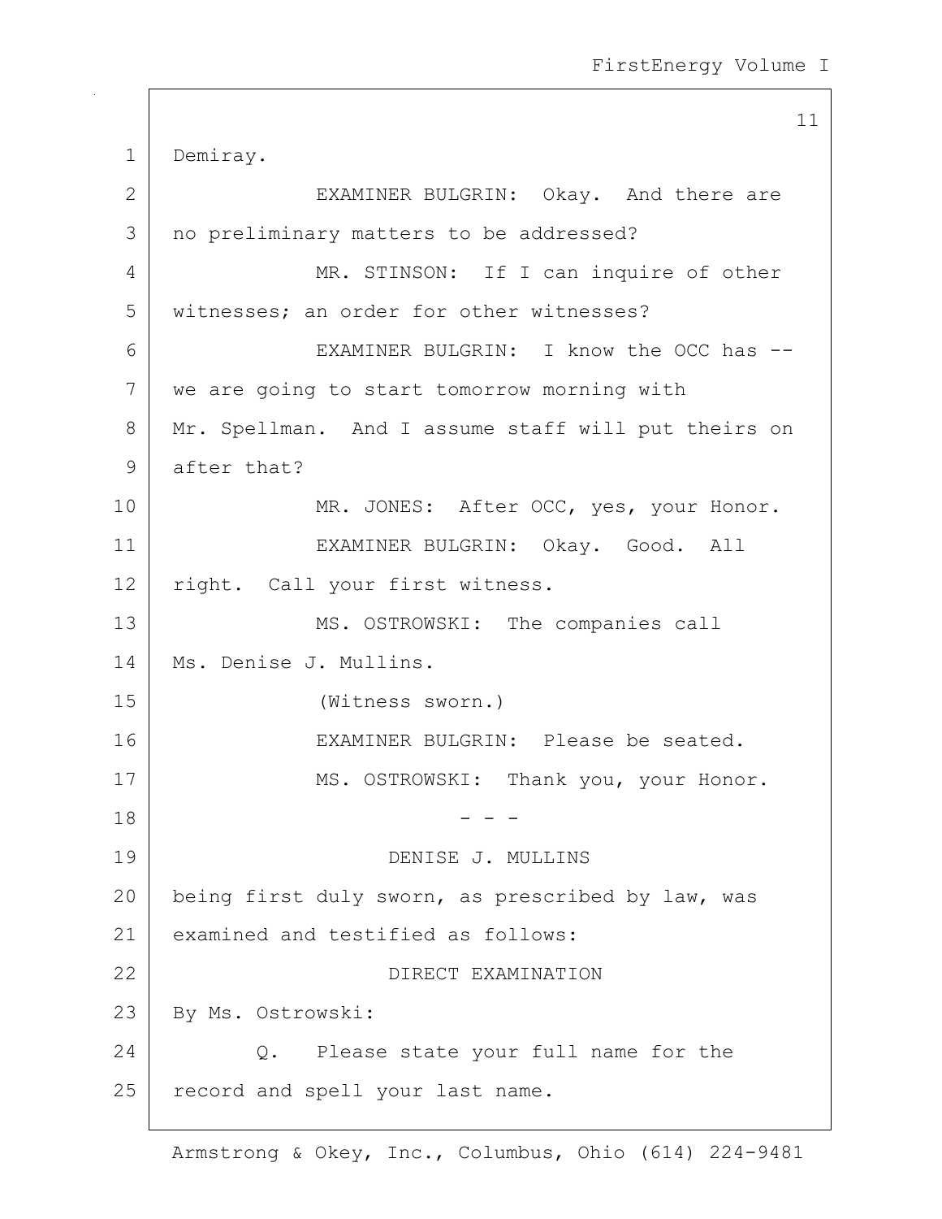Demiray.

EXAMINER BULGRIN: Okay. And there are no preliminary matters to be addressed?

MR. STINSON: If I can inquire of other witnesses; an order for other witnesses?

EXAMINER BULGRIN: I know the OCC has -- we are going to start tomorrow morning with Mr. Spellman. And I assume staff will put theirs on after that?

MR. JONES: After OCC, yes, your Honor.

EXAMINER BULGRIN: Okay. Good. All right. Call your first witness.

MS. OSTROWSKI: The companies call Ms. Denise J. Mullins.

(Witness sworn.)

EXAMINER BULGRIN: Please be seated.

MS. OSTROWSKI: Thank you, your Honor.

- - -

DENISE J. MULLINS

being first duly sworn, as prescribed by law, was examined and testified as follows:

DIRECT EXAMINATION

By Ms. Ostrowski:

Q. Please state your full name for the record and spell your last name.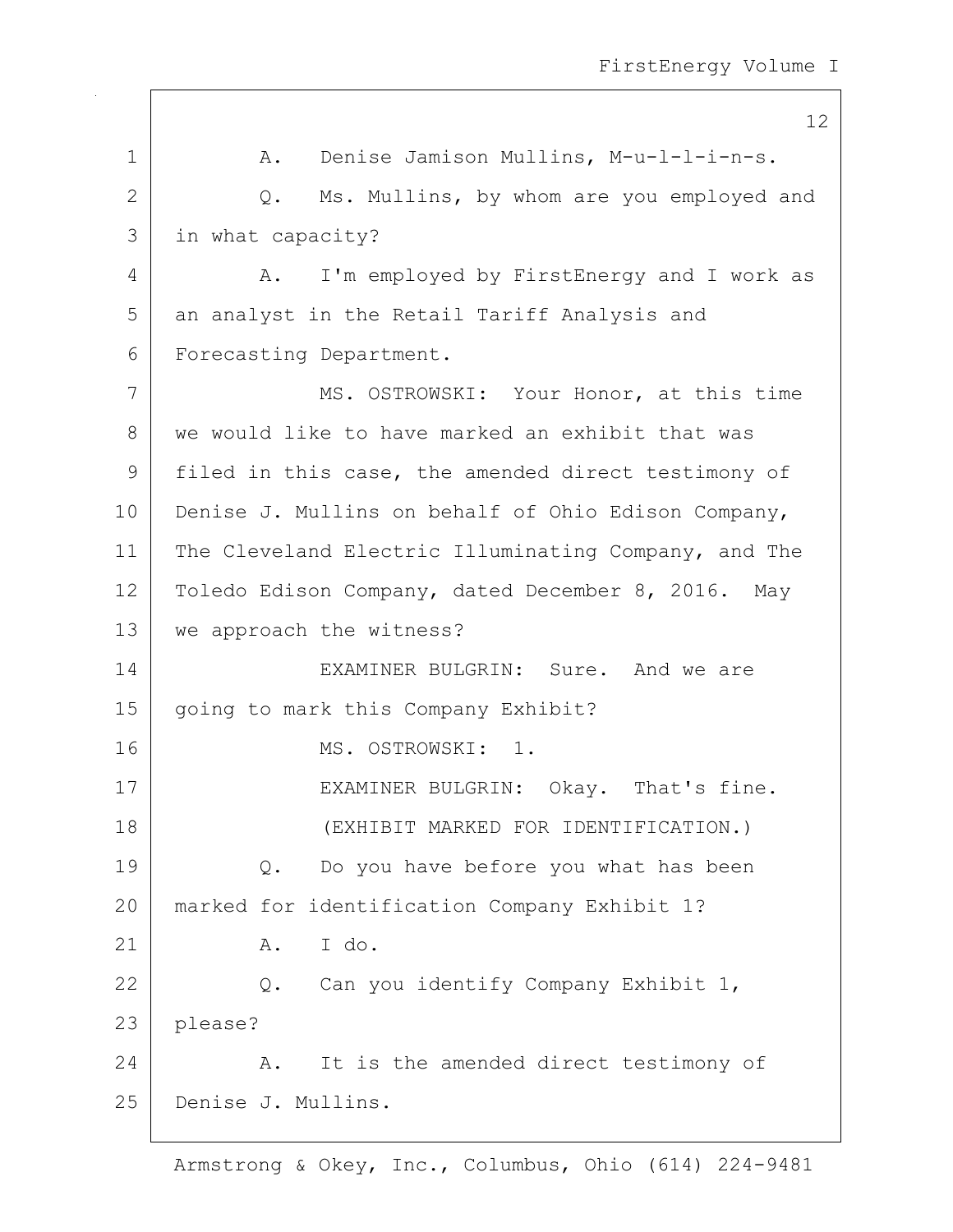A. Denise Jamison Mullins, M-u-l-l-i-n-s.

Q. Ms. Mullins, by whom are you employed and in what capacity?

A. I'm employed by FirstEnergy and I work as an analyst in the Retail Tariff Analysis and Forecasting Department.

MS. OSTROWSKI: Your Honor, at this time we would like to have marked an exhibit that was filed in this case, the amended direct testimony of Denise J. Mullins on behalf of Ohio Edison Company, The Cleveland Electric Illuminating Company, and The Toledo Edison Company, dated December 8, 2016. May we approach the witness?

EXAMINER BULGRIN: Sure. And we are going to mark this Company Exhibit?

MS. OSTROWSKI: 1.

EXAMINER BULGRIN: Okay. That's fine.

(EXHIBIT MARKED FOR IDENTIFICATION.)

Q. Do you have before you what has been marked for identification Company Exhibit 1?

A. I do.

Q. Can you identify Company Exhibit 1, please?

A. It is the amended direct testimony of Denise J. Mullins.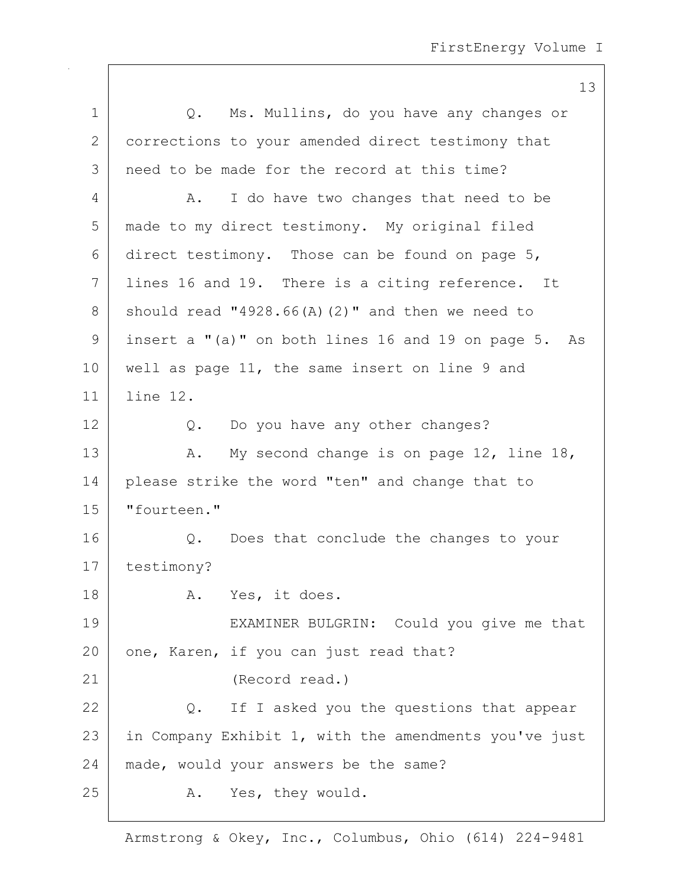Q. Ms. Mullins, do you have any changes or corrections to your amended direct testimony that need to be made for the record at this time?

A. I do have two changes that need to be made to my direct testimony. My original filed direct testimony. Those can be found on page 5, lines 16 and 19. There is a citing reference. It should read "4928.66(A)(2)" and then we need to insert a "(a)" on both lines 16 and 19 on page 5. As well as page 11, the same insert on line 9 and line 12.

Q. Do you have any other changes?

A. My second change is on page 12, line 18, please strike the word "ten" and change that to "fourteen."

Q. Does that conclude the changes to your testimony?

A. Yes, it does.

EXAMINER BULGRIN: Could you give me that one, Karen, if you can just read that?

(Record read.)

Q. If I asked you the questions that appear in Company Exhibit 1, with the amendments you've just made, would your answers be the same?

A. Yes, they would.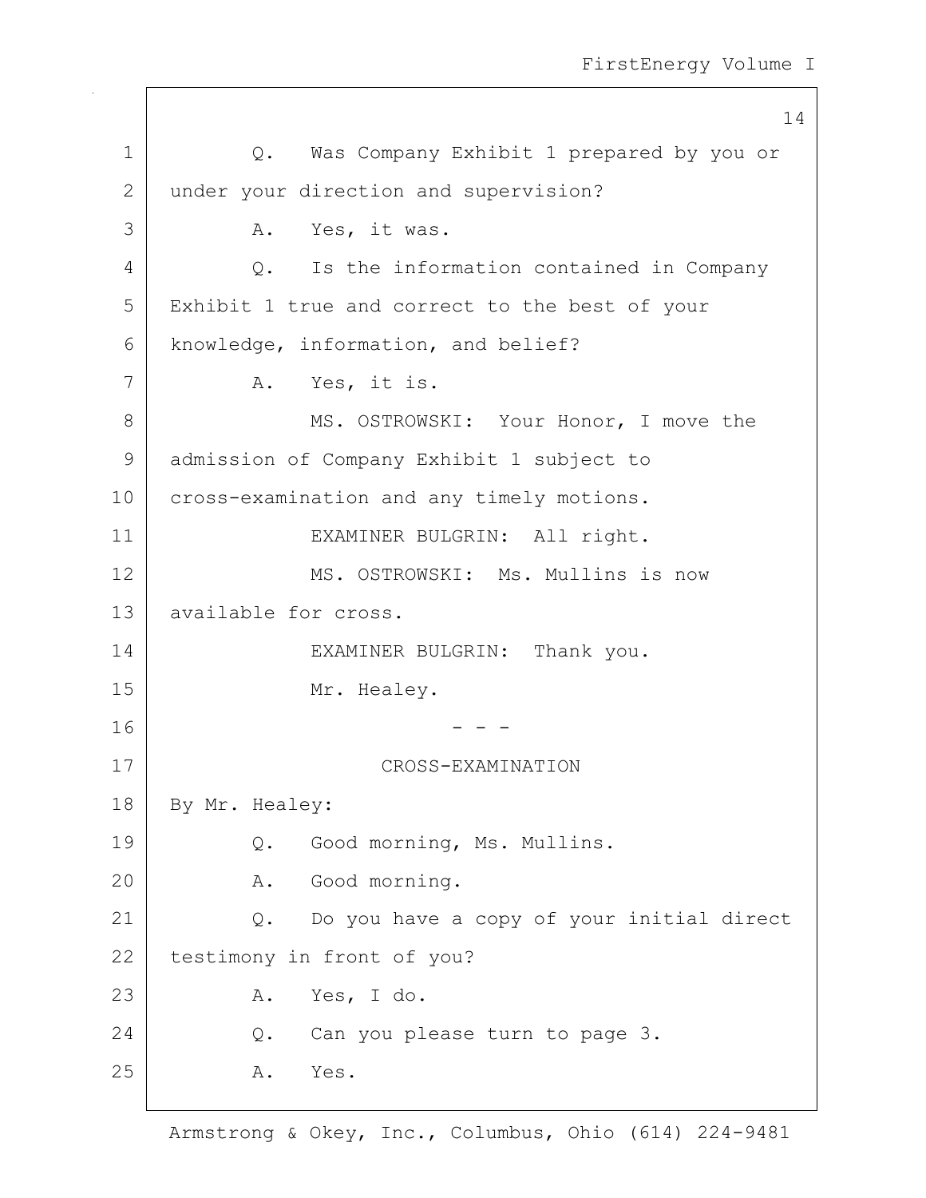Q. Was Company Exhibit 1 prepared by you or under your direction and supervision?

A. Yes, it was.

Q. Is the information contained in Company Exhibit 1 true and correct to the best of your knowledge, information, and belief?

A. Yes, it is.

MS. OSTROWSKI: Your Honor, I move the admission of Company Exhibit 1 subject to cross-examination and any timely motions.

EXAMINER BULGRIN: All right.

MS. OSTROWSKI: Ms. Mullins is now available for cross.

EXAMINER BULGRIN: Thank you.

Mr. Healey.

- - -

CROSS-EXAMINATION

By Mr. Healey:

Q. Good morning, Ms. Mullins.

A. Good morning.

Q. Do you have a copy of your initial direct testimony in front of you?

A. Yes, I do.

Q. Can you please turn to page 3.

A. Yes.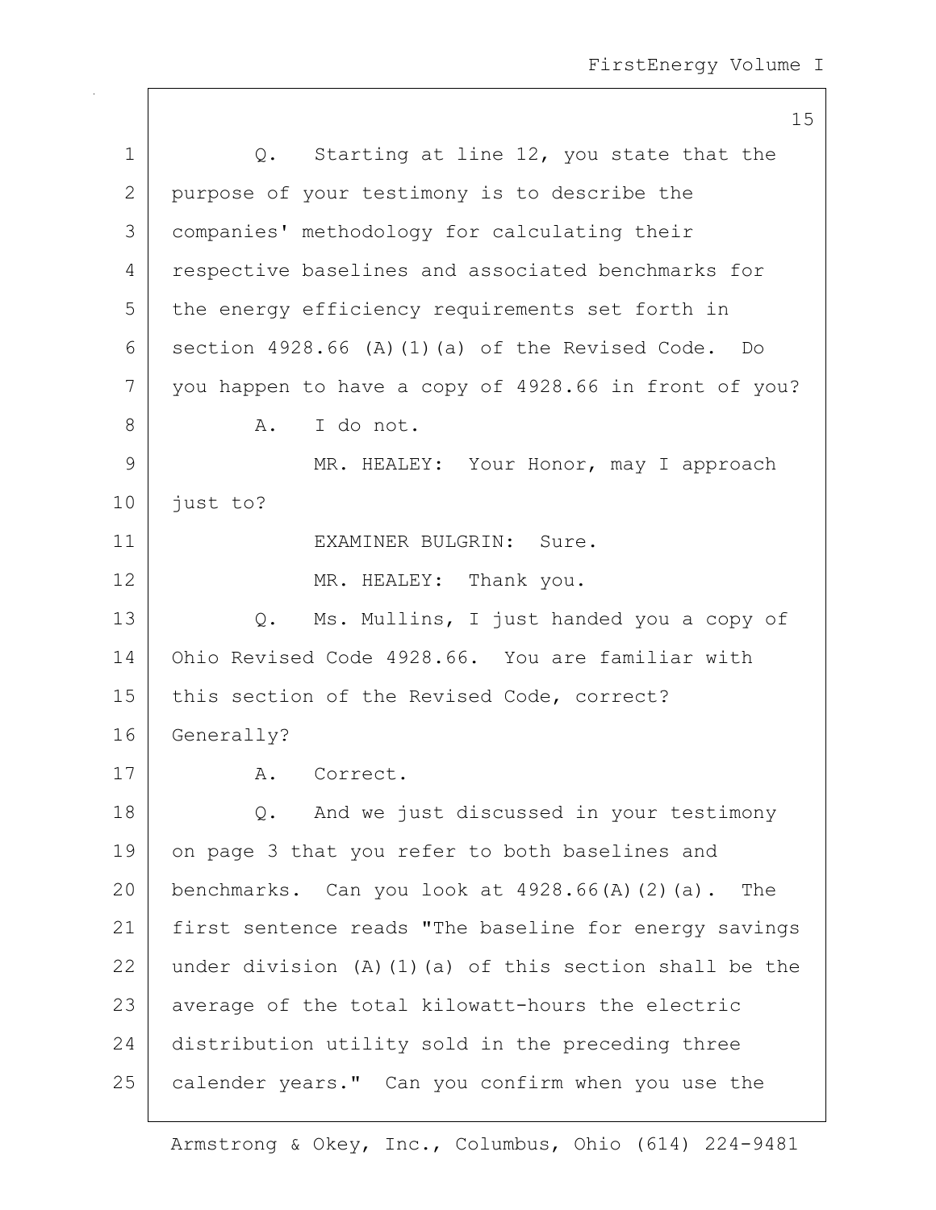Q. Starting at line 12, you state that the purpose of your testimony is to describe the companies' methodology for calculating their respective baselines and associated benchmarks for the energy efficiency requirements set forth in section 4928.66 (A)(1)(a) of the Revised Code. Do you happen to have a copy of 4928.66 in front of you?

A. I do not.

MR. HEALEY: Your Honor, may I approach just to?

EXAMINER BULGRIN: Sure.

MR. HEALEY: Thank you.

Q. Ms. Mullins, I just handed you a copy of Ohio Revised Code 4928.66. You are familiar with this section of the Revised Code, correct? Generally?

A. Correct.

Q. And we just discussed in your testimony on page 3 that you refer to both baselines and benchmarks. Can you look at 4928.66(A)(2)(a). The first sentence reads "The baseline for energy savings under division (A)(1)(a) of this section shall be the average of the total kilowatt-hours the electric distribution utility sold in the preceding three calender years." Can you confirm when you use the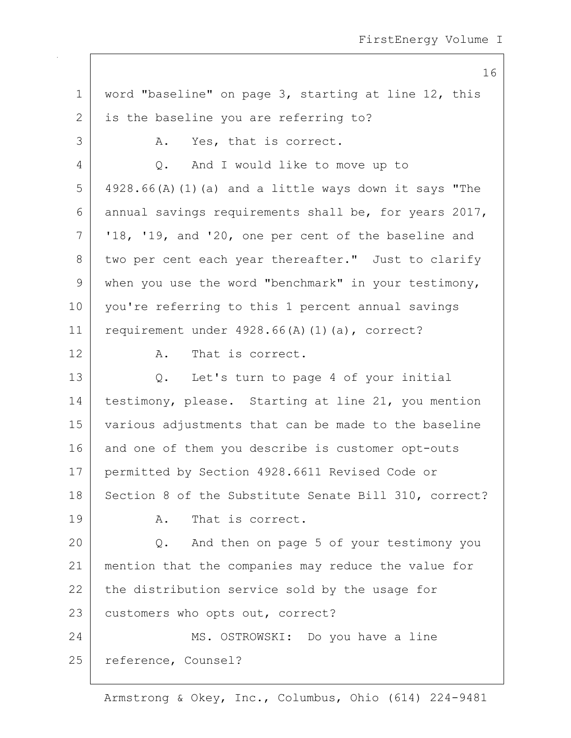word "baseline" on page 3, starting at line 12, this is the baseline you are referring to?

A. Yes, that is correct.

Q. And I would like to move up to 4928.66(A)(1)(a) and a little ways down it says "The annual savings requirements shall be, for years 2017, '18, '19, and '20, one per cent of the baseline and two per cent each year thereafter." Just to clarify when you use the word "benchmark" in your testimony, you're referring to this 1 percent annual savings requirement under 4928.66(A)(1)(a), correct?

A. That is correct.

Q. Let's turn to page 4 of your initial testimony, please. Starting at line 21, you mention various adjustments that can be made to the baseline and one of them you describe is customer opt-outs permitted by Section 4928.6611 Revised Code or Section 8 of the Substitute Senate Bill 310, correct?

A. That is correct.

Q. And then on page 5 of your testimony you mention that the companies may reduce the value for the distribution service sold by the usage for customers who opts out, correct?

MS. OSTROWSKI: Do you have a line reference, Counsel?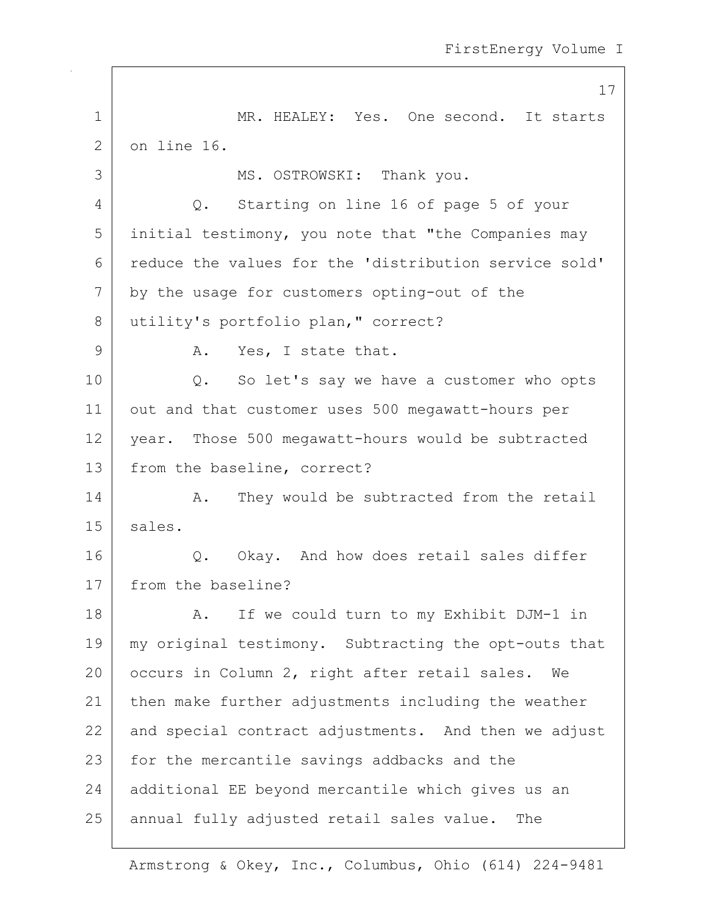MR. HEALEY: Yes. One second. It starts on line 16.

MS. OSTROWSKI: Thank you.

Q. Starting on line 16 of page 5 of your initial testimony, you note that "the Companies may reduce the values for the 'distribution service sold' by the usage for customers opting-out of the utility's portfolio plan," correct?

A. Yes, I state that.

Q. So let's say we have a customer who opts out and that customer uses 500 megawatt-hours per year. Those 500 megawatt-hours would be subtracted from the baseline, correct?

A. They would be subtracted from the retail sales.

Q. Okay. And how does retail sales differ from the baseline?

A. If we could turn to my Exhibit DJM-1 in my original testimony. Subtracting the opt-outs that occurs in Column 2, right after retail sales. We then make further adjustments including the weather and special contract adjustments. And then we adjust for the mercantile savings addbacks and the additional EE beyond mercantile which gives us an annual fully adjusted retail sales value. The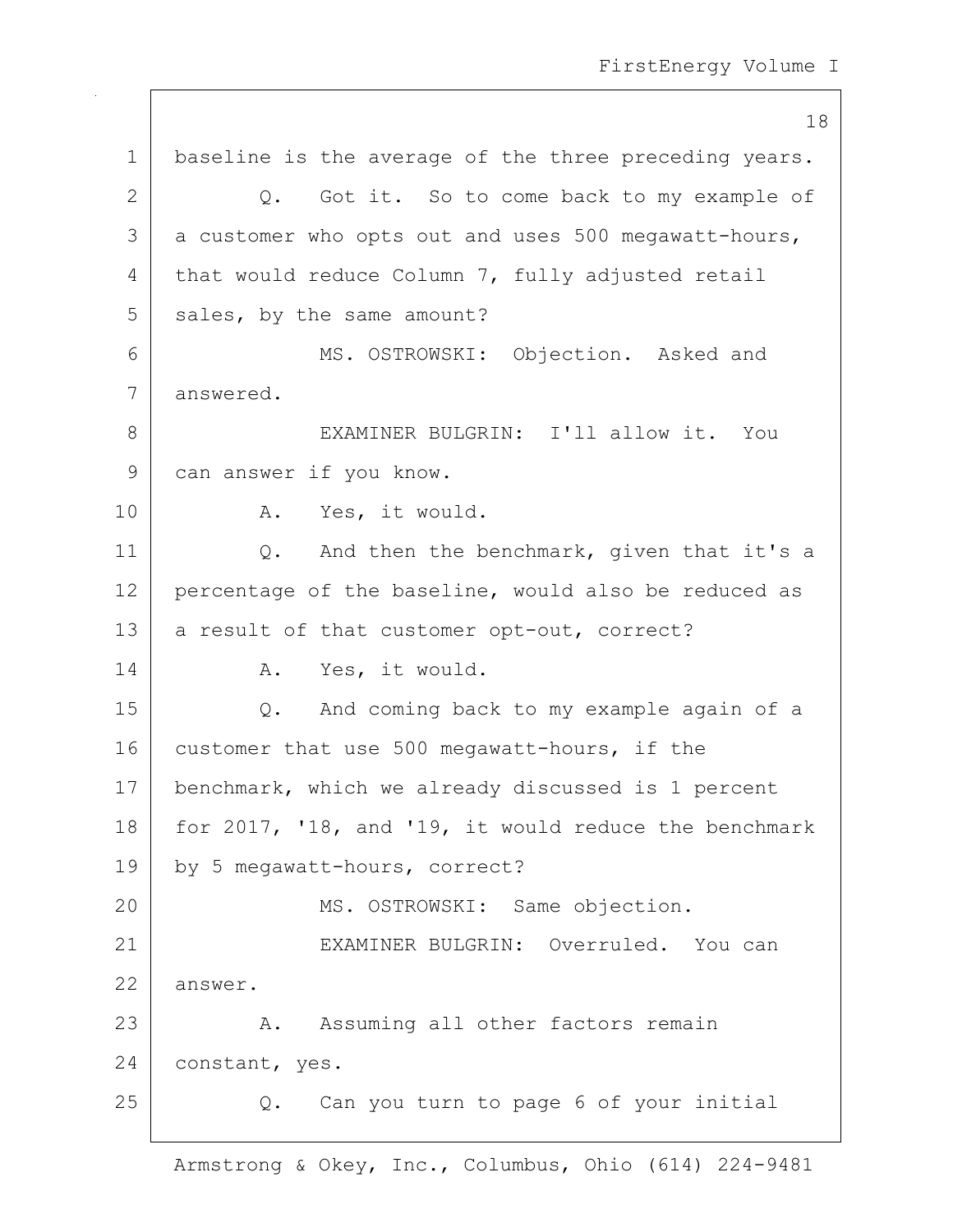baseline is the average of the three preceding years.

Q. Got it. So to come back to my example of a customer who opts out and uses 500 megawatt-hours, that would reduce Column 7, fully adjusted retail sales, by the same amount?

MS. OSTROWSKI: Objection. Asked and answered.

EXAMINER BULGRIN: I'll allow it. You can answer if you know.

A. Yes, it would.

Q. And then the benchmark, given that it's a percentage of the baseline, would also be reduced as a result of that customer opt-out, correct?

A. Yes, it would.

Q. And coming back to my example again of a customer that use 500 megawatt-hours, if the benchmark, which we already discussed is 1 percent for 2017, '18, and '19, it would reduce the benchmark by 5 megawatt-hours, correct?

MS. OSTROWSKI: Same objection.

EXAMINER BULGRIN: Overruled. You can answer.

A. Assuming all other factors remain constant, yes.

Q. Can you turn to page 6 of your initial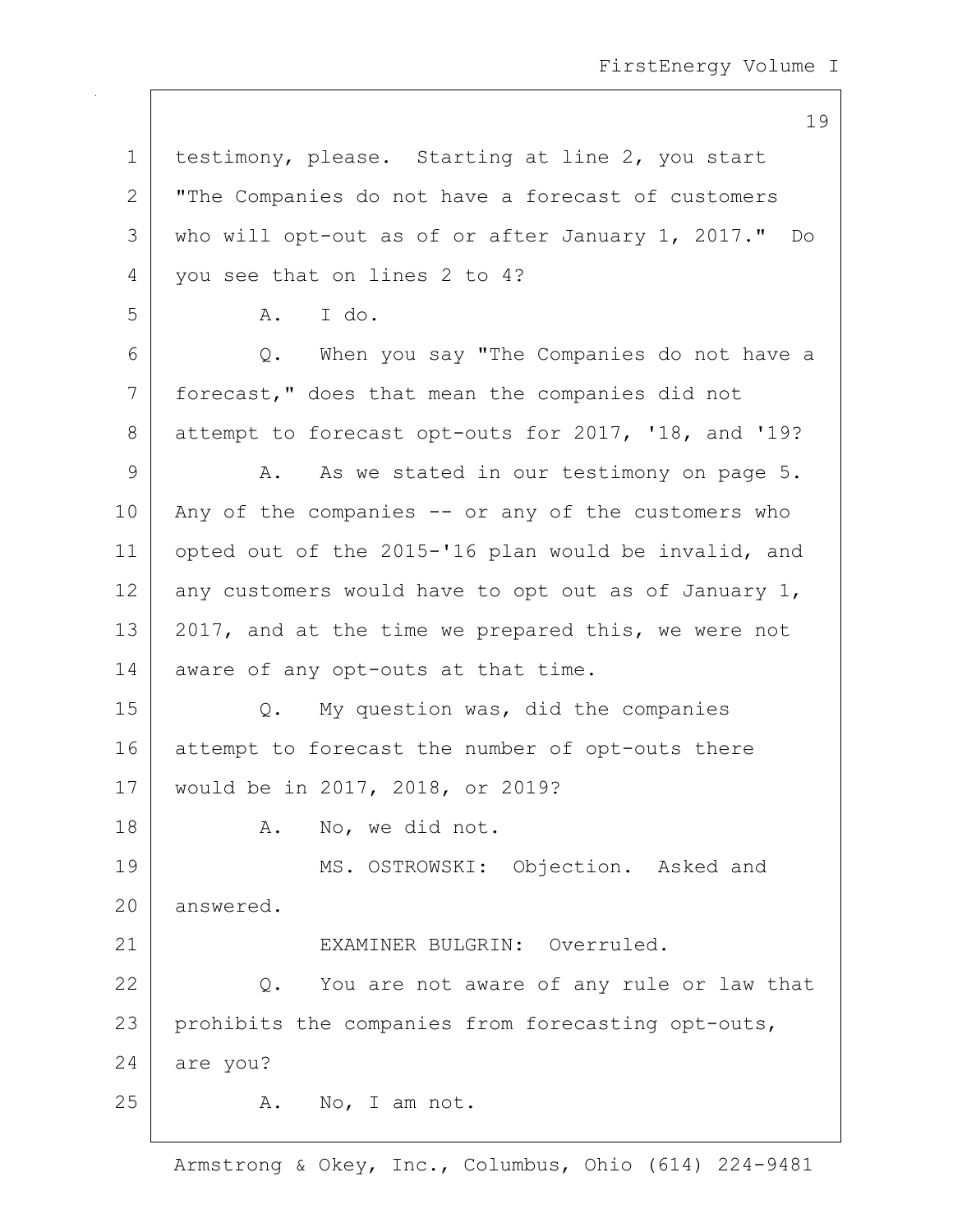testimony, please. Starting at line 2, you start "The Companies do not have a forecast of customers who will opt-out as of or after January 1, 2017." Do you see that on lines 2 to 4?

A. I do.

Q. When you say "The Companies do not have a forecast," does that mean the companies did not attempt to forecast opt-outs for 2017, '18, and '19?

A. As we stated in our testimony on page 5. Any of the companies -- or any of the customers who opted out of the 2015-'16 plan would be invalid, and any customers would have to opt out as of January 1, 2017, and at the time we prepared this, we were not aware of any opt-outs at that time.

Q. My question was, did the companies attempt to forecast the number of opt-outs there would be in 2017, 2018, or 2019?

A. No, we did not.

MS. OSTROWSKI: Objection. Asked and answered.

EXAMINER BULGRIN: Overruled.

Q. You are not aware of any rule or law that prohibits the companies from forecasting opt-outs, are you?

A. No, I am not.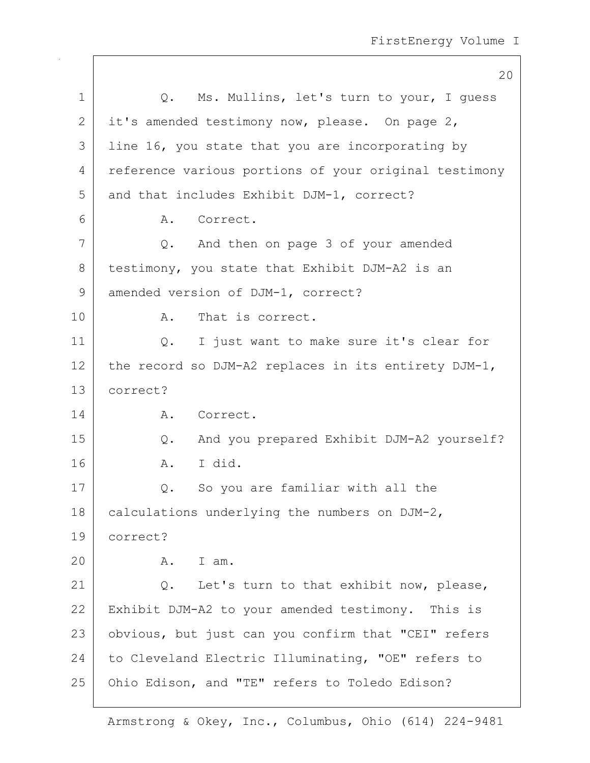Q. Ms. Mullins, let's turn to your, I guess it's amended testimony now, please. On page 2, line 16, you state that you are incorporating by reference various portions of your original testimony and that includes Exhibit DJM-1, correct?

A. Correct.

Q. And then on page 3 of your amended testimony, you state that Exhibit DJM-A2 is an amended version of DJM-1, correct?

A. That is correct.

Q. I just want to make sure it's clear for the record so DJM-A2 replaces in its entirety DJM-1, correct?

A. Correct.

Q. And you prepared Exhibit DJM-A2 yourself?

A. I did.

Q. So you are familiar with all the calculations underlying the numbers on DJM-2, correct?

A. I am.

Q. Let's turn to that exhibit now, please, Exhibit DJM-A2 to your amended testimony. This is obvious, but just can you confirm that "CEI" refers to Cleveland Electric Illuminating, "OE" refers to Ohio Edison, and "TE" refers to Toledo Edison?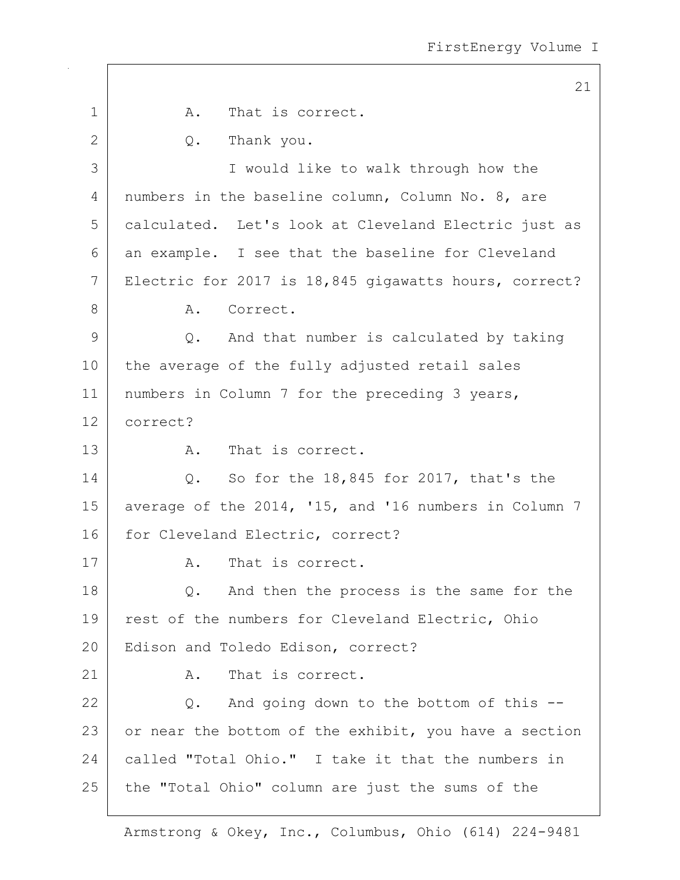A. That is correct.

Q. Thank you.

I would like to walk through how the numbers in the baseline column, Column No. 8, are calculated. Let's look at Cleveland Electric just as an example. I see that the baseline for Cleveland Electric for 2017 is 18,845 gigawatts hours, correct?

A. Correct.

Q. And that number is calculated by taking the average of the fully adjusted retail sales numbers in Column 7 for the preceding 3 years, correct?

A. That is correct.

Q. So for the 18,845 for 2017, that's the average of the 2014, '15, and '16 numbers in Column 7 for Cleveland Electric, correct?

A. That is correct.

Q. And then the process is the same for the rest of the numbers for Cleveland Electric, Ohio Edison and Toledo Edison, correct?

A. That is correct.

Q. And going down to the bottom of this -- or near the bottom of the exhibit, you have a section called "Total Ohio." I take it that the numbers in the "Total Ohio" column are just the sums of the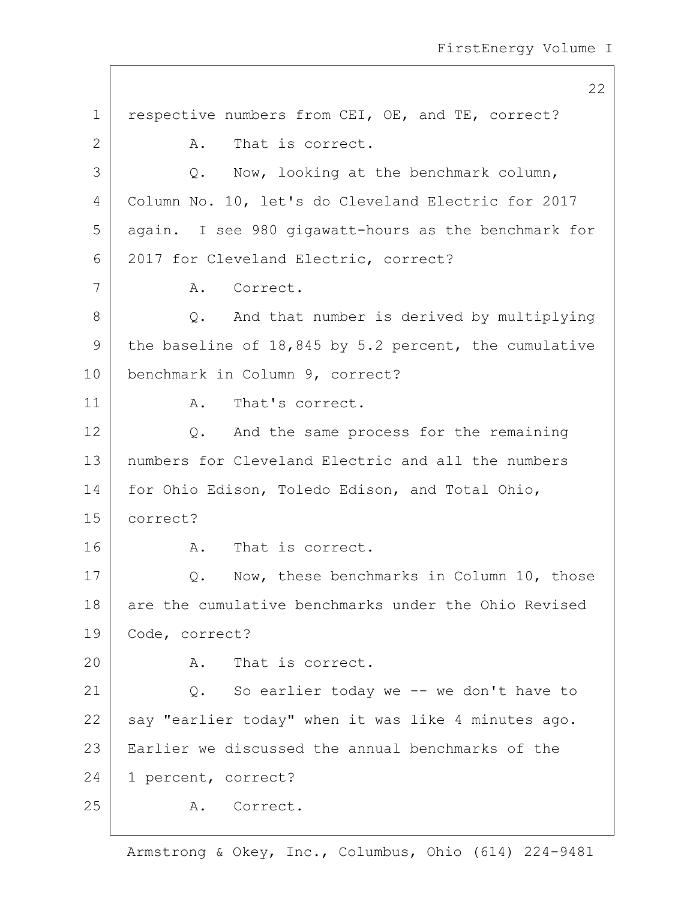respective numbers from CEI, OE, and TE, correct?

A. That is correct.

Q. Now, looking at the benchmark column, Column No. 10, let's do Cleveland Electric for 2017 again. I see 980 gigawatt-hours as the benchmark for 2017 for Cleveland Electric, correct?

A. Correct.

Q. And that number is derived by multiplying the baseline of 18,845 by 5.2 percent, the cumulative benchmark in Column 9, correct?

A. That's correct.

Q. And the same process for the remaining numbers for Cleveland Electric and all the numbers for Ohio Edison, Toledo Edison, and Total Ohio, correct?

A. That is correct.

Q. Now, these benchmarks in Column 10, those are the cumulative benchmarks under the Ohio Revised Code, correct?

A. That is correct.

Q. So earlier today we -- we don't have to say "earlier today" when it was like 4 minutes ago. Earlier we discussed the annual benchmarks of the 1 percent, correct?

A. Correct.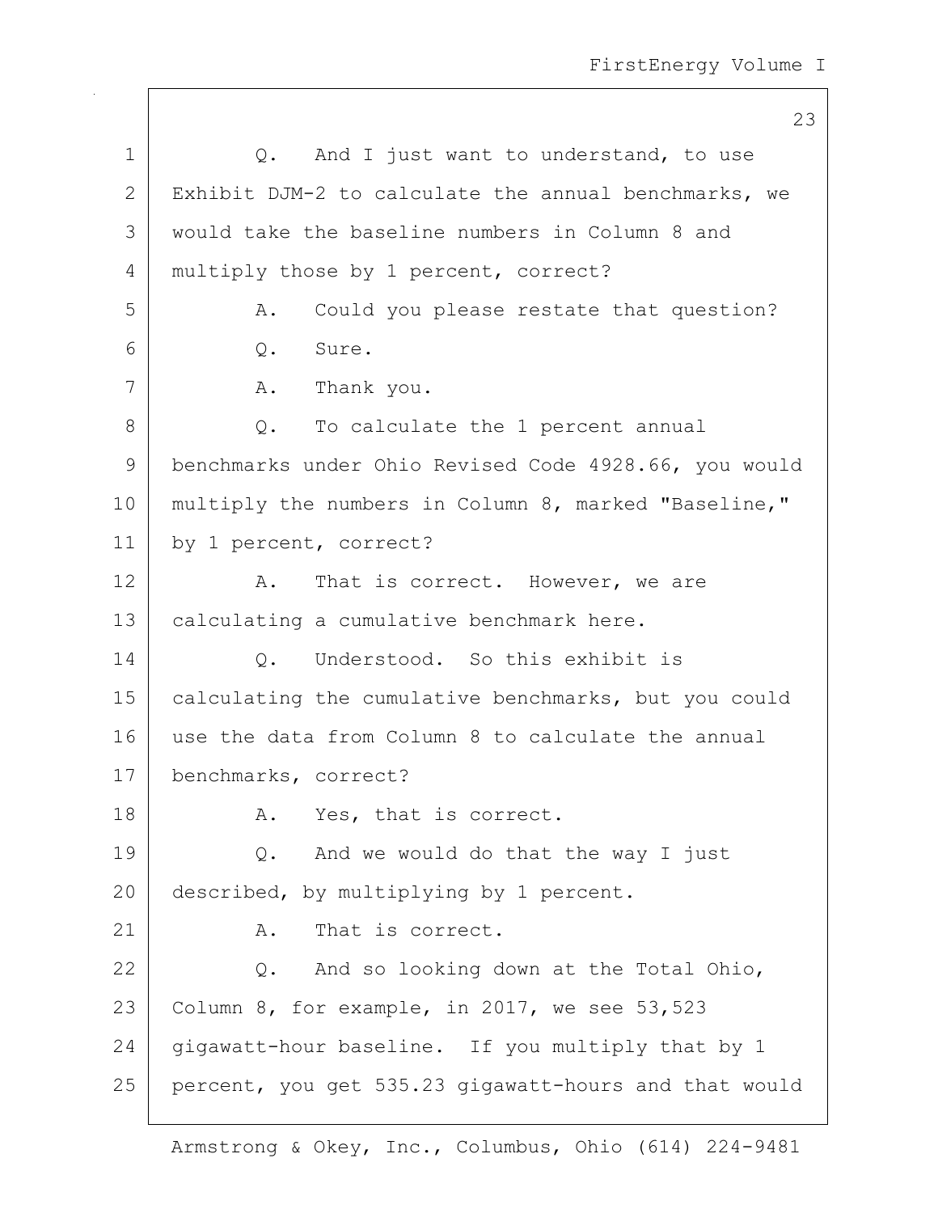Q. And I just want to understand, to use Exhibit DJM-2 to calculate the annual benchmarks, we would take the baseline numbers in Column 8 and multiply those by 1 percent, correct?

A. Could you please restate that question?

Q. Sure.

A. Thank you.

Q. To calculate the 1 percent annual benchmarks under Ohio Revised Code 4928.66, you would multiply the numbers in Column 8, marked "Baseline," by 1 percent, correct?

A. That is correct. However, we are calculating a cumulative benchmark here.

Q. Understood. So this exhibit is calculating the cumulative benchmarks, but you could use the data from Column 8 to calculate the annual benchmarks, correct?

A. Yes, that is correct.

Q. And we would do that the way I just described, by multiplying by 1 percent.

A. That is correct.

Q. And so looking down at the Total Ohio, Column 8, for example, in 2017, we see 53,523 gigawatt-hour baseline. If you multiply that by 1 percent, you get 535.23 gigawatt-hours and that would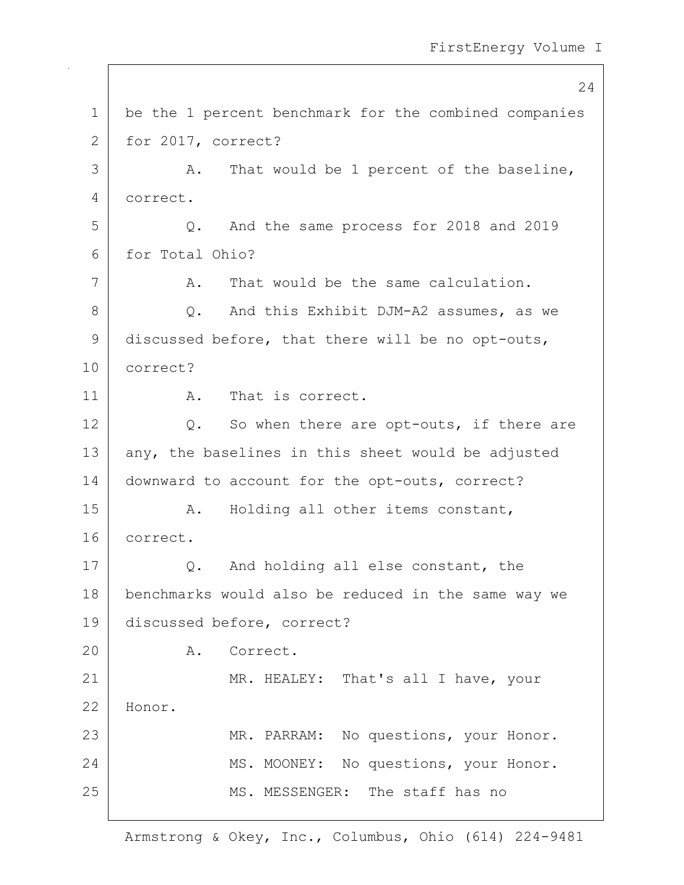1 be the 1 percent benchmark for the combined companies
2 for 2017, correct?
3 A. That would be 1 percent of the baseline,
4 correct.
5 Q. And the same process for 2018 and 2019
6 for Total Ohio?
7 A. That would be the same calculation.
8 Q. And this Exhibit DJM-A2 assumes, as we
9 discussed before, that there will be no opt-outs,
10 correct?
11 A. That is correct.
12 Q. So when there are opt-outs, if there are
13 any, the baselines in this sheet would be adjusted
14 downward to account for the opt-outs, correct?
15 A. Holding all other items constant,
16 correct.
17 Q. And holding all else constant, the
18 benchmarks would also be reduced in the same way we
19 discussed before, correct?
20 A. Correct.
21 MR. HEALEY: That's all I have, your
22 Honor.
23 MR. PARRAM: No questions, your Honor.
24 MS. MOONEY: No questions, your Honor.
25 MS. MESSENGER: The staff has no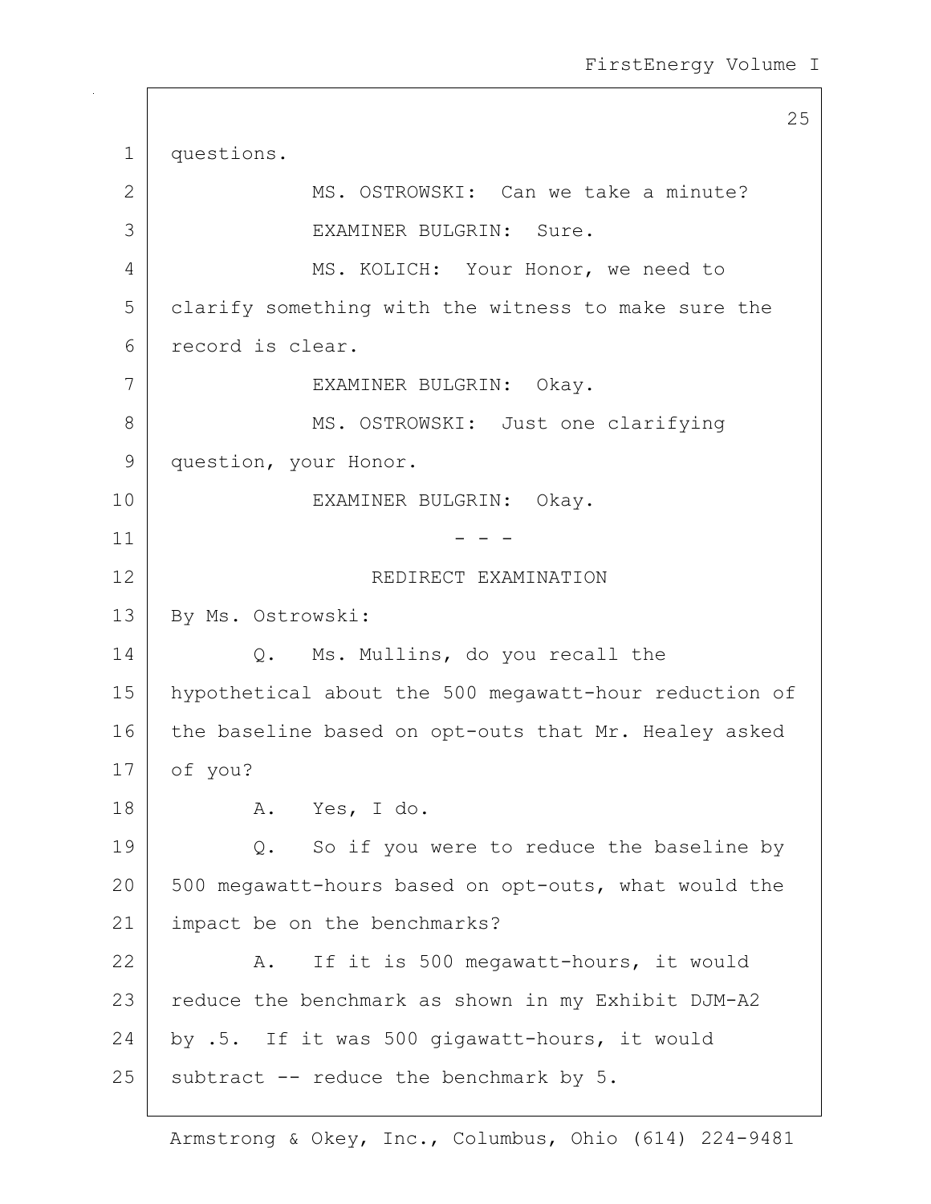questions.

MS. OSTROWSKI: Can we take a minute?

EXAMINER BULGRIN: Sure.

MS. KOLICH: Your Honor, we need to clarify something with the witness to make sure the record is clear.

EXAMINER BULGRIN: Okay.

MS. OSTROWSKI: Just one clarifying question, your Honor.

EXAMINER BULGRIN: Okay.

- - -

REDIRECT EXAMINATION

By Ms. Ostrowski:

Q. Ms. Mullins, do you recall the hypothetical about the 500 megawatt-hour reduction of the baseline based on opt-outs that Mr. Healey asked of you?

A. Yes, I do.

Q. So if you were to reduce the baseline by 500 megawatt-hours based on opt-outs, what would the impact be on the benchmarks?

A. If it is 500 megawatt-hours, it would reduce the benchmark as shown in my Exhibit DJM-A2 by .5. If it was 500 gigawatt-hours, it would subtract -- reduce the benchmark by 5.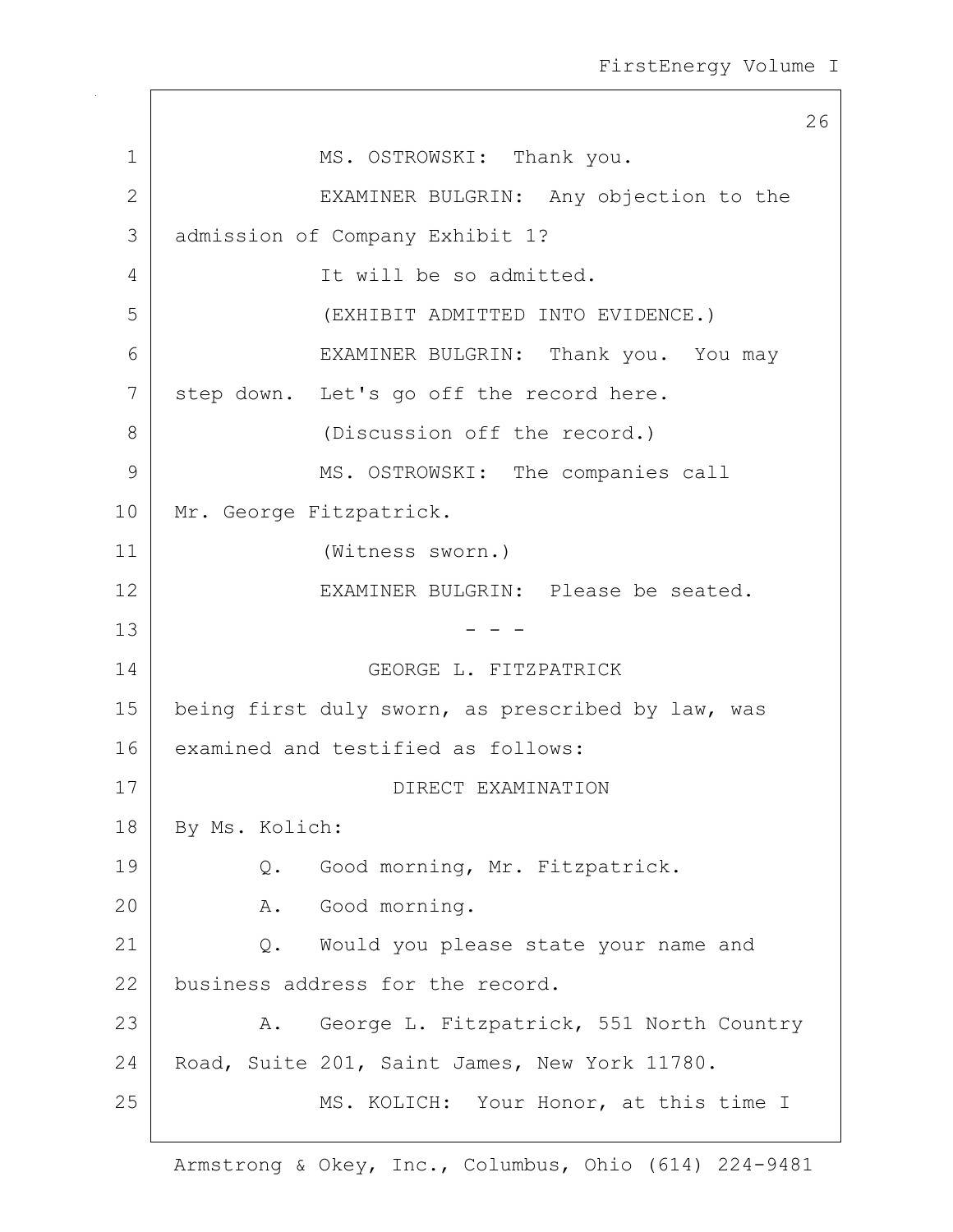MS. OSTROWSKI: Thank you.

EXAMINER BULGRIN: Any objection to the admission of Company Exhibit 1?

It will be so admitted.

(EXHIBIT ADMITTED INTO EVIDENCE.)

EXAMINER BULGRIN: Thank you. You may step down. Let's go off the record here.

(Discussion off the record.)

MS. OSTROWSKI: The companies call Mr. George Fitzpatrick.

(Witness sworn.)

EXAMINER BULGRIN: Please be seated.

- - -

GEORGE L. FITZPATRICK

being first duly sworn, as prescribed by law, was examined and testified as follows:

DIRECT EXAMINATION

By Ms. Kolich:

Q. Good morning, Mr. Fitzpatrick.

A. Good morning.

Q. Would you please state your name and business address for the record.

A. George L. Fitzpatrick, 551 North Country Road, Suite 201, Saint James, New York 11780.

MS. KOLICH: Your Honor, at this time I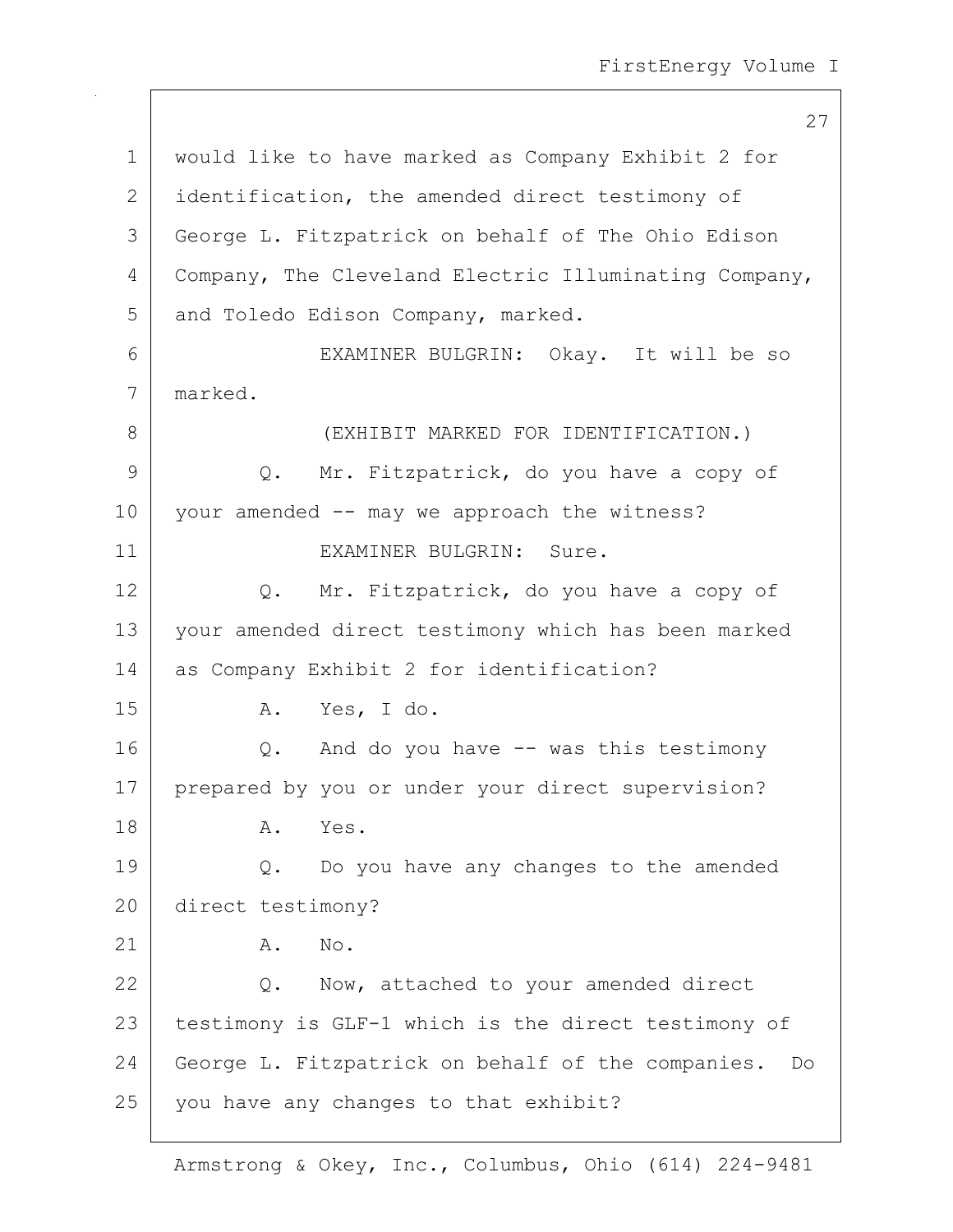would like to have marked as Company Exhibit 2 for identification, the amended direct testimony of George L. Fitzpatrick on behalf of The Ohio Edison Company, The Cleveland Electric Illuminating Company, and Toledo Edison Company, marked.

EXAMINER BULGRIN: Okay. It will be so marked.

(EXHIBIT MARKED FOR IDENTIFICATION.)

Q. Mr. Fitzpatrick, do you have a copy of your amended -- may we approach the witness?

EXAMINER BULGRIN: Sure.

Q. Mr. Fitzpatrick, do you have a copy of your amended direct testimony which has been marked as Company Exhibit 2 for identification?

A. Yes, I do.

Q. And do you have -- was this testimony prepared by you or under your direct supervision?

A. Yes.

Q. Do you have any changes to the amended direct testimony?

A. No.

Q. Now, attached to your amended direct testimony is GLF-1 which is the direct testimony of George L. Fitzpatrick on behalf of the companies. Do you have any changes to that exhibit?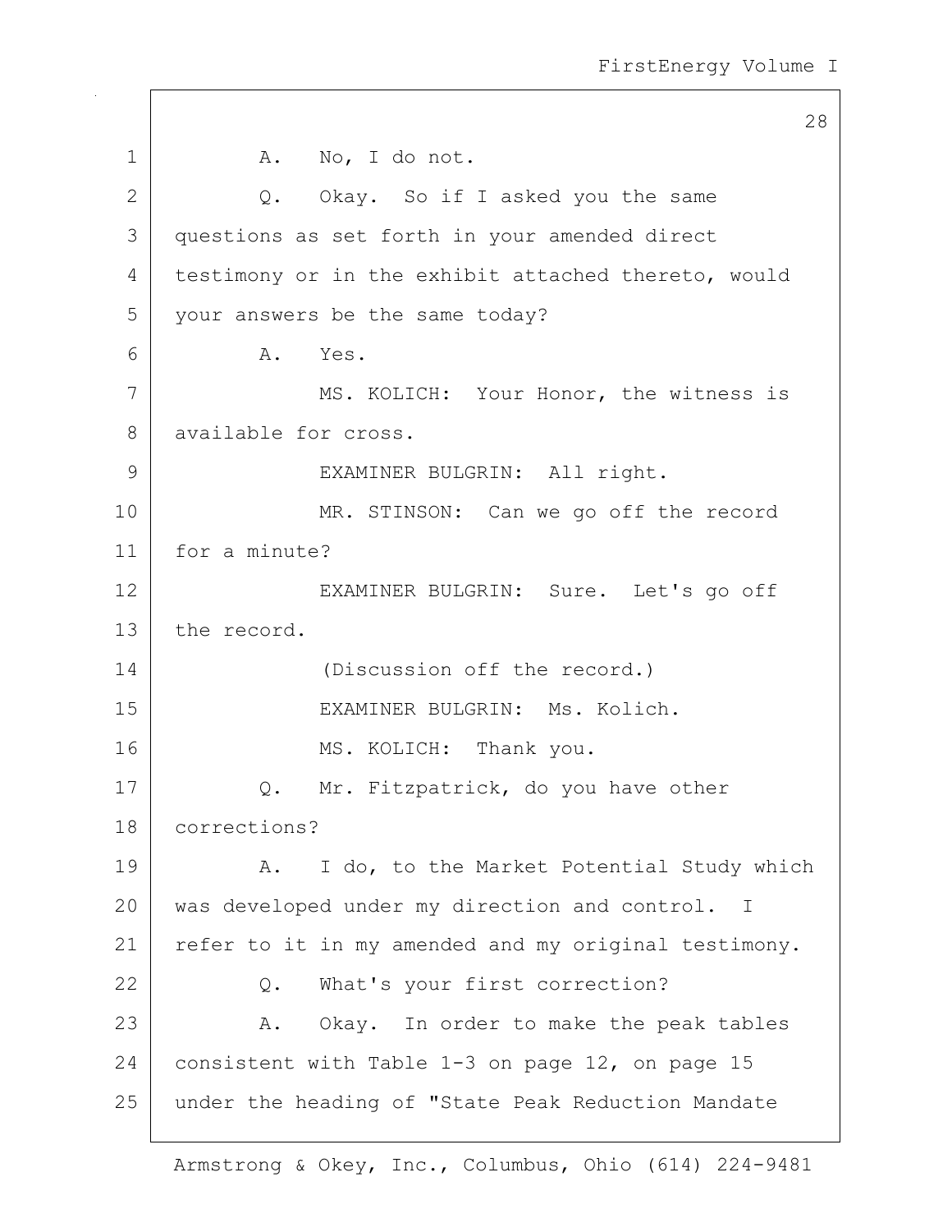1 A. No, I do not.

2 Q. Okay. So if I asked you the same

3 questions as set forth in your amended direct

4 testimony or in the exhibit attached thereto, would

5 your answers be the same today?

6 A. Yes.

7 MS. KOLICH: Your Honor, the witness is

8 available for cross.

9 EXAMINER BULGRIN: All right.

10 MR. STINSON: Can we go off the record

11 for a minute?

12 EXAMINER BULGRIN: Sure. Let's go off

13 the record.

14 (Discussion off the record.)

15 EXAMINER BULGRIN: Ms. Kolich.

16 MS. KOLICH: Thank you.

17 Q. Mr. Fitzpatrick, do you have other

18 corrections?

19 A. I do, to the Market Potential Study which

20 was developed under my direction and control. I

21 refer to it in my amended and my original testimony.

22 Q. What's your first correction?

23 A. Okay. In order to make the peak tables

24 consistent with Table 1-3 on page 12, on page 15

25 under the heading of "State Peak Reduction Mandate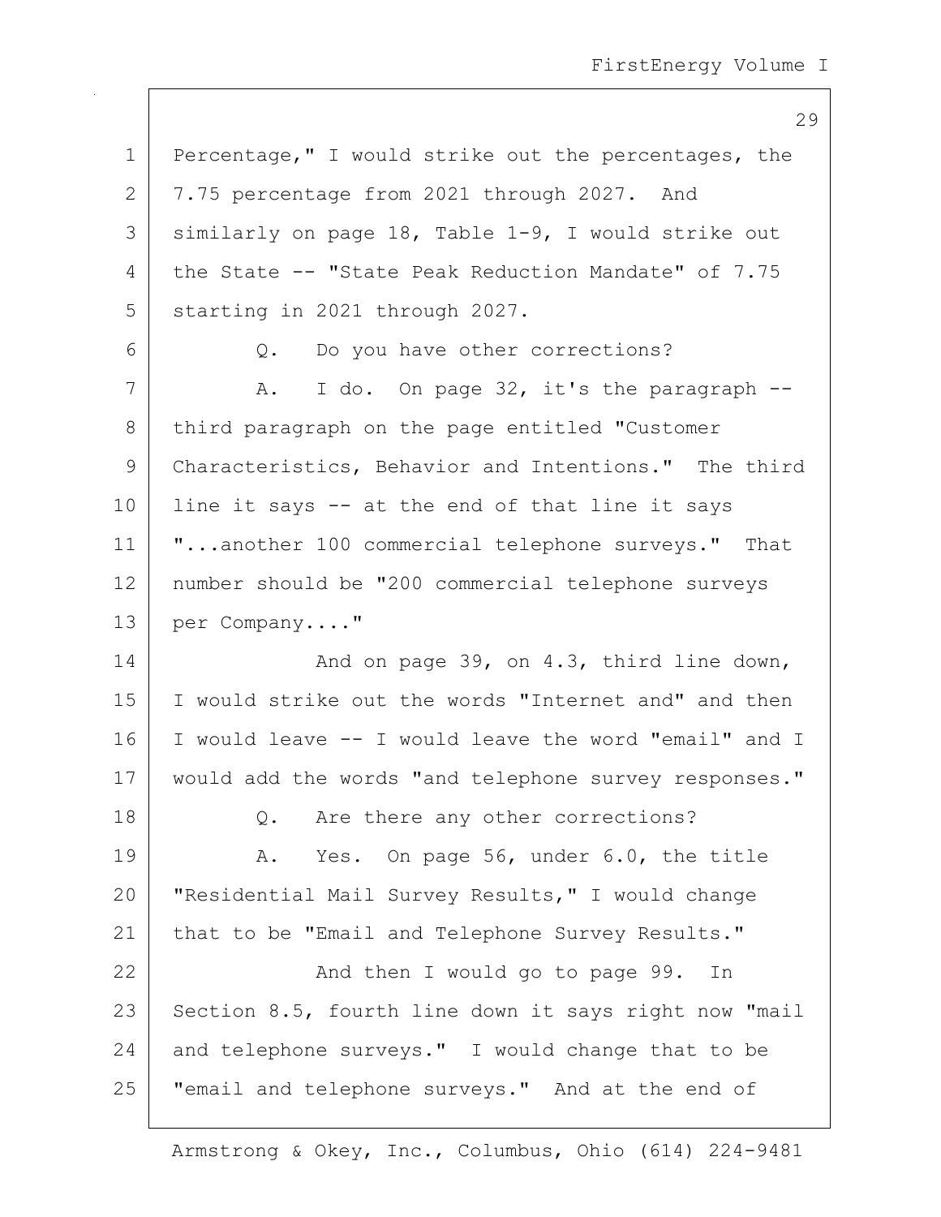Percentage," I would strike out the percentages, the 7.75 percentage from 2021 through 2027. And similarly on page 18, Table 1-9, I would strike out the State -- "State Peak Reduction Mandate" of 7.75 starting in 2021 through 2027.

Q. Do you have other corrections?

A. I do. On page 32, it's the paragraph -- third paragraph on the page entitled "Customer Characteristics, Behavior and Intentions." The third line it says -- at the end of that line it says "...another 100 commercial telephone surveys." That number should be "200 commercial telephone surveys per Company...."

And on page 39, on 4.3, third line down, I would strike out the words "Internet and" and then I would leave -- I would leave the word "email" and I would add the words "and telephone survey responses."

Q. Are there any other corrections?

A. Yes. On page 56, under 6.0, the title "Residential Mail Survey Results," I would change that to be "Email and Telephone Survey Results."

And then I would go to page 99. In Section 8.5, fourth line down it says right now "mail and telephone surveys." I would change that to be "email and telephone surveys." And at the end of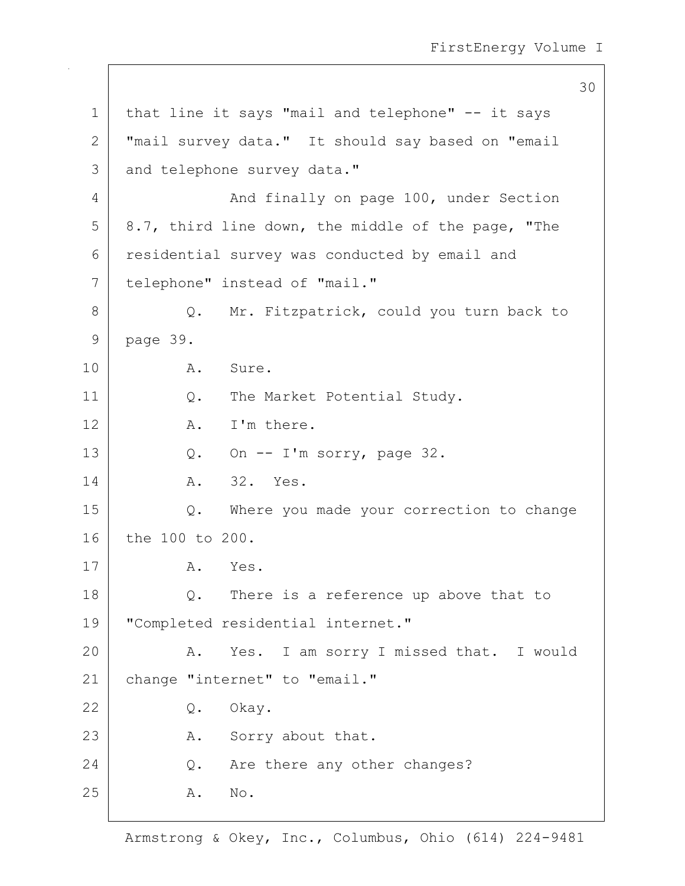that line it says "mail and telephone" -- it says "mail survey data." It should say based on "email and telephone survey data."

And finally on page 100, under Section 8.7, third line down, the middle of the page, "The residential survey was conducted by email and telephone" instead of "mail."

Q. Mr. Fitzpatrick, could you turn back to page 39.

A. Sure.

Q. The Market Potential Study.

A. I'm there.

Q. On -- I'm sorry, page 32.

A. 32. Yes.

Q. Where you made your correction to change the 100 to 200.

A. Yes.

Q. There is a reference up above that to "Completed residential internet."

A. Yes. I am sorry I missed that. I would change "internet" to "email."

Q. Okay.

A. Sorry about that.

Q. Are there any other changes?

A. No.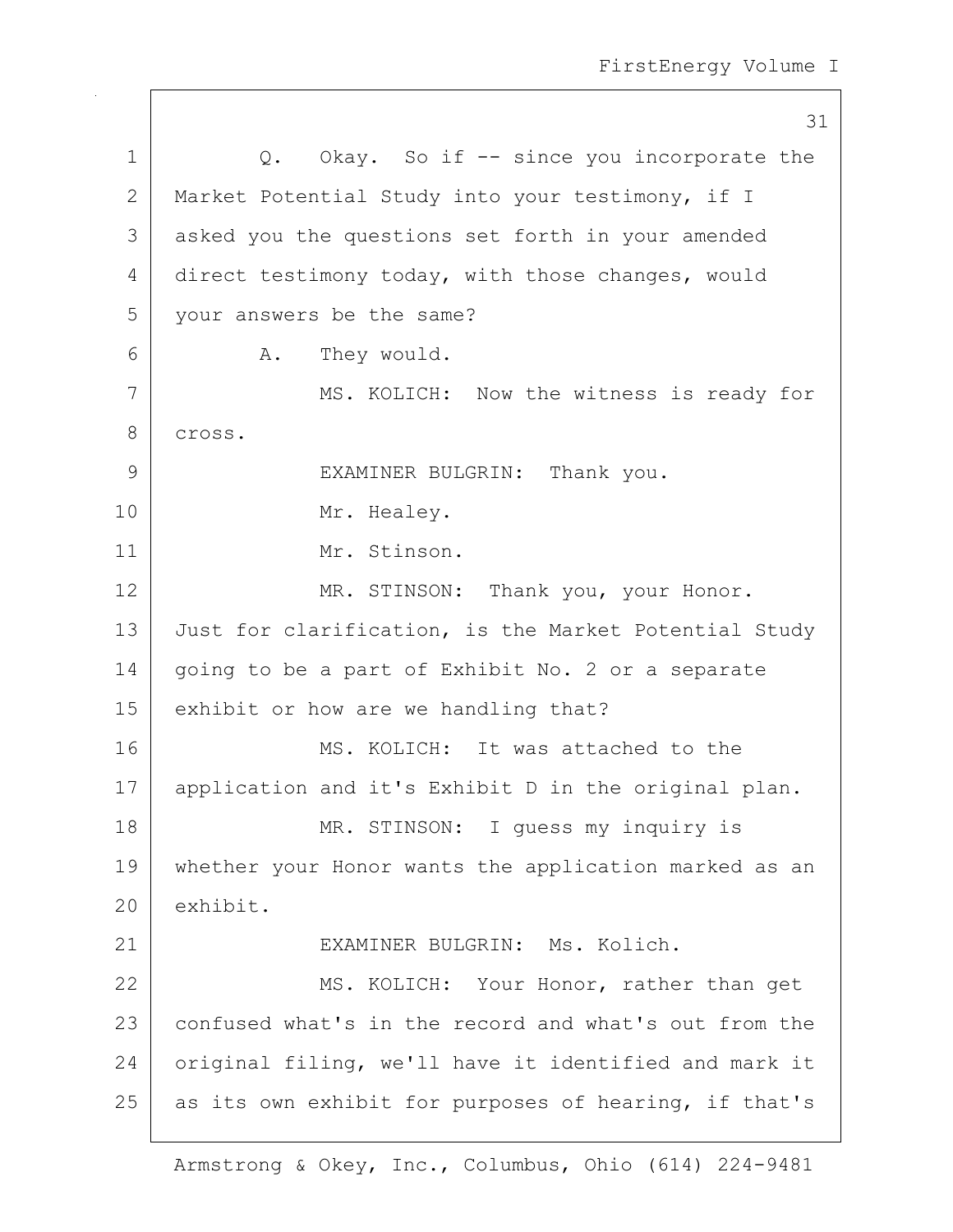Q. Okay. So if -- since you incorporate the Market Potential Study into your testimony, if I asked you the questions set forth in your amended direct testimony today, with those changes, would your answers be the same?

A. They would.

MS. KOLICH: Now the witness is ready for cross.

EXAMINER BULGRIN: Thank you.

Mr. Healey.

Mr. Stinson.

MR. STINSON: Thank you, your Honor. Just for clarification, is the Market Potential Study going to be a part of Exhibit No. 2 or a separate exhibit or how are we handling that?

MS. KOLICH: It was attached to the application and it's Exhibit D in the original plan.

MR. STINSON: I guess my inquiry is whether your Honor wants the application marked as an exhibit.

EXAMINER BULGRIN: Ms. Kolich.

MS. KOLICH: Your Honor, rather than get confused what's in the record and what's out from the original filing, we'll have it identified and mark it as its own exhibit for purposes of hearing, if that's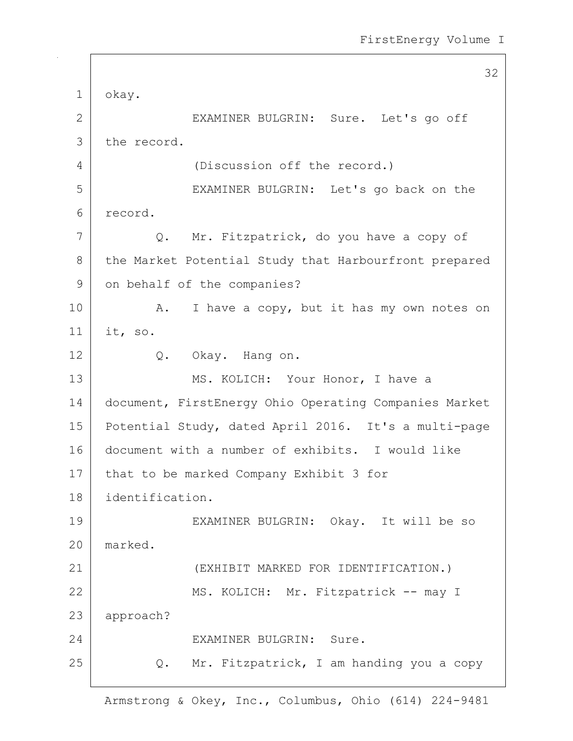okay.

EXAMINER BULGRIN: Sure. Let's go off the record.

(Discussion off the record.)

EXAMINER BULGRIN: Let's go back on the record.

Q. Mr. Fitzpatrick, do you have a copy of the Market Potential Study that Harbourfront prepared on behalf of the companies?

A. I have a copy, but it has my own notes on it, so.

Q. Okay. Hang on.

MS. KOLICH: Your Honor, I have a document, FirstEnergy Ohio Operating Companies Market Potential Study, dated April 2016. It's a multi-page document with a number of exhibits. I would like that to be marked Company Exhibit 3 for identification.

EXAMINER BULGRIN: Okay. It will be so marked.

(EXHIBIT MARKED FOR IDENTIFICATION.)

MS. KOLICH: Mr. Fitzpatrick -- may I approach?

EXAMINER BULGRIN: Sure.

Q. Mr. Fitzpatrick, I am handing you a copy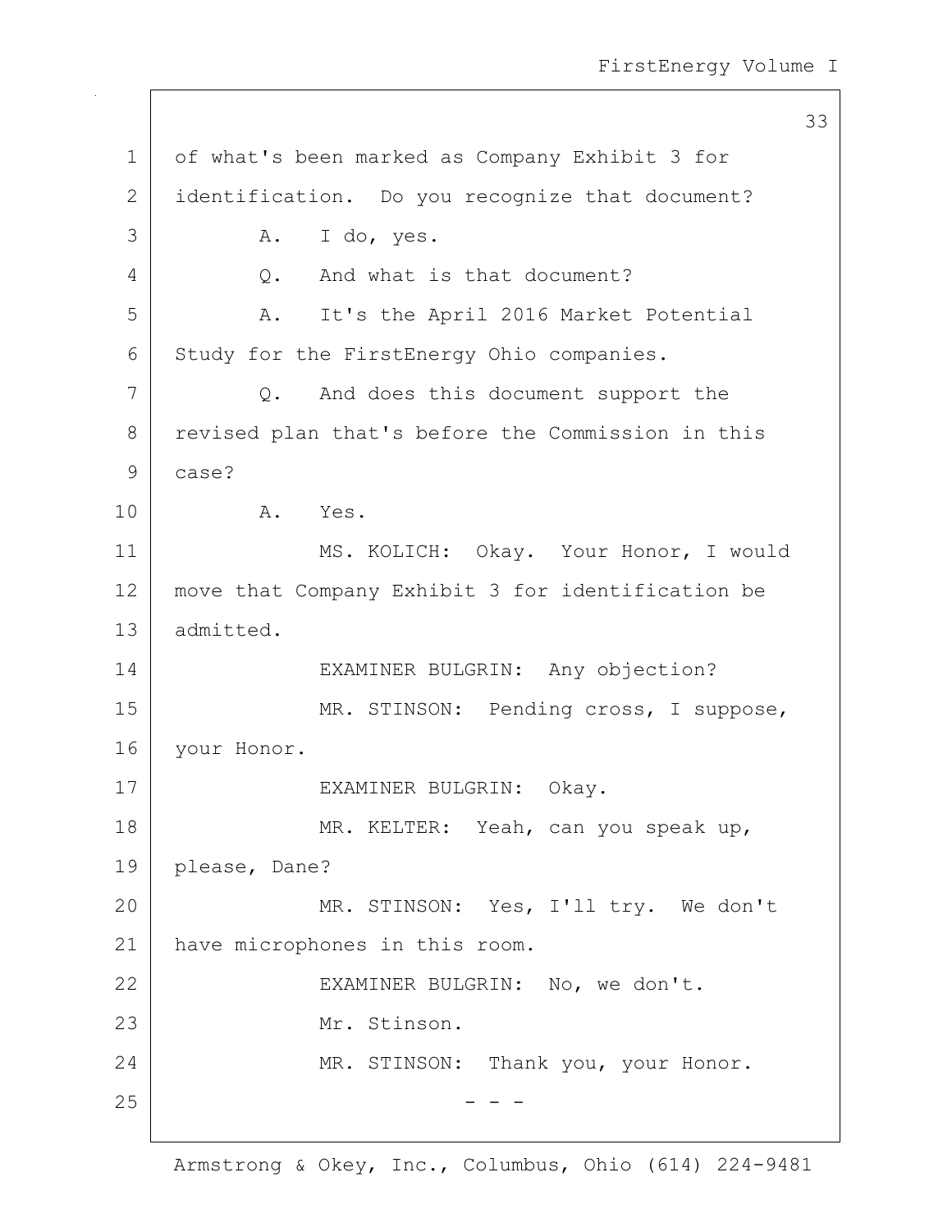of what's been marked as Company Exhibit 3 for identification. Do you recognize that document?

A. I do, yes.

Q. And what is that document?

A. It's the April 2016 Market Potential Study for the FirstEnergy Ohio companies.

Q. And does this document support the revised plan that's before the Commission in this case?

A. Yes.

MS. KOLICH: Okay. Your Honor, I would move that Company Exhibit 3 for identification be admitted.

EXAMINER BULGRIN: Any objection?

MR. STINSON: Pending cross, I suppose, your Honor.

EXAMINER BULGRIN: Okay.

MR. KELTER: Yeah, can you speak up, please, Dane?

MR. STINSON: Yes, I'll try. We don't have microphones in this room.

EXAMINER BULGRIN: No, we don't.

Mr. Stinson.

MR. STINSON: Thank you, your Honor.

- - -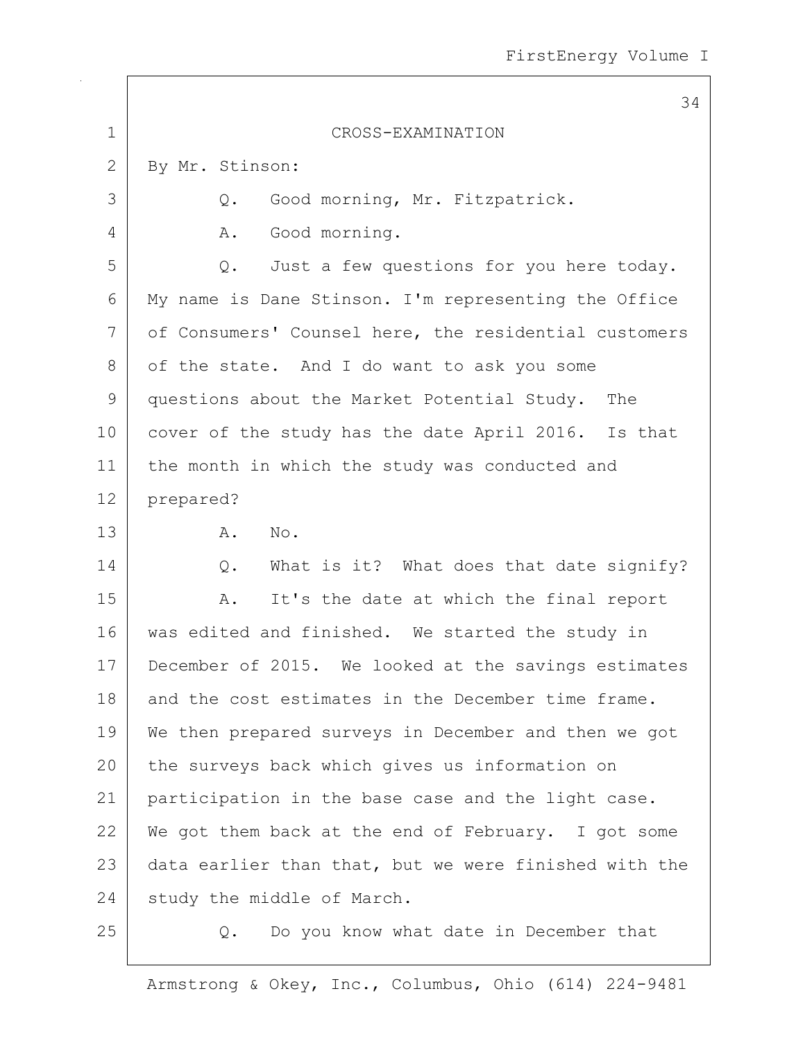CROSS-EXAMINATION

By Mr. Stinson:

Q. Good morning, Mr. Fitzpatrick.

A. Good morning.

Q. Just a few questions for you here today. My name is Dane Stinson. I'm representing the Office of Consumers' Counsel here, the residential customers of the state. And I do want to ask you some questions about the Market Potential Study. The cover of the study has the date April 2016. Is that the month in which the study was conducted and prepared?

A. No.

Q. What is it? What does that date signify?

A. It's the date at which the final report was edited and finished. We started the study in December of 2015. We looked at the savings estimates and the cost estimates in the December time frame. We then prepared surveys in December and then we got the surveys back which gives us information on participation in the base case and the light case. We got them back at the end of February. I got some data earlier than that, but we were finished with the study the middle of March.

Q. Do you know what date in December that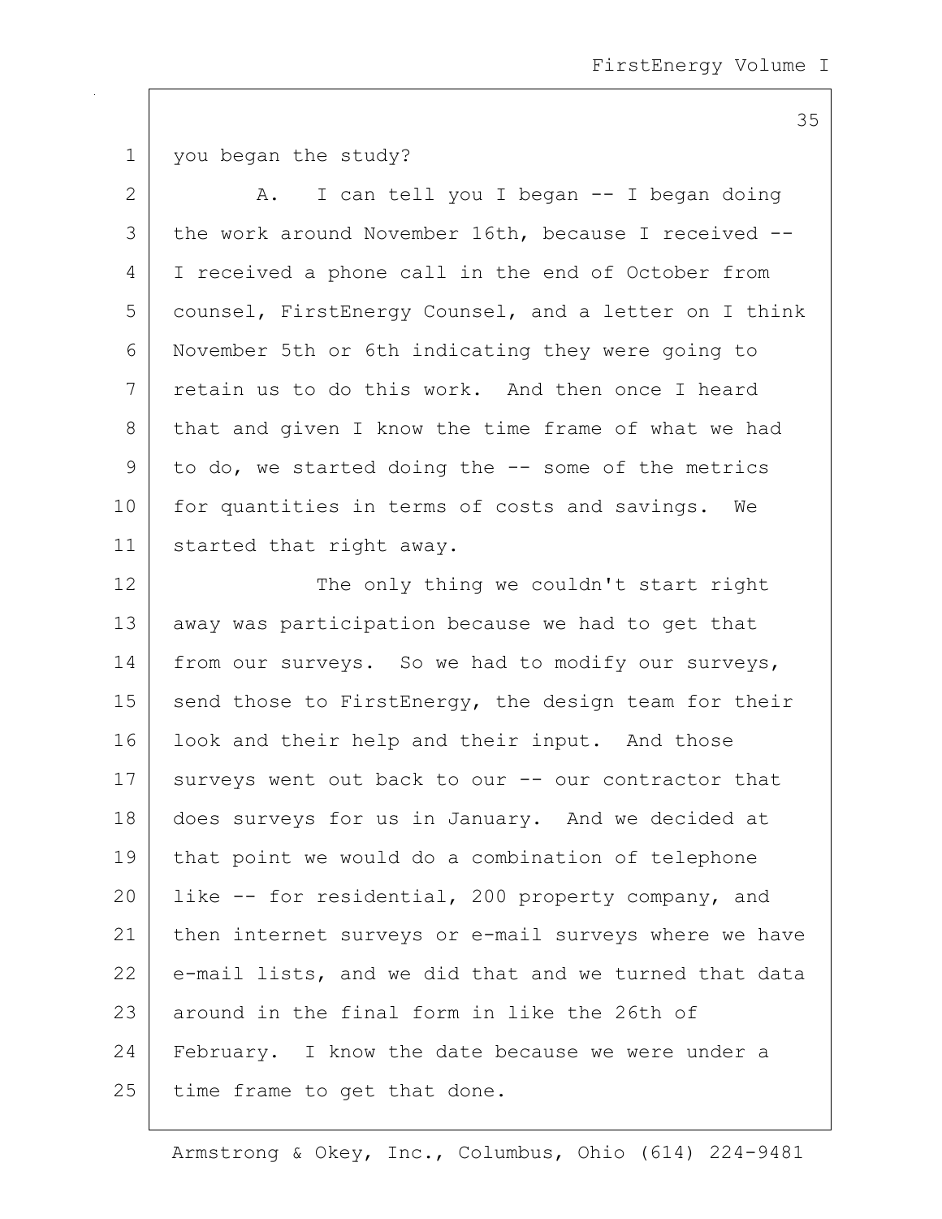you began the study?

A. I can tell you I began -- I began doing the work around November 16th, because I received -- I received a phone call in the end of October from counsel, FirstEnergy Counsel, and a letter on I think November 5th or 6th indicating they were going to retain us to do this work. And then once I heard that and given I know the time frame of what we had to do, we started doing the -- some of the metrics for quantities in terms of costs and savings. We started that right away.

The only thing we couldn't start right away was participation because we had to get that from our surveys. So we had to modify our surveys, send those to FirstEnergy, the design team for their look and their help and their input. And those surveys went out back to our -- our contractor that does surveys for us in January. And we decided at that point we would do a combination of telephone like -- for residential, 200 property company, and then internet surveys or e-mail surveys where we have e-mail lists, and we did that and we turned that data around in the final form in like the 26th of February. I know the date because we were under a time frame to get that done.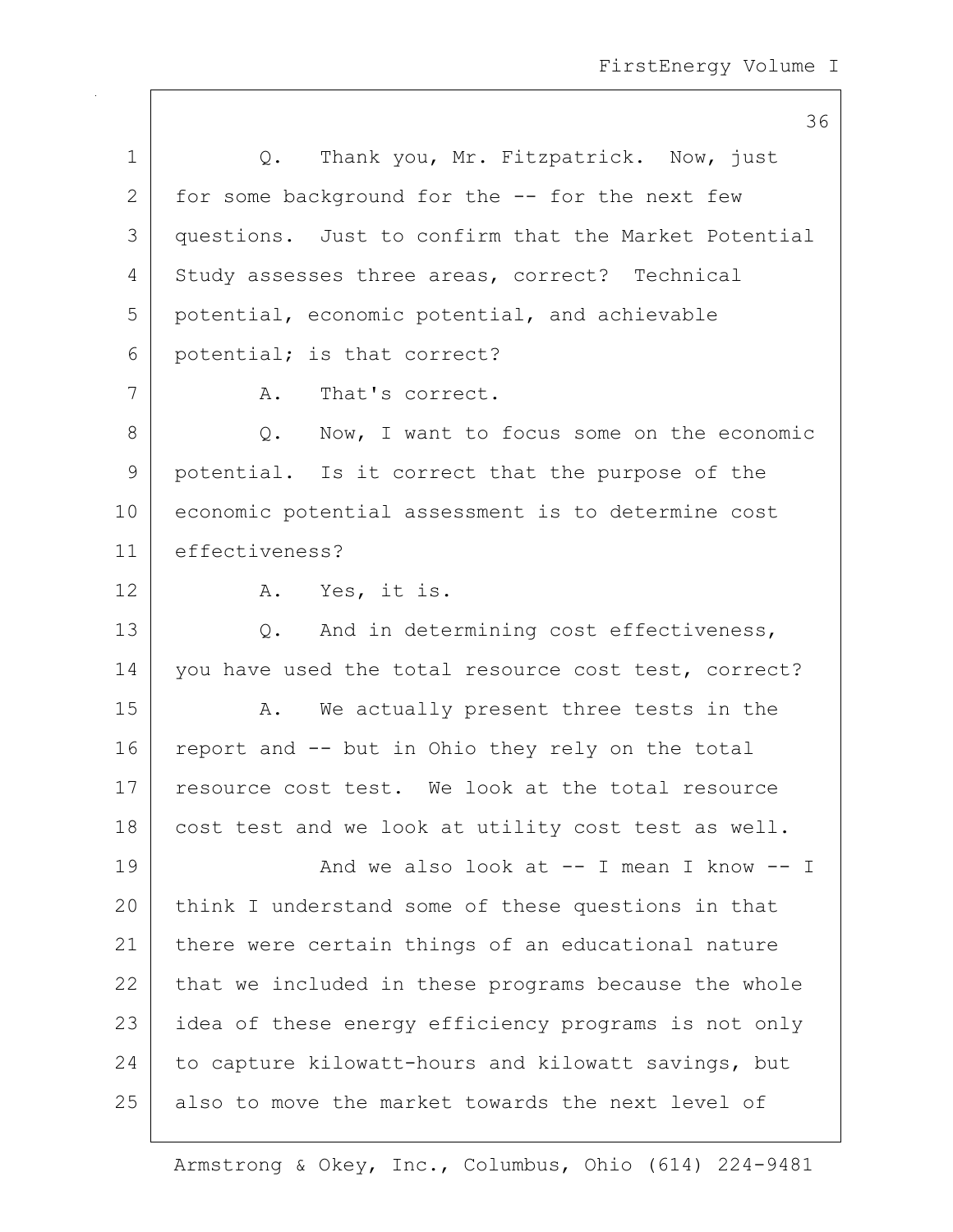Q. Thank you, Mr. Fitzpatrick. Now, just for some background for the -- for the next few questions. Just to confirm that the Market Potential Study assesses three areas, correct? Technical potential, economic potential, and achievable potential; is that correct?

A. That's correct.

Q. Now, I want to focus some on the economic potential. Is it correct that the purpose of the economic potential assessment is to determine cost effectiveness?

A. Yes, it is.

Q. And in determining cost effectiveness, you have used the total resource cost test, correct?

A. We actually present three tests in the report and -- but in Ohio they rely on the total resource cost test. We look at the total resource cost test and we look at utility cost test as well.

And we also look at -- I mean I know -- I think I understand some of these questions in that there were certain things of an educational nature that we included in these programs because the whole idea of these energy efficiency programs is not only to capture kilowatt-hours and kilowatt savings, but also to move the market towards the next level of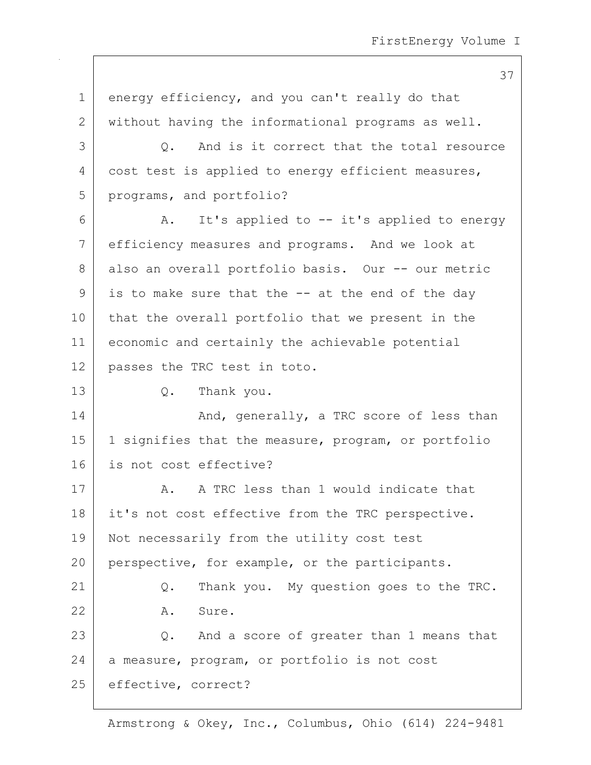energy efficiency, and you can't really do that without having the informational programs as well.

Q. And is it correct that the total resource cost test is applied to energy efficient measures, programs, and portfolio?

A. It's applied to -- it's applied to energy efficiency measures and programs. And we look at also an overall portfolio basis. Our -- our metric is to make sure that the -- at the end of the day that the overall portfolio that we present in the economic and certainly the achievable potential passes the TRC test in toto.

Q. Thank you.

And, generally, a TRC score of less than 1 signifies that the measure, program, or portfolio is not cost effective?

A. A TRC less than 1 would indicate that it's not cost effective from the TRC perspective. Not necessarily from the utility cost test perspective, for example, or the participants.

Q. Thank you. My question goes to the TRC.

A. Sure.

Q. And a score of greater than 1 means that a measure, program, or portfolio is not cost effective, correct?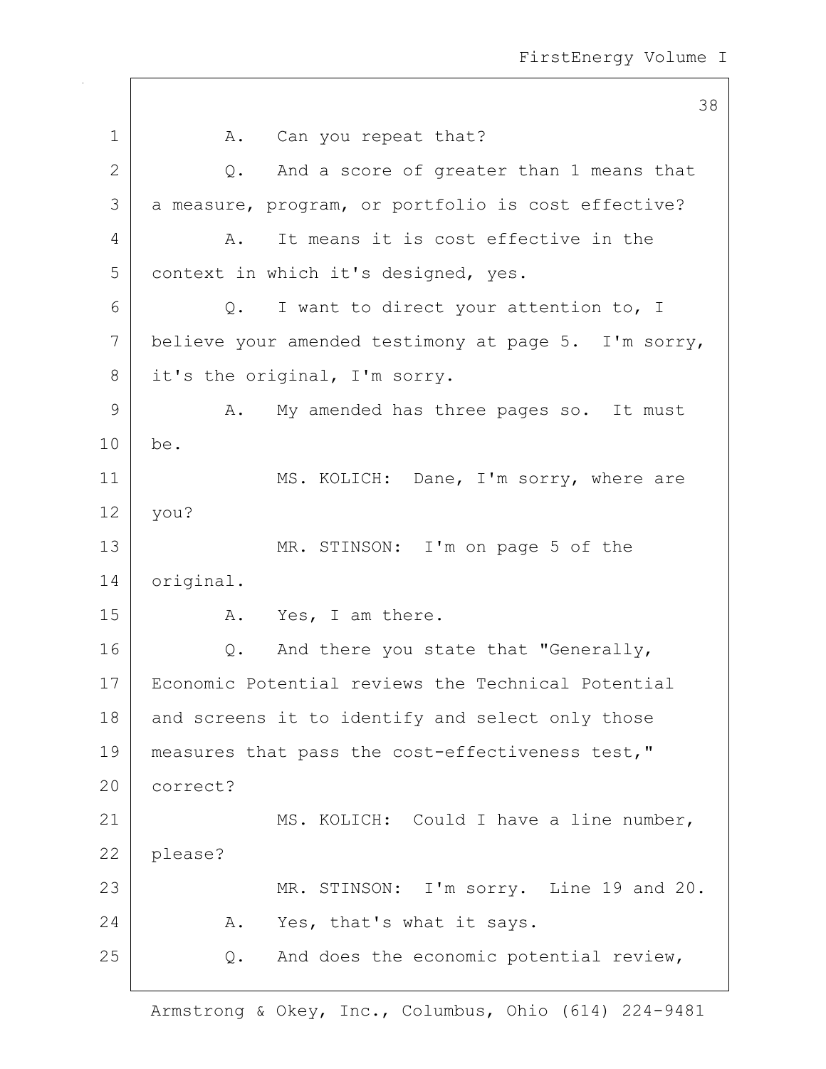1 A. Can you repeat that?

2 Q. And a score of greater than 1 means that

3 a measure, program, or portfolio is cost effective?

4 A. It means it is cost effective in the

5 context in which it's designed, yes.

6 Q. I want to direct your attention to, I

7 believe your amended testimony at page 5. I'm sorry,

8 it's the original, I'm sorry.

9 A. My amended has three pages so. It must

10 be.

11 MS. KOLICH: Dane, I'm sorry, where are

12 you?

13 MR. STINSON: I'm on page 5 of the

14 original.

15 A. Yes, I am there.

16 Q. And there you state that "Generally,

17 Economic Potential reviews the Technical Potential

18 and screens it to identify and select only those

19 measures that pass the cost-effectiveness test,"

20 correct?

21 MS. KOLICH: Could I have a line number,

22 please?

23 MR. STINSON: I'm sorry. Line 19 and 20.

24 A. Yes, that's what it says.

25 Q. And does the economic potential review,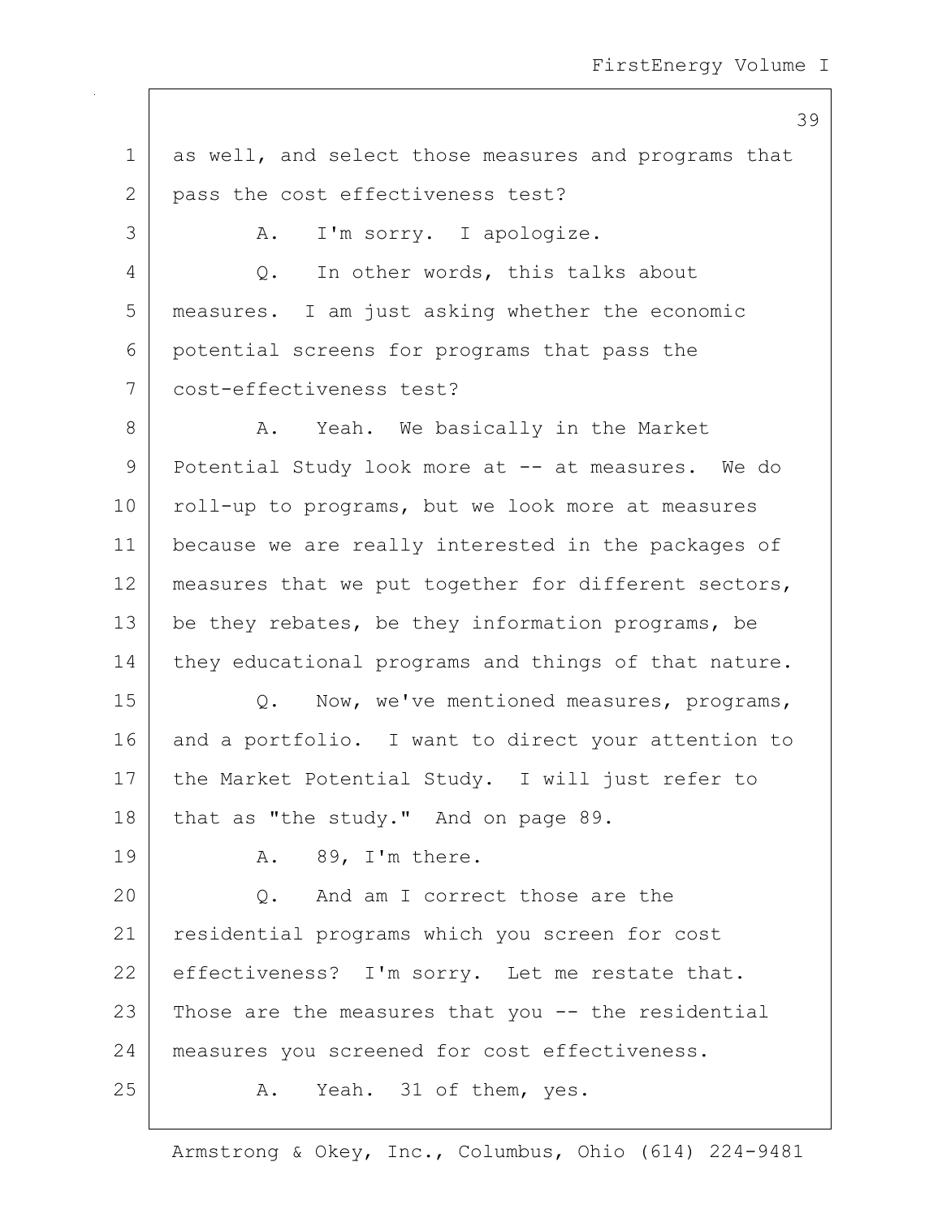as well, and select those measures and programs that pass the cost effectiveness test?

A. I'm sorry. I apologize.

Q. In other words, this talks about measures. I am just asking whether the economic potential screens for programs that pass the cost-effectiveness test?

A. Yeah. We basically in the Market Potential Study look more at -- at measures. We do roll-up to programs, but we look more at measures because we are really interested in the packages of measures that we put together for different sectors, be they rebates, be they information programs, be they educational programs and things of that nature.

Q. Now, we've mentioned measures, programs, and a portfolio. I want to direct your attention to the Market Potential Study. I will just refer to that as "the study." And on page 89.

A. 89, I'm there.

Q. And am I correct those are the residential programs which you screen for cost effectiveness? I'm sorry. Let me restate that. Those are the measures that you -- the residential measures you screened for cost effectiveness.

A. Yeah. 31 of them, yes.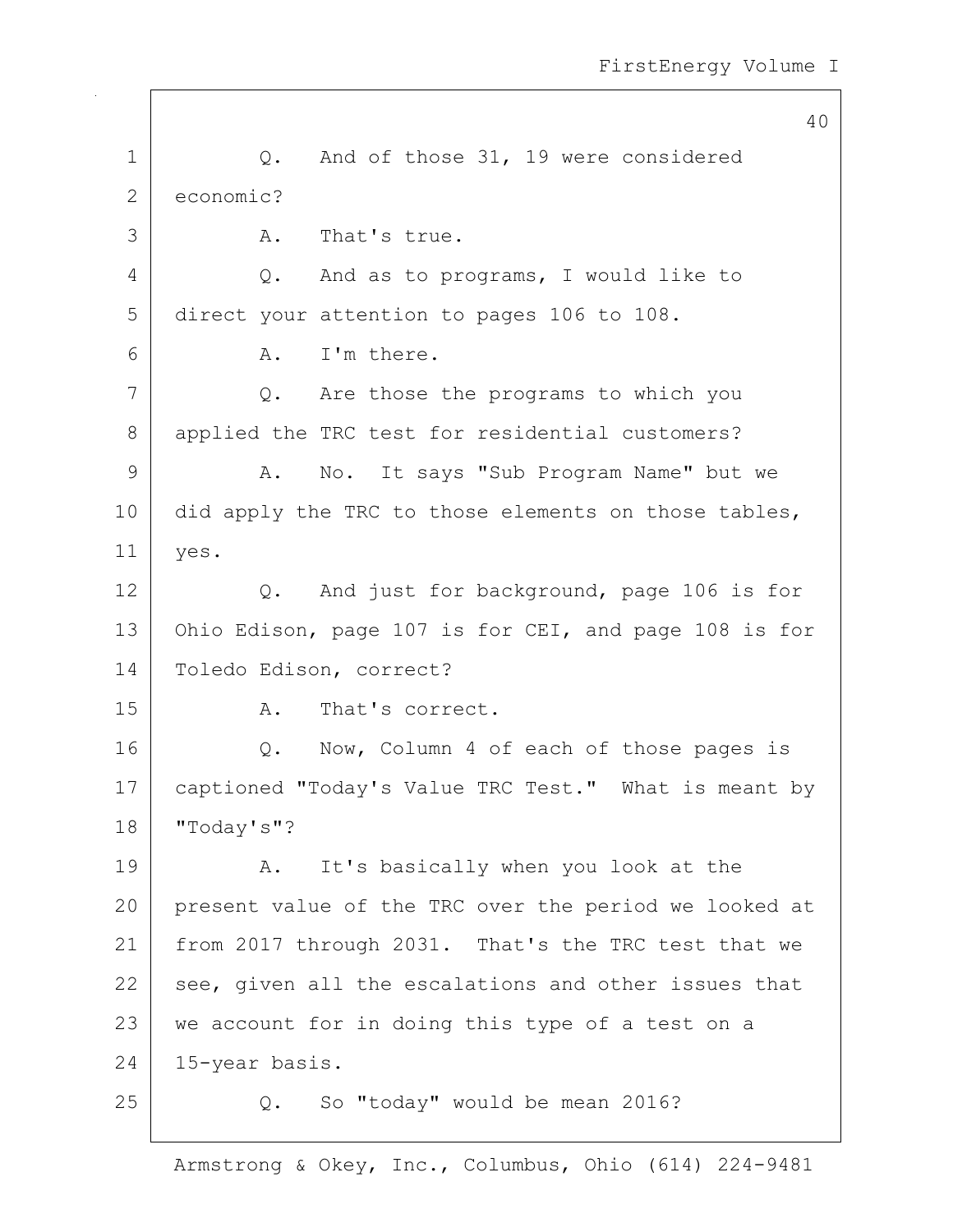Q. And of those 31, 19 were considered economic?

A. That's true.

Q. And as to programs, I would like to direct your attention to pages 106 to 108.

A. I'm there.

Q. Are those the programs to which you applied the TRC test for residential customers?

A. No. It says "Sub Program Name" but we did apply the TRC to those elements on those tables, yes.

Q. And just for background, page 106 is for Ohio Edison, page 107 is for CEI, and page 108 is for Toledo Edison, correct?

A. That's correct.

Q. Now, Column 4 of each of those pages is captioned "Today's Value TRC Test." What is meant by "Today's"?

A. It's basically when you look at the present value of the TRC over the period we looked at from 2017 through 2031. That's the TRC test that we see, given all the escalations and other issues that we account for in doing this type of a test on a 15-year basis.

Q. So "today" would be mean 2016?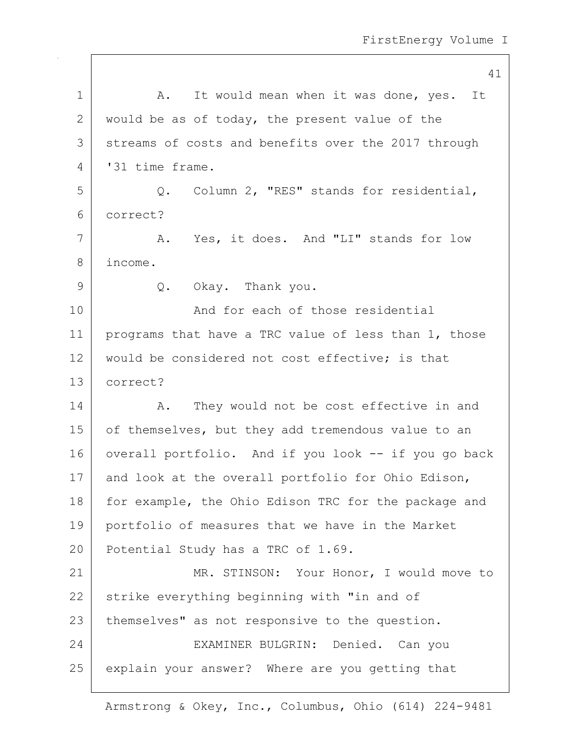A. It would mean when it was done, yes. It would be as of today, the present value of the streams of costs and benefits over the 2017 through '31 time frame.

Q. Column 2, "RES" stands for residential, correct?

A. Yes, it does. And "LI" stands for low income.

Q. Okay. Thank you.

And for each of those residential programs that have a TRC value of less than 1, those would be considered not cost effective; is that correct?

A. They would not be cost effective in and of themselves, but they add tremendous value to an overall portfolio. And if you look -- if you go back and look at the overall portfolio for Ohio Edison, for example, the Ohio Edison TRC for the package and portfolio of measures that we have in the Market Potential Study has a TRC of 1.69.

MR. STINSON: Your Honor, I would move to strike everything beginning with "in and of themselves" as not responsive to the question.

EXAMINER BULGRIN: Denied. Can you explain your answer? Where are you getting that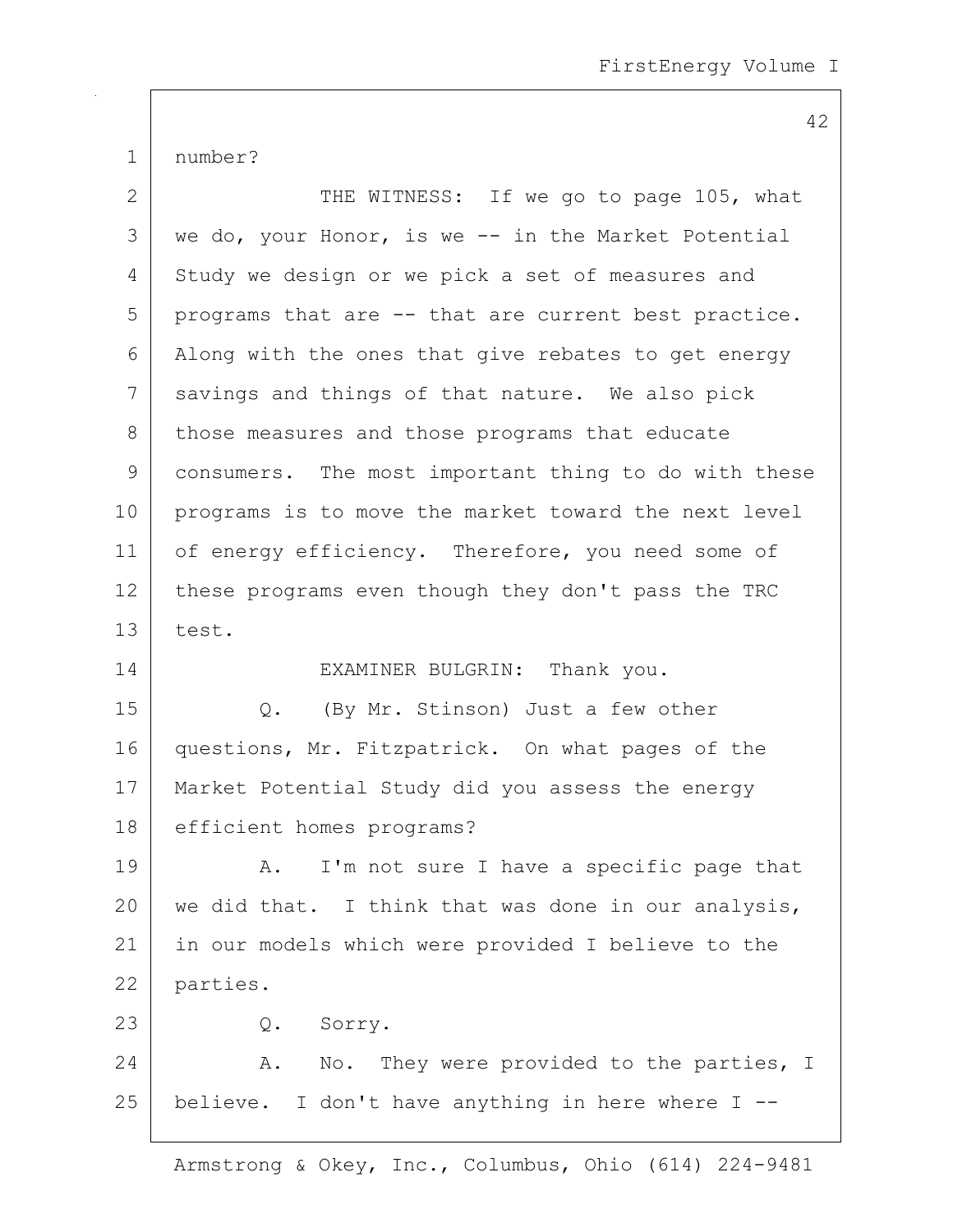number?

THE WITNESS: If we go to page 105, what we do, your Honor, is we -- in the Market Potential Study we design or we pick a set of measures and programs that are -- that are current best practice. Along with the ones that give rebates to get energy savings and things of that nature. We also pick those measures and those programs that educate consumers. The most important thing to do with these programs is to move the market toward the next level of energy efficiency. Therefore, you need some of these programs even though they don't pass the TRC test.

EXAMINER BULGRIN: Thank you.

Q. (By Mr. Stinson) Just a few other questions, Mr. Fitzpatrick. On what pages of the Market Potential Study did you assess the energy efficient homes programs?

A. I'm not sure I have a specific page that we did that. I think that was done in our analysis, in our models which were provided I believe to the parties.

Q. Sorry.

A. No. They were provided to the parties, I believe. I don't have anything in here where I --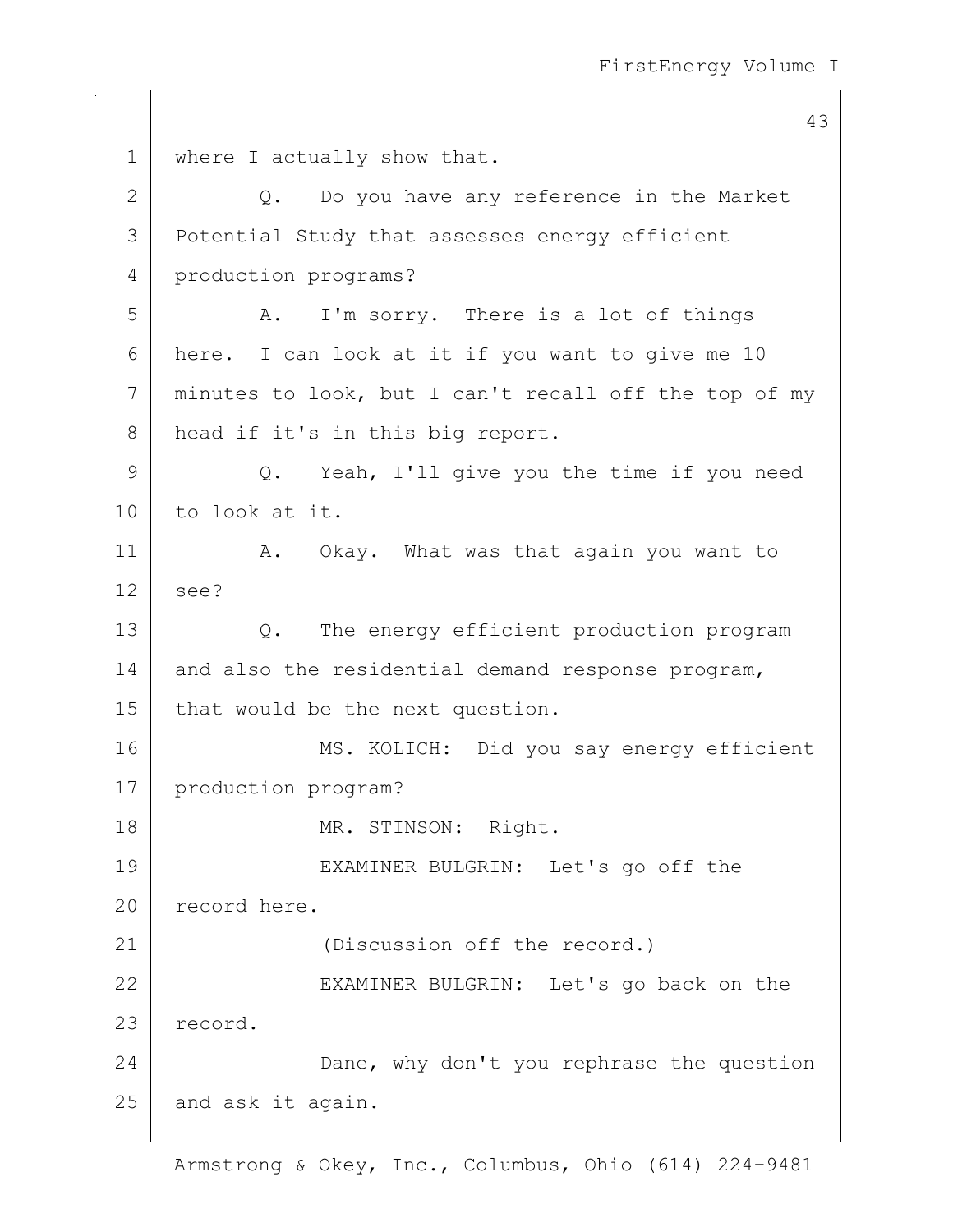where I actually show that.

Q. Do you have any reference in the Market Potential Study that assesses energy efficient production programs?

A. I'm sorry. There is a lot of things here. I can look at it if you want to give me 10 minutes to look, but I can't recall off the top of my head if it's in this big report.

Q. Yeah, I'll give you the time if you need to look at it.

A. Okay. What was that again you want to see?

Q. The energy efficient production program and also the residential demand response program, that would be the next question.

MS. KOLICH: Did you say energy efficient production program?

MR. STINSON: Right.

EXAMINER BULGRIN: Let's go off the record here.

(Discussion off the record.)

EXAMINER BULGRIN: Let's go back on the record.

Dane, why don't you rephrase the question and ask it again.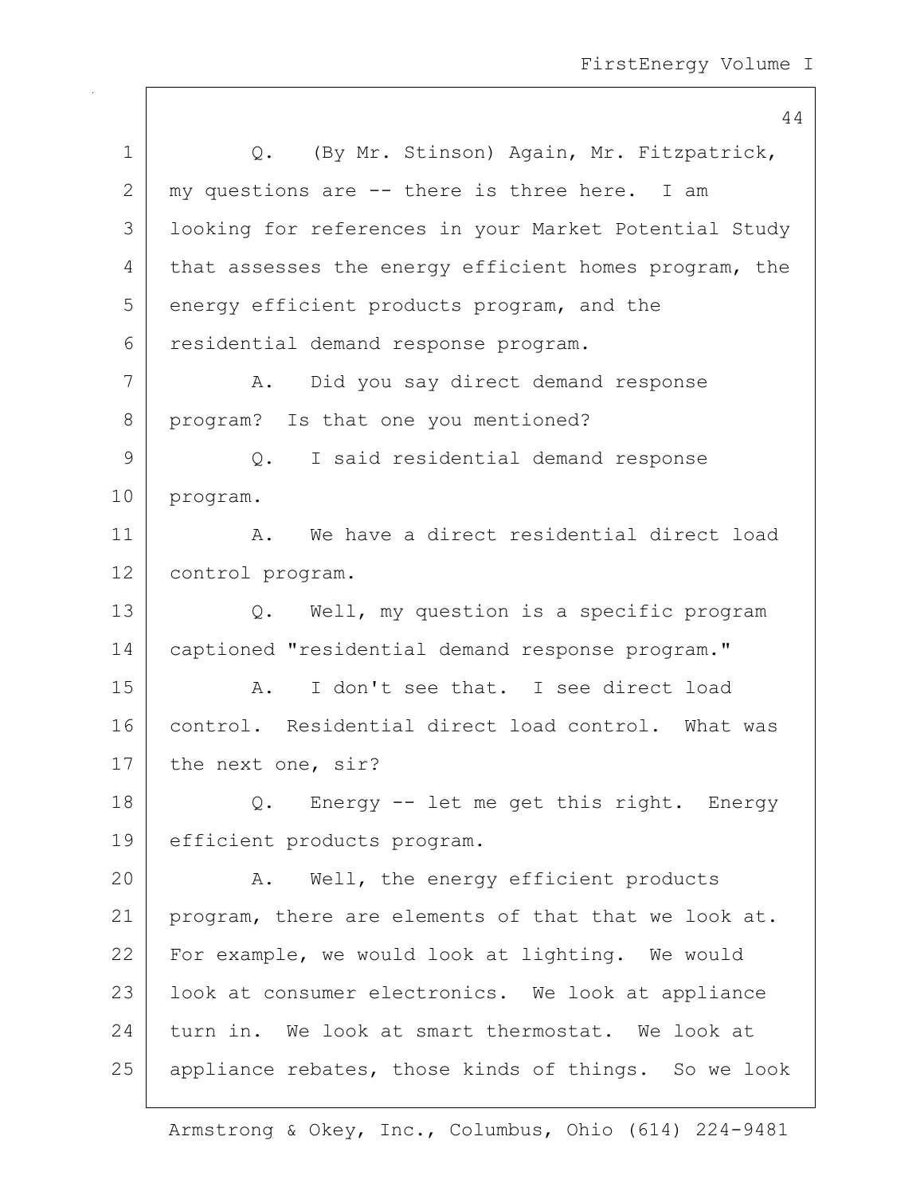Q. (By Mr. Stinson) Again, Mr. Fitzpatrick, my questions are -- there is three here. I am looking for references in your Market Potential Study that assesses the energy efficient homes program, the energy efficient products program, and the residential demand response program.

A. Did you say direct demand response program? Is that one you mentioned?

Q. I said residential demand response program.

A. We have a direct residential direct load control program.

Q. Well, my question is a specific program captioned "residential demand response program."

A. I don't see that. I see direct load control. Residential direct load control. What was the next one, sir?

Q. Energy -- let me get this right. Energy efficient products program.

A. Well, the energy efficient products program, there are elements of that that we look at. For example, we would look at lighting. We would look at consumer electronics. We look at appliance turn in. We look at smart thermostat. We look at appliance rebates, those kinds of things. So we look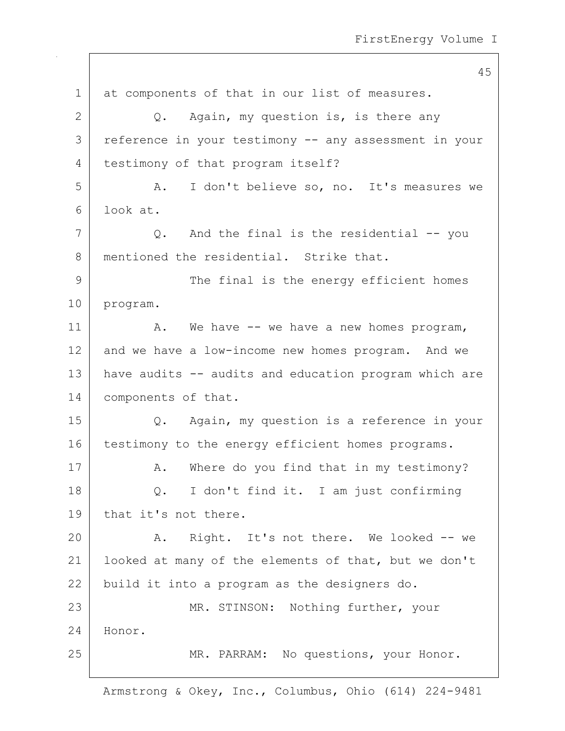at components of that in our list of measures.

Q. Again, my question is, is there any reference in your testimony -- any assessment in your testimony of that program itself?

A. I don't believe so, no. It's measures we look at.

Q. And the final is the residential -- you mentioned the residential. Strike that.

The final is the energy efficient homes program.

A. We have -- we have a new homes program, and we have a low-income new homes program. And we have audits -- audits and education program which are components of that.

Q. Again, my question is a reference in your testimony to the energy efficient homes programs.

A. Where do you find that in my testimony?

Q. I don't find it. I am just confirming that it's not there.

A. Right. It's not there. We looked -- we looked at many of the elements of that, but we don't build it into a program as the designers do.

MR. STINSON: Nothing further, your Honor.

MR. PARRAM: No questions, your Honor.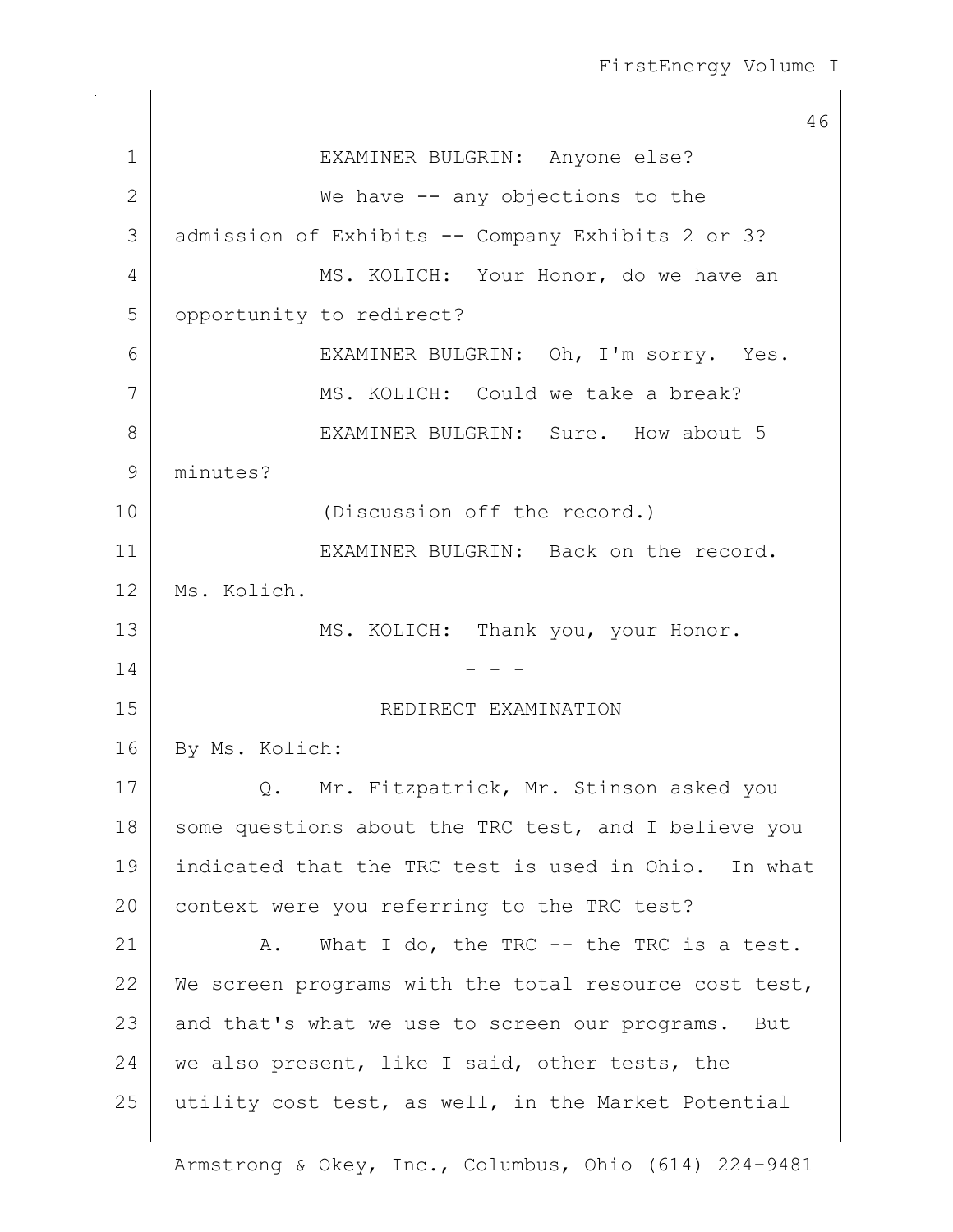EXAMINER BULGRIN: Anyone else?

We have -- any objections to the admission of Exhibits -- Company Exhibits 2 or 3?

MS. KOLICH: Your Honor, do we have an opportunity to redirect?

EXAMINER BULGRIN: Oh, I'm sorry. Yes.

MS. KOLICH: Could we take a break?

EXAMINER BULGRIN: Sure. How about 5 minutes?

(Discussion off the record.)

EXAMINER BULGRIN: Back on the record. Ms. Kolich.

MS. KOLICH: Thank you, your Honor.

- - -

## REDIRECT EXAMINATION

By Ms. Kolich:

Q. Mr. Fitzpatrick, Mr. Stinson asked you some questions about the TRC test, and I believe you indicated that the TRC test is used in Ohio. In what context were you referring to the TRC test?

A. What I do, the TRC -- the TRC is a test. We screen programs with the total resource cost test, and that's what we use to screen our programs. But we also present, like I said, other tests, the utility cost test, as well, in the Market Potential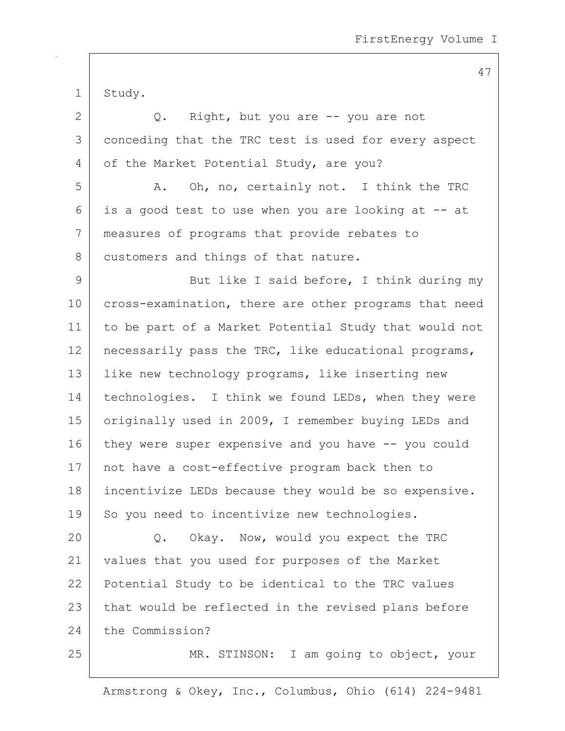Study.

Q. Right, but you are -- you are not conceding that the TRC test is used for every aspect of the Market Potential Study, are you?

A. Oh, no, certainly not. I think the TRC is a good test to use when you are looking at -- at measures of programs that provide rebates to customers and things of that nature.

But like I said before, I think during my cross-examination, there are other programs that need to be part of a Market Potential Study that would not necessarily pass the TRC, like educational programs, like new technology programs, like inserting new technologies. I think we found LEDs, when they were originally used in 2009, I remember buying LEDs and they were super expensive and you have -- you could not have a cost-effective program back then to incentivize LEDs because they would be so expensive. So you need to incentivize new technologies.

Q. Okay. Now, would you expect the TRC values that you used for purposes of the Market Potential Study to be identical to the TRC values that would be reflected in the revised plans before the Commission?

MR. STINSON: I am going to object, your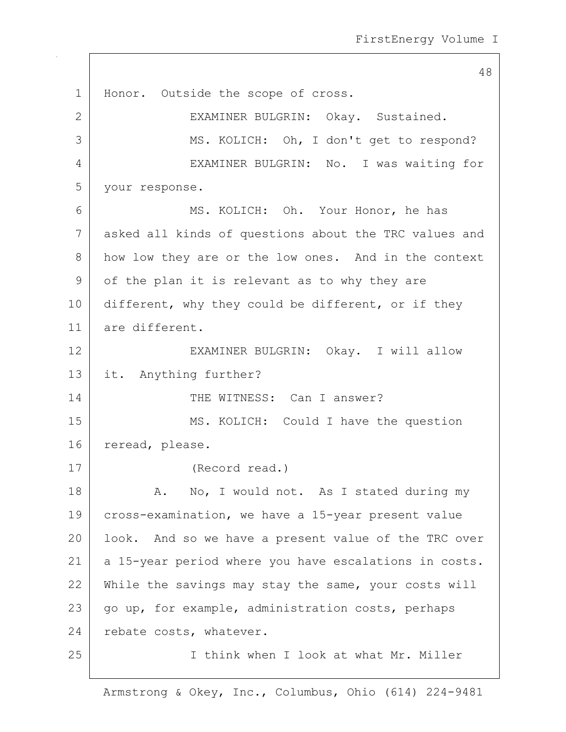Honor. Outside the scope of cross.

EXAMINER BULGRIN: Okay. Sustained.

MS. KOLICH: Oh, I don't get to respond?

EXAMINER BULGRIN: No. I was waiting for your response.

MS. KOLICH: Oh. Your Honor, he has asked all kinds of questions about the TRC values and how low they are or the low ones. And in the context of the plan it is relevant as to why they are different, why they could be different, or if they are different.

EXAMINER BULGRIN: Okay. I will allow it. Anything further?

THE WITNESS: Can I answer?

MS. KOLICH: Could I have the question reread, please.

(Record read.)

A. No, I would not. As I stated during my cross-examination, we have a 15-year present value look. And so we have a present value of the TRC over a 15-year period where you have escalations in costs. While the savings may stay the same, your costs will go up, for example, administration costs, perhaps rebate costs, whatever.

I think when I look at what Mr. Miller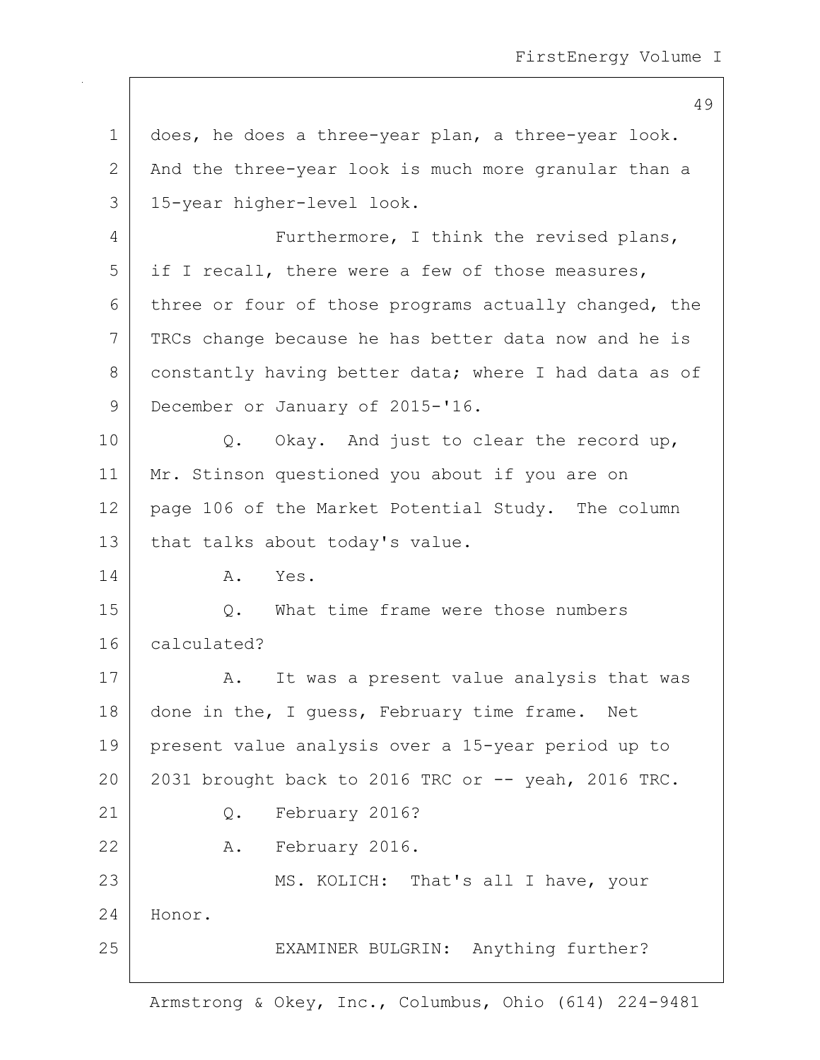does, he does a three-year plan, a three-year look. And the three-year look is much more granular than a 15-year higher-level look.

Furthermore, I think the revised plans, if I recall, there were a few of those measures, three or four of those programs actually changed, the TRCs change because he has better data now and he is constantly having better data; where I had data as of December or January of 2015-'16.

Q. Okay. And just to clear the record up, Mr. Stinson questioned you about if you are on page 106 of the Market Potential Study. The column that talks about today's value.

A. Yes.

Q. What time frame were those numbers calculated?

A. It was a present value analysis that was done in the, I guess, February time frame. Net present value analysis over a 15-year period up to 2031 brought back to 2016 TRC or -- yeah, 2016 TRC.

Q. February 2016?

A. February 2016.

MS. KOLICH: That's all I have, your Honor.

EXAMINER BULGRIN: Anything further?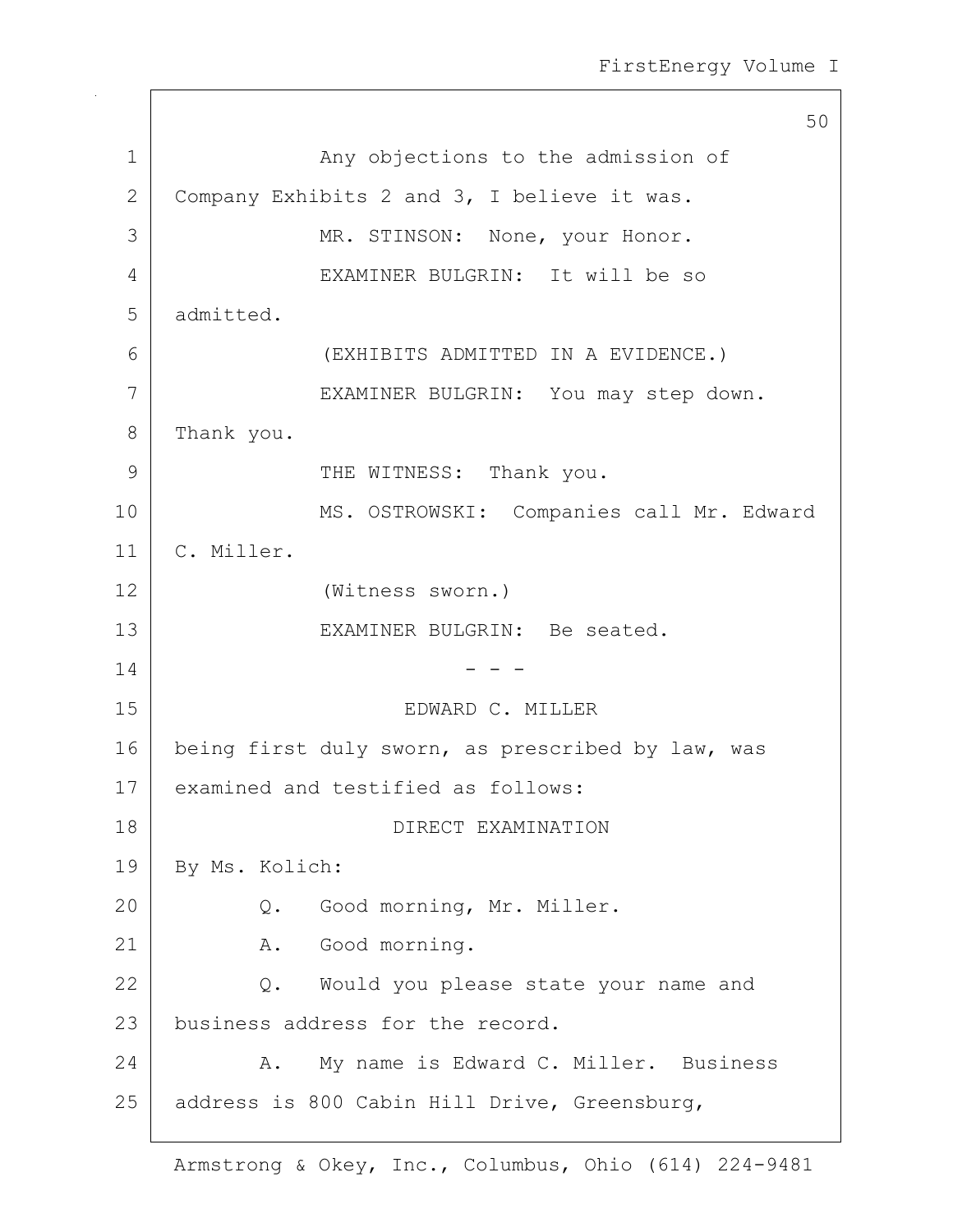Any objections to the admission of Company Exhibits 2 and 3, I believe it was.

MR. STINSON: None, your Honor.

EXAMINER BULGRIN: It will be so admitted.

(EXHIBITS ADMITTED IN A EVIDENCE.)

EXAMINER BULGRIN: You may step down. Thank you.

THE WITNESS: Thank you.

MS. OSTROWSKI: Companies call Mr. Edward C. Miller.

(Witness sworn.)

EXAMINER BULGRIN: Be seated.

\- - -

EDWARD C. MILLER

being first duly sworn, as prescribed by law, was examined and testified as follows:

DIRECT EXAMINATION

By Ms. Kolich:

Q. Good morning, Mr. Miller.

A. Good morning.

Q. Would you please state your name and business address for the record.

A. My name is Edward C. Miller. Business address is 800 Cabin Hill Drive, Greensburg,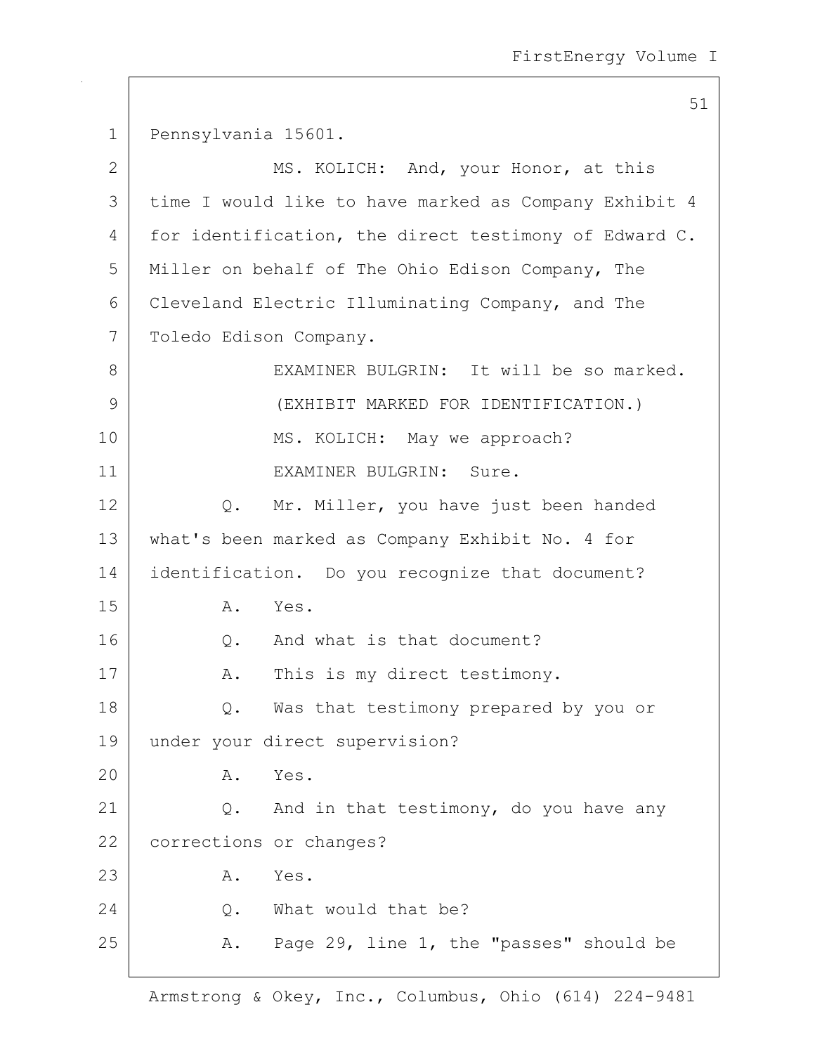1 Pennsylvania 15601.

2 MS. KOLICH: And, your Honor, at this

3 time I would like to have marked as Company Exhibit 4

4 for identification, the direct testimony of Edward C.

5 Miller on behalf of The Ohio Edison Company, The

6 Cleveland Electric Illuminating Company, and The

7 Toledo Edison Company.

8 EXAMINER BULGRIN: It will be so marked.

9 (EXHIBIT MARKED FOR IDENTIFICATION.)

10 MS. KOLICH: May we approach?

11 EXAMINER BULGRIN: Sure.

12 Q. Mr. Miller, you have just been handed

13 what's been marked as Company Exhibit No. 4 for

14 identification. Do you recognize that document?

15 A. Yes.

16 Q. And what is that document?

17 A. This is my direct testimony.

18 Q. Was that testimony prepared by you or

19 under your direct supervision?

20 A. Yes.

21 Q. And in that testimony, do you have any

22 corrections or changes?

23 A. Yes.

24 Q. What would that be?

25 A. Page 29, line 1, the "passes" should be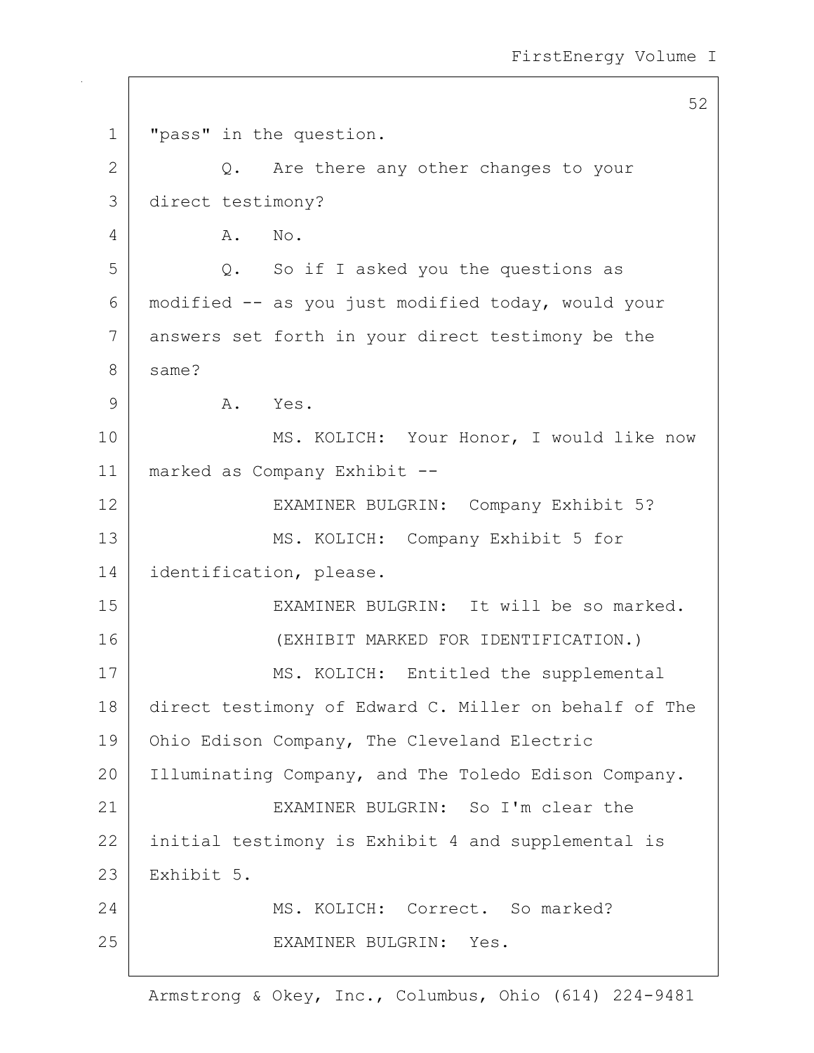"pass" in the question.

Q. Are there any other changes to your direct testimony?

A. No.

Q. So if I asked you the questions as modified -- as you just modified today, would your answers set forth in your direct testimony be the same?

A. Yes.

MS. KOLICH: Your Honor, I would like now marked as Company Exhibit --

EXAMINER BULGRIN: Company Exhibit 5?

MS. KOLICH: Company Exhibit 5 for identification, please.

EXAMINER BULGRIN: It will be so marked.

(EXHIBIT MARKED FOR IDENTIFICATION.)

MS. KOLICH: Entitled the supplemental direct testimony of Edward C. Miller on behalf of The Ohio Edison Company, The Cleveland Electric Illuminating Company, and The Toledo Edison Company.

EXAMINER BULGRIN: So I'm clear the initial testimony is Exhibit 4 and supplemental is Exhibit 5.

MS. KOLICH: Correct. So marked?

EXAMINER BULGRIN: Yes.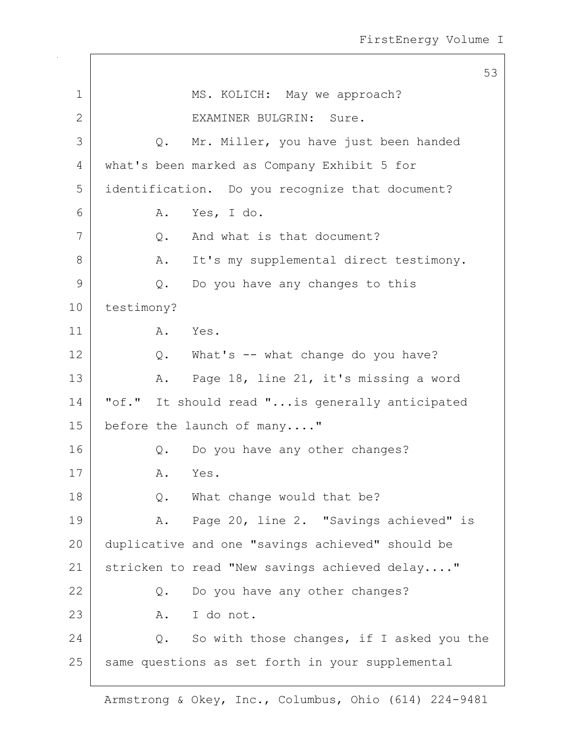MS. KOLICH: May we approach?

EXAMINER BULGRIN: Sure.

Q. Mr. Miller, you have just been handed what's been marked as Company Exhibit 5 for identification. Do you recognize that document?

A. Yes, I do.

Q. And what is that document?

A. It's my supplemental direct testimony.

Q. Do you have any changes to this testimony?

A. Yes.

Q. What's -- what change do you have?

A. Page 18, line 21, it's missing a word "of." It should read "...is generally anticipated before the launch of many...."

Q. Do you have any other changes?

A. Yes.

Q. What change would that be?

A. Page 20, line 2. "Savings achieved" is duplicative and one "savings achieved" should be stricken to read "New savings achieved delay...."

Q. Do you have any other changes?

A. I do not.

Q. So with those changes, if I asked you the same questions as set forth in your supplemental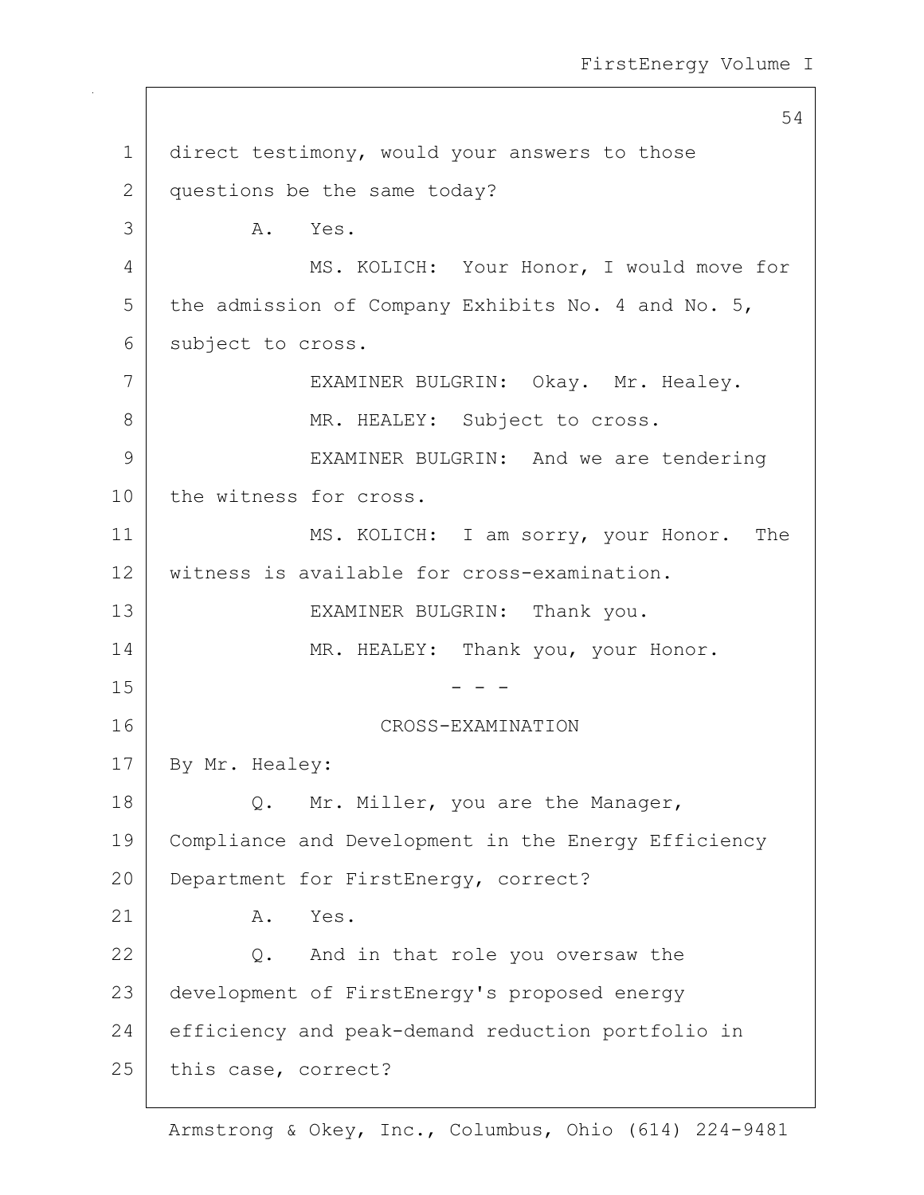direct testimony, would your answers to those questions be the same today?

A. Yes.

MS. KOLICH: Your Honor, I would move for the admission of Company Exhibits No. 4 and No. 5, subject to cross.

EXAMINER BULGRIN: Okay. Mr. Healey.

MR. HEALEY: Subject to cross.

EXAMINER BULGRIN: And we are tendering the witness for cross.

MS. KOLICH: I am sorry, your Honor. The witness is available for cross-examination.

EXAMINER BULGRIN: Thank you.

MR. HEALEY: Thank you, your Honor.

\- - -

CROSS-EXAMINATION

By Mr. Healey:

Q. Mr. Miller, you are the Manager, Compliance and Development in the Energy Efficiency Department for FirstEnergy, correct?

A. Yes.

Q. And in that role you oversaw the development of FirstEnergy's proposed energy efficiency and peak-demand reduction portfolio in this case, correct?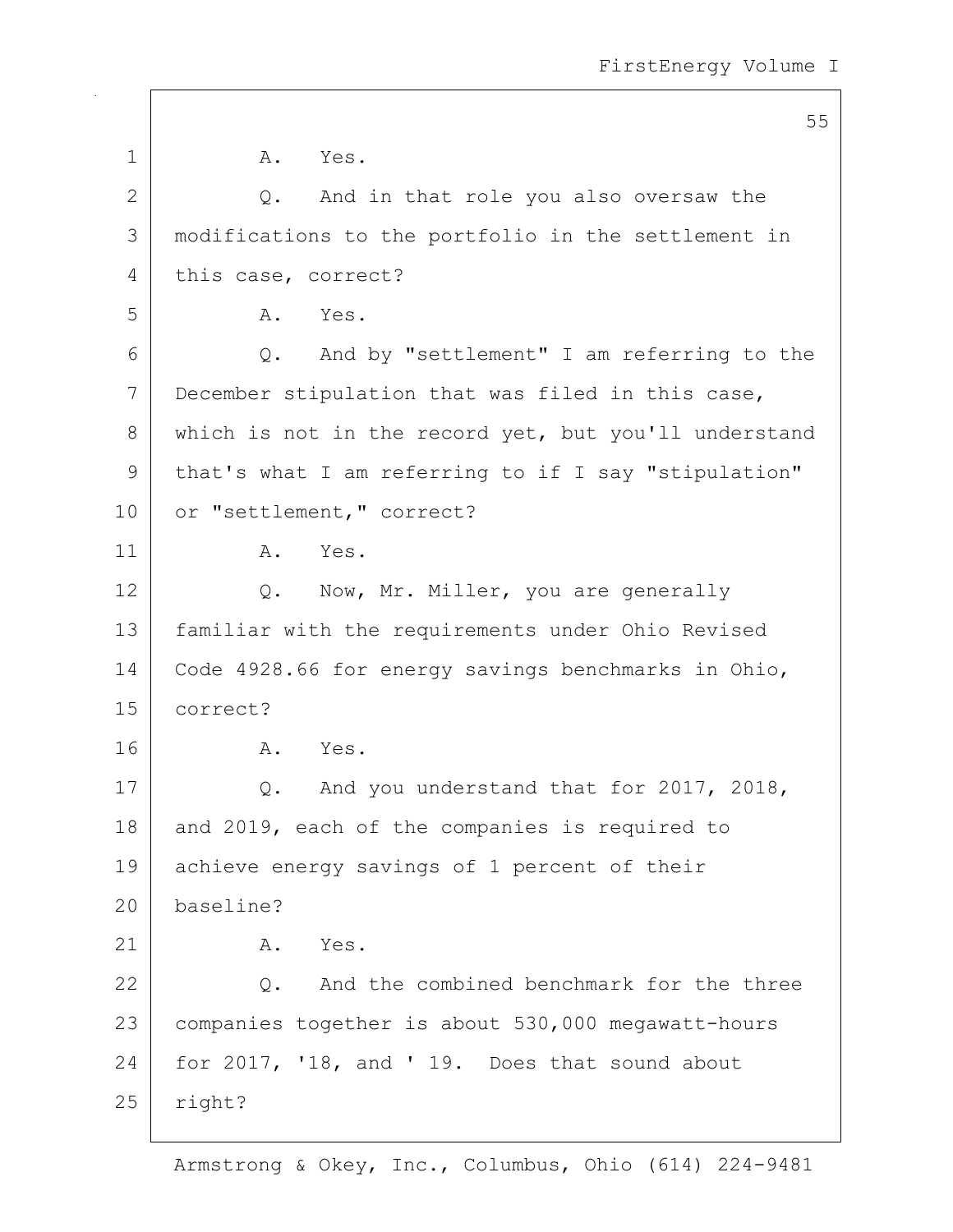A. Yes.

Q. And in that role you also oversaw the modifications to the portfolio in the settlement in this case, correct?

A. Yes.

Q. And by "settlement" I am referring to the December stipulation that was filed in this case, which is not in the record yet, but you'll understand that's what I am referring to if I say "stipulation" or "settlement," correct?

A. Yes.

Q. Now, Mr. Miller, you are generally familiar with the requirements under Ohio Revised Code 4928.66 for energy savings benchmarks in Ohio, correct?

A. Yes.

Q. And you understand that for 2017, 2018, and 2019, each of the companies is required to achieve energy savings of 1 percent of their baseline?

A. Yes.

Q. And the combined benchmark for the three companies together is about 530,000 megawatt-hours for 2017, '18, and ' 19. Does that sound about right?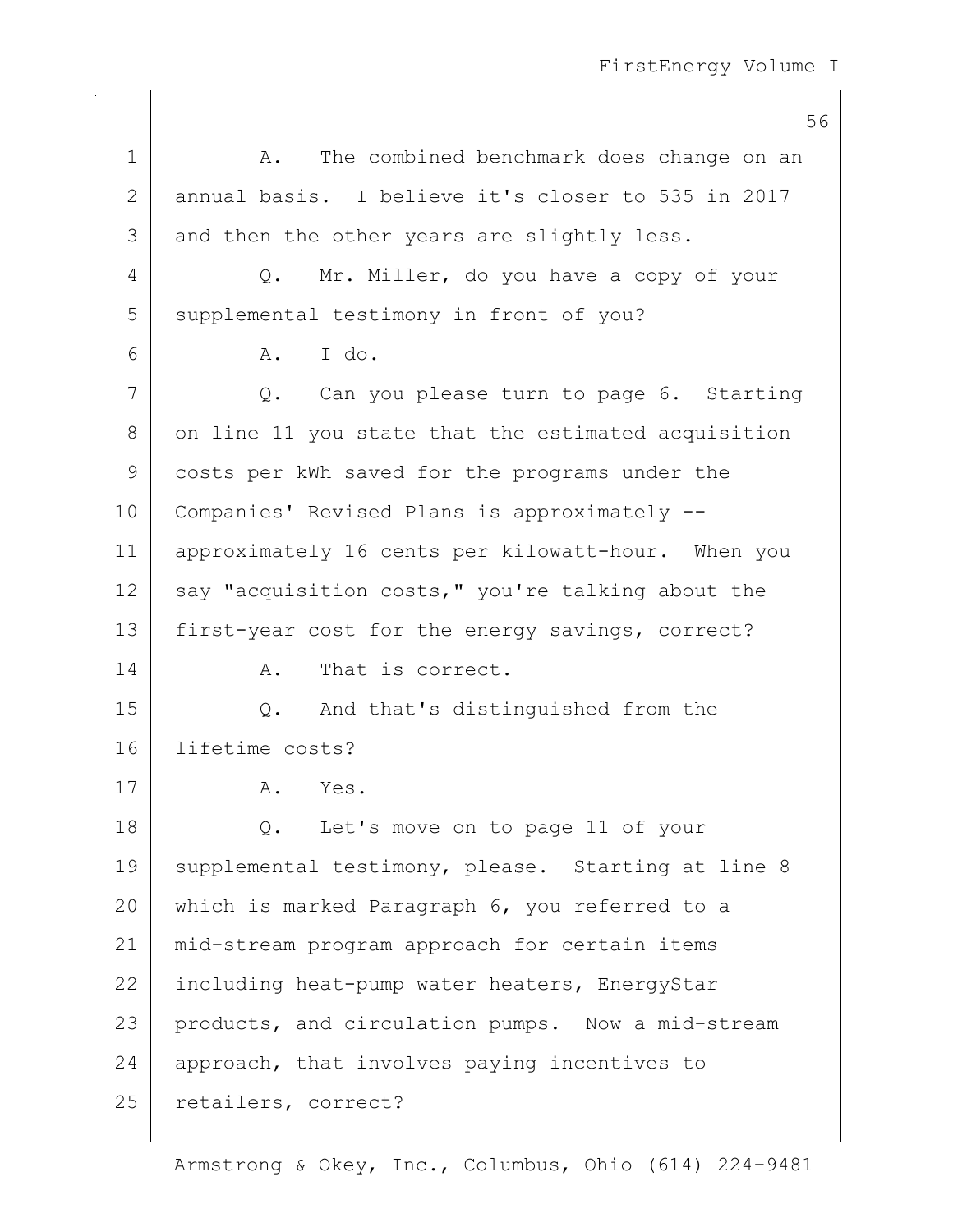1 A. The combined benchmark does change on an
2 annual basis. I believe it's closer to 535 in 2017
3 and then the other years are slightly less.
4 Q. Mr. Miller, do you have a copy of your
5 supplemental testimony in front of you?
6 A. I do.
7 Q. Can you please turn to page 6. Starting
8 on line 11 you state that the estimated acquisition
9 costs per kWh saved for the programs under the
10 Companies' Revised Plans is approximately --
11 approximately 16 cents per kilowatt-hour. When you
12 say "acquisition costs," you're talking about the
13 first-year cost for the energy savings, correct?
14 A. That is correct.
15 Q. And that's distinguished from the
16 lifetime costs?
17 A. Yes.
18 Q. Let's move on to page 11 of your
19 supplemental testimony, please. Starting at line 8
20 which is marked Paragraph 6, you referred to a
21 mid-stream program approach for certain items
22 including heat-pump water heaters, EnergyStar
23 products, and circulation pumps. Now a mid-stream
24 approach, that involves paying incentives to
25 retailers, correct?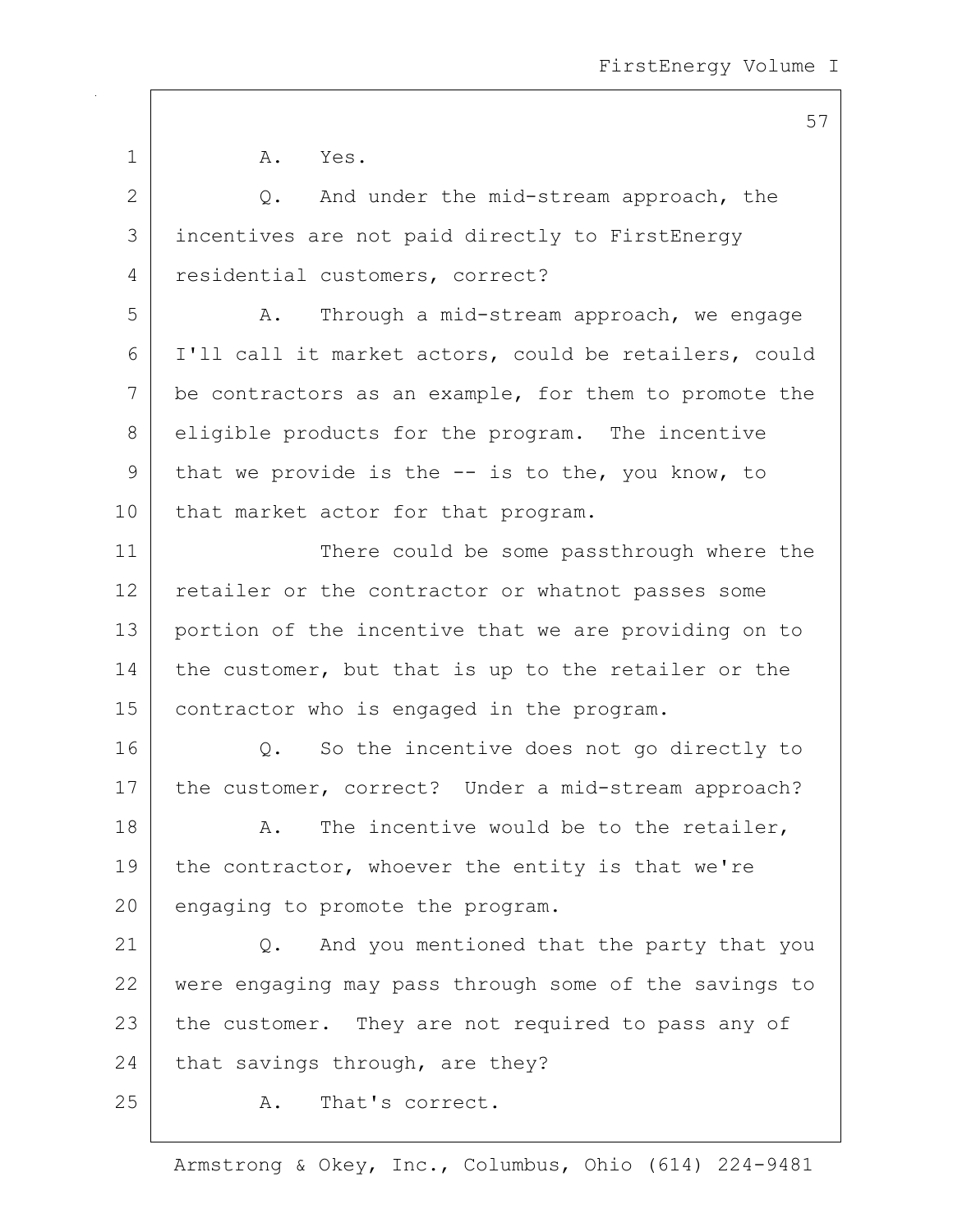A. Yes.

Q. And under the mid-stream approach, the incentives are not paid directly to FirstEnergy residential customers, correct?

A. Through a mid-stream approach, we engage I'll call it market actors, could be retailers, could be contractors as an example, for them to promote the eligible products for the program. The incentive that we provide is the -- is to the, you know, to that market actor for that program.

There could be some passthrough where the retailer or the contractor or whatnot passes some portion of the incentive that we are providing on to the customer, but that is up to the retailer or the contractor who is engaged in the program.

Q. So the incentive does not go directly to the customer, correct? Under a mid-stream approach?

A. The incentive would be to the retailer, the contractor, whoever the entity is that we're engaging to promote the program.

Q. And you mentioned that the party that you were engaging may pass through some of the savings to the customer. They are not required to pass any of that savings through, are they?

A. That's correct.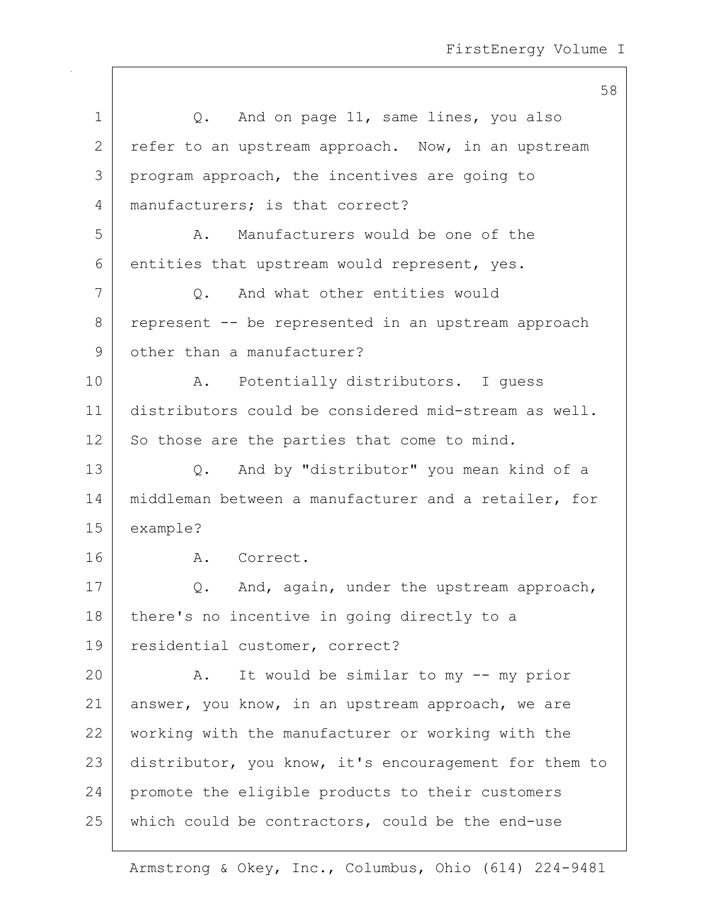1 Q. And on page 11, same lines, you also
2 refer to an upstream approach. Now, in an upstream
3 program approach, the incentives are going to
4 manufacturers; is that correct?
5 A. Manufacturers would be one of the
6 entities that upstream would represent, yes.
7 Q. And what other entities would
8 represent -- be represented in an upstream approach
9 other than a manufacturer?
10 A. Potentially distributors. I guess
11 distributors could be considered mid-stream as well.
12 So those are the parties that come to mind.
13 Q. And by "distributor" you mean kind of a
14 middleman between a manufacturer and a retailer, for
15 example?
16 A. Correct.
17 Q. And, again, under the upstream approach,
18 there's no incentive in going directly to a
19 residential customer, correct?
20 A. It would be similar to my -- my prior
21 answer, you know, in an upstream approach, we are
22 working with the manufacturer or working with the
23 distributor, you know, it's encouragement for them to
24 promote the eligible products to their customers
25 which could be contractors, could be the end-use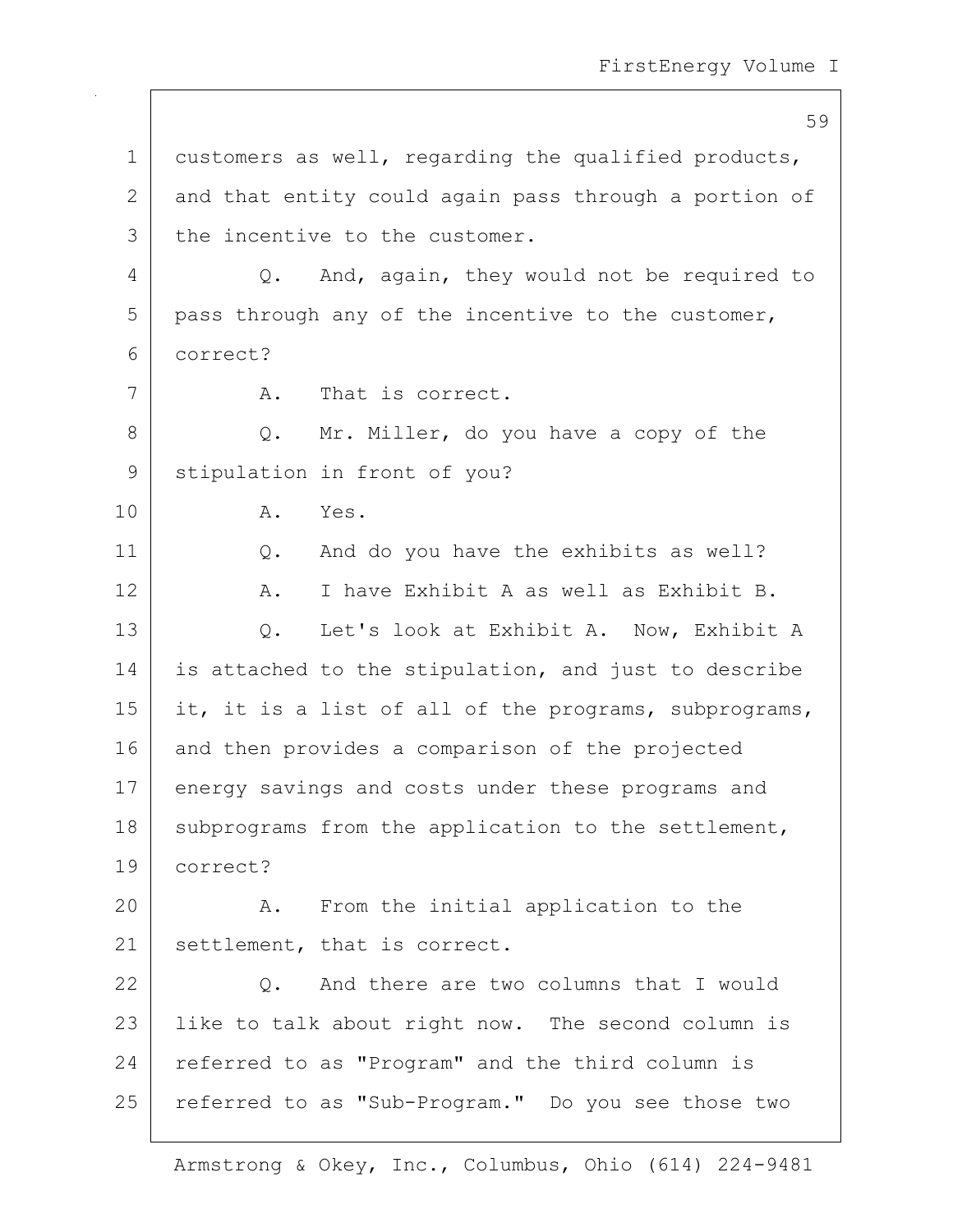customers as well, regarding the qualified products, and that entity could again pass through a portion of the incentive to the customer.

Q. And, again, they would not be required to pass through any of the incentive to the customer, correct?

A. That is correct.

Q. Mr. Miller, do you have a copy of the stipulation in front of you?

A. Yes.

Q. And do you have the exhibits as well?

A. I have Exhibit A as well as Exhibit B.

Q. Let's look at Exhibit A. Now, Exhibit A is attached to the stipulation, and just to describe it, it is a list of all of the programs, subprograms, and then provides a comparison of the projected energy savings and costs under these programs and subprograms from the application to the settlement, correct?

A. From the initial application to the settlement, that is correct.

Q. And there are two columns that I would like to talk about right now. The second column is referred to as "Program" and the third column is referred to as "Sub-Program." Do you see those two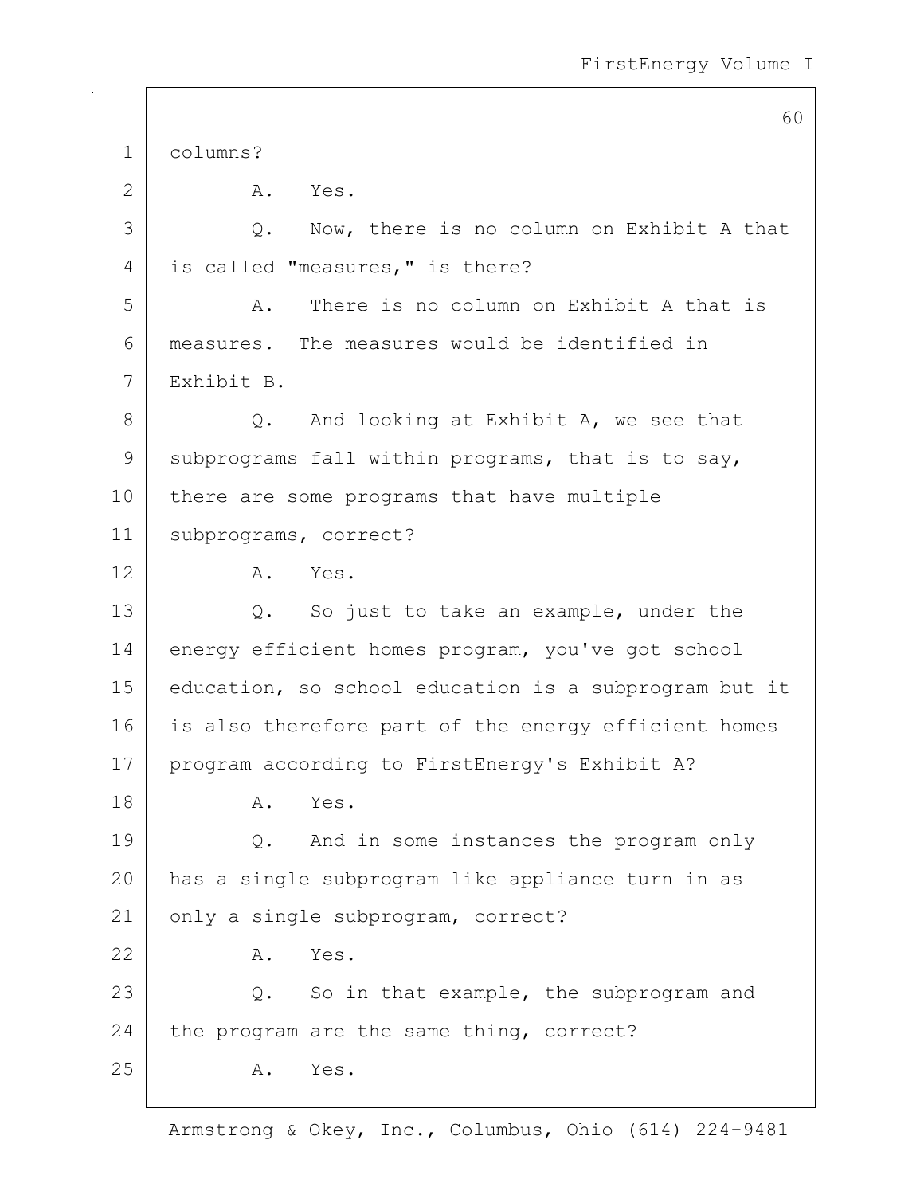1 columns?

2 A. Yes.

3 Q. Now, there is no column on Exhibit A that

4 is called "measures," is there?

5 A. There is no column on Exhibit A that is

6 measures. The measures would be identified in

7 Exhibit B.

8 Q. And looking at Exhibit A, we see that

9 subprograms fall within programs, that is to say,

10 there are some programs that have multiple

11 subprograms, correct?

12 A. Yes.

13 Q. So just to take an example, under the

14 energy efficient homes program, you've got school

15 education, so school education is a subprogram but it

16 is also therefore part of the energy efficient homes

17 program according to FirstEnergy's Exhibit A?

18 A. Yes.

19 Q. And in some instances the program only

20 has a single subprogram like appliance turn in as

21 only a single subprogram, correct?

22 A. Yes.

23 Q. So in that example, the subprogram and

24 the program are the same thing, correct?

25 A. Yes.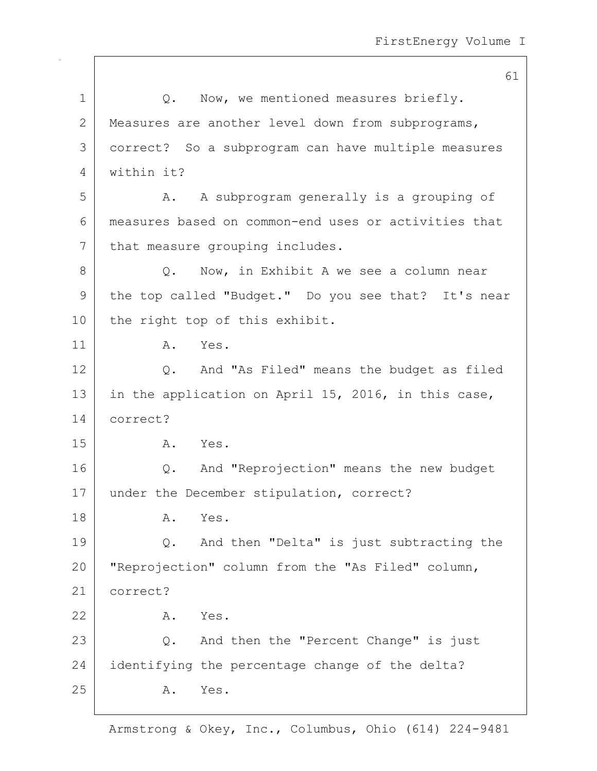Q. Now, we mentioned measures briefly. Measures are another level down from subprograms, correct? So a subprogram can have multiple measures within it?

A. A subprogram generally is a grouping of measures based on common-end uses or activities that that measure grouping includes.

Q. Now, in Exhibit A we see a column near the top called "Budget." Do you see that? It's near the right top of this exhibit.

A. Yes.

Q. And "As Filed" means the budget as filed in the application on April 15, 2016, in this case, correct?

A. Yes.

Q. And "Reprojection" means the new budget under the December stipulation, correct?

A. Yes.

Q. And then "Delta" is just subtracting the "Reprojection" column from the "As Filed" column, correct?

A. Yes.

Q. And then the "Percent Change" is just identifying the percentage change of the delta?

A. Yes.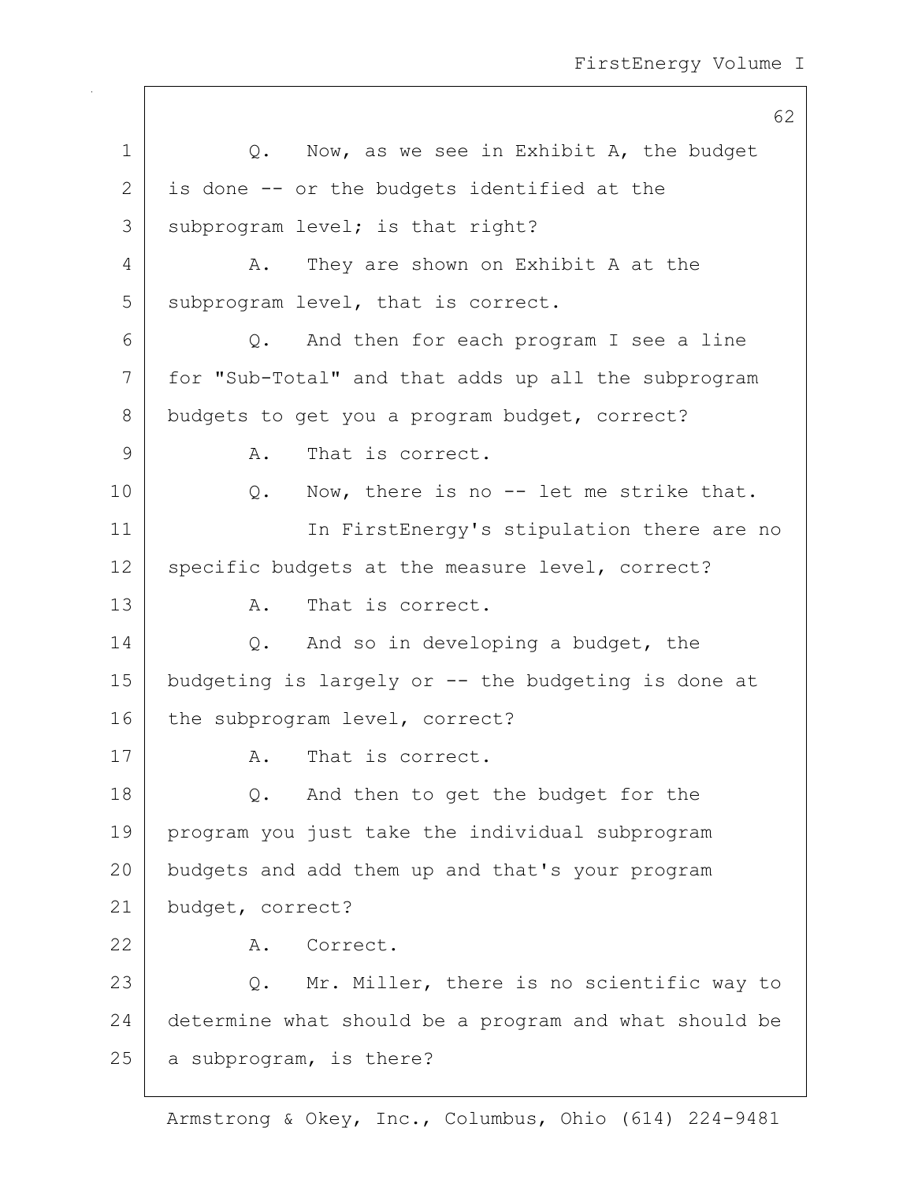Q. Now, as we see in Exhibit A, the budget is done -- or the budgets identified at the subprogram level; is that right?

A. They are shown on Exhibit A at the subprogram level, that is correct.

Q. And then for each program I see a line for "Sub-Total" and that adds up all the subprogram budgets to get you a program budget, correct?

A. That is correct.

Q. Now, there is no -- let me strike that.

In FirstEnergy's stipulation there are no specific budgets at the measure level, correct?

A. That is correct.

Q. And so in developing a budget, the budgeting is largely or -- the budgeting is done at the subprogram level, correct?

A. That is correct.

Q. And then to get the budget for the program you just take the individual subprogram budgets and add them up and that's your program budget, correct?

A. Correct.

Q. Mr. Miller, there is no scientific way to determine what should be a program and what should be a subprogram, is there?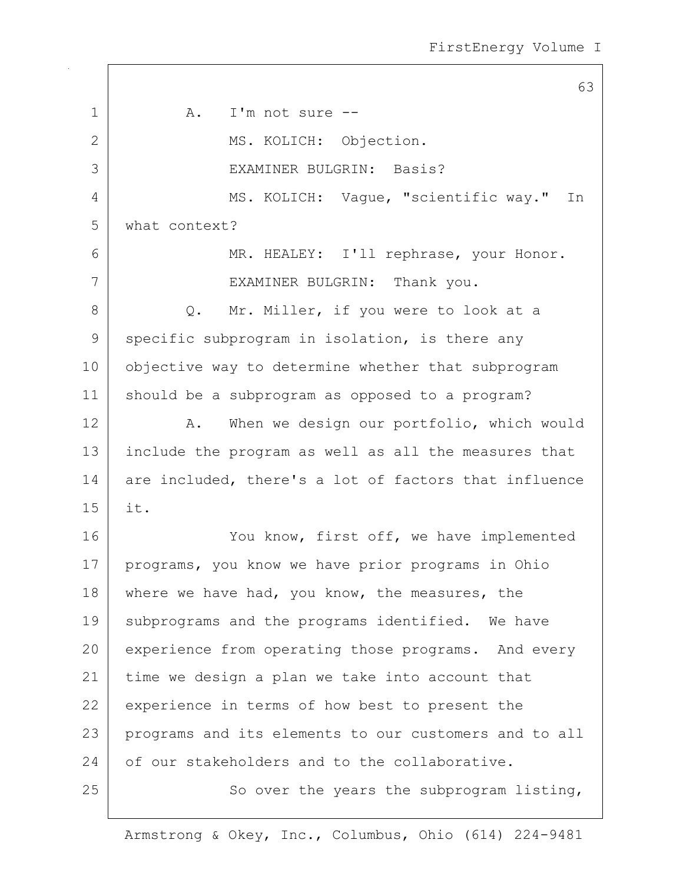A. I'm not sure --

MS. KOLICH: Objection.

EXAMINER BULGRIN: Basis?

MS. KOLICH: Vague, "scientific way." In what context?

MR. HEALEY: I'll rephrase, your Honor.

EXAMINER BULGRIN: Thank you.

Q. Mr. Miller, if you were to look at a specific subprogram in isolation, is there any objective way to determine whether that subprogram should be a subprogram as opposed to a program?

A. When we design our portfolio, which would include the program as well as all the measures that are included, there's a lot of factors that influence it.

You know, first off, we have implemented programs, you know we have prior programs in Ohio where we have had, you know, the measures, the subprograms and the programs identified. We have experience from operating those programs. And every time we design a plan we take into account that experience in terms of how best to present the programs and its elements to our customers and to all of our stakeholders and to the collaborative.

So over the years the subprogram listing,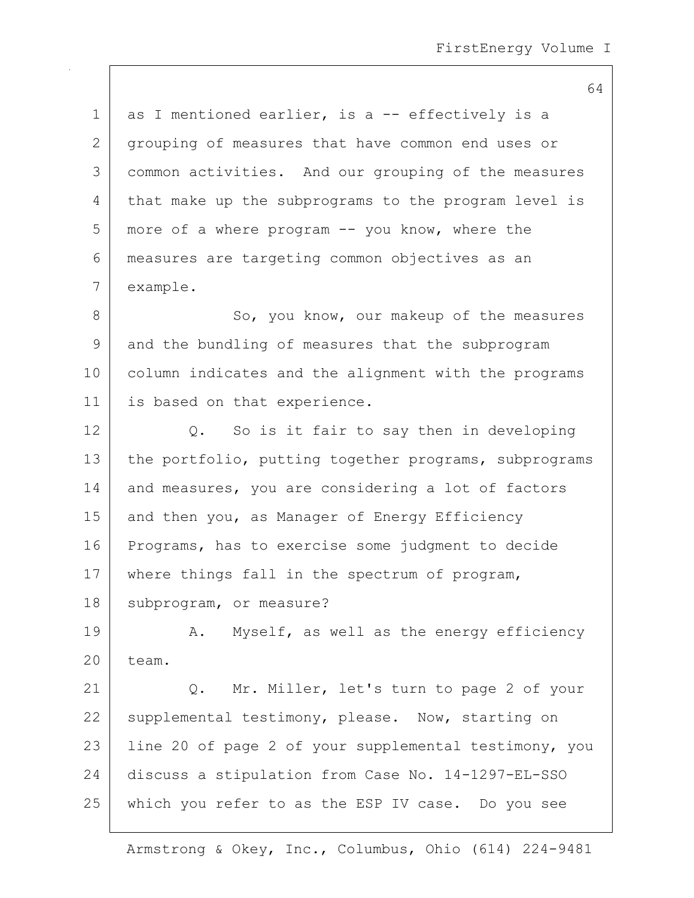as I mentioned earlier, is a -- effectively is a grouping of measures that have common end uses or common activities. And our grouping of the measures that make up the subprograms to the program level is more of a where program -- you know, where the measures are targeting common objectives as an example.

So, you know, our makeup of the measures and the bundling of measures that the subprogram column indicates and the alignment with the programs is based on that experience.

Q. So is it fair to say then in developing the portfolio, putting together programs, subprograms and measures, you are considering a lot of factors and then you, as Manager of Energy Efficiency Programs, has to exercise some judgment to decide where things fall in the spectrum of program, subprogram, or measure?

A. Myself, as well as the energy efficiency team.

Q. Mr. Miller, let's turn to page 2 of your supplemental testimony, please. Now, starting on line 20 of page 2 of your supplemental testimony, you discuss a stipulation from Case No. 14-1297-EL-SSO which you refer to as the ESP IV case. Do you see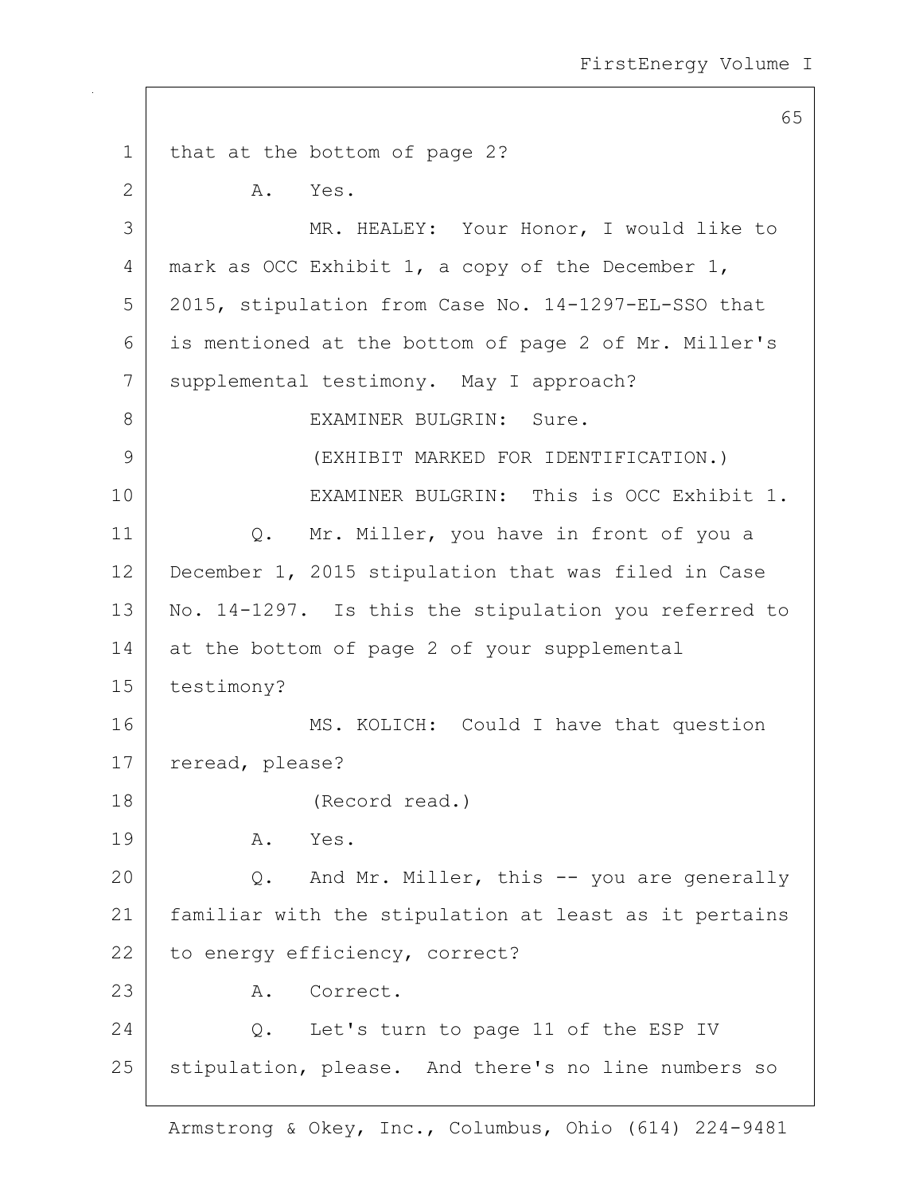that at the bottom of page 2?

A. Yes.

MR. HEALEY: Your Honor, I would like to mark as OCC Exhibit 1, a copy of the December 1, 2015, stipulation from Case No. 14-1297-EL-SSO that is mentioned at the bottom of page 2 of Mr. Miller's supplemental testimony. May I approach?

EXAMINER BULGRIN: Sure.

(EXHIBIT MARKED FOR IDENTIFICATION.)

EXAMINER BULGRIN: This is OCC Exhibit 1.

Q. Mr. Miller, you have in front of you a December 1, 2015 stipulation that was filed in Case No. 14-1297. Is this the stipulation you referred to at the bottom of page 2 of your supplemental testimony?

MS. KOLICH: Could I have that question reread, please?

(Record read.)

A. Yes.

Q. And Mr. Miller, this -- you are generally familiar with the stipulation at least as it pertains to energy efficiency, correct?

A. Correct.

Q. Let's turn to page 11 of the ESP IV stipulation, please. And there's no line numbers so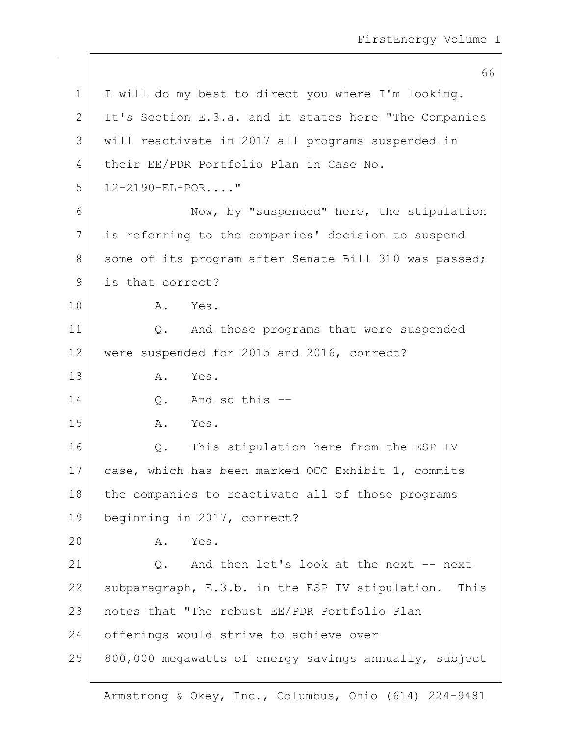I will do my best to direct you where I'm looking. It's Section E.3.a. and it states here "The Companies will reactivate in 2017 all programs suspended in their EE/PDR Portfolio Plan in Case No. 12-2190-EL-POR...."

Now, by "suspended" here, the stipulation is referring to the companies' decision to suspend some of its program after Senate Bill 310 was passed; is that correct?

A. Yes.

Q. And those programs that were suspended were suspended for 2015 and 2016, correct?

A. Yes.

Q. And so this --

A. Yes.

Q. This stipulation here from the ESP IV case, which has been marked OCC Exhibit 1, commits the companies to reactivate all of those programs beginning in 2017, correct?

A. Yes.

Q. And then let's look at the next -- next subparagraph, E.3.b. in the ESP IV stipulation. This notes that "The robust EE/PDR Portfolio Plan offerings would strive to achieve over 800,000 megawatts of energy savings annually, subject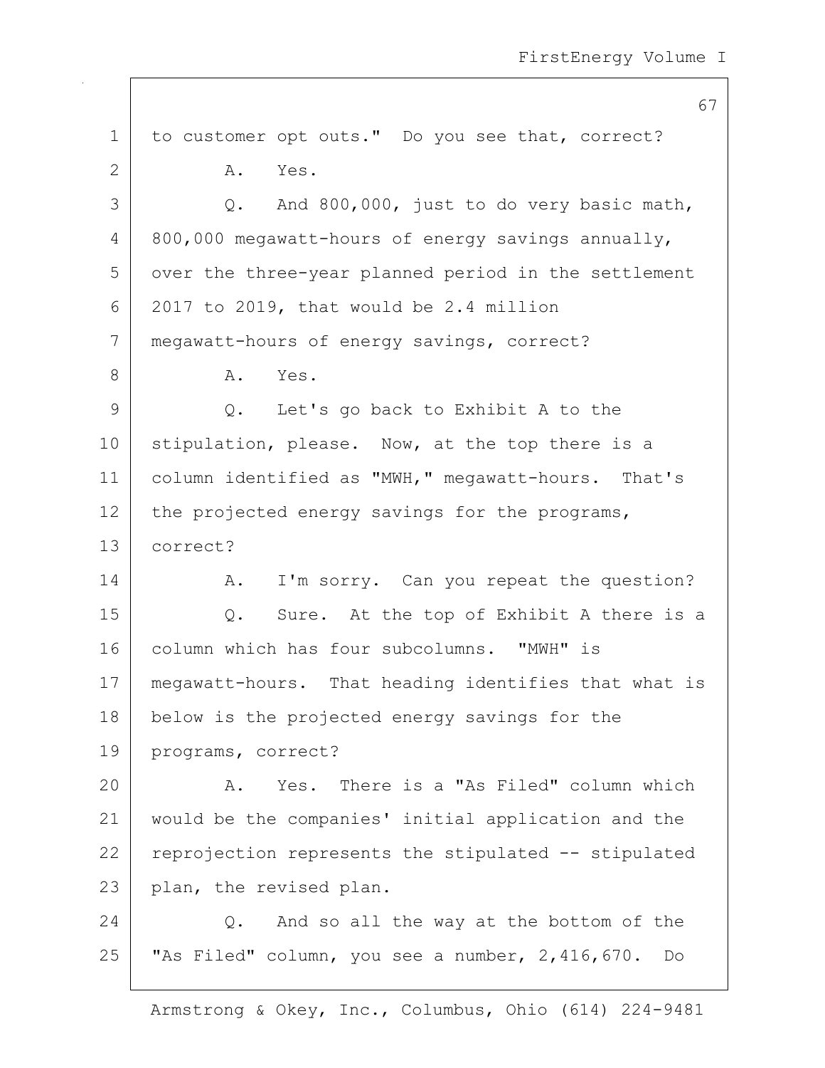to customer opt outs." Do you see that, correct?

A. Yes.

Q. And 800,000, just to do very basic math, 800,000 megawatt-hours of energy savings annually, over the three-year planned period in the settlement 2017 to 2019, that would be 2.4 million megawatt-hours of energy savings, correct?

A. Yes.

Q. Let's go back to Exhibit A to the stipulation, please. Now, at the top there is a column identified as "MWH," megawatt-hours. That's the projected energy savings for the programs, correct?

A. I'm sorry. Can you repeat the question?

Q. Sure. At the top of Exhibit A there is a column which has four subcolumns. "MWH" is megawatt-hours. That heading identifies that what is below is the projected energy savings for the programs, correct?

A. Yes. There is a "As Filed" column which would be the companies' initial application and the reprojection represents the stipulated -- stipulated plan, the revised plan.

Q. And so all the way at the bottom of the "As Filed" column, you see a number, 2,416,670. Do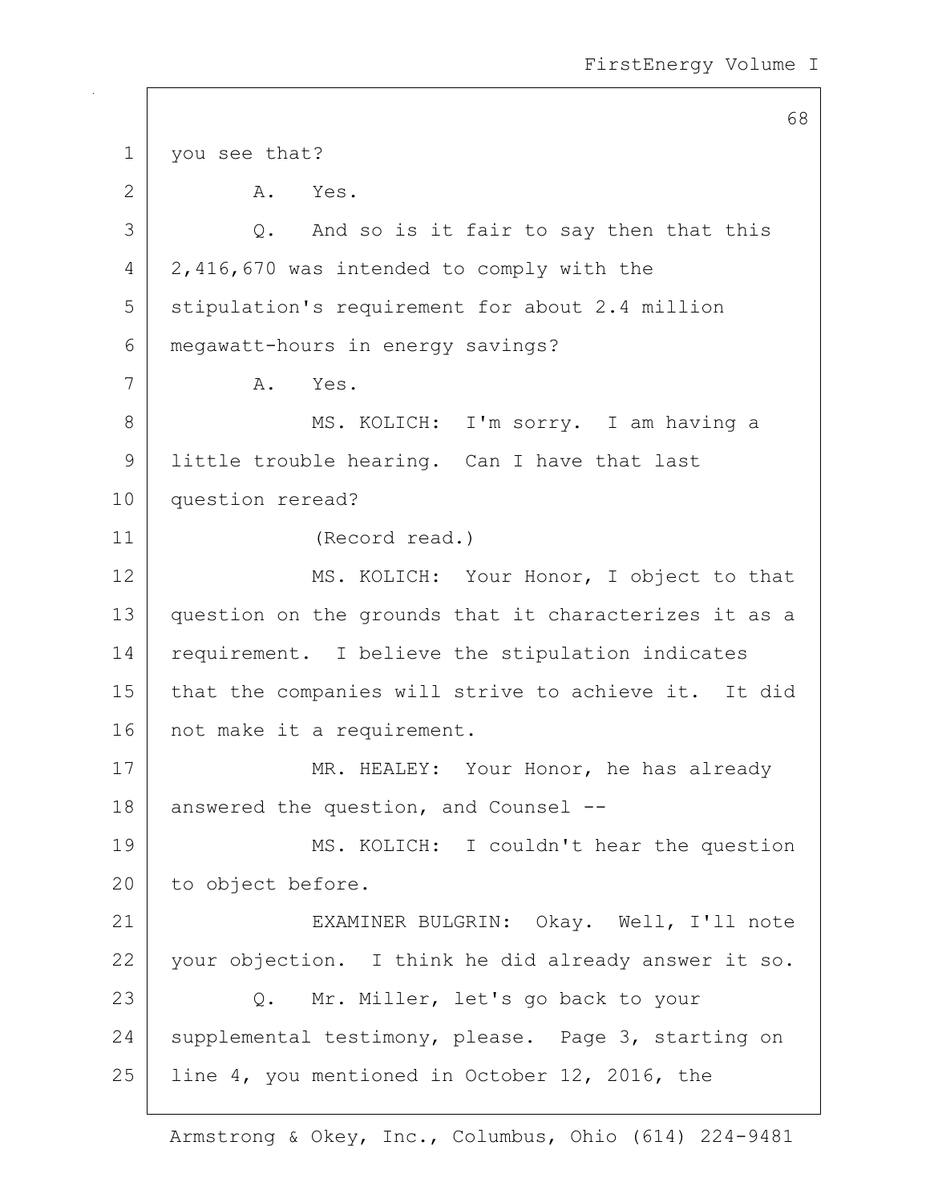you see that?

A. Yes.

Q. And so is it fair to say then that this 2,416,670 was intended to comply with the stipulation's requirement for about 2.4 million megawatt-hours in energy savings?

A. Yes.

MS. KOLICH: I'm sorry. I am having a little trouble hearing. Can I have that last question reread?

(Record read.)

MS. KOLICH: Your Honor, I object to that question on the grounds that it characterizes it as a requirement. I believe the stipulation indicates that the companies will strive to achieve it. It did not make it a requirement.

MR. HEALEY: Your Honor, he has already answered the question, and Counsel --

MS. KOLICH: I couldn't hear the question to object before.

EXAMINER BULGRIN: Okay. Well, I'll note your objection. I think he did already answer it so.

Q. Mr. Miller, let's go back to your supplemental testimony, please. Page 3, starting on line 4, you mentioned in October 12, 2016, the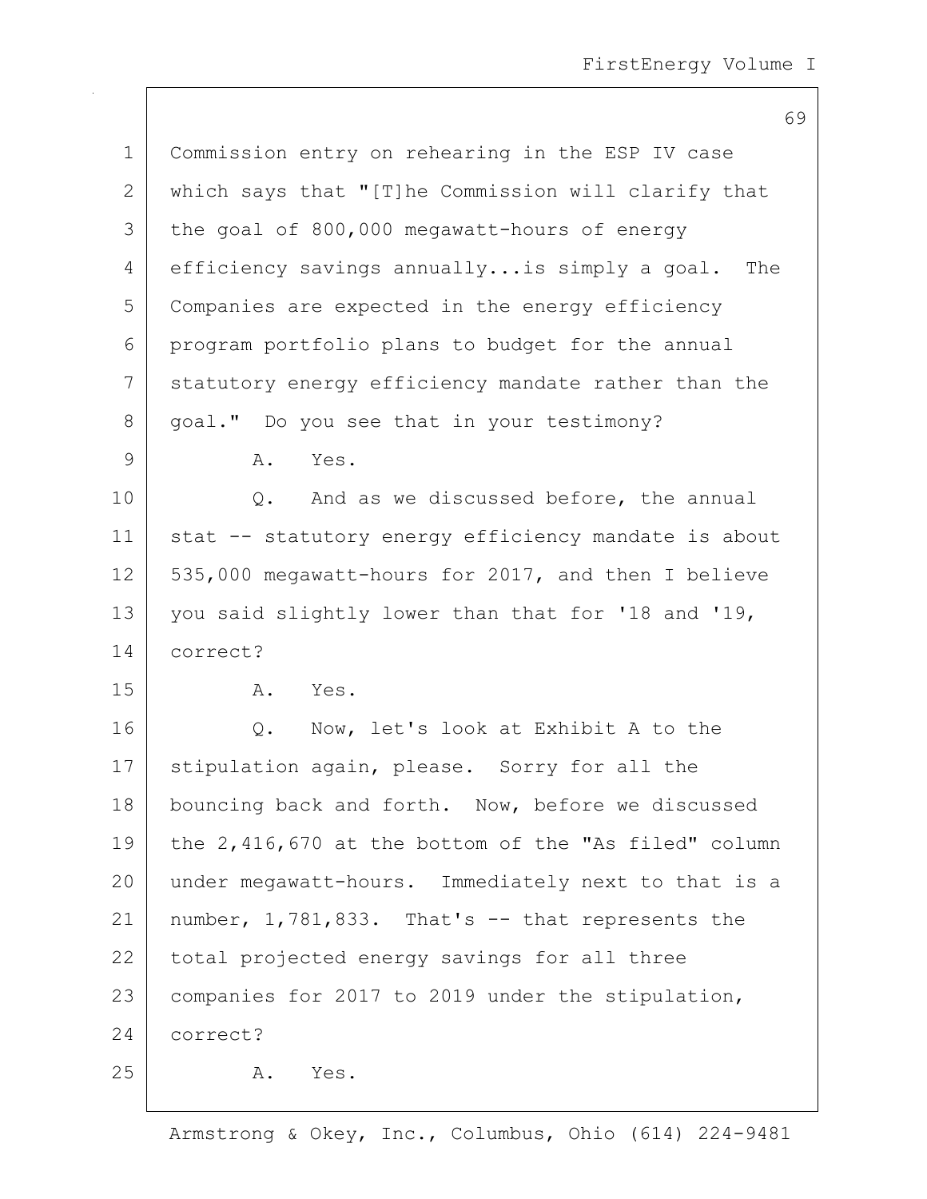1 Commission entry on rehearing in the ESP IV case
2 which says that "[T]he Commission will clarify that
3 the goal of 800,000 megawatt-hours of energy
4 efficiency savings annually...is simply a goal. The
5 Companies are expected in the energy efficiency
6 program portfolio plans to budget for the annual
7 statutory energy efficiency mandate rather than the
8 goal." Do you see that in your testimony?
9 A. Yes.
10 Q. And as we discussed before, the annual
11 stat -- statutory energy efficiency mandate is about
12 535,000 megawatt-hours for 2017, and then I believe
13 you said slightly lower than that for '18 and '19,
14 correct?
15 A. Yes.
16 Q. Now, let's look at Exhibit A to the
17 stipulation again, please. Sorry for all the
18 bouncing back and forth. Now, before we discussed
19 the 2,416,670 at the bottom of the "As filed" column
20 under megawatt-hours. Immediately next to that is a
21 number, 1,781,833. That's -- that represents the
22 total projected energy savings for all three
23 companies for 2017 to 2019 under the stipulation,
24 correct?
25 A. Yes.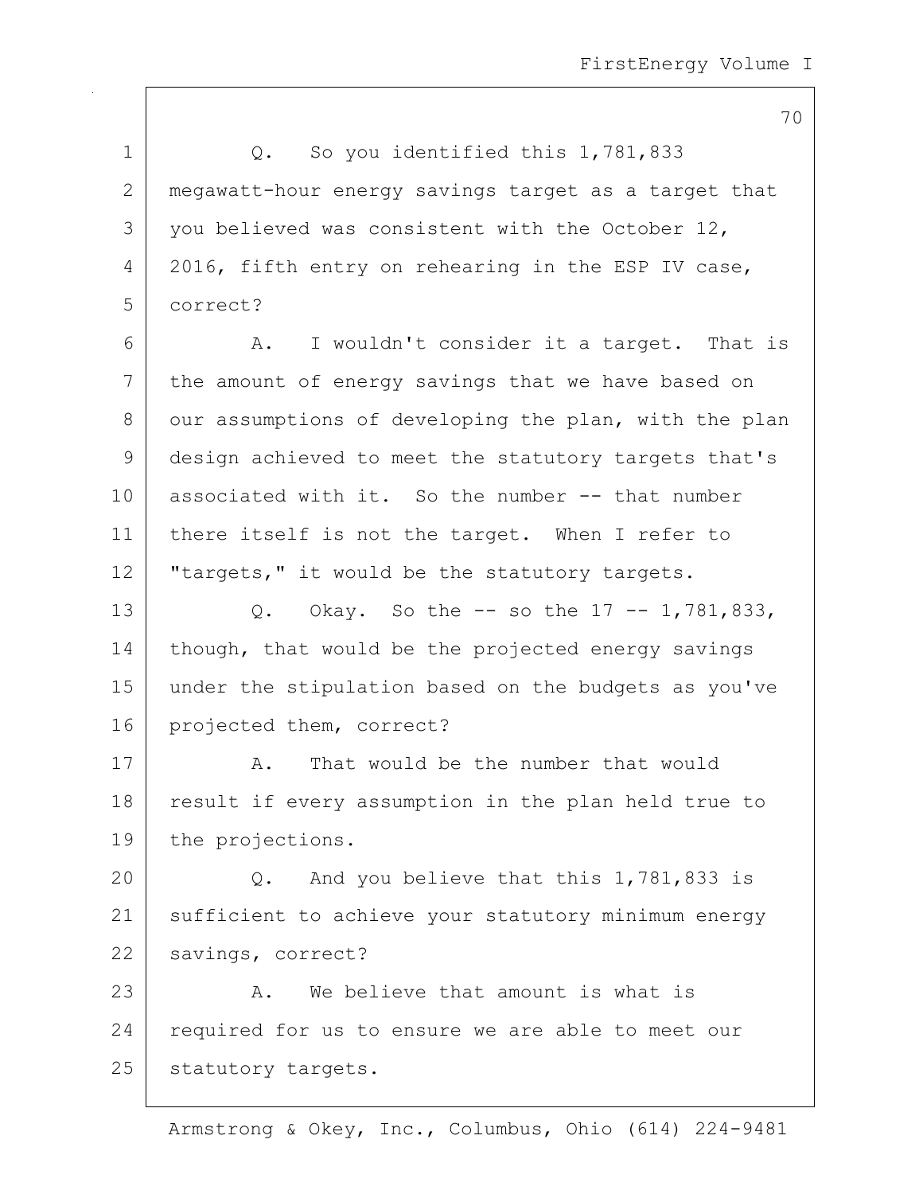Q. So you identified this 1,781,833 megawatt-hour energy savings target as a target that you believed was consistent with the October 12, 2016, fifth entry on rehearing in the ESP IV case, correct?

A. I wouldn't consider it a target. That is the amount of energy savings that we have based on our assumptions of developing the plan, with the plan design achieved to meet the statutory targets that's associated with it. So the number -- that number there itself is not the target. When I refer to "targets," it would be the statutory targets.

Q. Okay. So the -- so the 17 -- 1,781,833, though, that would be the projected energy savings under the stipulation based on the budgets as you've projected them, correct?

A. That would be the number that would result if every assumption in the plan held true to the projections.

Q. And you believe that this 1,781,833 is sufficient to achieve your statutory minimum energy savings, correct?

A. We believe that amount is what is required for us to ensure we are able to meet our statutory targets.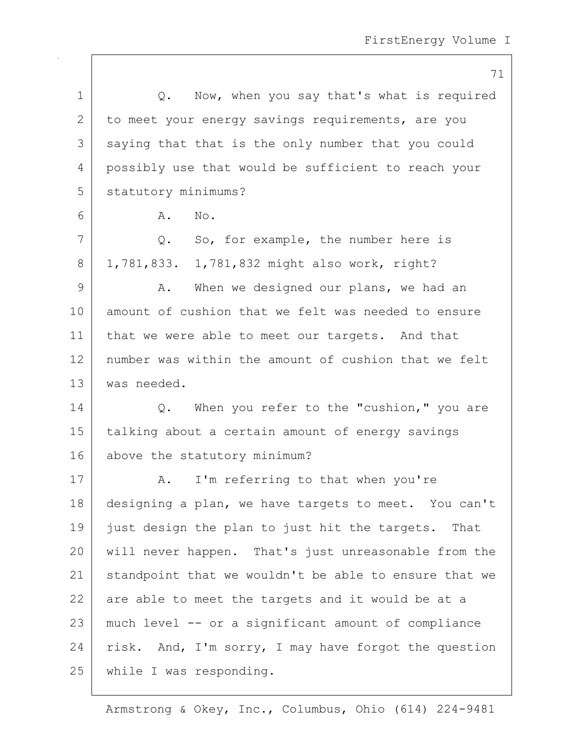Q. Now, when you say that's what is required to meet your energy savings requirements, are you saying that that is the only number that you could possibly use that would be sufficient to reach your statutory minimums?

A. No.

Q. So, for example, the number here is 1,781,833. 1,781,832 might also work, right?

A. When we designed our plans, we had an amount of cushion that we felt was needed to ensure that we were able to meet our targets. And that number was within the amount of cushion that we felt was needed.

Q. When you refer to the "cushion," you are talking about a certain amount of energy savings above the statutory minimum?

A. I'm referring to that when you're designing a plan, we have targets to meet. You can't just design the plan to just hit the targets. That will never happen. That's just unreasonable from the standpoint that we wouldn't be able to ensure that we are able to meet the targets and it would be at a much level -- or a significant amount of compliance risk. And, I'm sorry, I may have forgot the question while I was responding.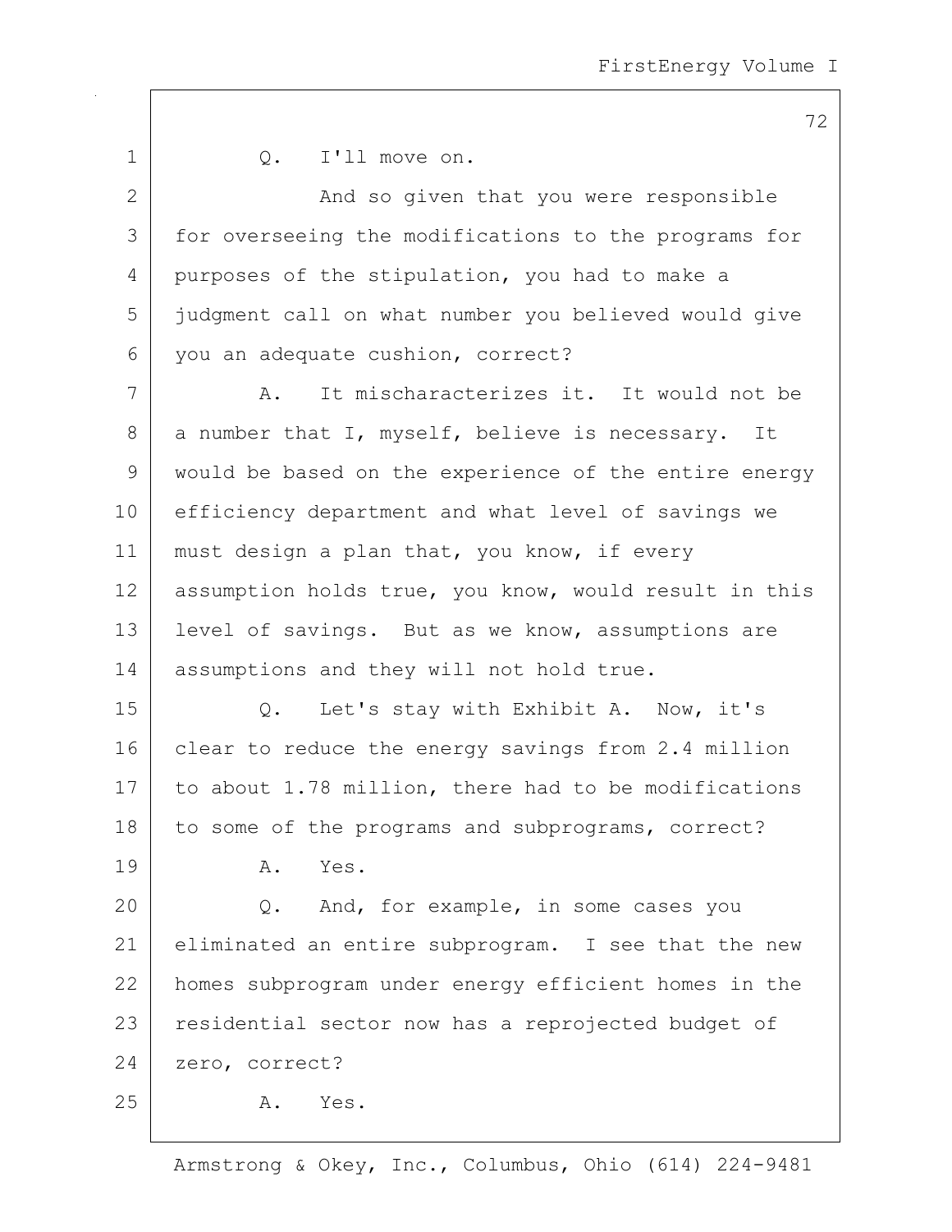Q. I'll move on.

And so given that you were responsible for overseeing the modifications to the programs for purposes of the stipulation, you had to make a judgment call on what number you believed would give you an adequate cushion, correct?

A. It mischaracterizes it. It would not be a number that I, myself, believe is necessary. It would be based on the experience of the entire energy efficiency department and what level of savings we must design a plan that, you know, if every assumption holds true, you know, would result in this level of savings. But as we know, assumptions are assumptions and they will not hold true.

Q. Let's stay with Exhibit A. Now, it's clear to reduce the energy savings from 2.4 million to about 1.78 million, there had to be modifications to some of the programs and subprograms, correct?

A. Yes.

Q. And, for example, in some cases you eliminated an entire subprogram. I see that the new homes subprogram under energy efficient homes in the residential sector now has a reprojected budget of zero, correct?

A. Yes.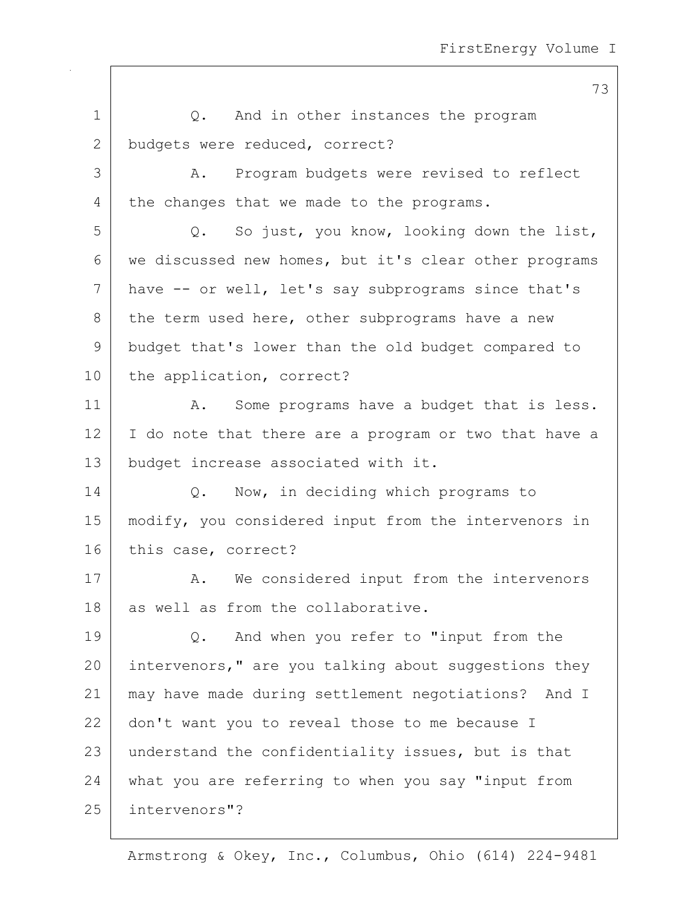Q. And in other instances the program budgets were reduced, correct?

A. Program budgets were revised to reflect the changes that we made to the programs.

Q. So just, you know, looking down the list, we discussed new homes, but it's clear other programs have -- or well, let's say subprograms since that's the term used here, other subprograms have a new budget that's lower than the old budget compared to the application, correct?

A. Some programs have a budget that is less. I do note that there are a program or two that have a budget increase associated with it.

Q. Now, in deciding which programs to modify, you considered input from the intervenors in this case, correct?

A. We considered input from the intervenors as well as from the collaborative.

Q. And when you refer to "input from the intervenors," are you talking about suggestions they may have made during settlement negotiations? And I don't want you to reveal those to me because I understand the confidentiality issues, but is that what you are referring to when you say "input from intervenors"?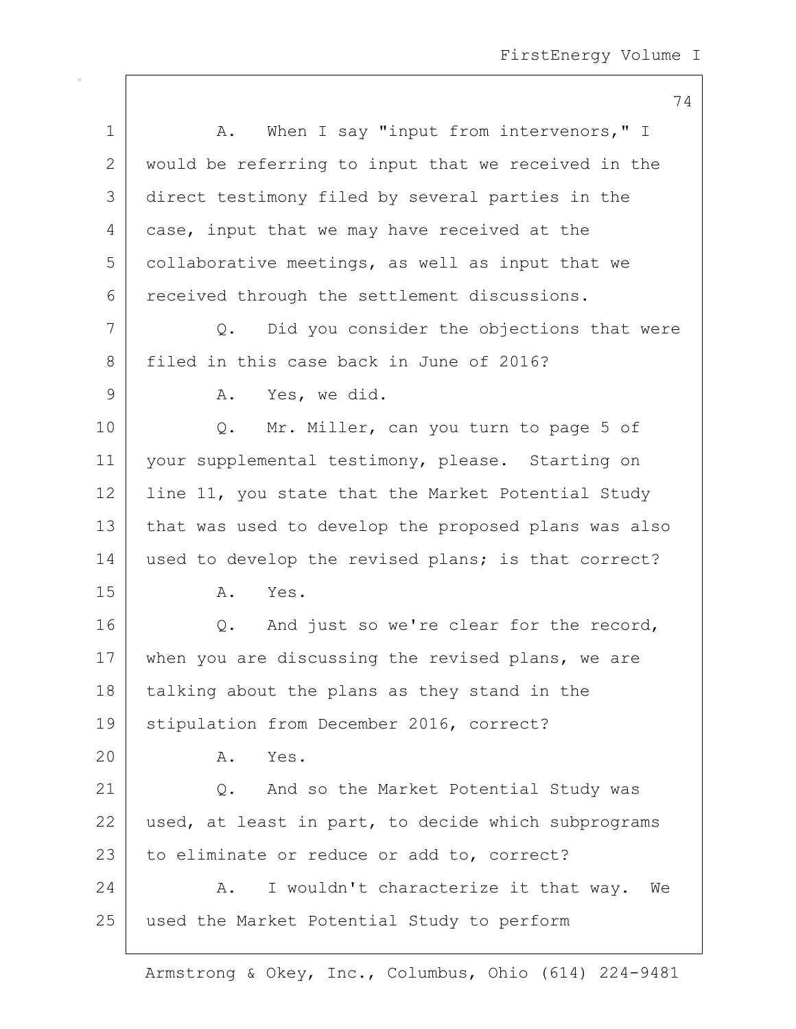A. When I say "input from intervenors," I would be referring to input that we received in the direct testimony filed by several parties in the case, input that we may have received at the collaborative meetings, as well as input that we received through the settlement discussions.

Q. Did you consider the objections that were filed in this case back in June of 2016?

A. Yes, we did.

Q. Mr. Miller, can you turn to page 5 of your supplemental testimony, please. Starting on line 11, you state that the Market Potential Study that was used to develop the proposed plans was also used to develop the revised plans; is that correct?

A. Yes.

Q. And just so we're clear for the record, when you are discussing the revised plans, we are talking about the plans as they stand in the stipulation from December 2016, correct?

A. Yes.

Q. And so the Market Potential Study was used, at least in part, to decide which subprograms to eliminate or reduce or add to, correct?

A. I wouldn't characterize it that way. We used the Market Potential Study to perform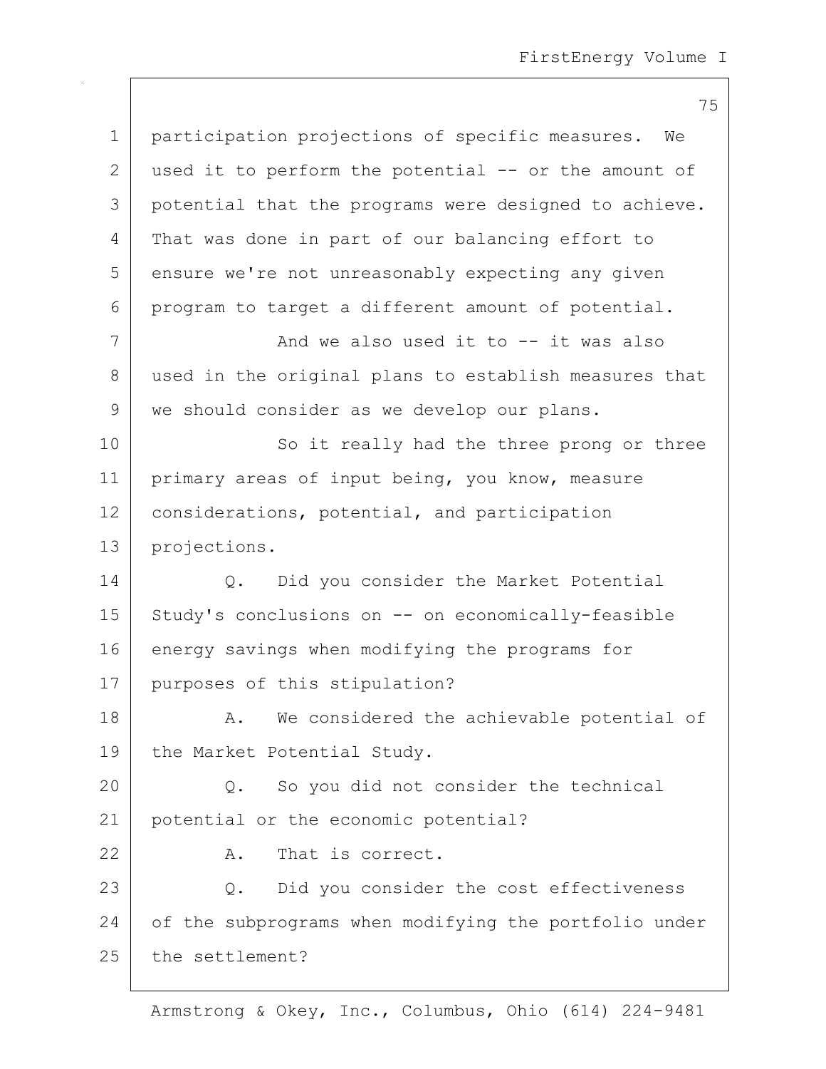participation projections of specific measures. We used it to perform the potential -- or the amount of potential that the programs were designed to achieve. That was done in part of our balancing effort to ensure we're not unreasonably expecting any given program to target a different amount of potential.

And we also used it to -- it was also used in the original plans to establish measures that we should consider as we develop our plans.

So it really had the three prong or three primary areas of input being, you know, measure considerations, potential, and participation projections.

Q. Did you consider the Market Potential Study's conclusions on -- on economically-feasible energy savings when modifying the programs for purposes of this stipulation?

A. We considered the achievable potential of the Market Potential Study.

Q. So you did not consider the technical potential or the economic potential?

A. That is correct.

Q. Did you consider the cost effectiveness of the subprograms when modifying the portfolio under the settlement?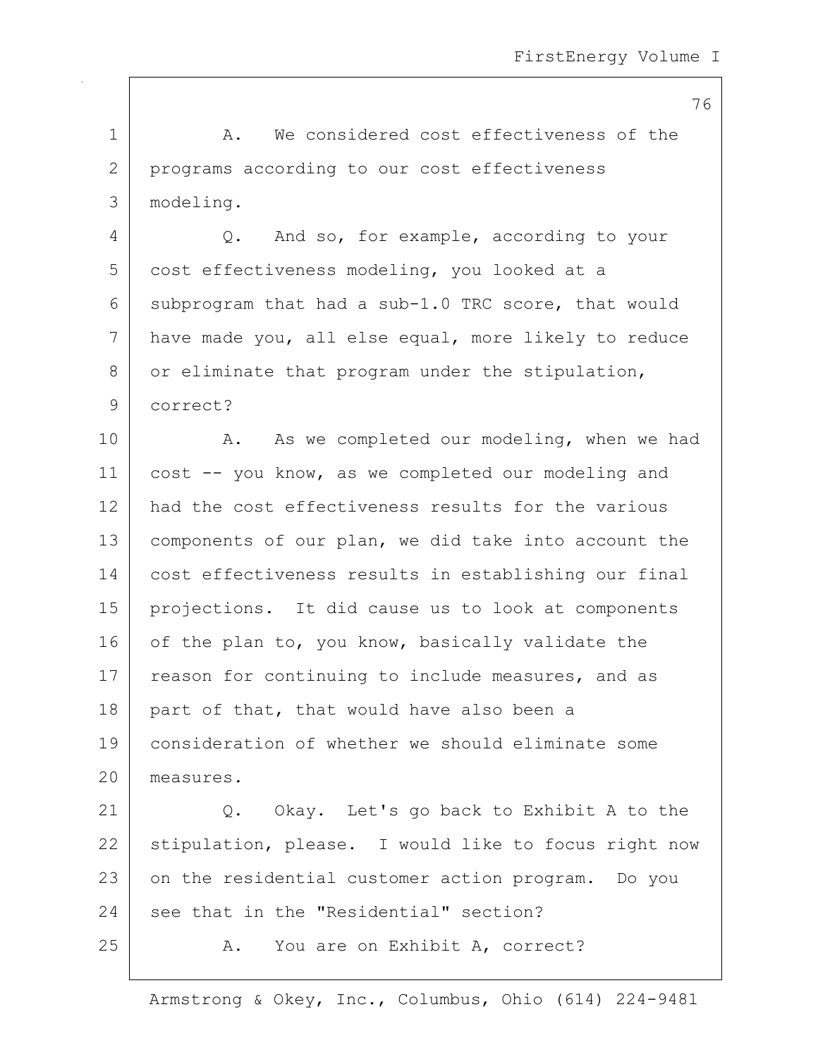A. We considered cost effectiveness of the programs according to our cost effectiveness modeling.

Q. And so, for example, according to your cost effectiveness modeling, you looked at a subprogram that had a sub-1.0 TRC score, that would have made you, all else equal, more likely to reduce or eliminate that program under the stipulation, correct?

A. As we completed our modeling, when we had cost -- you know, as we completed our modeling and had the cost effectiveness results for the various components of our plan, we did take into account the cost effectiveness results in establishing our final projections. It did cause us to look at components of the plan to, you know, basically validate the reason for continuing to include measures, and as part of that, that would have also been a consideration of whether we should eliminate some measures.

Q. Okay. Let's go back to Exhibit A to the stipulation, please. I would like to focus right now on the residential customer action program. Do you see that in the "Residential" section?

A. You are on Exhibit A, correct?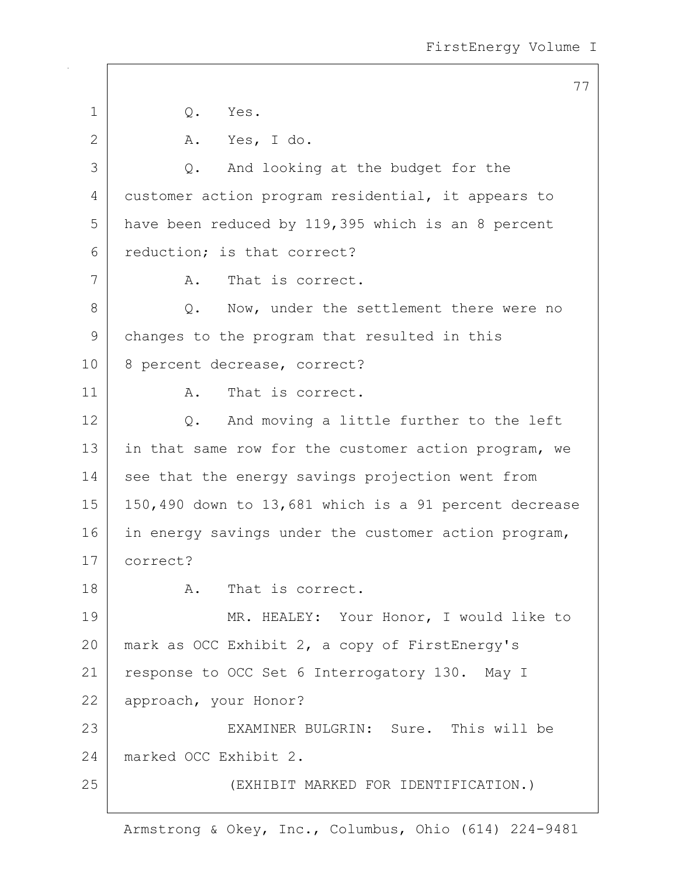Q. Yes.

A. Yes, I do.

Q. And looking at the budget for the customer action program residential, it appears to have been reduced by 119,395 which is an 8 percent reduction; is that correct?

A. That is correct.

Q. Now, under the settlement there were no changes to the program that resulted in this 8 percent decrease, correct?

A. That is correct.

Q. And moving a little further to the left in that same row for the customer action program, we see that the energy savings projection went from 150,490 down to 13,681 which is a 91 percent decrease in energy savings under the customer action program, correct?

A. That is correct.

MR. HEALEY: Your Honor, I would like to mark as OCC Exhibit 2, a copy of FirstEnergy's response to OCC Set 6 Interrogatory 130. May I approach, your Honor?

EXAMINER BULGRIN: Sure. This will be marked OCC Exhibit 2.

(EXHIBIT MARKED FOR IDENTIFICATION.)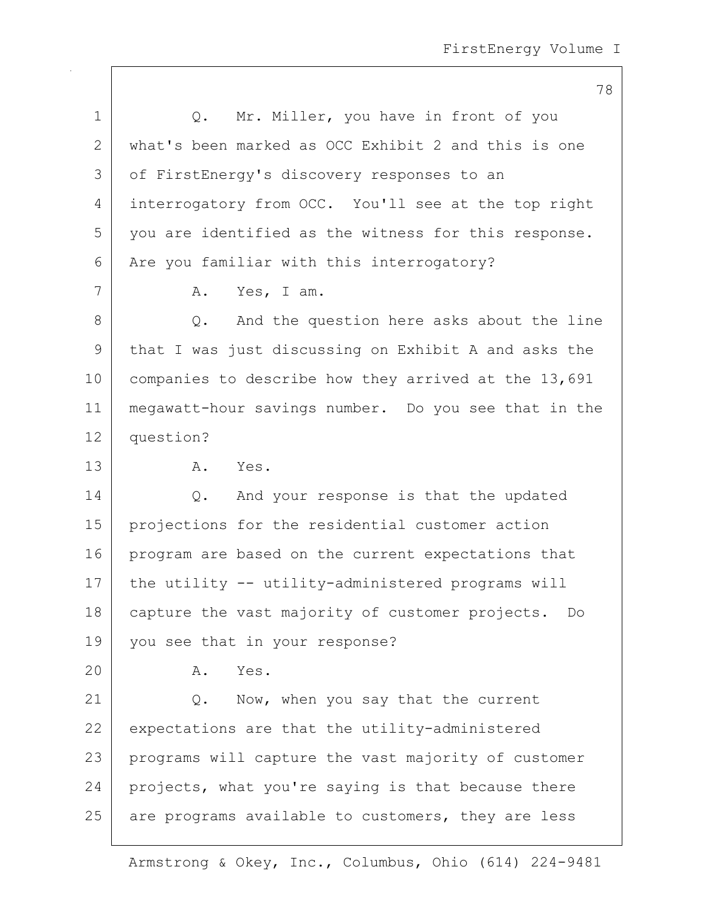Q. Mr. Miller, you have in front of you what's been marked as OCC Exhibit 2 and this is one of FirstEnergy's discovery responses to an interrogatory from OCC. You'll see at the top right you are identified as the witness for this response. Are you familiar with this interrogatory?

A. Yes, I am.

Q. And the question here asks about the line that I was just discussing on Exhibit A and asks the companies to describe how they arrived at the 13,691 megawatt-hour savings number. Do you see that in the question?

A. Yes.

Q. And your response is that the updated projections for the residential customer action program are based on the current expectations that the utility -- utility-administered programs will capture the vast majority of customer projects. Do you see that in your response?

A. Yes.

Q. Now, when you say that the current expectations are that the utility-administered programs will capture the vast majority of customer projects, what you're saying is that because there are programs available to customers, they are less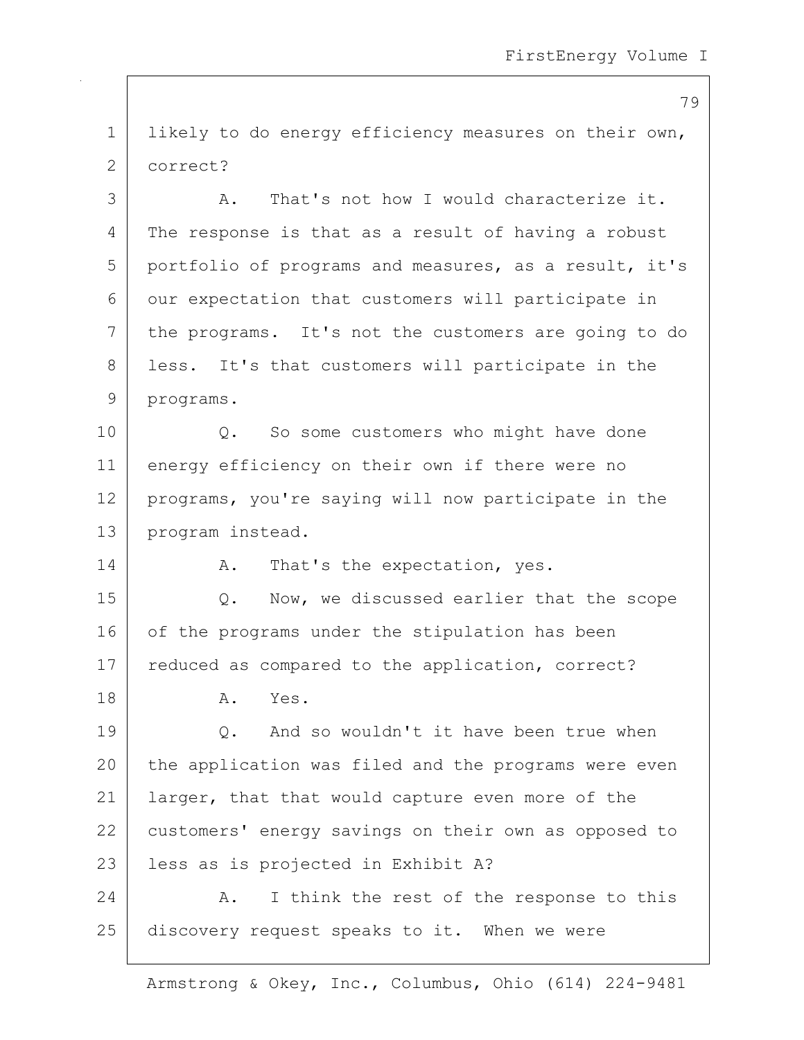likely to do energy efficiency measures on their own, correct?

A. That's not how I would characterize it. The response is that as a result of having a robust portfolio of programs and measures, as a result, it's our expectation that customers will participate in the programs. It's not the customers are going to do less. It's that customers will participate in the programs.

Q. So some customers who might have done energy efficiency on their own if there were no programs, you're saying will now participate in the program instead.

A. That's the expectation, yes.

Q. Now, we discussed earlier that the scope of the programs under the stipulation has been reduced as compared to the application, correct?

A. Yes.

Q. And so wouldn't it have been true when the application was filed and the programs were even larger, that that would capture even more of the customers' energy savings on their own as opposed to less as is projected in Exhibit A?

A. I think the rest of the response to this discovery request speaks to it. When we were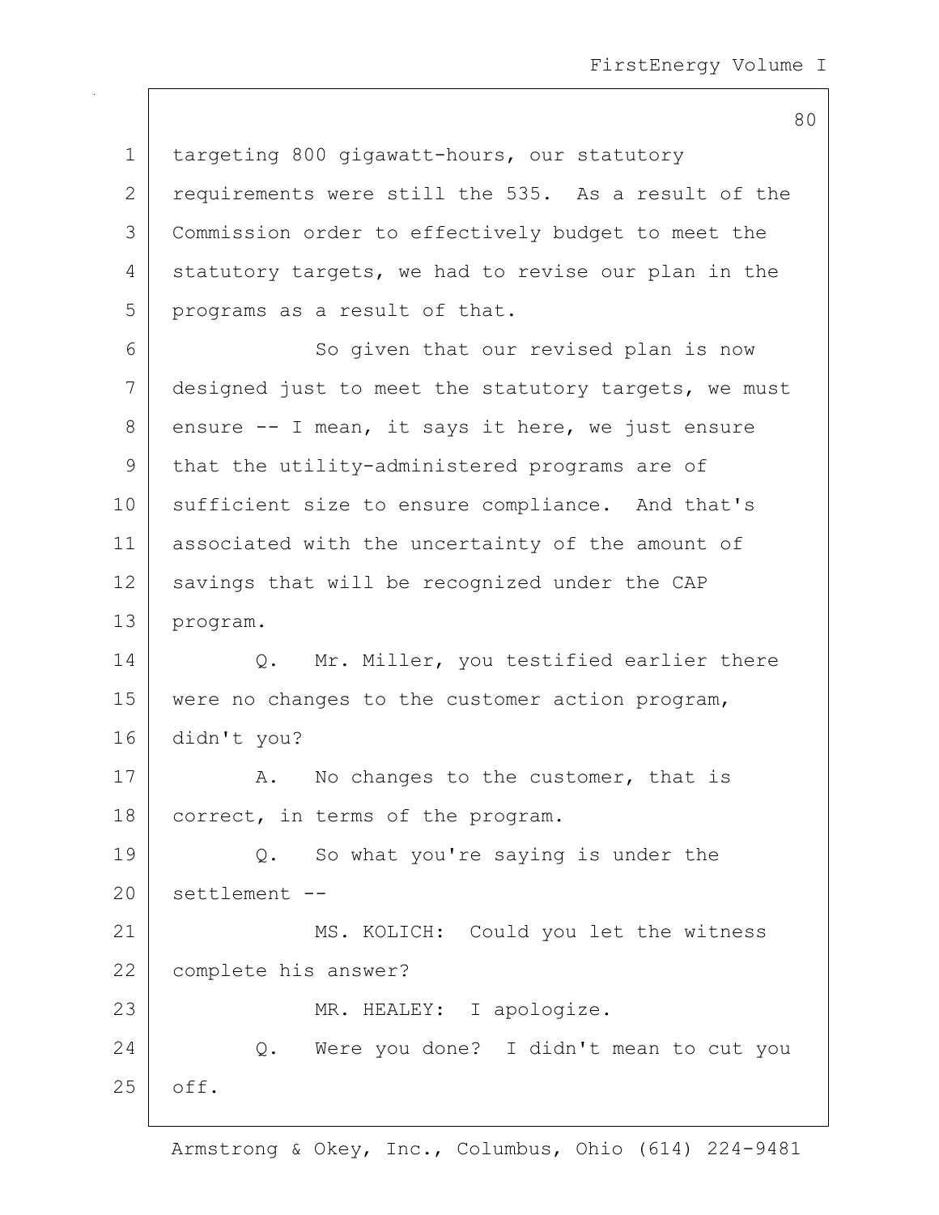targeting 800 gigawatt-hours, our statutory requirements were still the 535. As a result of the Commission order to effectively budget to meet the statutory targets, we had to revise our plan in the programs as a result of that.

So given that our revised plan is now designed just to meet the statutory targets, we must ensure -- I mean, it says it here, we just ensure that the utility-administered programs are of sufficient size to ensure compliance. And that's associated with the uncertainty of the amount of savings that will be recognized under the CAP program.

Q. Mr. Miller, you testified earlier there were no changes to the customer action program, didn't you?

A. No changes to the customer, that is correct, in terms of the program.

Q. So what you're saying is under the settlement --

MS. KOLICH: Could you let the witness complete his answer?

MR. HEALEY: I apologize.

Q. Were you done? I didn't mean to cut you off.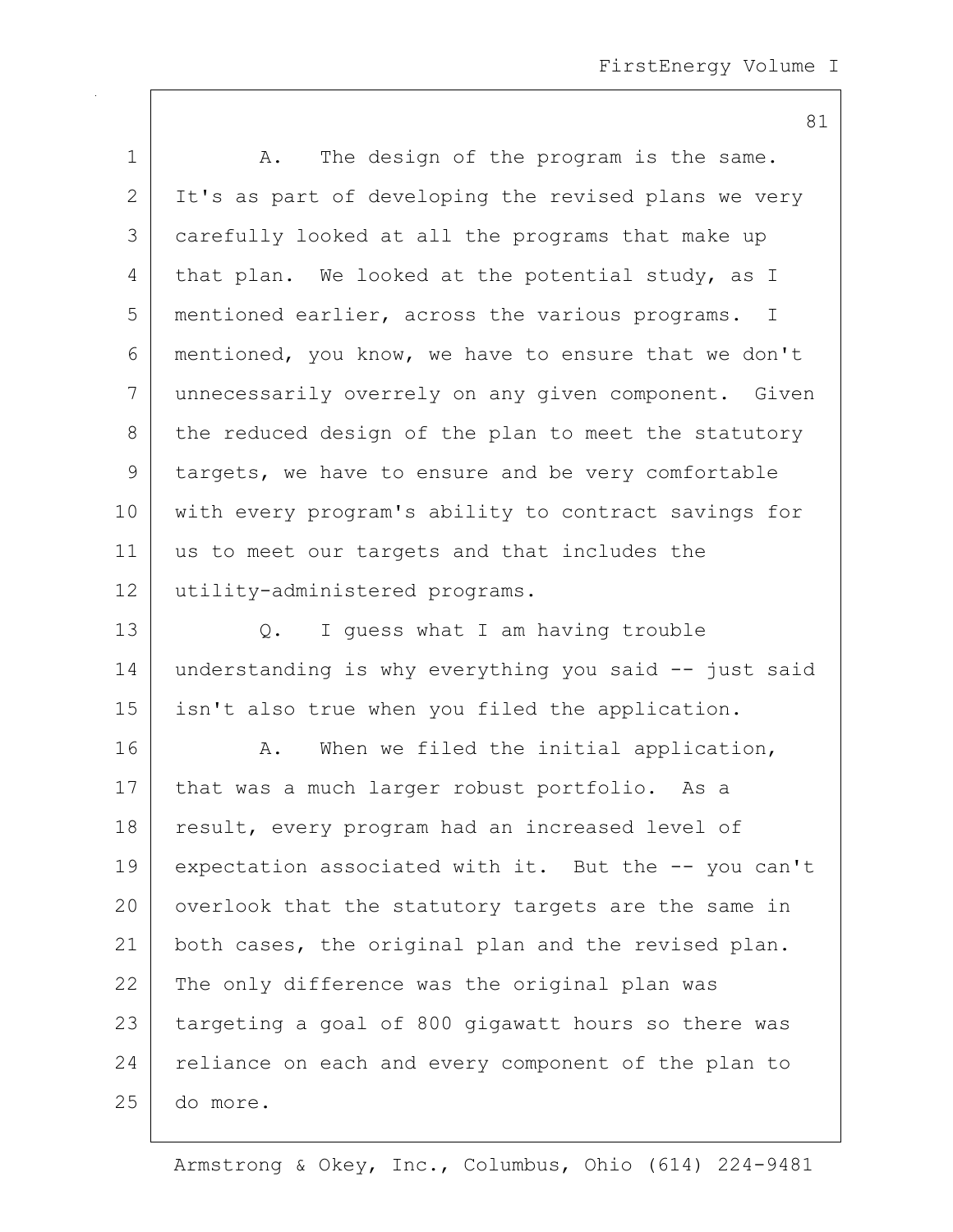A. The design of the program is the same. It's as part of developing the revised plans we very carefully looked at all the programs that make up that plan. We looked at the potential study, as I mentioned earlier, across the various programs. I mentioned, you know, we have to ensure that we don't unnecessarily overrely on any given component. Given the reduced design of the plan to meet the statutory targets, we have to ensure and be very comfortable with every program's ability to contract savings for us to meet our targets and that includes the utility-administered programs.

Q. I guess what I am having trouble understanding is why everything you said -- just said isn't also true when you filed the application.

A. When we filed the initial application, that was a much larger robust portfolio. As a result, every program had an increased level of expectation associated with it. But the -- you can't overlook that the statutory targets are the same in both cases, the original plan and the revised plan. The only difference was the original plan was targeting a goal of 800 gigawatt hours so there was reliance on each and every component of the plan to do more.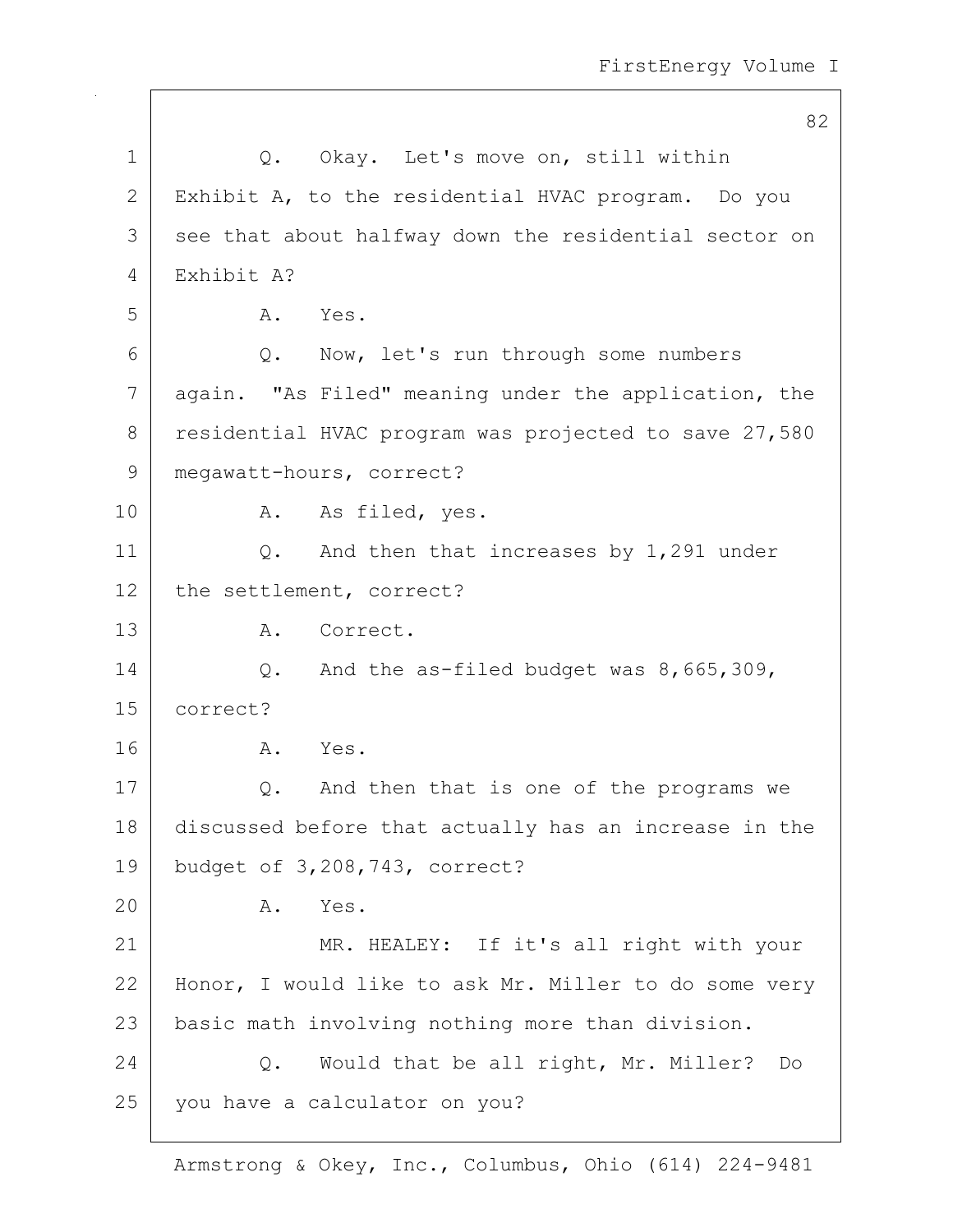Q. Okay. Let's move on, still within Exhibit A, to the residential HVAC program. Do you see that about halfway down the residential sector on Exhibit A?

A. Yes.

Q. Now, let's run through some numbers again. "As Filed" meaning under the application, the residential HVAC program was projected to save 27,580 megawatt-hours, correct?

A. As filed, yes.

Q. And then that increases by 1,291 under the settlement, correct?

A. Correct.

Q. And the as-filed budget was 8,665,309, correct?

A. Yes.

Q. And then that is one of the programs we discussed before that actually has an increase in the budget of 3,208,743, correct?

A. Yes.

MR. HEALEY: If it's all right with your Honor, I would like to ask Mr. Miller to do some very basic math involving nothing more than division.

Q. Would that be all right, Mr. Miller? Do you have a calculator on you?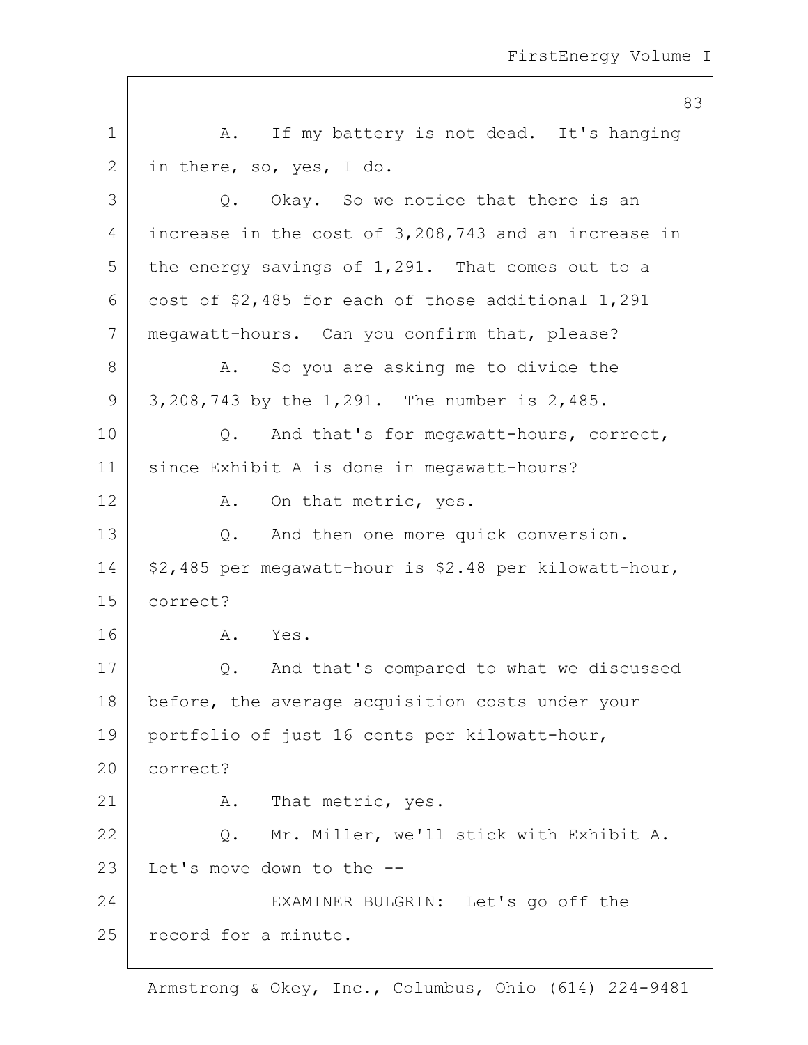A. If my battery is not dead. It's hanging in there, so, yes, I do.

Q. Okay. So we notice that there is an increase in the cost of 3,208,743 and an increase in the energy savings of 1,291. That comes out to a cost of $2,485 for each of those additional 1,291 megawatt-hours. Can you confirm that, please?

A. So you are asking me to divide the 3,208,743 by the 1,291. The number is 2,485.

Q. And that's for megawatt-hours, correct, since Exhibit A is done in megawatt-hours?

A. On that metric, yes.

Q. And then one more quick conversion. $2,485 per megawatt-hour is $2.48 per kilowatt-hour, correct?

A. Yes.

Q. And that's compared to what we discussed before, the average acquisition costs under your portfolio of just 16 cents per kilowatt-hour, correct?

A. That metric, yes.

Q. Mr. Miller, we'll stick with Exhibit A. Let's move down to the --

EXAMINER BULGRIN: Let's go off the record for a minute.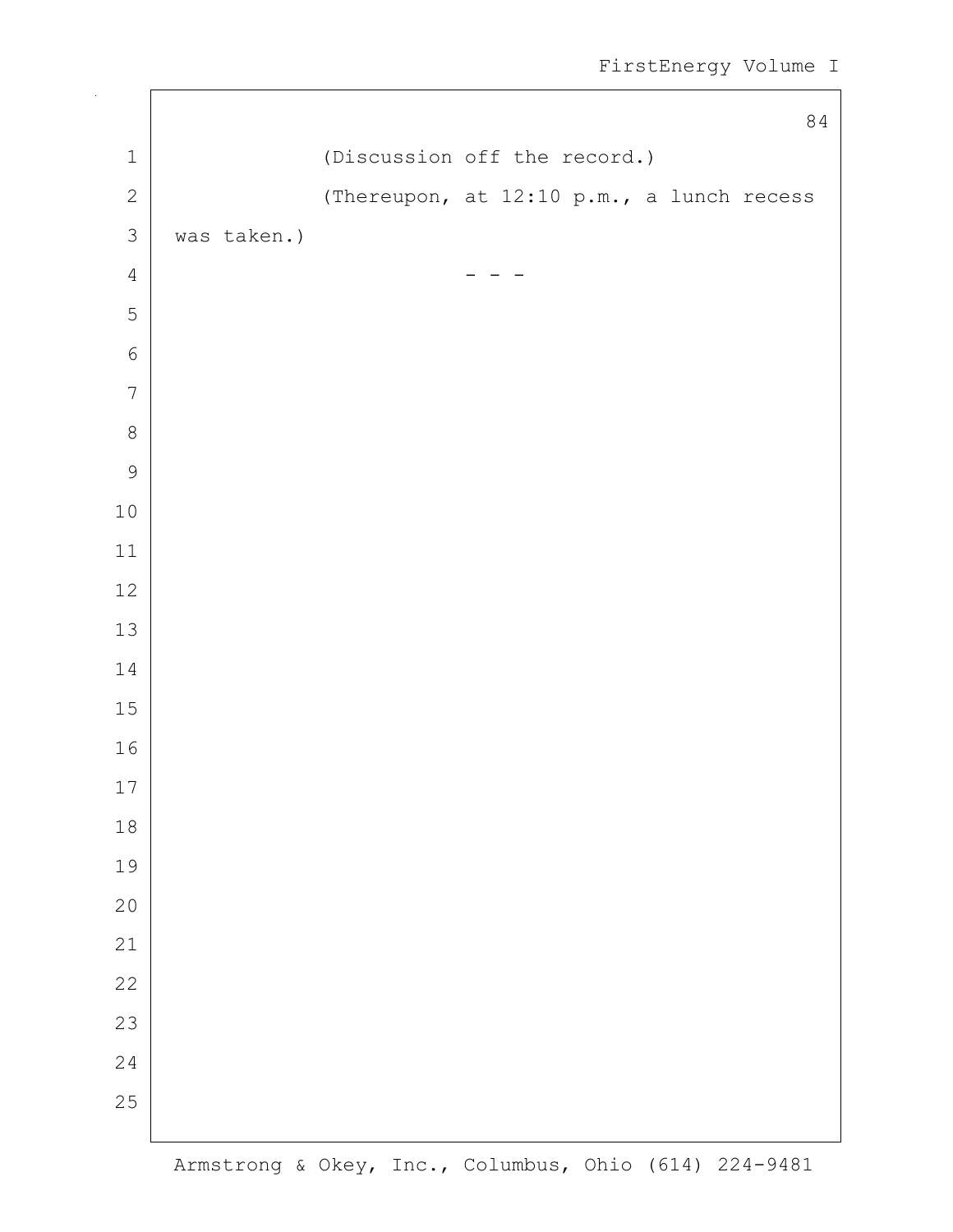(Discussion off the record.)

(Thereupon, at 12:10 p.m., a lunch recess was taken.)

- - -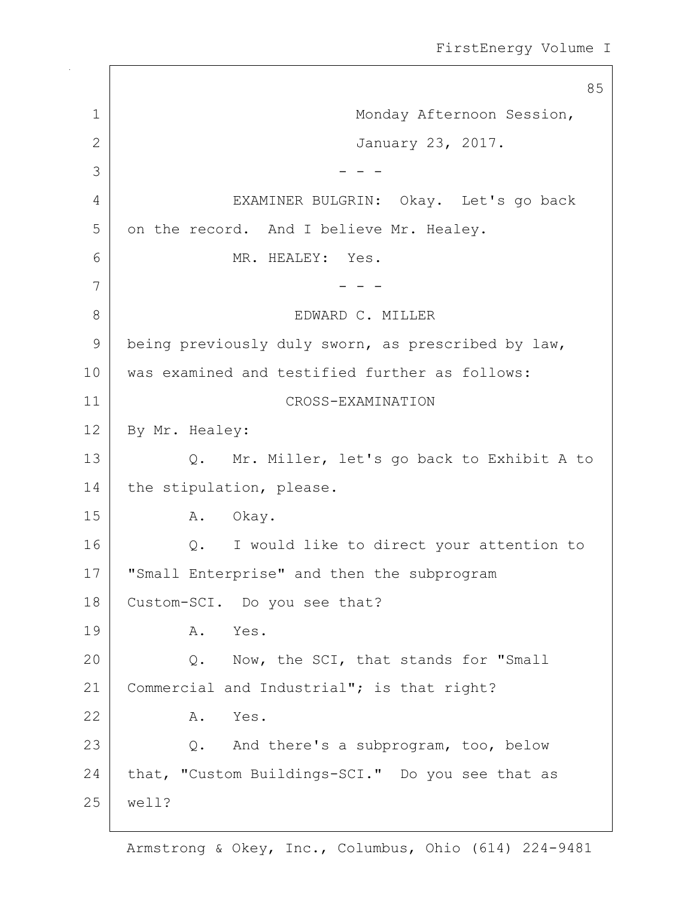Monday Afternoon Session,

January 23, 2017.

- - -

EXAMINER BULGRIN: Okay. Let's go back on the record. And I believe Mr. Healey.

MR. HEALEY: Yes.

- - -

EDWARD C. MILLER

being previously duly sworn, as prescribed by law, was examined and testified further as follows:

CROSS-EXAMINATION

By Mr. Healey:

Q. Mr. Miller, let's go back to Exhibit A to the stipulation, please.

A. Okay.

Q. I would like to direct your attention to "Small Enterprise" and then the subprogram Custom-SCI. Do you see that?

A. Yes.

Q. Now, the SCI, that stands for "Small Commercial and Industrial"; is that right?

A. Yes.

Q. And there's a subprogram, too, below that, "Custom Buildings-SCI." Do you see that as well?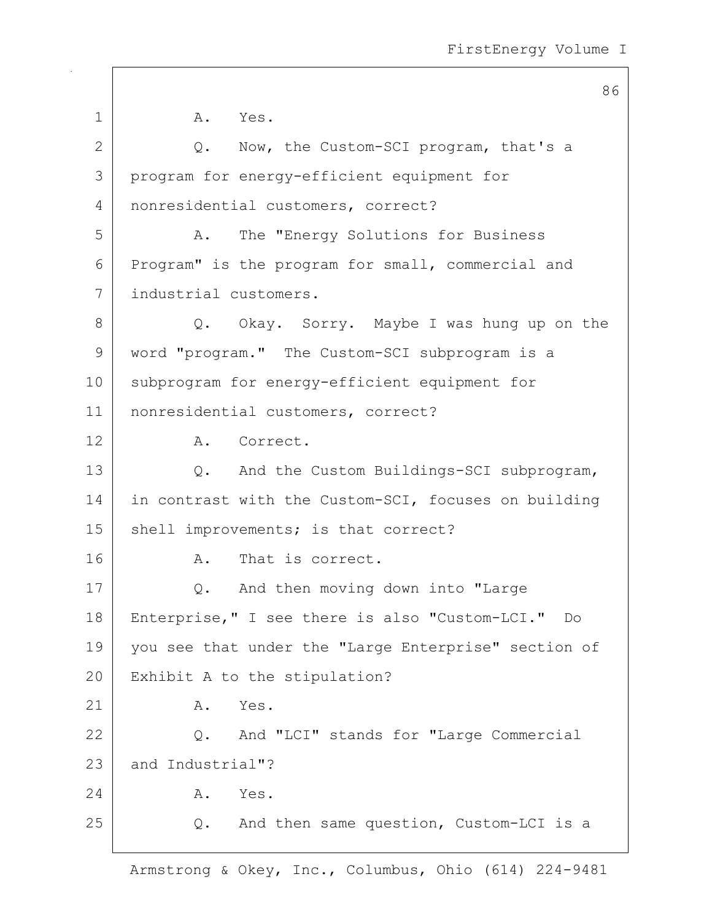A. Yes.

Q. Now, the Custom-SCI program, that's a program for energy-efficient equipment for nonresidential customers, correct?

A. The "Energy Solutions for Business Program" is the program for small, commercial and industrial customers.

Q. Okay. Sorry. Maybe I was hung up on the word "program." The Custom-SCI subprogram is a subprogram for energy-efficient equipment for nonresidential customers, correct?

A. Correct.

Q. And the Custom Buildings-SCI subprogram, in contrast with the Custom-SCI, focuses on building shell improvements; is that correct?

A. That is correct.

Q. And then moving down into "Large Enterprise," I see there is also "Custom-LCI." Do you see that under the "Large Enterprise" section of Exhibit A to the stipulation?

A. Yes.

Q. And "LCI" stands for "Large Commercial and Industrial"?

A. Yes.

Q. And then same question, Custom-LCI is a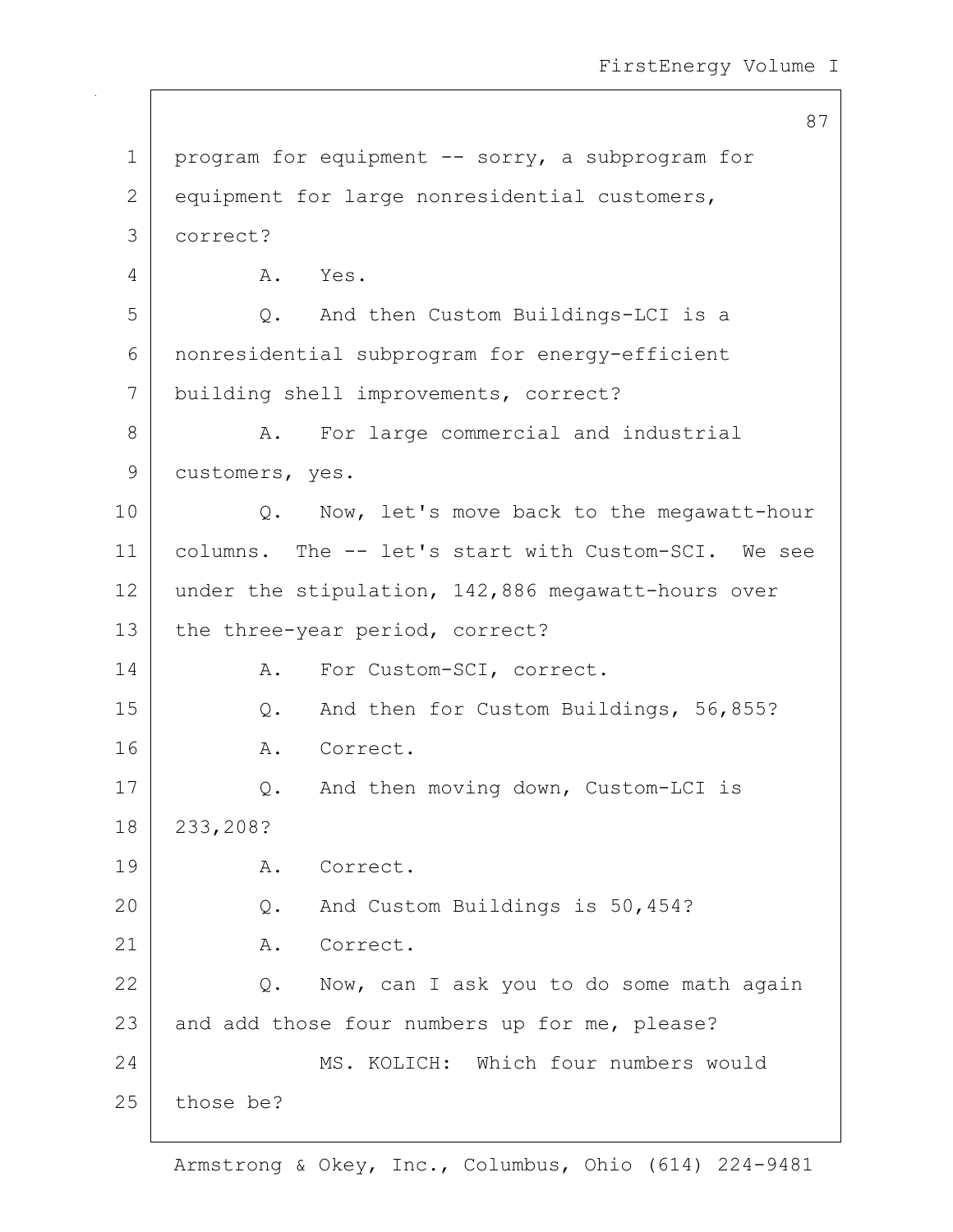program for equipment -- sorry, a subprogram for equipment for large nonresidential customers, correct?

A. Yes.

Q. And then Custom Buildings-LCI is a nonresidential subprogram for energy-efficient building shell improvements, correct?

A. For large commercial and industrial customers, yes.

Q. Now, let's move back to the megawatt-hour columns. The -- let's start with Custom-SCI. We see under the stipulation, 142,886 megawatt-hours over the three-year period, correct?

A. For Custom-SCI, correct.

Q. And then for Custom Buildings, 56,855?

A. Correct.

Q. And then moving down, Custom-LCI is 233,208?

A. Correct.

Q. And Custom Buildings is 50,454?

A. Correct.

Q. Now, can I ask you to do some math again and add those four numbers up for me, please?

MS. KOLICH: Which four numbers would those be?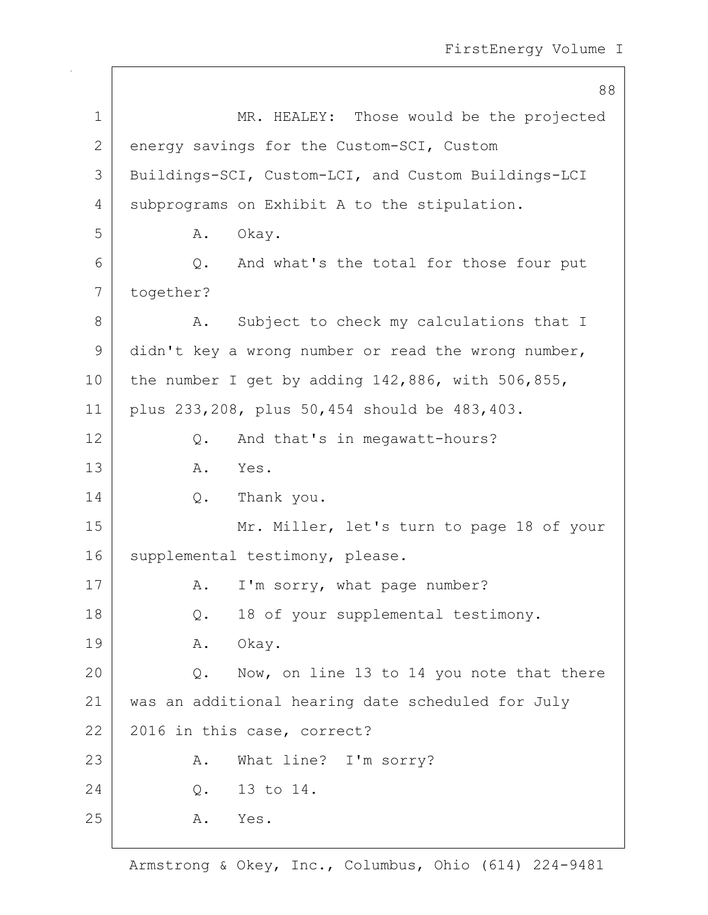MR. HEALEY: Those would be the projected energy savings for the Custom-SCI, Custom Buildings-SCI, Custom-LCI, and Custom Buildings-LCI subprograms on Exhibit A to the stipulation.

A. Okay.

Q. And what's the total for those four put together?

A. Subject to check my calculations that I didn't key a wrong number or read the wrong number, the number I get by adding 142,886, with 506,855, plus 233,208, plus 50,454 should be 483,403.

Q. And that's in megawatt-hours?

A. Yes.

Q. Thank you.

Mr. Miller, let's turn to page 18 of your supplemental testimony, please.

A. I'm sorry, what page number?

Q. 18 of your supplemental testimony.

A. Okay.

Q. Now, on line 13 to 14 you note that there was an additional hearing date scheduled for July 2016 in this case, correct?

A. What line? I'm sorry?

Q. 13 to 14.

A. Yes.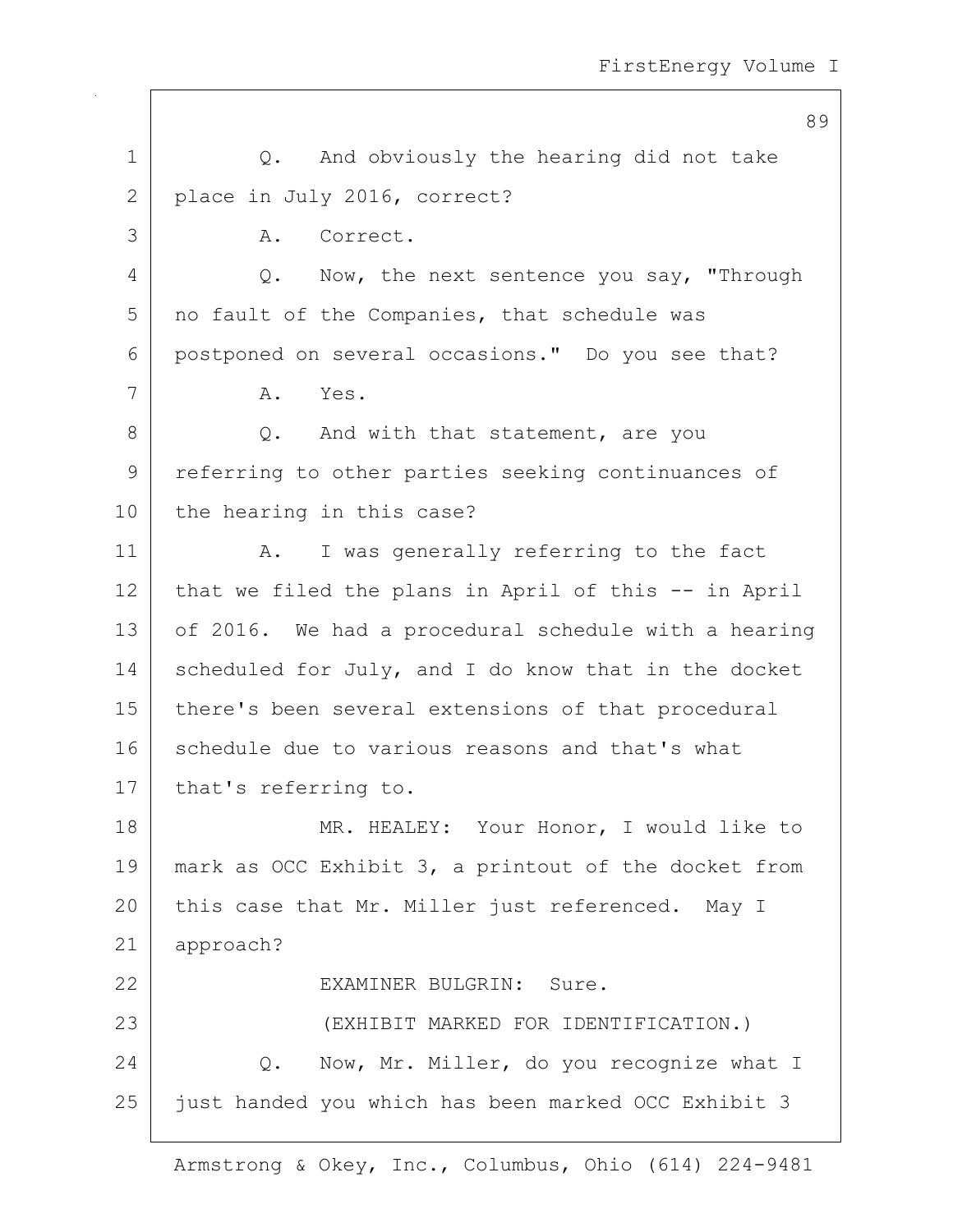Q. And obviously the hearing did not take place in July 2016, correct?

A. Correct.

Q. Now, the next sentence you say, "Through no fault of the Companies, that schedule was postponed on several occasions." Do you see that?

A. Yes.

Q. And with that statement, are you referring to other parties seeking continuances of the hearing in this case?

A. I was generally referring to the fact that we filed the plans in April of this -- in April of 2016. We had a procedural schedule with a hearing scheduled for July, and I do know that in the docket there's been several extensions of that procedural schedule due to various reasons and that's what that's referring to.

MR. HEALEY: Your Honor, I would like to mark as OCC Exhibit 3, a printout of the docket from this case that Mr. Miller just referenced. May I approach?

EXAMINER BULGRIN: Sure.

(EXHIBIT MARKED FOR IDENTIFICATION.)

Q. Now, Mr. Miller, do you recognize what I just handed you which has been marked OCC Exhibit 3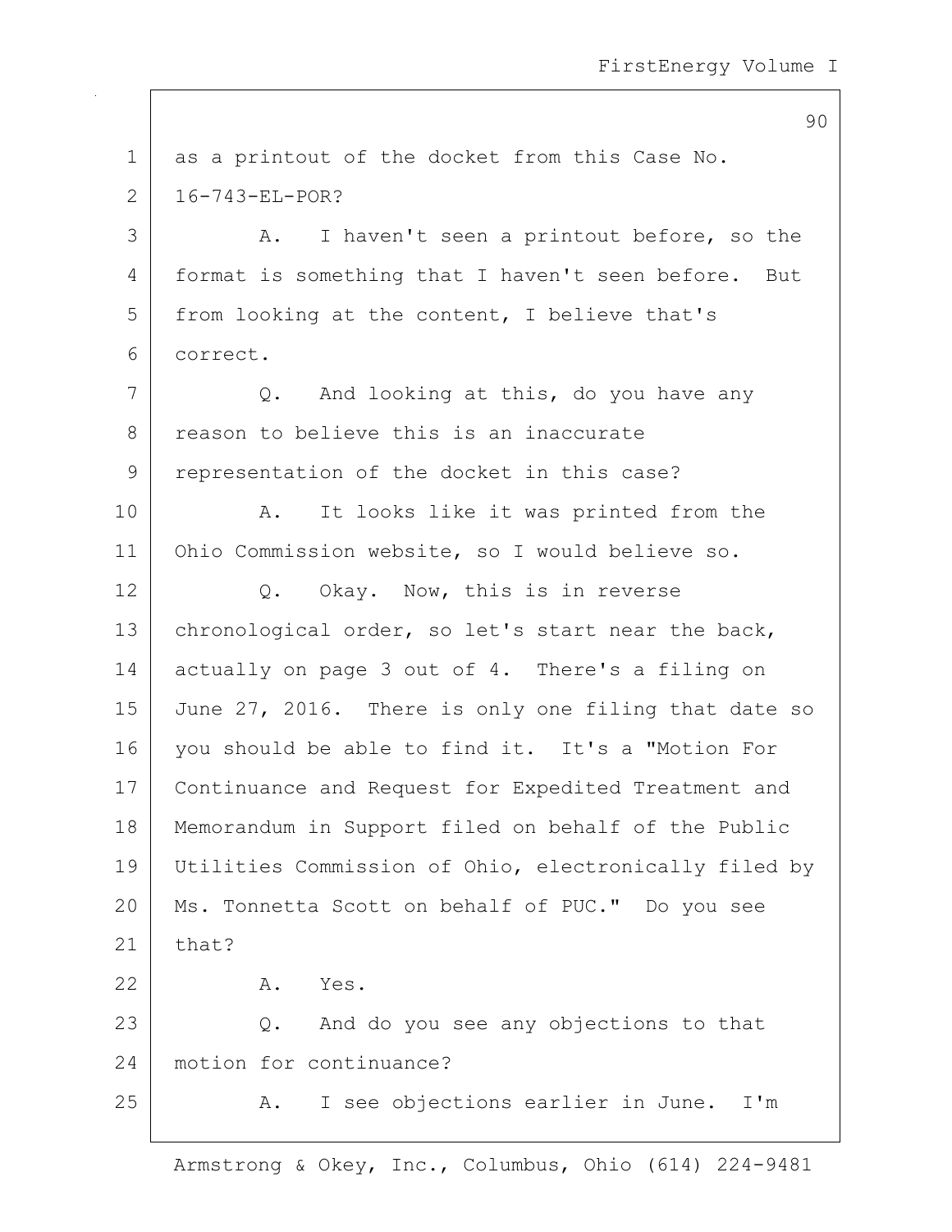as a printout of the docket from this Case No. 16-743-EL-POR?

A. I haven't seen a printout before, so the format is something that I haven't seen before. But from looking at the content, I believe that's correct.

Q. And looking at this, do you have any reason to believe this is an inaccurate representation of the docket in this case?

A. It looks like it was printed from the Ohio Commission website, so I would believe so.

Q. Okay. Now, this is in reverse chronological order, so let's start near the back, actually on page 3 out of 4. There's a filing on June 27, 2016. There is only one filing that date so you should be able to find it. It's a "Motion For Continuance and Request for Expedited Treatment and Memorandum in Support filed on behalf of the Public Utilities Commission of Ohio, electronically filed by Ms. Tonnetta Scott on behalf of PUC." Do you see that?

A. Yes.

Q. And do you see any objections to that motion for continuance?

A. I see objections earlier in June. I'm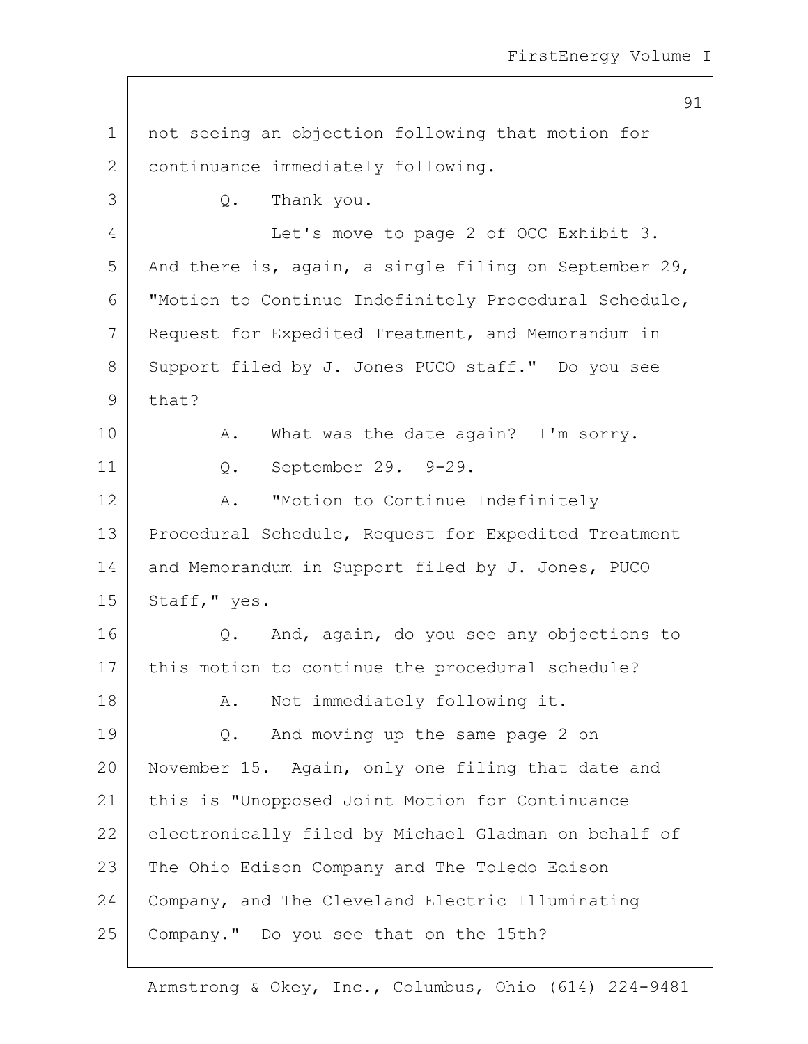not seeing an objection following that motion for continuance immediately following.

Q. Thank you.

Let's move to page 2 of OCC Exhibit 3. And there is, again, a single filing on September 29, "Motion to Continue Indefinitely Procedural Schedule, Request for Expedited Treatment, and Memorandum in Support filed by J. Jones PUCO staff." Do you see that?

A. What was the date again? I'm sorry.

Q. September 29. 9-29.

A. "Motion to Continue Indefinitely Procedural Schedule, Request for Expedited Treatment and Memorandum in Support filed by J. Jones, PUCO Staff," yes.

Q. And, again, do you see any objections to this motion to continue the procedural schedule?

A. Not immediately following it.

Q. And moving up the same page 2 on November 15. Again, only one filing that date and this is "Unopposed Joint Motion for Continuance electronically filed by Michael Gladman on behalf of The Ohio Edison Company and The Toledo Edison Company, and The Cleveland Electric Illuminating Company." Do you see that on the 15th?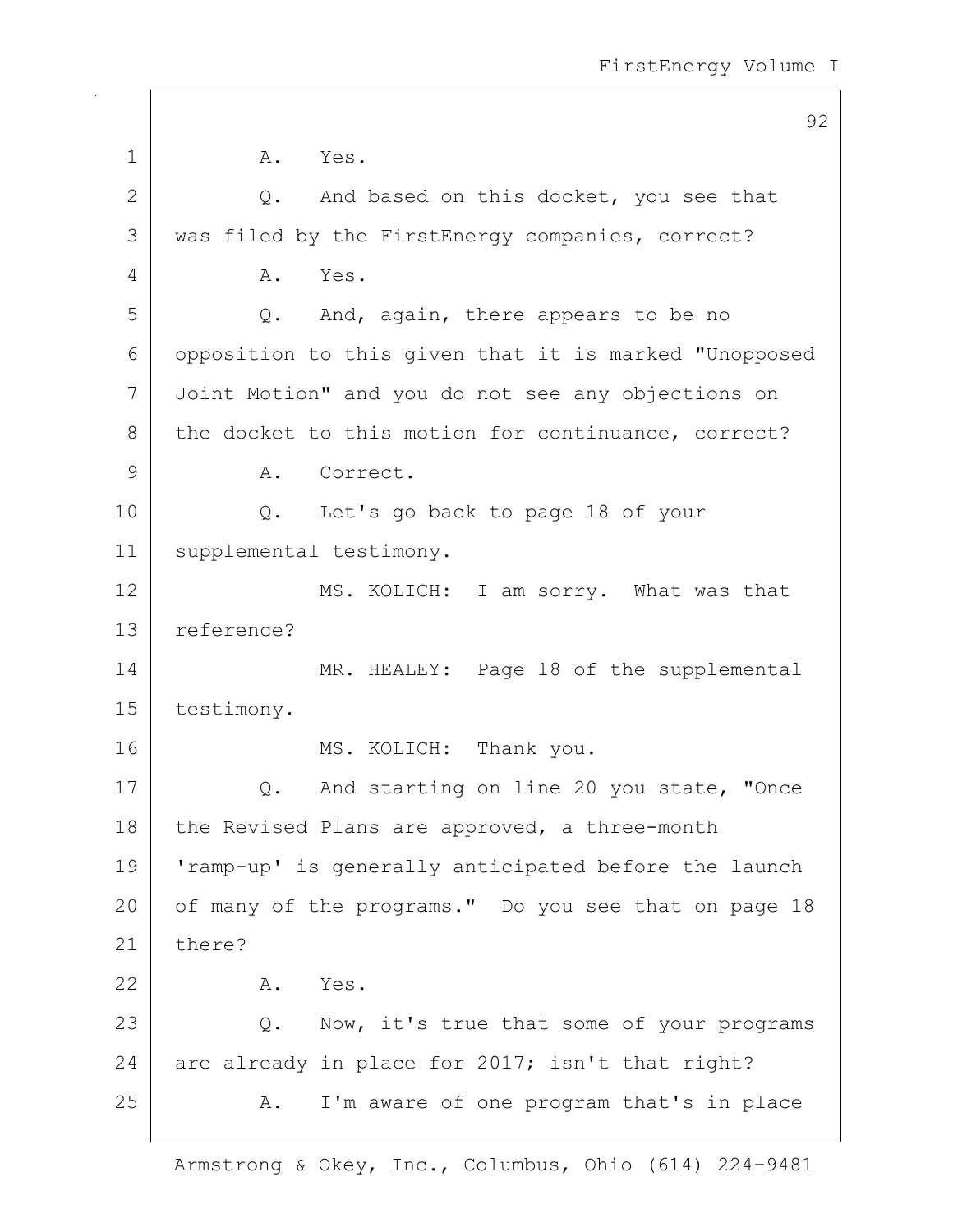A. Yes.

Q. And based on this docket, you see that was filed by the FirstEnergy companies, correct?

A. Yes.

Q. And, again, there appears to be no opposition to this given that it is marked "Unopposed Joint Motion" and you do not see any objections on the docket to this motion for continuance, correct?

A. Correct.

Q. Let's go back to page 18 of your supplemental testimony.

MS. KOLICH: I am sorry. What was that reference?

MR. HEALEY: Page 18 of the supplemental testimony.

MS. KOLICH: Thank you.

Q. And starting on line 20 you state, "Once the Revised Plans are approved, a three-month 'ramp-up' is generally anticipated before the launch of many of the programs." Do you see that on page 18 there?

A. Yes.

Q. Now, it's true that some of your programs are already in place for 2017; isn't that right?

A. I'm aware of one program that's in place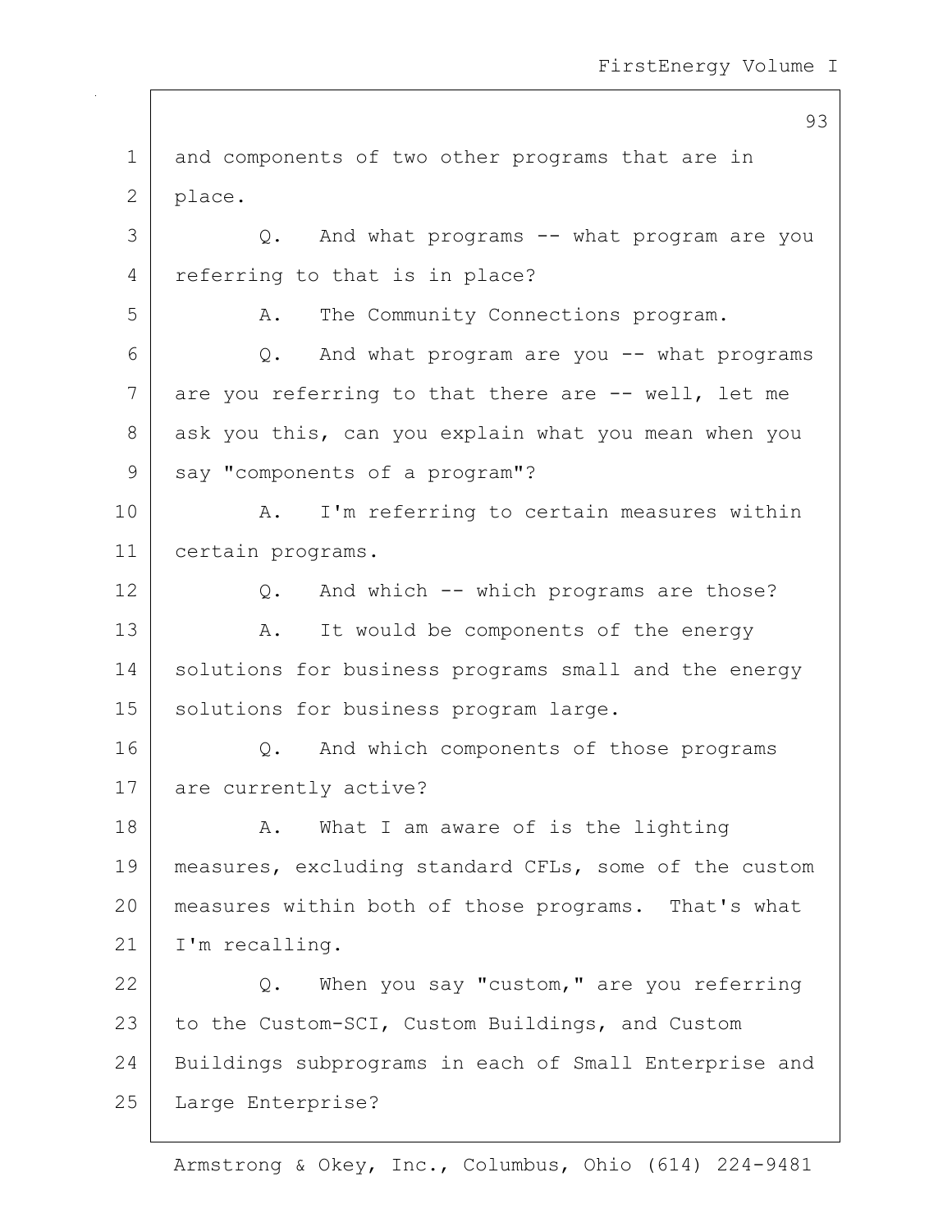and components of two other programs that are in place.

Q. And what programs -- what program are you referring to that is in place?

A. The Community Connections program.

Q. And what program are you -- what programs are you referring to that there are -- well, let me ask you this, can you explain what you mean when you say "components of a program"?

A. I'm referring to certain measures within certain programs.

Q. And which -- which programs are those?

A. It would be components of the energy solutions for business programs small and the energy solutions for business program large.

Q. And which components of those programs are currently active?

A. What I am aware of is the lighting measures, excluding standard CFLs, some of the custom measures within both of those programs. That's what I'm recalling.

Q. When you say "custom," are you referring to the Custom-SCI, Custom Buildings, and Custom Buildings subprograms in each of Small Enterprise and Large Enterprise?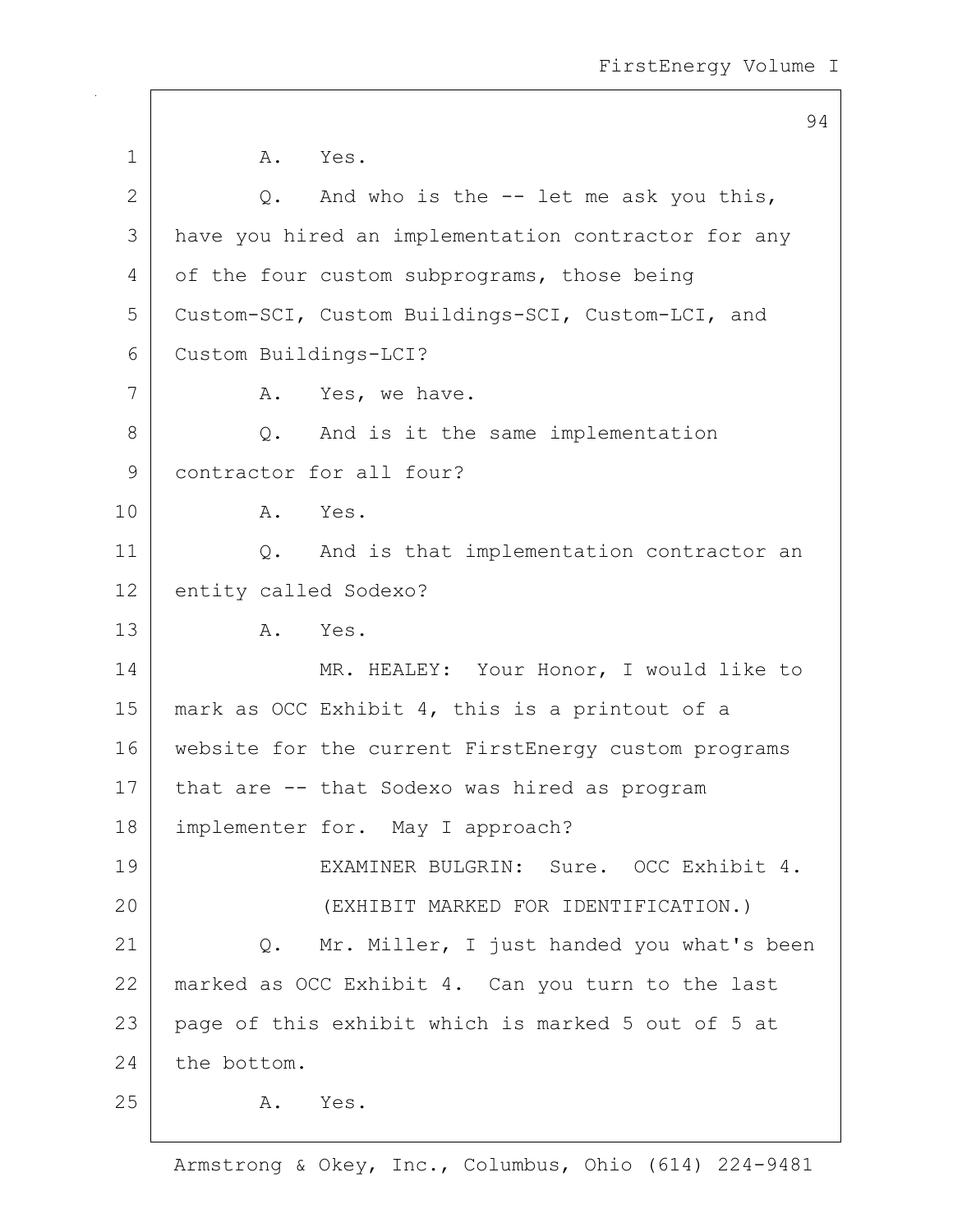1 A. Yes.

2 Q. And who is the -- let me ask you this,
3 have you hired an implementation contractor for any
4 of the four custom subprograms, those being
5 Custom-SCI, Custom Buildings-SCI, Custom-LCI, and
6 Custom Buildings-LCI?

7 A. Yes, we have.

8 Q. And is it the same implementation
9 contractor for all four?

10 A. Yes.

11 Q. And is that implementation contractor an
12 entity called Sodexo?

13 A. Yes.

14 MR. HEALEY: Your Honor, I would like to
15 mark as OCC Exhibit 4, this is a printout of a
16 website for the current FirstEnergy custom programs
17 that are -- that Sodexo was hired as program
18 implementer for. May I approach?

19 EXAMINER BULGRIN: Sure. OCC Exhibit 4.

20 (EXHIBIT MARKED FOR IDENTIFICATION.)

21 Q. Mr. Miller, I just handed you what's been
22 marked as OCC Exhibit 4. Can you turn to the last
23 page of this exhibit which is marked 5 out of 5 at
24 the bottom.

25 A. Yes.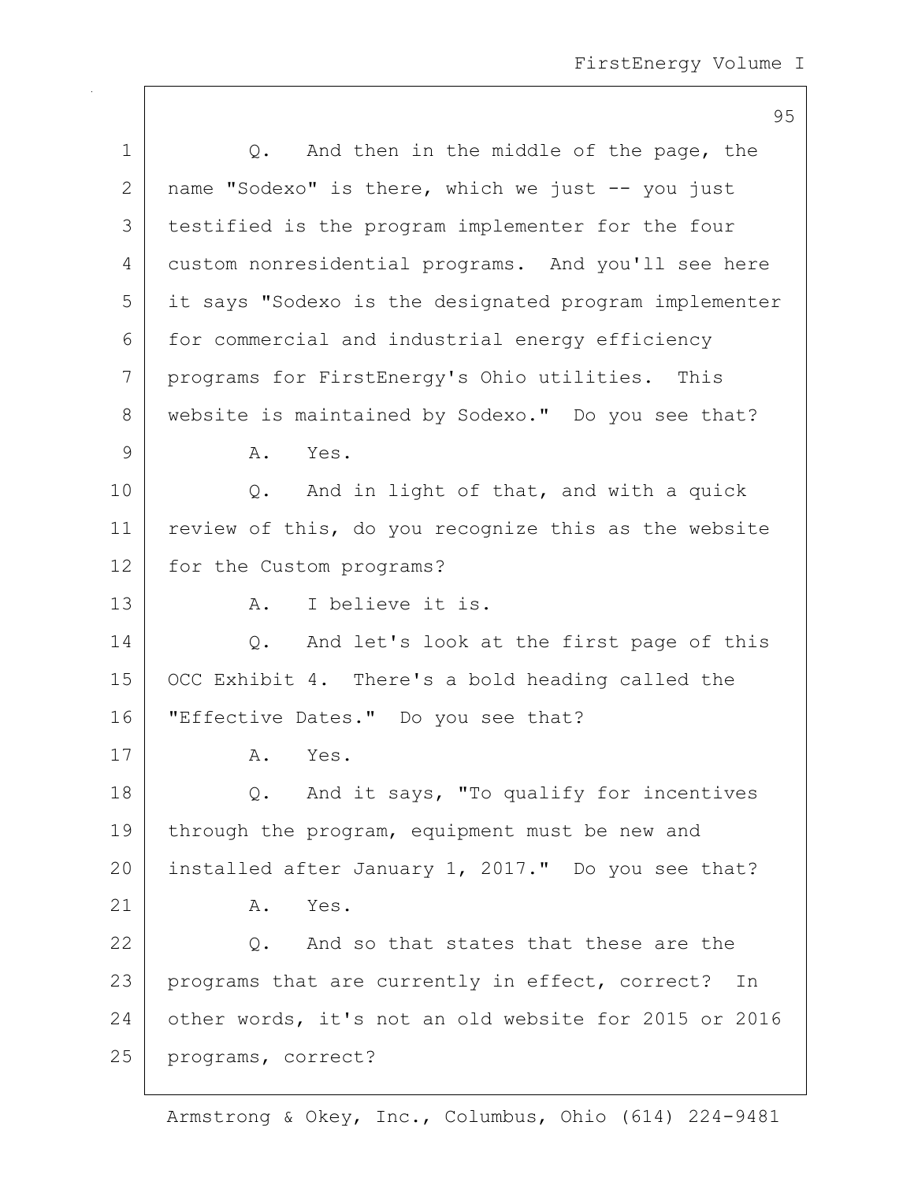Q. And then in the middle of the page, the name "Sodexo" is there, which we just -- you just testified is the program implementer for the four custom nonresidential programs. And you'll see here it says "Sodexo is the designated program implementer for commercial and industrial energy efficiency programs for FirstEnergy's Ohio utilities. This website is maintained by Sodexo." Do you see that?

A. Yes.

Q. And in light of that, and with a quick review of this, do you recognize this as the website for the Custom programs?

A. I believe it is.

Q. And let's look at the first page of this OCC Exhibit 4. There's a bold heading called the "Effective Dates." Do you see that?

A. Yes.

Q. And it says, "To qualify for incentives through the program, equipment must be new and installed after January 1, 2017." Do you see that?

A. Yes.

Q. And so that states that these are the programs that are currently in effect, correct? In other words, it's not an old website for 2015 or 2016 programs, correct?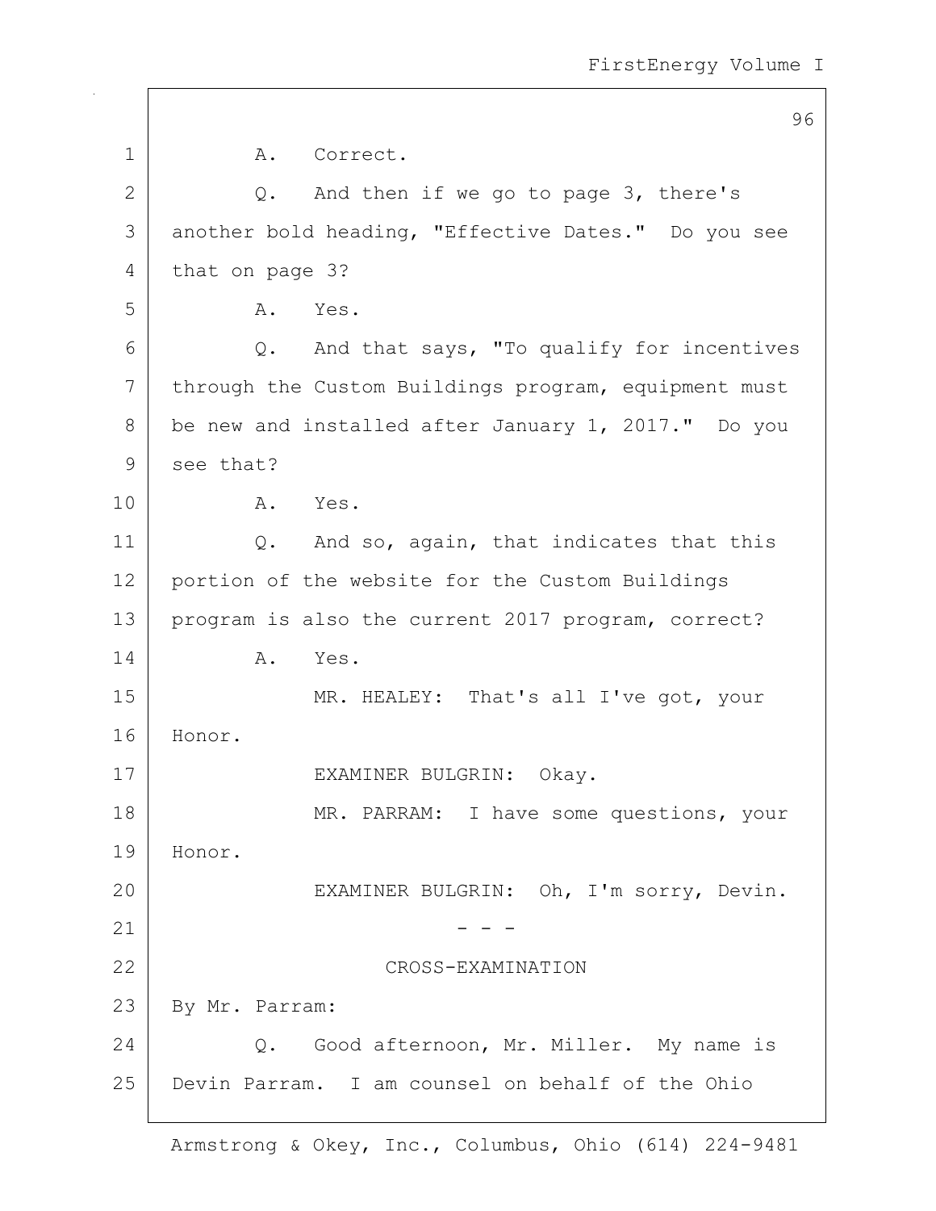A. Correct.

Q. And then if we go to page 3, there's another bold heading, "Effective Dates." Do you see that on page 3?

A. Yes.

Q. And that says, "To qualify for incentives through the Custom Buildings program, equipment must be new and installed after January 1, 2017." Do you see that?

A. Yes.

Q. And so, again, that indicates that this portion of the website for the Custom Buildings program is also the current 2017 program, correct?

A. Yes.

MR. HEALEY: That's all I've got, your Honor.

EXAMINER BULGRIN: Okay.

MR. PARRAM: I have some questions, your Honor.

EXAMINER BULGRIN: Oh, I'm sorry, Devin.

- - -

CROSS-EXAMINATION

By Mr. Parram:

Q. Good afternoon, Mr. Miller. My name is Devin Parram. I am counsel on behalf of the Ohio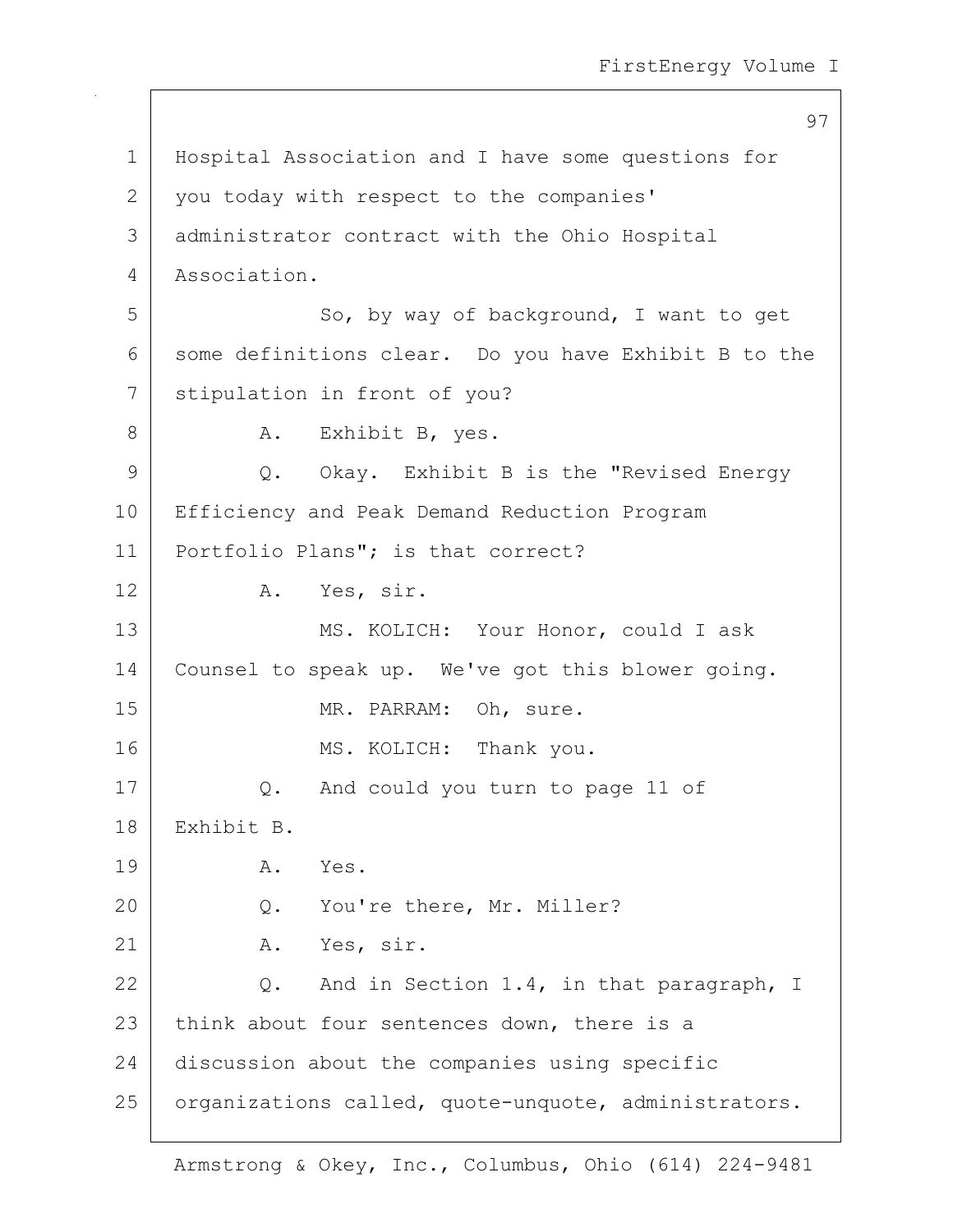1 Hospital Association and I have some questions for
2 you today with respect to the companies'
3 administrator contract with the Ohio Hospital
4 Association.
5 So, by way of background, I want to get
6 some definitions clear. Do you have Exhibit B to the
7 stipulation in front of you?
8 A. Exhibit B, yes.
9 Q. Okay. Exhibit B is the "Revised Energy
10 Efficiency and Peak Demand Reduction Program
11 Portfolio Plans"; is that correct?
12 A. Yes, sir.
13 MS. KOLICH: Your Honor, could I ask
14 Counsel to speak up. We've got this blower going.
15 MR. PARRAM: Oh, sure.
16 MS. KOLICH: Thank you.
17 Q. And could you turn to page 11 of
18 Exhibit B.
19 A. Yes.
20 Q. You're there, Mr. Miller?
21 A. Yes, sir.
22 Q. And in Section 1.4, in that paragraph, I
23 think about four sentences down, there is a
24 discussion about the companies using specific
25 organizations called, quote-unquote, administrators.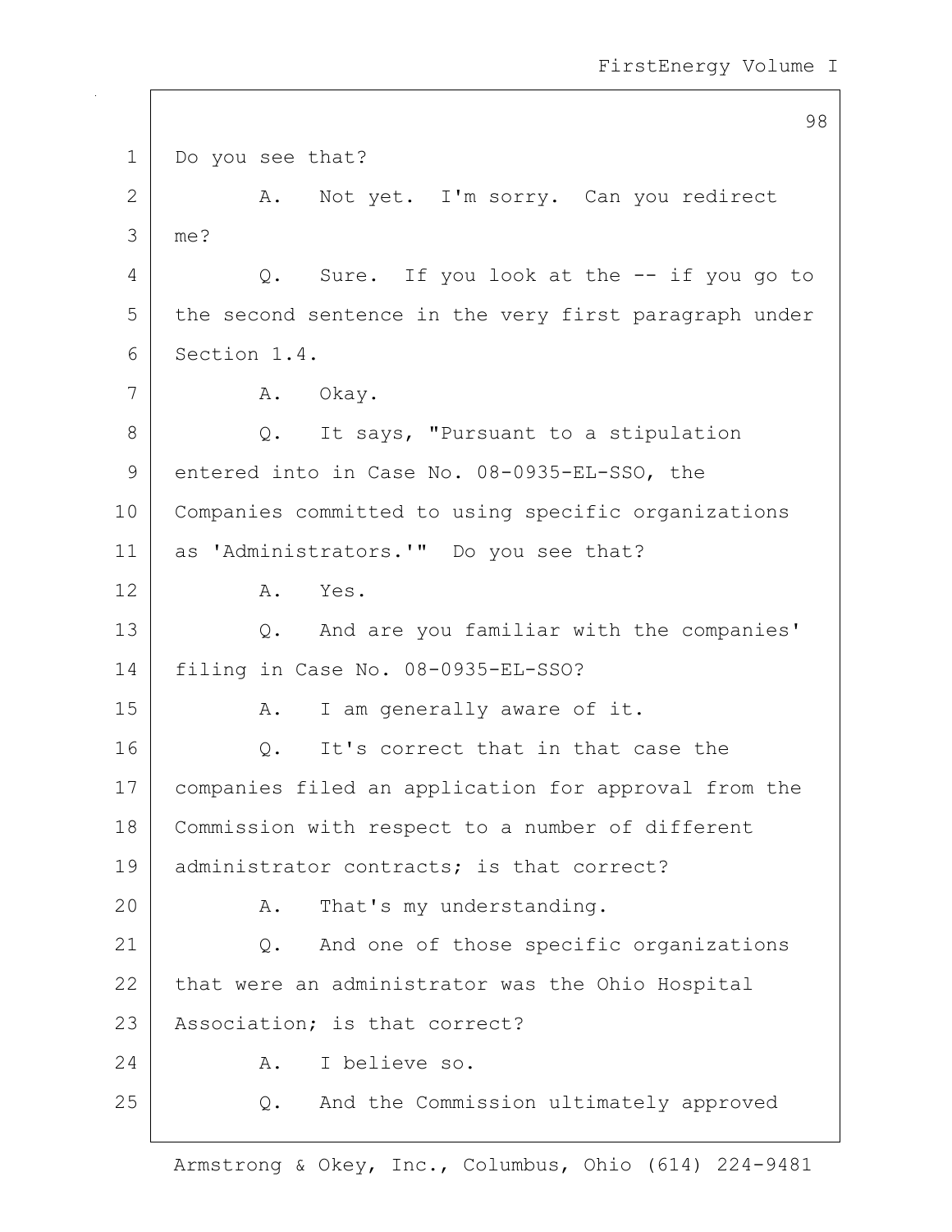1 Do you see that?

2 A. Not yet. I'm sorry. Can you redirect

3 me?

4 Q. Sure. If you look at the -- if you go to

5 the second sentence in the very first paragraph under

6 Section 1.4.

7 A. Okay.

8 Q. It says, "Pursuant to a stipulation

9 entered into in Case No. 08-0935-EL-SSO, the

10 Companies committed to using specific organizations

11 as 'Administrators.'" Do you see that?

12 A. Yes.

13 Q. And are you familiar with the companies'

14 filing in Case No. 08-0935-EL-SSO?

15 A. I am generally aware of it.

16 Q. It's correct that in that case the

17 companies filed an application for approval from the

18 Commission with respect to a number of different

19 administrator contracts; is that correct?

20 A. That's my understanding.

21 Q. And one of those specific organizations

22 that were an administrator was the Ohio Hospital

23 Association; is that correct?

24 A. I believe so.

25 Q. And the Commission ultimately approved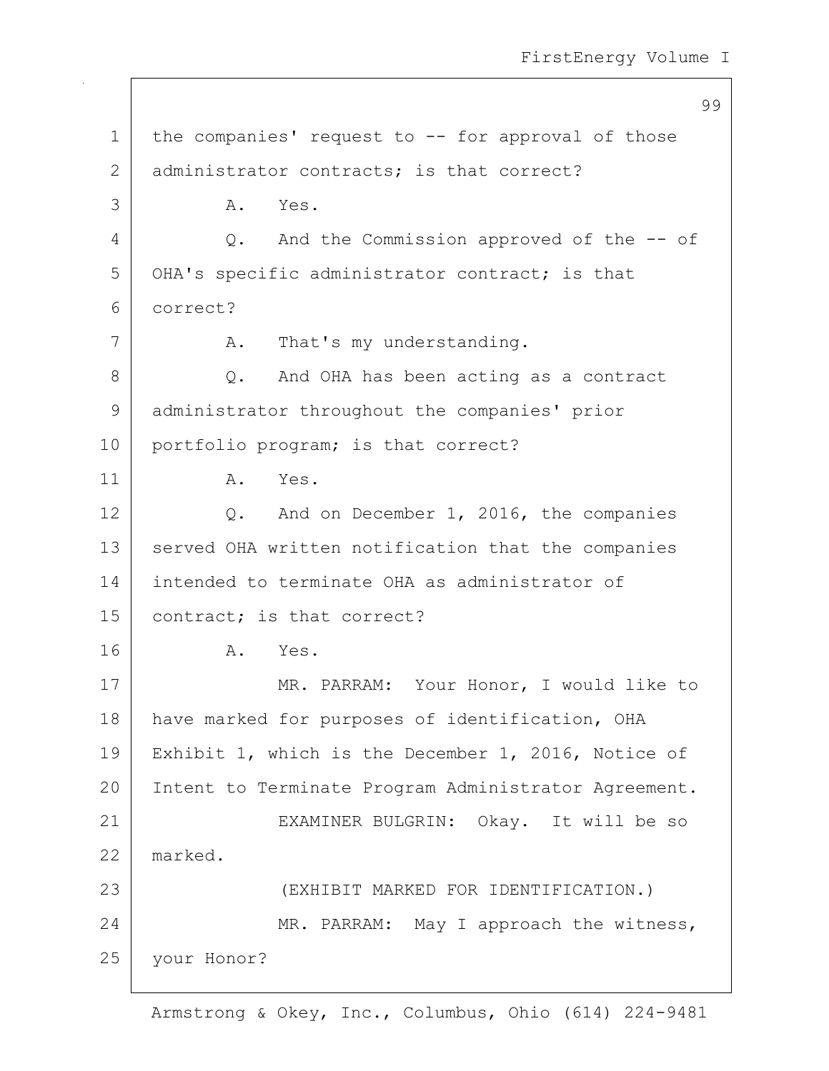1 the companies' request to -- for approval of those
2 administrator contracts; is that correct?
3 A. Yes.
4 Q. And the Commission approved of the -- of
5 OHA's specific administrator contract; is that
6 correct?
7 A. That's my understanding.
8 Q. And OHA has been acting as a contract
9 administrator throughout the companies' prior
10 portfolio program; is that correct?
11 A. Yes.
12 Q. And on December 1, 2016, the companies
13 served OHA written notification that the companies
14 intended to terminate OHA as administrator of
15 contract; is that correct?
16 A. Yes.
17 MR. PARRAM: Your Honor, I would like to
18 have marked for purposes of identification, OHA
19 Exhibit 1, which is the December 1, 2016, Notice of
20 Intent to Terminate Program Administrator Agreement.
21 EXAMINER BULGRIN: Okay. It will be so
22 marked.
23 (EXHIBIT MARKED FOR IDENTIFICATION.)
24 MR. PARRAM: May I approach the witness,
25 your Honor?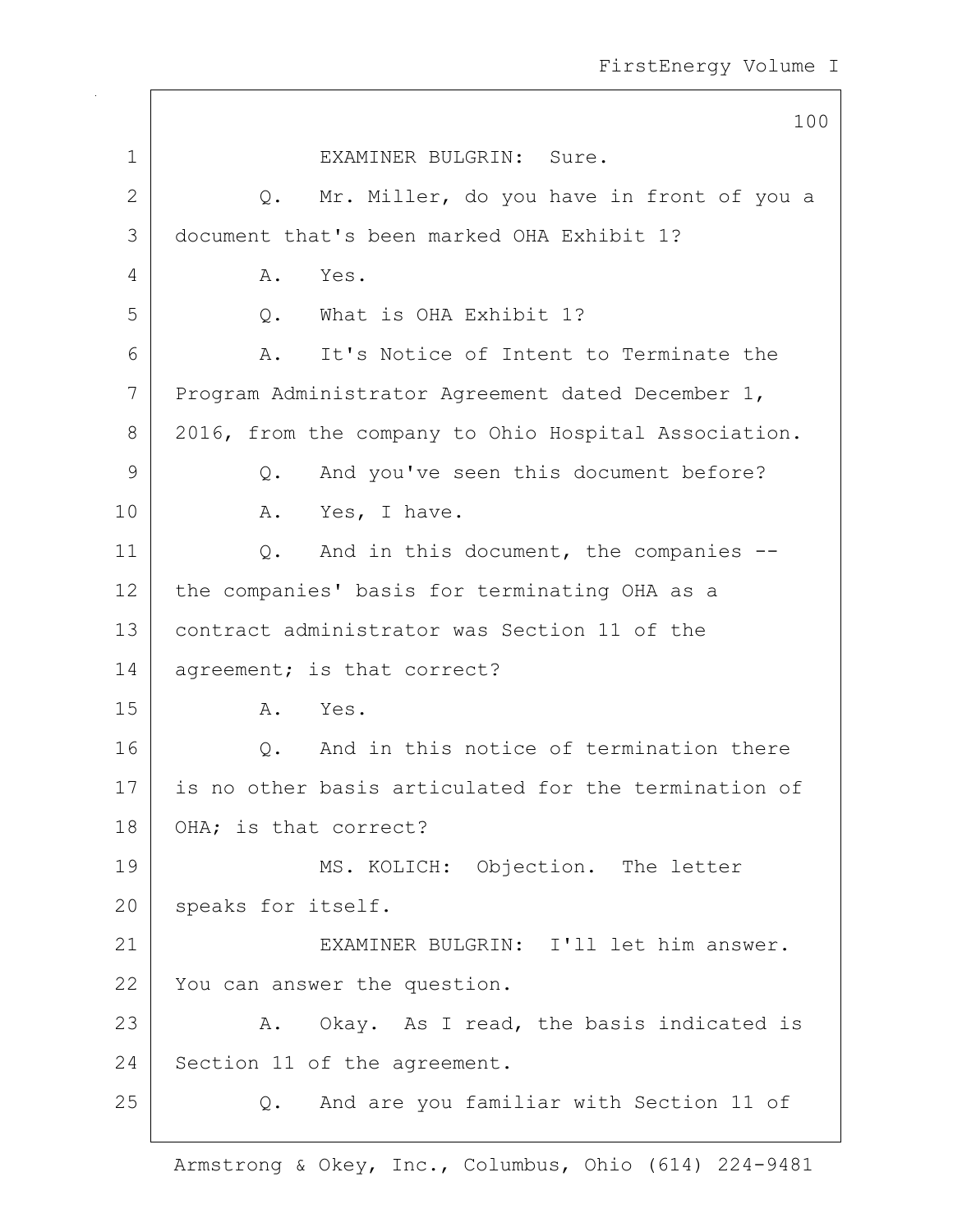EXAMINER BULGRIN: Sure.

Q. Mr. Miller, do you have in front of you a document that's been marked OHA Exhibit 1?

A. Yes.

Q. What is OHA Exhibit 1?

A. It's Notice of Intent to Terminate the Program Administrator Agreement dated December 1, 2016, from the company to Ohio Hospital Association.

Q. And you've seen this document before?

A. Yes, I have.

Q. And in this document, the companies -- the companies' basis for terminating OHA as a contract administrator was Section 11 of the agreement; is that correct?

A. Yes.

Q. And in this notice of termination there is no other basis articulated for the termination of OHA; is that correct?

MS. KOLICH: Objection. The letter speaks for itself.

EXAMINER BULGRIN: I'll let him answer. You can answer the question.

A. Okay. As I read, the basis indicated is Section 11 of the agreement.

Q. And are you familiar with Section 11 of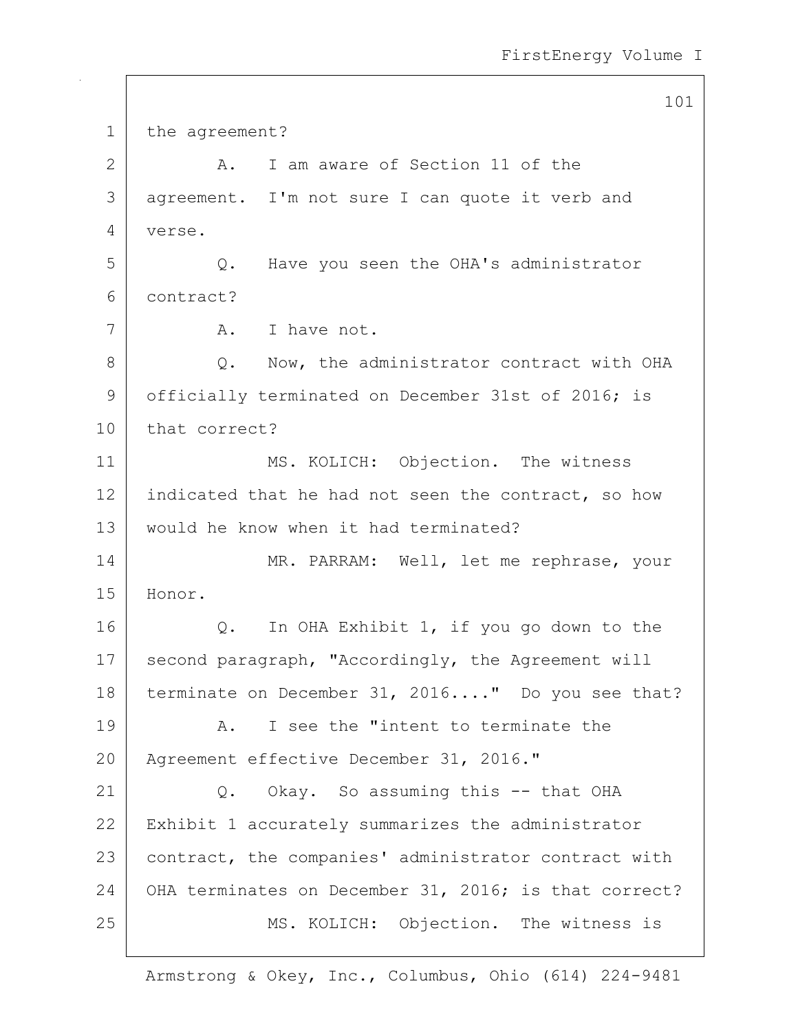the agreement?

A. I am aware of Section 11 of the agreement. I'm not sure I can quote it verb and verse.

Q. Have you seen the OHA's administrator contract?

A. I have not.

Q. Now, the administrator contract with OHA officially terminated on December 31st of 2016; is that correct?

MS. KOLICH: Objection. The witness indicated that he had not seen the contract, so how would he know when it had terminated?

MR. PARRAM: Well, let me rephrase, your Honor.

Q. In OHA Exhibit 1, if you go down to the second paragraph, "Accordingly, the Agreement will terminate on December 31, 2016...." Do you see that?

A. I see the "intent to terminate the Agreement effective December 31, 2016."

Q. Okay. So assuming this -- that OHA Exhibit 1 accurately summarizes the administrator contract, the companies' administrator contract with OHA terminates on December 31, 2016; is that correct?

MS. KOLICH: Objection. The witness is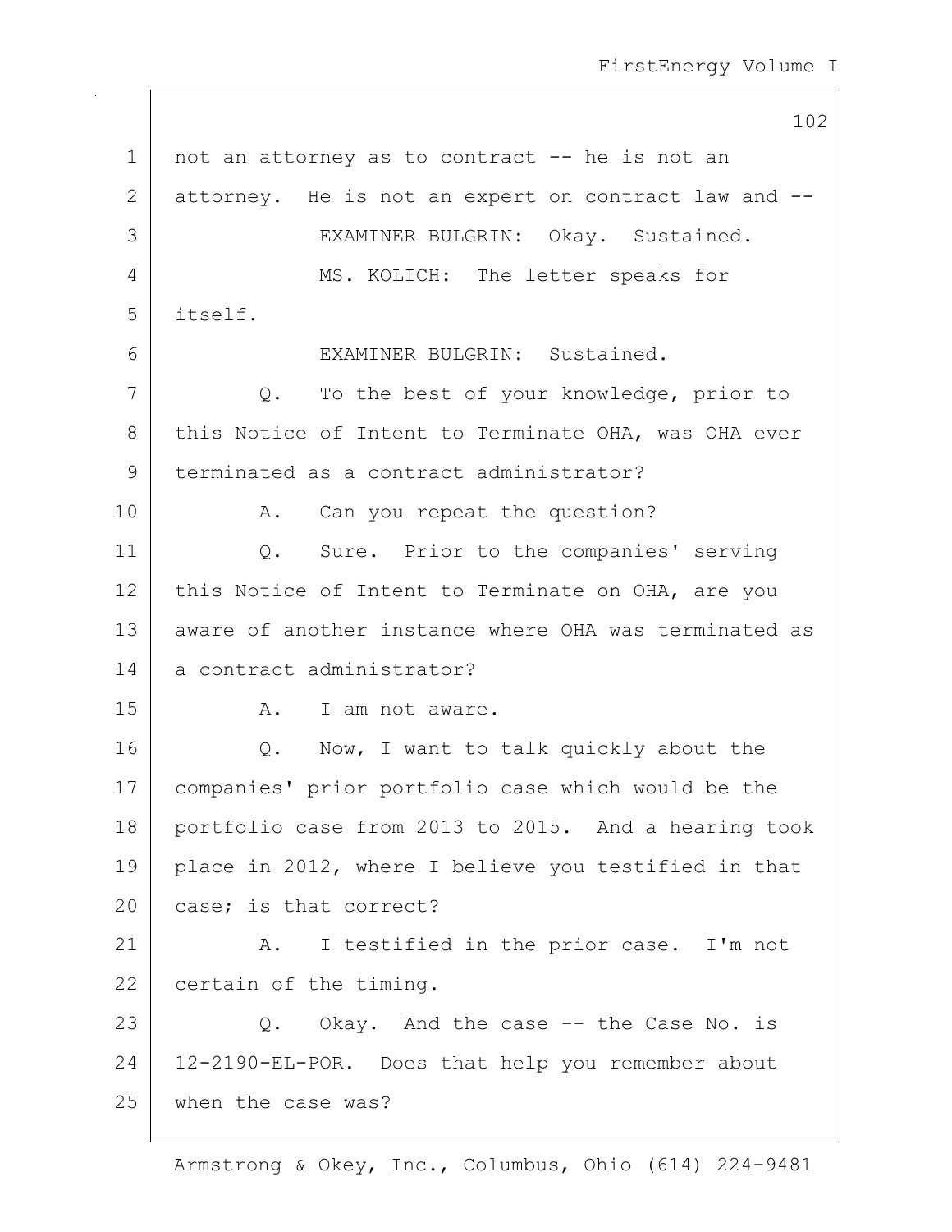not an attorney as to contract -- he is not an attorney. He is not an expert on contract law and --

EXAMINER BULGRIN: Okay. Sustained.

MS. KOLICH: The letter speaks for itself.

EXAMINER BULGRIN: Sustained.

Q. To the best of your knowledge, prior to this Notice of Intent to Terminate OHA, was OHA ever terminated as a contract administrator?

A. Can you repeat the question?

Q. Sure. Prior to the companies' serving this Notice of Intent to Terminate on OHA, are you aware of another instance where OHA was terminated as a contract administrator?

A. I am not aware.

Q. Now, I want to talk quickly about the companies' prior portfolio case which would be the portfolio case from 2013 to 2015. And a hearing took place in 2012, where I believe you testified in that case; is that correct?

A. I testified in the prior case. I'm not certain of the timing.

Q. Okay. And the case -- the Case No. is 12-2190-EL-POR. Does that help you remember about when the case was?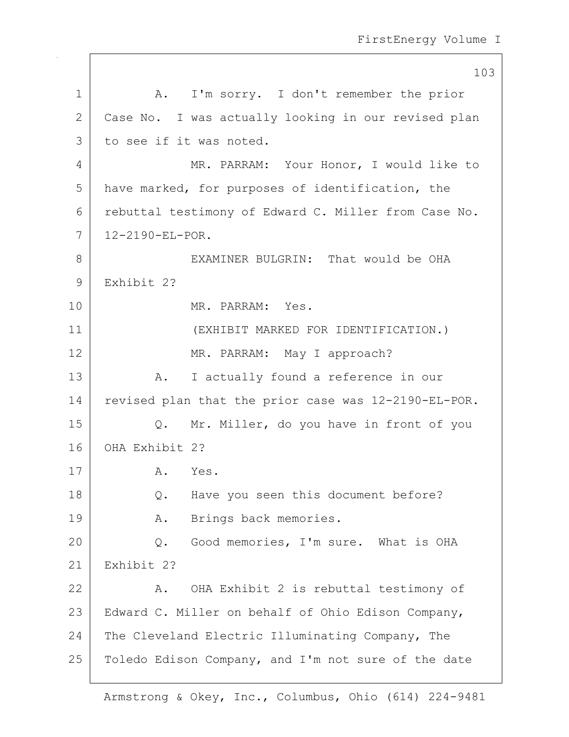A. I'm sorry. I don't remember the prior Case No. I was actually looking in our revised plan to see if it was noted.

MR. PARRAM: Your Honor, I would like to have marked, for purposes of identification, the rebuttal testimony of Edward C. Miller from Case No. 12-2190-EL-POR.

EXAMINER BULGRIN: That would be OHA Exhibit 2?

MR. PARRAM: Yes.

(EXHIBIT MARKED FOR IDENTIFICATION.)

MR. PARRAM: May I approach?

A. I actually found a reference in our revised plan that the prior case was 12-2190-EL-POR.

Q. Mr. Miller, do you have in front of you OHA Exhibit 2?

A. Yes.

Q. Have you seen this document before?

A. Brings back memories.

Q. Good memories, I'm sure. What is OHA Exhibit 2?

A. OHA Exhibit 2 is rebuttal testimony of Edward C. Miller on behalf of Ohio Edison Company, The Cleveland Electric Illuminating Company, The Toledo Edison Company, and I'm not sure of the date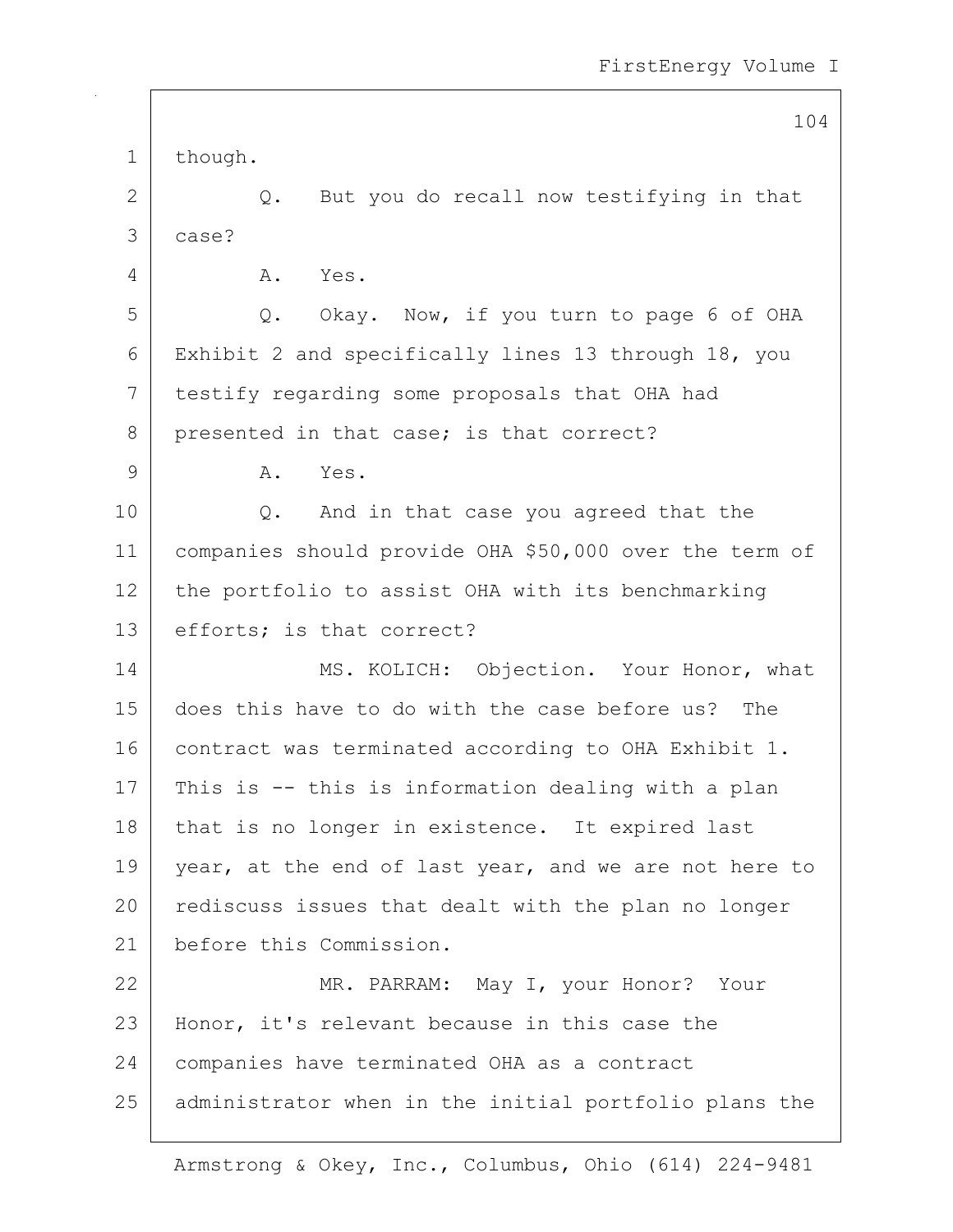though.

Q. But you do recall now testifying in that case?

A. Yes.

Q. Okay. Now, if you turn to page 6 of OHA Exhibit 2 and specifically lines 13 through 18, you testify regarding some proposals that OHA had presented in that case; is that correct?

A. Yes.

Q. And in that case you agreed that the companies should provide OHA $50,000 over the term of the portfolio to assist OHA with its benchmarking efforts; is that correct?

MS. KOLICH: Objection. Your Honor, what does this have to do with the case before us? The contract was terminated according to OHA Exhibit 1. This is -- this is information dealing with a plan that is no longer in existence. It expired last year, at the end of last year, and we are not here to rediscuss issues that dealt with the plan no longer before this Commission.

MR. PARRAM: May I, your Honor? Your Honor, it's relevant because in this case the companies have terminated OHA as a contract administrator when in the initial portfolio plans the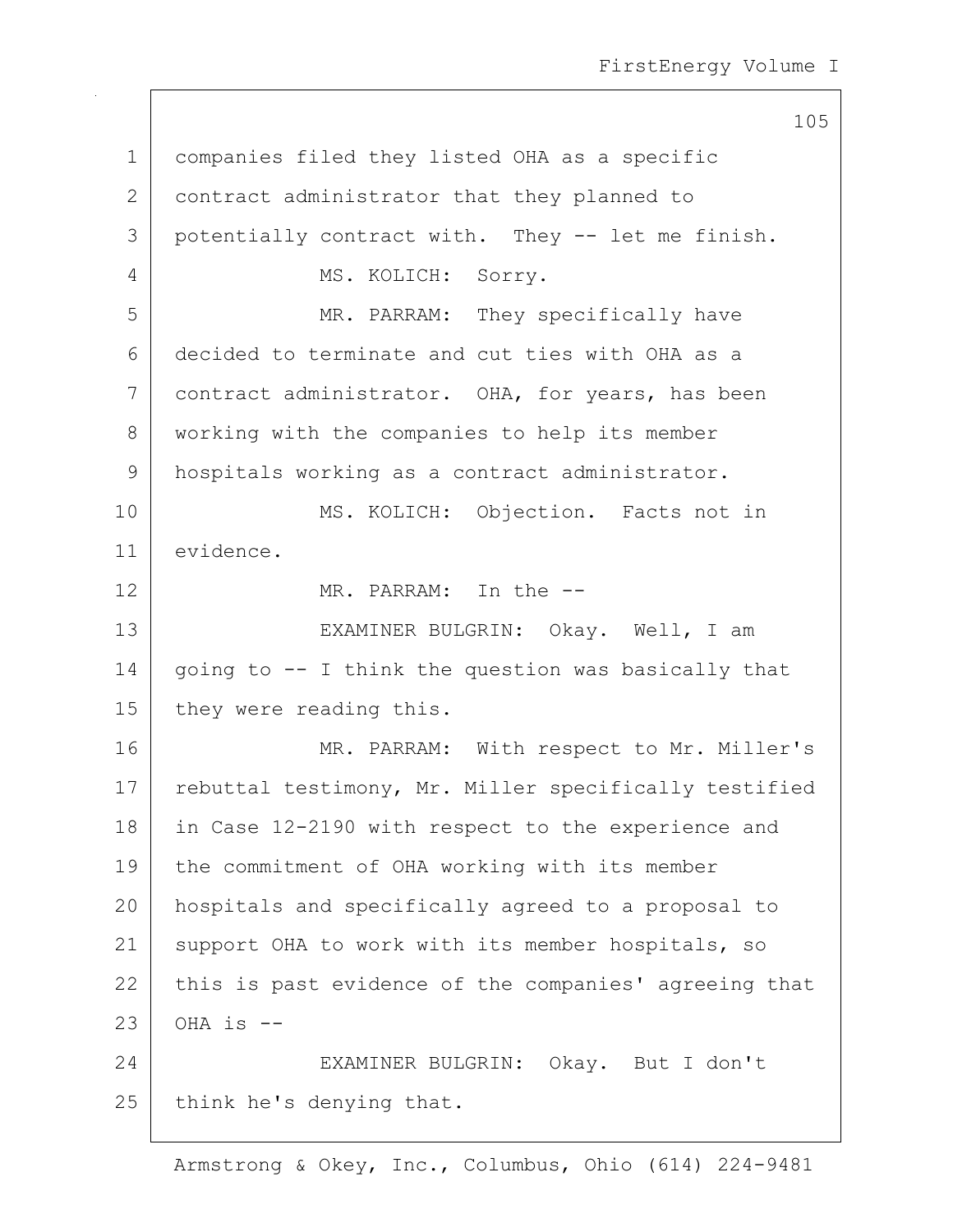companies filed they listed OHA as a specific contract administrator that they planned to potentially contract with. They -- let me finish.

MS. KOLICH: Sorry.

MR. PARRAM: They specifically have decided to terminate and cut ties with OHA as a contract administrator. OHA, for years, has been working with the companies to help its member hospitals working as a contract administrator.

MS. KOLICH: Objection. Facts not in evidence.

MR. PARRAM: In the --

EXAMINER BULGRIN: Okay. Well, I am going to -- I think the question was basically that they were reading this.

MR. PARRAM: With respect to Mr. Miller's rebuttal testimony, Mr. Miller specifically testified in Case 12-2190 with respect to the experience and the commitment of OHA working with its member hospitals and specifically agreed to a proposal to support OHA to work with its member hospitals, so this is past evidence of the companies' agreeing that OHA is --

EXAMINER BULGRIN: Okay. But I don't think he's denying that.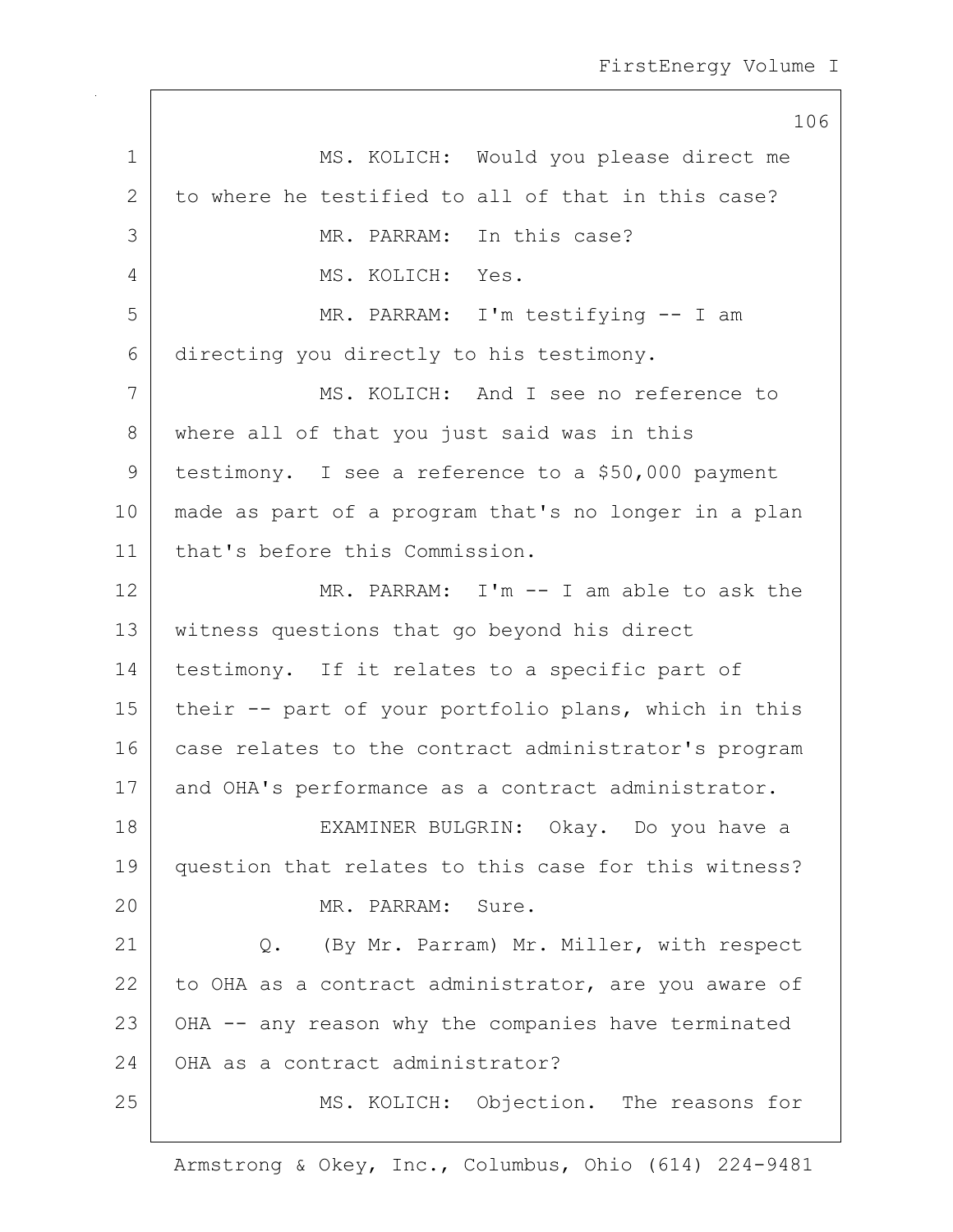MS. KOLICH: Would you please direct me to where he testified to all of that in this case?

MR. PARRAM: In this case?

MS. KOLICH: Yes.

MR. PARRAM: I'm testifying -- I am directing you directly to his testimony.

MS. KOLICH: And I see no reference to where all of that you just said was in this testimony. I see a reference to a $50,000 payment made as part of a program that's no longer in a plan that's before this Commission.

MR. PARRAM: I'm -- I am able to ask the witness questions that go beyond his direct testimony. If it relates to a specific part of their -- part of your portfolio plans, which in this case relates to the contract administrator's program and OHA's performance as a contract administrator.

EXAMINER BULGRIN: Okay. Do you have a question that relates to this case for this witness?

MR. PARRAM: Sure.

Q. (By Mr. Parram) Mr. Miller, with respect to OHA as a contract administrator, are you aware of OHA -- any reason why the companies have terminated OHA as a contract administrator?

MS. KOLICH: Objection. The reasons for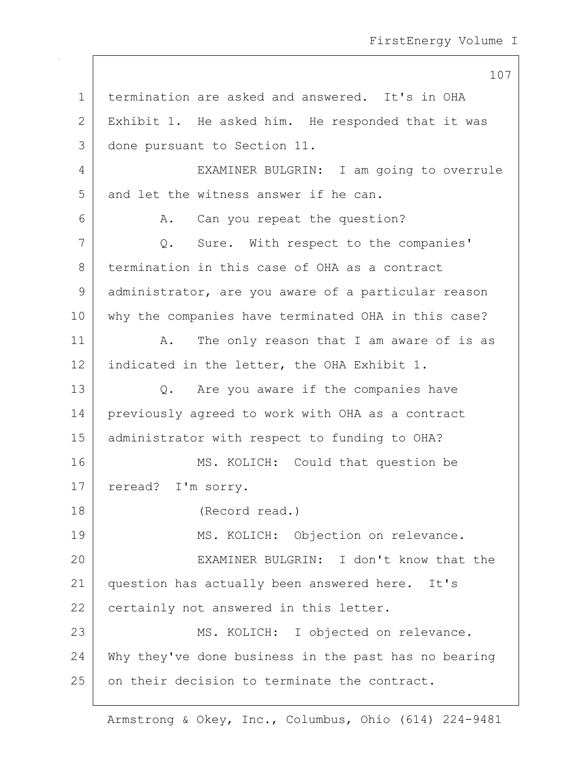termination are asked and answered. It's in OHA Exhibit 1. He asked him. He responded that it was done pursuant to Section 11.

EXAMINER BULGRIN: I am going to overrule and let the witness answer if he can.

A. Can you repeat the question?

Q. Sure. With respect to the companies' termination in this case of OHA as a contract administrator, are you aware of a particular reason why the companies have terminated OHA in this case?

A. The only reason that I am aware of is as indicated in the letter, the OHA Exhibit 1.

Q. Are you aware if the companies have previously agreed to work with OHA as a contract administrator with respect to funding to OHA?

MS. KOLICH: Could that question be reread? I'm sorry.

(Record read.)

MS. KOLICH: Objection on relevance.

EXAMINER BULGRIN: I don't know that the question has actually been answered here. It's certainly not answered in this letter.

MS. KOLICH: I objected on relevance. Why they've done business in the past has no bearing on their decision to terminate the contract.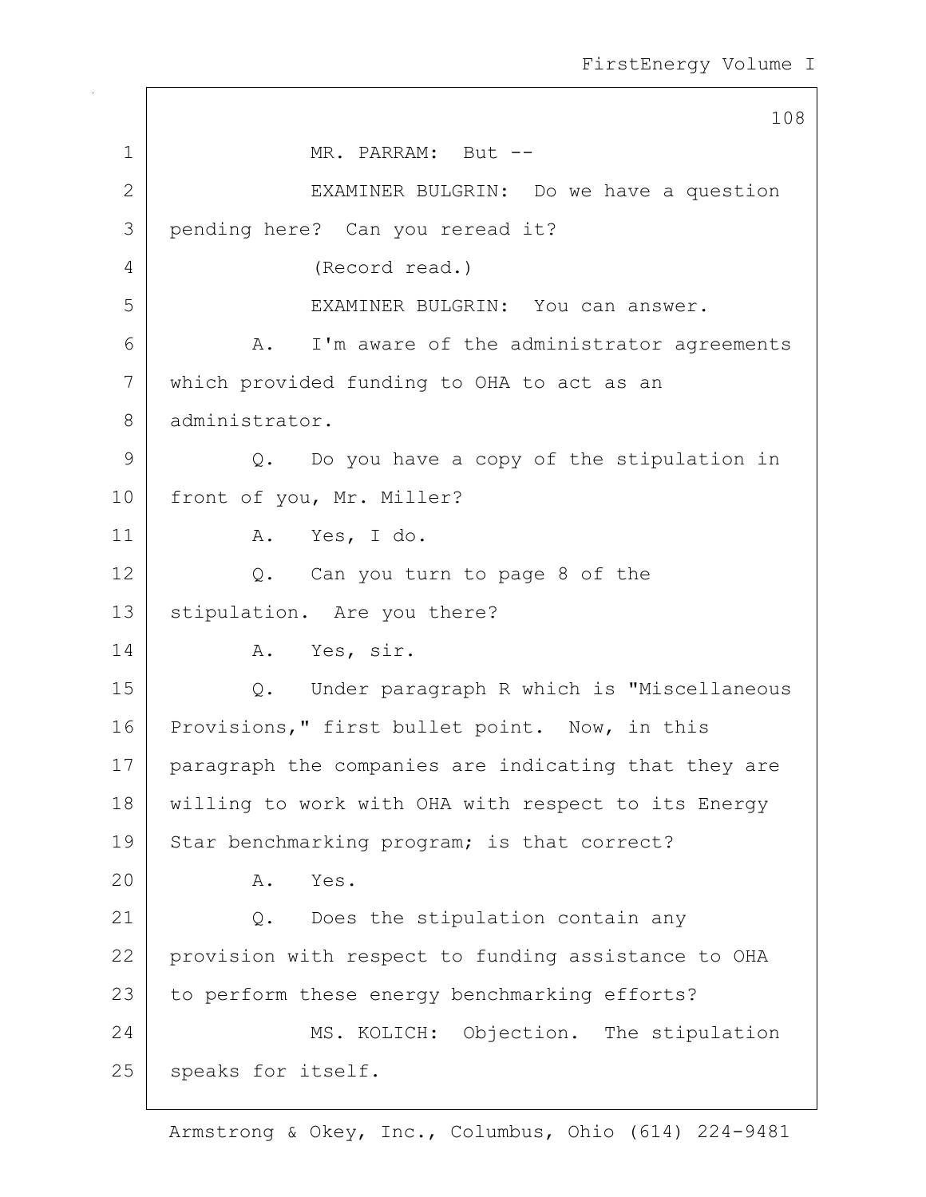MR. PARRAM: But --

EXAMINER BULGRIN: Do we have a question pending here? Can you reread it?

(Record read.)

EXAMINER BULGRIN: You can answer.

A. I'm aware of the administrator agreements which provided funding to OHA to act as an administrator.

Q. Do you have a copy of the stipulation in front of you, Mr. Miller?

A. Yes, I do.

Q. Can you turn to page 8 of the stipulation. Are you there?

A. Yes, sir.

Q. Under paragraph R which is "Miscellaneous Provisions," first bullet point. Now, in this paragraph the companies are indicating that they are willing to work with OHA with respect to its Energy Star benchmarking program; is that correct?

A. Yes.

Q. Does the stipulation contain any provision with respect to funding assistance to OHA to perform these energy benchmarking efforts?

MS. KOLICH: Objection. The stipulation speaks for itself.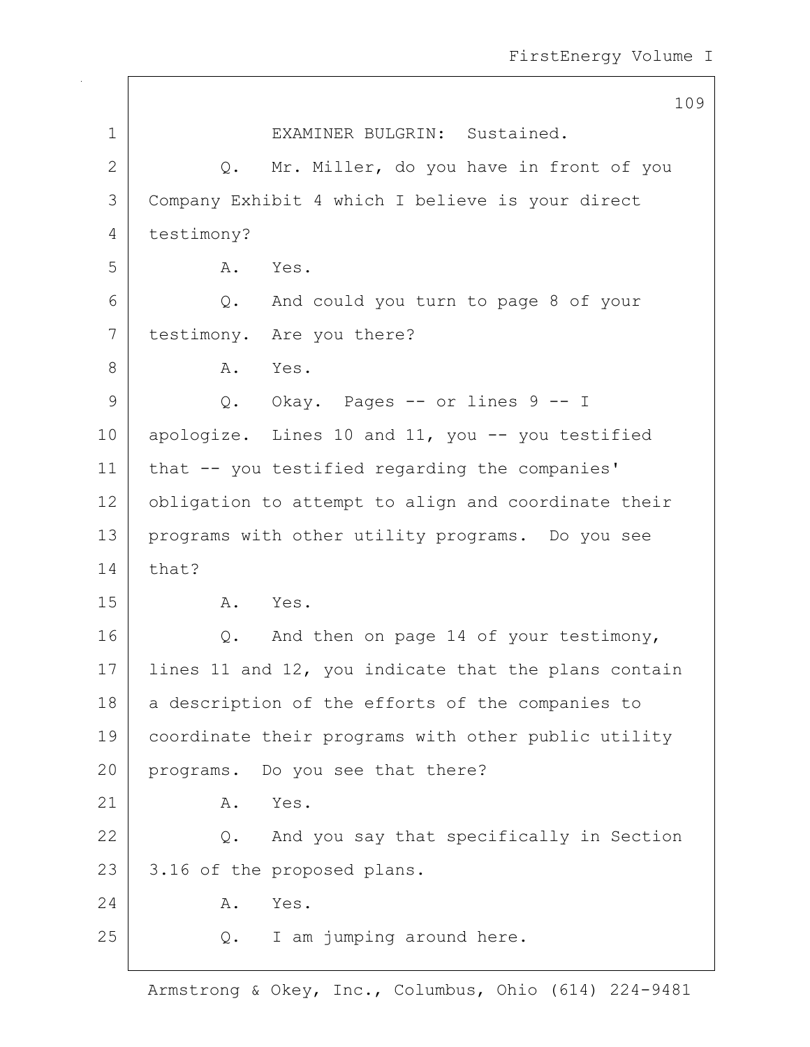EXAMINER BULGRIN: Sustained.

Q. Mr. Miller, do you have in front of you Company Exhibit 4 which I believe is your direct testimony?

A. Yes.

Q. And could you turn to page 8 of your testimony. Are you there?

A. Yes.

Q. Okay. Pages -- or lines 9 -- I apologize. Lines 10 and 11, you -- you testified that -- you testified regarding the companies' obligation to attempt to align and coordinate their programs with other utility programs. Do you see that?

A. Yes.

Q. And then on page 14 of your testimony, lines 11 and 12, you indicate that the plans contain a description of the efforts of the companies to coordinate their programs with other public utility programs. Do you see that there?

A. Yes.

Q. And you say that specifically in Section 3.16 of the proposed plans.

A. Yes.

Q. I am jumping around here.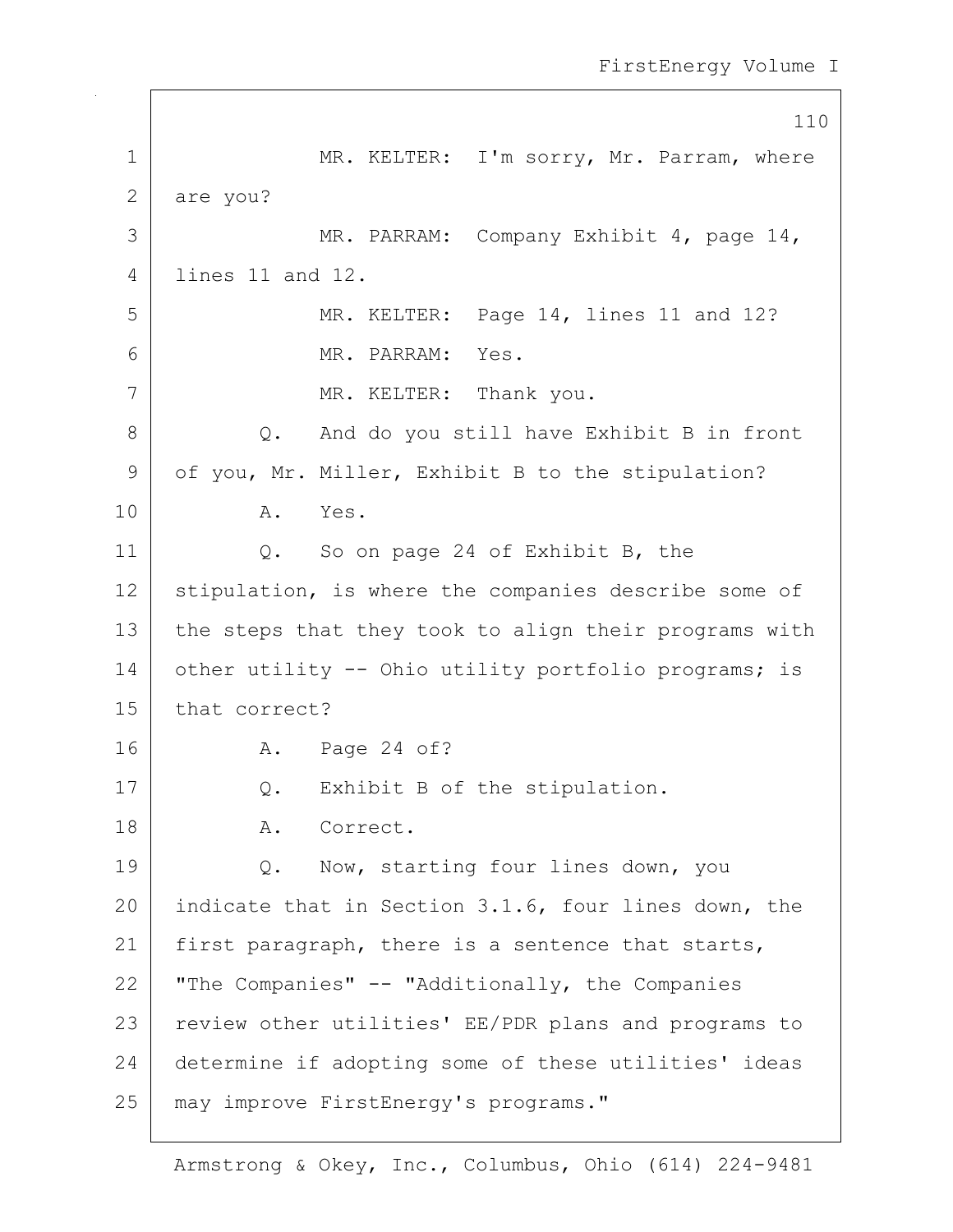MR. KELTER: I'm sorry, Mr. Parram, where are you?

MR. PARRAM: Company Exhibit 4, page 14, lines 11 and 12.

MR. KELTER: Page 14, lines 11 and 12?

MR. PARRAM: Yes.

MR. KELTER: Thank you.

Q. And do you still have Exhibit B in front of you, Mr. Miller, Exhibit B to the stipulation?

A. Yes.

Q. So on page 24 of Exhibit B, the stipulation, is where the companies describe some of the steps that they took to align their programs with other utility -- Ohio utility portfolio programs; is that correct?

A. Page 24 of?

Q. Exhibit B of the stipulation.

A. Correct.

Q. Now, starting four lines down, you indicate that in Section 3.1.6, four lines down, the first paragraph, there is a sentence that starts, "The Companies" -- "Additionally, the Companies review other utilities' EE/PDR plans and programs to determine if adopting some of these utilities' ideas may improve FirstEnergy's programs."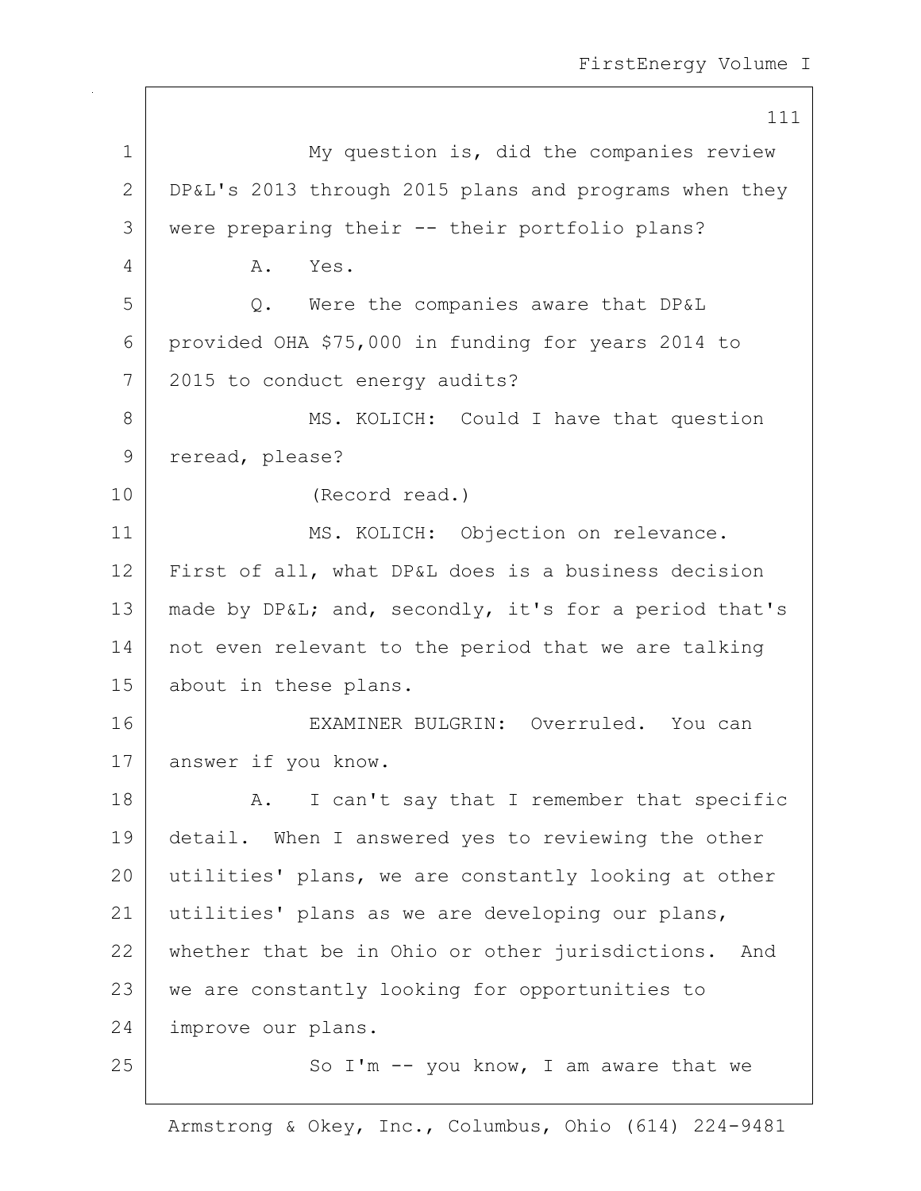My question is, did the companies review DP&L's 2013 through 2015 plans and programs when they were preparing their -- their portfolio plans?

A. Yes.

Q. Were the companies aware that DP&L provided OHA $75,000 in funding for years 2014 to 2015 to conduct energy audits?

MS. KOLICH: Could I have that question reread, please?

(Record read.)

MS. KOLICH: Objection on relevance. First of all, what DP&L does is a business decision made by DP&L; and, secondly, it's for a period that's not even relevant to the period that we are talking about in these plans.

EXAMINER BULGRIN: Overruled. You can answer if you know.

A. I can't say that I remember that specific detail. When I answered yes to reviewing the other utilities' plans, we are constantly looking at other utilities' plans as we are developing our plans, whether that be in Ohio or other jurisdictions. And we are constantly looking for opportunities to improve our plans.

So I'm -- you know, I am aware that we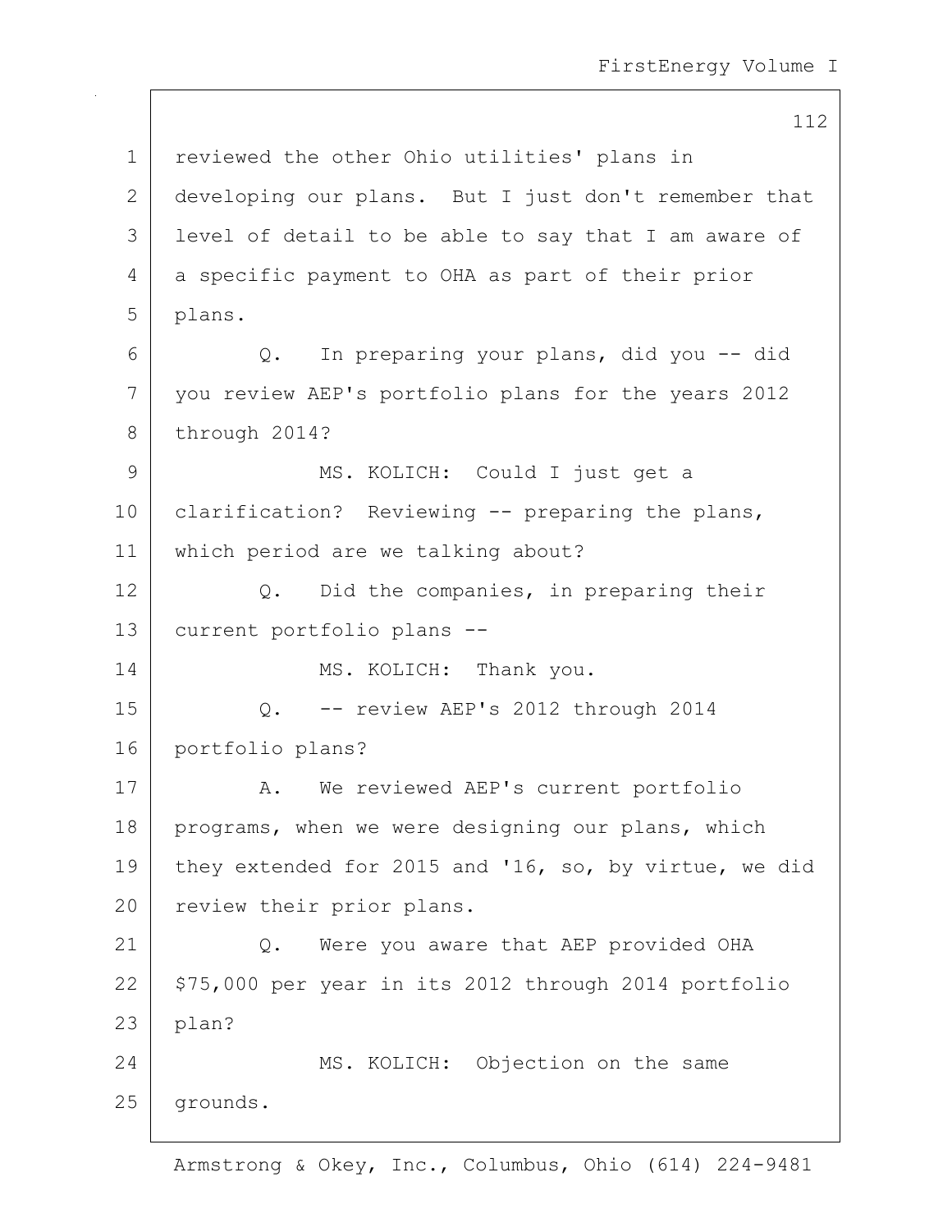reviewed the other Ohio utilities' plans in developing our plans. But I just don't remember that level of detail to be able to say that I am aware of a specific payment to OHA as part of their prior plans.

Q. In preparing your plans, did you -- did you review AEP's portfolio plans for the years 2012 through 2014?

MS. KOLICH: Could I just get a clarification? Reviewing -- preparing the plans, which period are we talking about?

Q. Did the companies, in preparing their current portfolio plans --

MS. KOLICH: Thank you.

Q. -- review AEP's 2012 through 2014 portfolio plans?

A. We reviewed AEP's current portfolio programs, when we were designing our plans, which they extended for 2015 and '16, so, by virtue, we did review their prior plans.

Q. Were you aware that AEP provided OHA $75,000 per year in its 2012 through 2014 portfolio plan?

MS. KOLICH: Objection on the same grounds.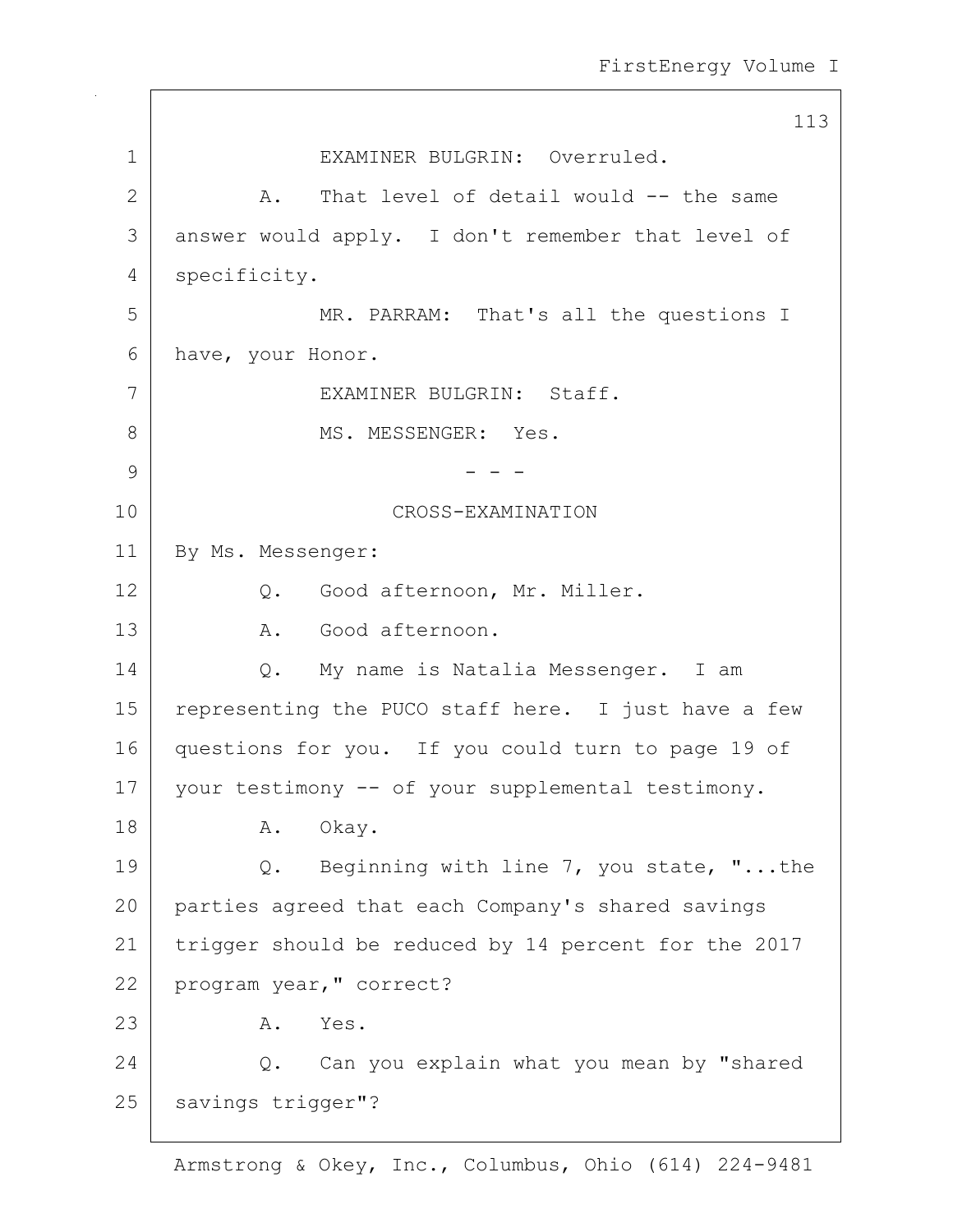EXAMINER BULGRIN: Overruled.

A. That level of detail would -- the same answer would apply. I don't remember that level of specificity.

MR. PARRAM: That's all the questions I have, your Honor.

EXAMINER BULGRIN: Staff.

MS. MESSENGER: Yes.

- - -

CROSS-EXAMINATION

By Ms. Messenger:

Q. Good afternoon, Mr. Miller.

A. Good afternoon.

Q. My name is Natalia Messenger. I am representing the PUCO staff here. I just have a few questions for you. If you could turn to page 19 of your testimony -- of your supplemental testimony.

A. Okay.

Q. Beginning with line 7, you state, "...the parties agreed that each Company's shared savings trigger should be reduced by 14 percent for the 2017 program year," correct?

A. Yes.

Q. Can you explain what you mean by "shared savings trigger"?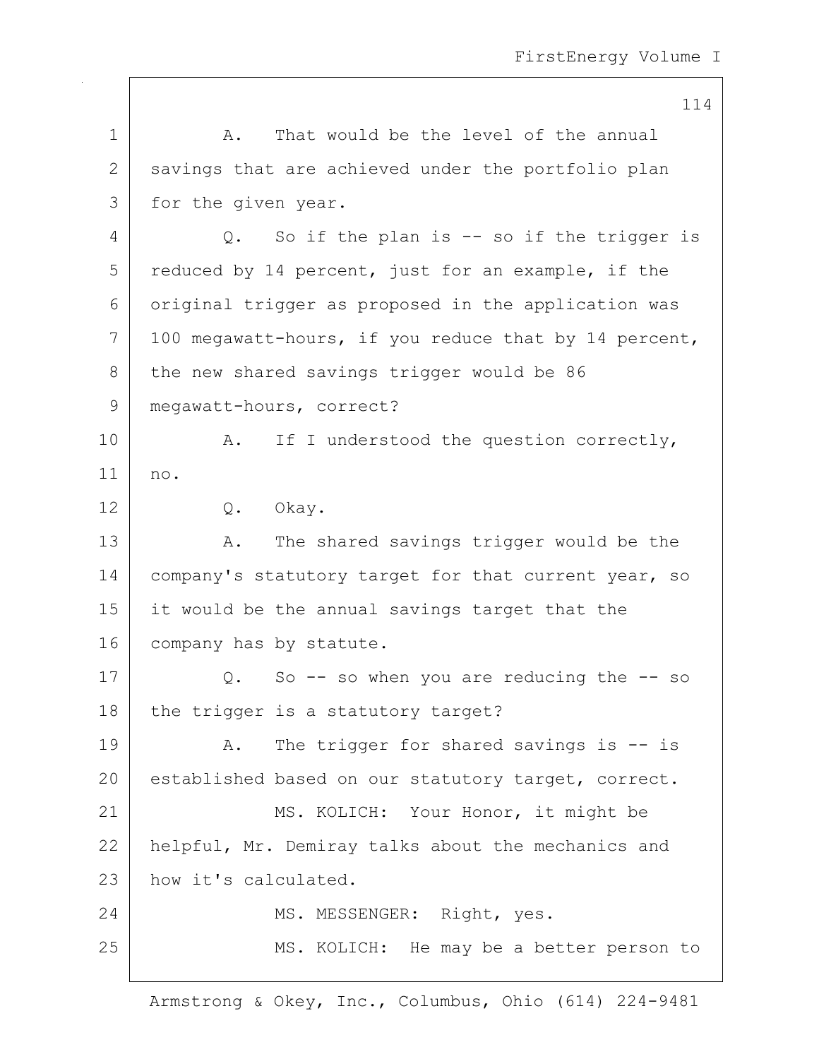1 A. That would be the level of the annual
2 savings that are achieved under the portfolio plan
3 for the given year.
4 Q. So if the plan is -- so if the trigger is
5 reduced by 14 percent, just for an example, if the
6 original trigger as proposed in the application was
7 100 megawatt-hours, if you reduce that by 14 percent,
8 the new shared savings trigger would be 86
9 megawatt-hours, correct?
10 A. If I understood the question correctly,
11 no.
12 Q. Okay.
13 A. The shared savings trigger would be the
14 company's statutory target for that current year, so
15 it would be the annual savings target that the
16 company has by statute.
17 Q. So -- so when you are reducing the -- so
18 the trigger is a statutory target?
19 A. The trigger for shared savings is -- is
20 established based on our statutory target, correct.
21 MS. KOLICH: Your Honor, it might be
22 helpful, Mr. Demiray talks about the mechanics and
23 how it's calculated.
24 MS. MESSENGER: Right, yes.
25 MS. KOLICH: He may be a better person to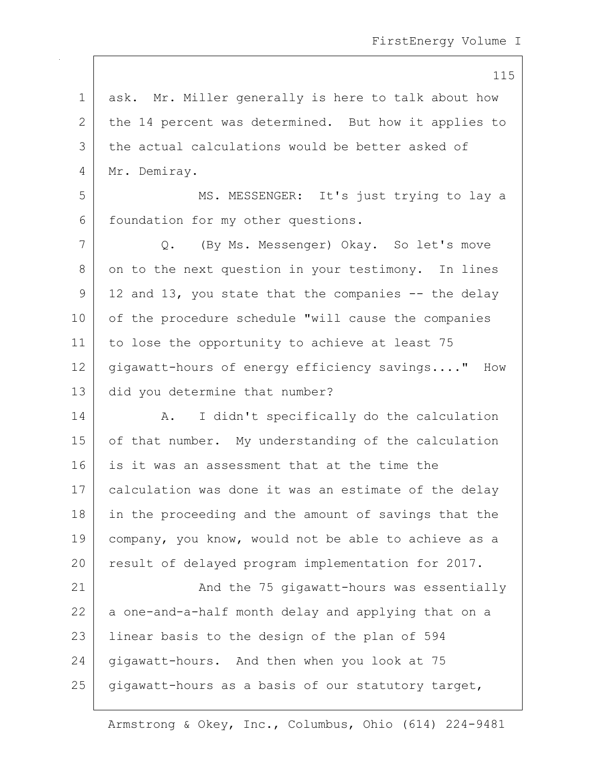ask. Mr. Miller generally is here to talk about how the 14 percent was determined. But how it applies to the actual calculations would be better asked of Mr. Demiray.

MS. MESSENGER: It's just trying to lay a foundation for my other questions.

Q. (By Ms. Messenger) Okay. So let's move on to the next question in your testimony. In lines 12 and 13, you state that the companies -- the delay of the procedure schedule "will cause the companies to lose the opportunity to achieve at least 75 gigawatt-hours of energy efficiency savings...." How did you determine that number?

A. I didn't specifically do the calculation of that number. My understanding of the calculation is it was an assessment that at the time the calculation was done it was an estimate of the delay in the proceeding and the amount of savings that the company, you know, would not be able to achieve as a result of delayed program implementation for 2017.

And the 75 gigawatt-hours was essentially a one-and-a-half month delay and applying that on a linear basis to the design of the plan of 594 gigawatt-hours. And then when you look at 75 gigawatt-hours as a basis of our statutory target,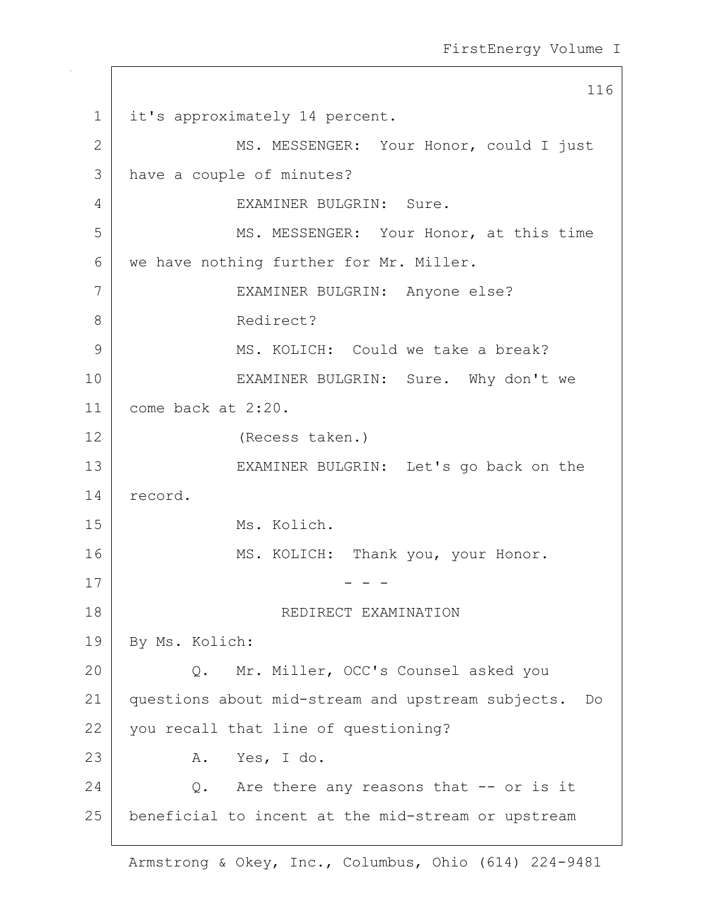it's approximately 14 percent.

MS. MESSENGER: Your Honor, could I just have a couple of minutes?

EXAMINER BULGRIN: Sure.

MS. MESSENGER: Your Honor, at this time we have nothing further for Mr. Miller.

EXAMINER BULGRIN: Anyone else?

Redirect?

MS. KOLICH: Could we take a break?

EXAMINER BULGRIN: Sure. Why don't we come back at 2:20.

(Recess taken.)

EXAMINER BULGRIN: Let's go back on the record.

Ms. Kolich.

MS. KOLICH: Thank you, your Honor.

- - -

REDIRECT EXAMINATION

By Ms. Kolich:

Q. Mr. Miller, OCC's Counsel asked you questions about mid-stream and upstream subjects. Do you recall that line of questioning?

A. Yes, I do.

Q. Are there any reasons that -- or is it beneficial to incent at the mid-stream or upstream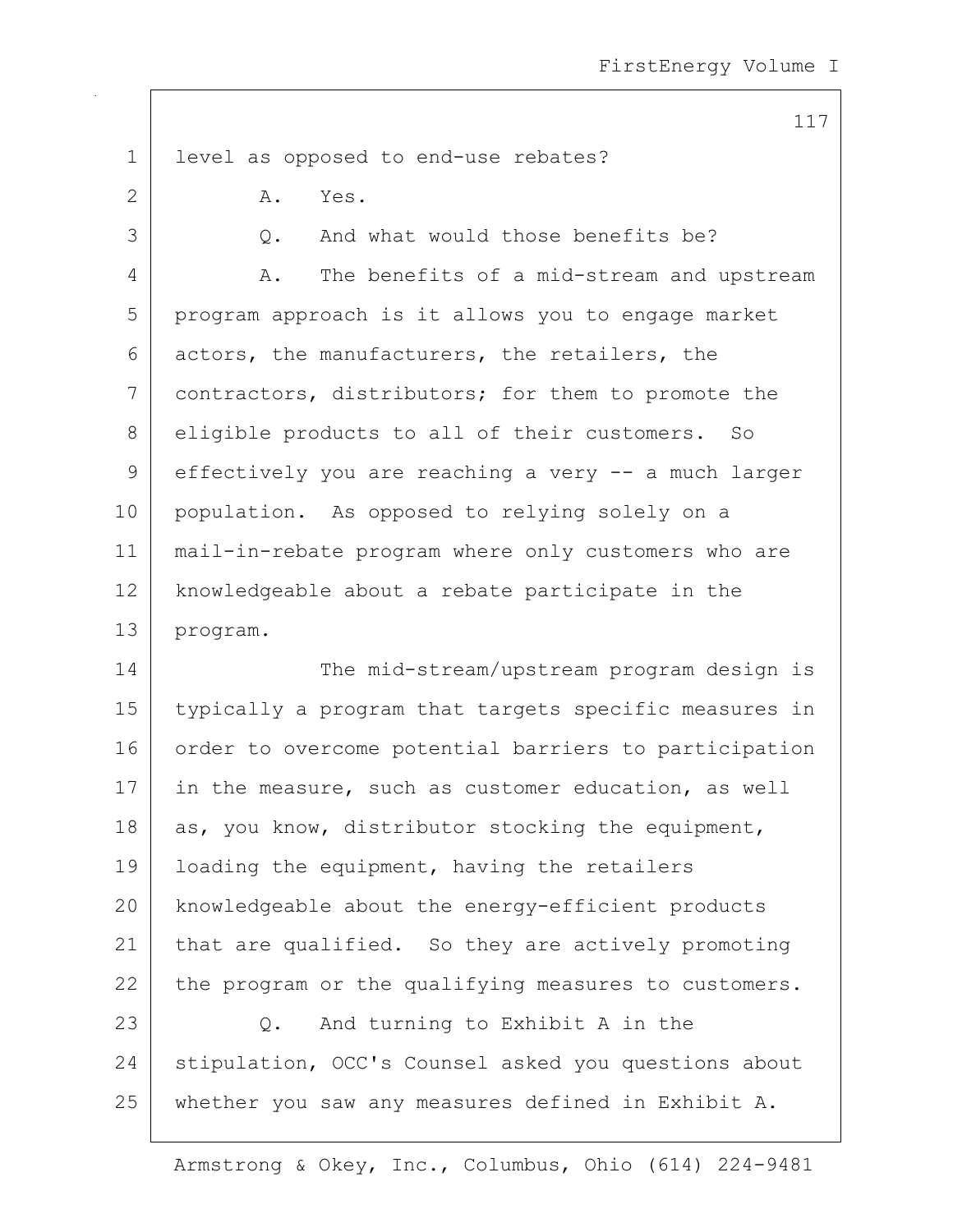level as opposed to end-use rebates?

A. Yes.

Q. And what would those benefits be?

A. The benefits of a mid-stream and upstream program approach is it allows you to engage market actors, the manufacturers, the retailers, the contractors, distributors; for them to promote the eligible products to all of their customers. So effectively you are reaching a very -- a much larger population. As opposed to relying solely on a mail-in-rebate program where only customers who are knowledgeable about a rebate participate in the program.

The mid-stream/upstream program design is typically a program that targets specific measures in order to overcome potential barriers to participation in the measure, such as customer education, as well as, you know, distributor stocking the equipment, loading the equipment, having the retailers knowledgeable about the energy-efficient products that are qualified. So they are actively promoting the program or the qualifying measures to customers.

Q. And turning to Exhibit A in the stipulation, OCC's Counsel asked you questions about whether you saw any measures defined in Exhibit A.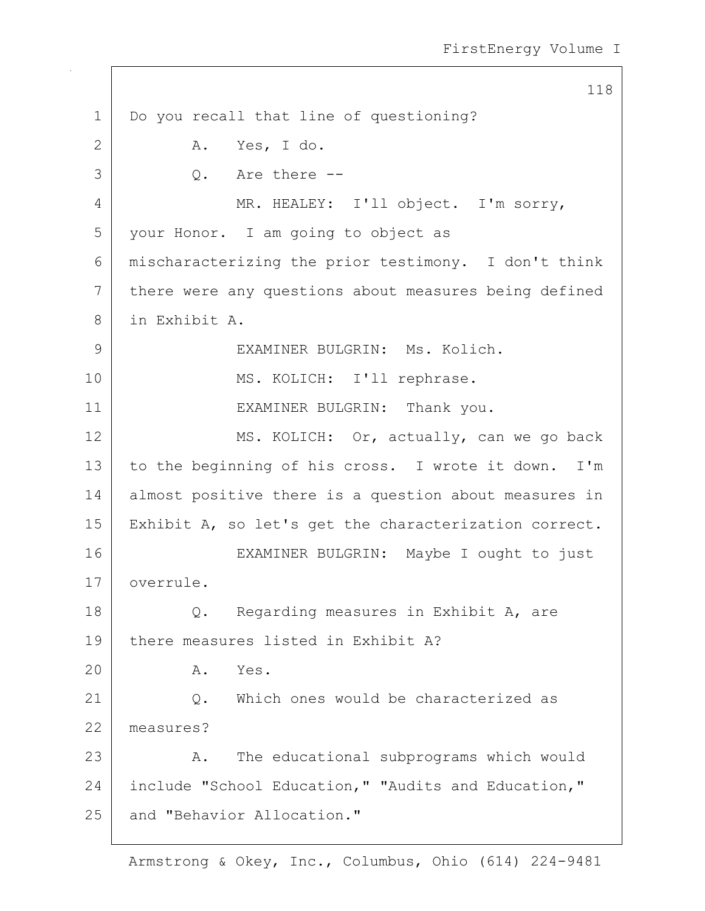Do you recall that line of questioning?

A. Yes, I do.

Q. Are there --

MR. HEALEY: I'll object. I'm sorry, your Honor. I am going to object as mischaracterizing the prior testimony. I don't think there were any questions about measures being defined in Exhibit A.

EXAMINER BULGRIN: Ms. Kolich.

MS. KOLICH: I'll rephrase.

EXAMINER BULGRIN: Thank you.

MS. KOLICH: Or, actually, can we go back to the beginning of his cross. I wrote it down. I'm almost positive there is a question about measures in Exhibit A, so let's get the characterization correct.

EXAMINER BULGRIN: Maybe I ought to just overrule.

Q. Regarding measures in Exhibit A, are there measures listed in Exhibit A?

A. Yes.

Q. Which ones would be characterized as measures?

A. The educational subprograms which would include "School Education," "Audits and Education," and "Behavior Allocation."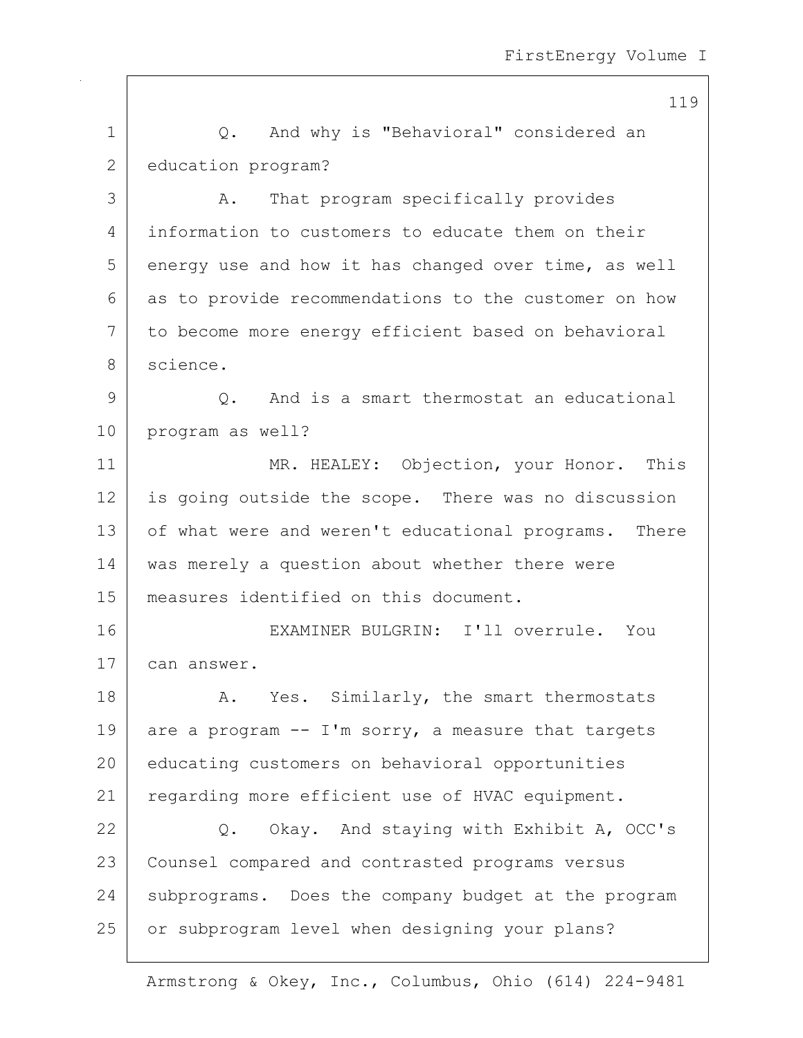Q. And why is "Behavioral" considered an education program?

A. That program specifically provides information to customers to educate them on their energy use and how it has changed over time, as well as to provide recommendations to the customer on how to become more energy efficient based on behavioral science.

Q. And is a smart thermostat an educational program as well?

MR. HEALEY: Objection, your Honor. This is going outside the scope. There was no discussion of what were and weren't educational programs. There was merely a question about whether there were measures identified on this document.

EXAMINER BULGRIN: I'll overrule. You can answer.

A. Yes. Similarly, the smart thermostats are a program -- I'm sorry, a measure that targets educating customers on behavioral opportunities regarding more efficient use of HVAC equipment.

Q. Okay. And staying with Exhibit A, OCC's Counsel compared and contrasted programs versus subprograms. Does the company budget at the program or subprogram level when designing your plans?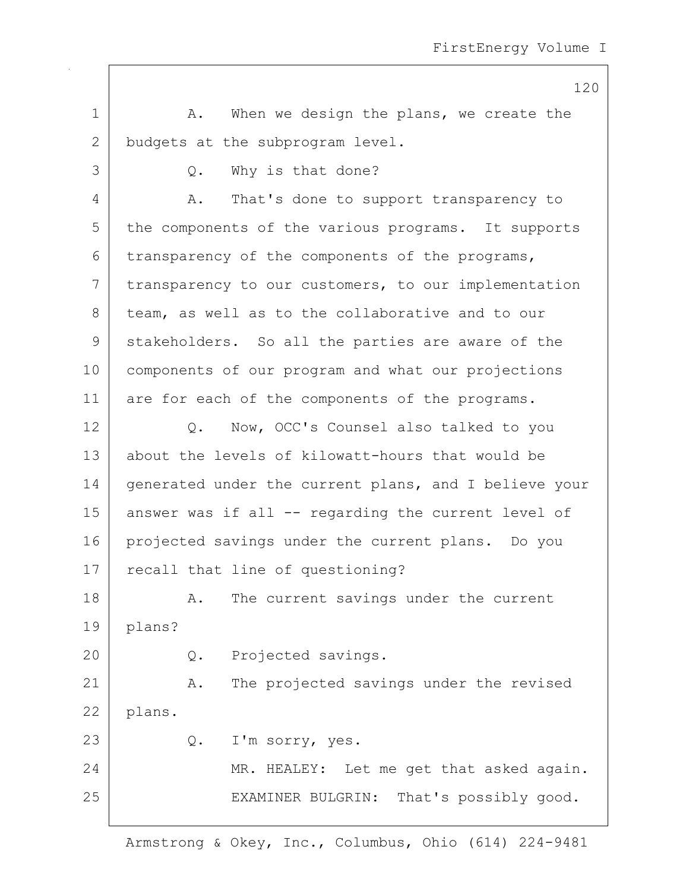A. When we design the plans, we create the budgets at the subprogram level.

Q. Why is that done?

A. That's done to support transparency to the components of the various programs. It supports transparency of the components of the programs, transparency to our customers, to our implementation team, as well as to the collaborative and to our stakeholders. So all the parties are aware of the components of our program and what our projections are for each of the components of the programs.

Q. Now, OCC's Counsel also talked to you about the levels of kilowatt-hours that would be generated under the current plans, and I believe your answer was if all -- regarding the current level of projected savings under the current plans. Do you recall that line of questioning?

A. The current savings under the current plans?

Q. Projected savings.

A. The projected savings under the revised plans.

Q. I'm sorry, yes.

MR. HEALEY: Let me get that asked again.

EXAMINER BULGRIN: That's possibly good.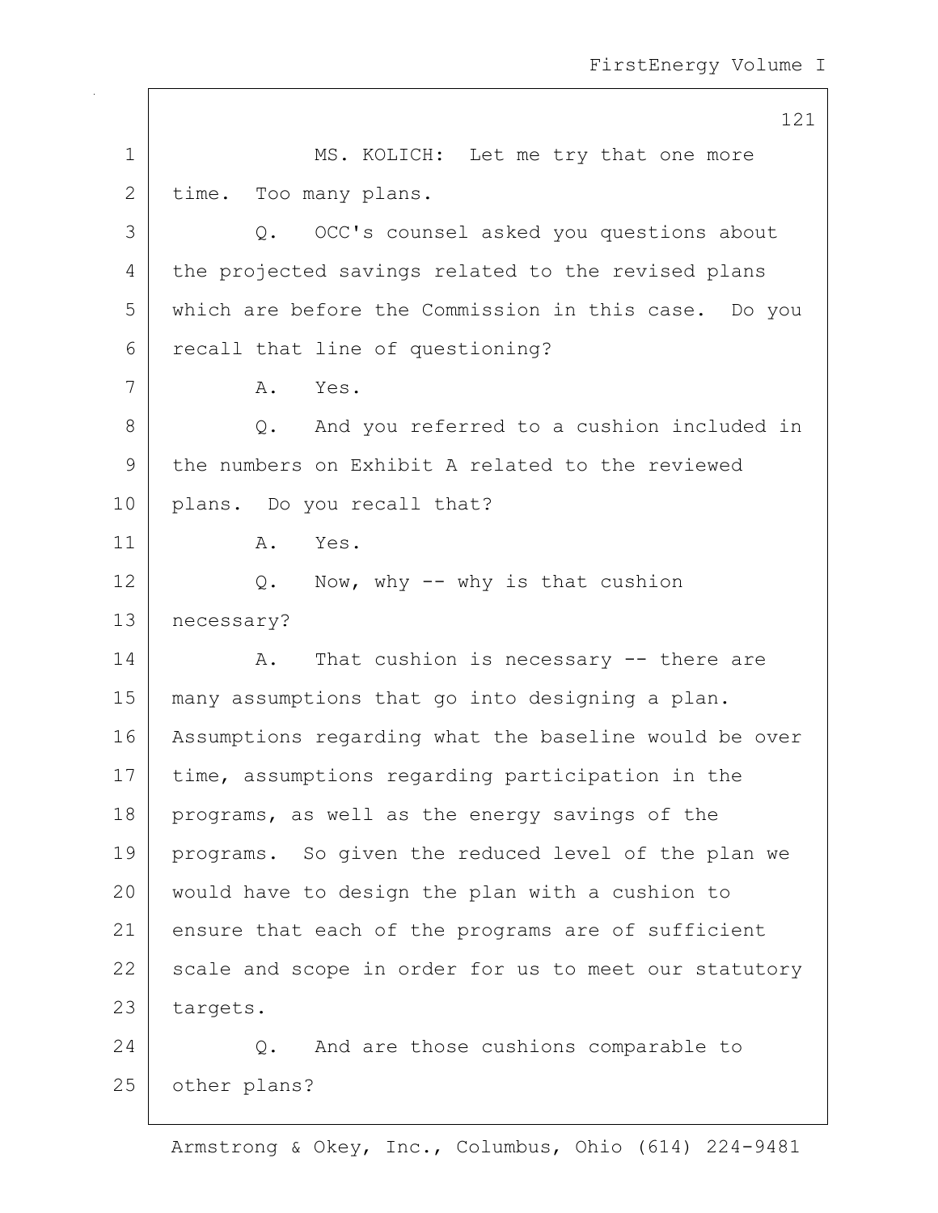MS. KOLICH: Let me try that one more time. Too many plans.

Q. OCC's counsel asked you questions about the projected savings related to the revised plans which are before the Commission in this case. Do you recall that line of questioning?

A. Yes.

Q. And you referred to a cushion included in the numbers on Exhibit A related to the reviewed plans. Do you recall that?

A. Yes.

Q. Now, why -- why is that cushion necessary?

A. That cushion is necessary -- there are many assumptions that go into designing a plan. Assumptions regarding what the baseline would be over time, assumptions regarding participation in the programs, as well as the energy savings of the programs. So given the reduced level of the plan we would have to design the plan with a cushion to ensure that each of the programs are of sufficient scale and scope in order for us to meet our statutory targets.

Q. And are those cushions comparable to other plans?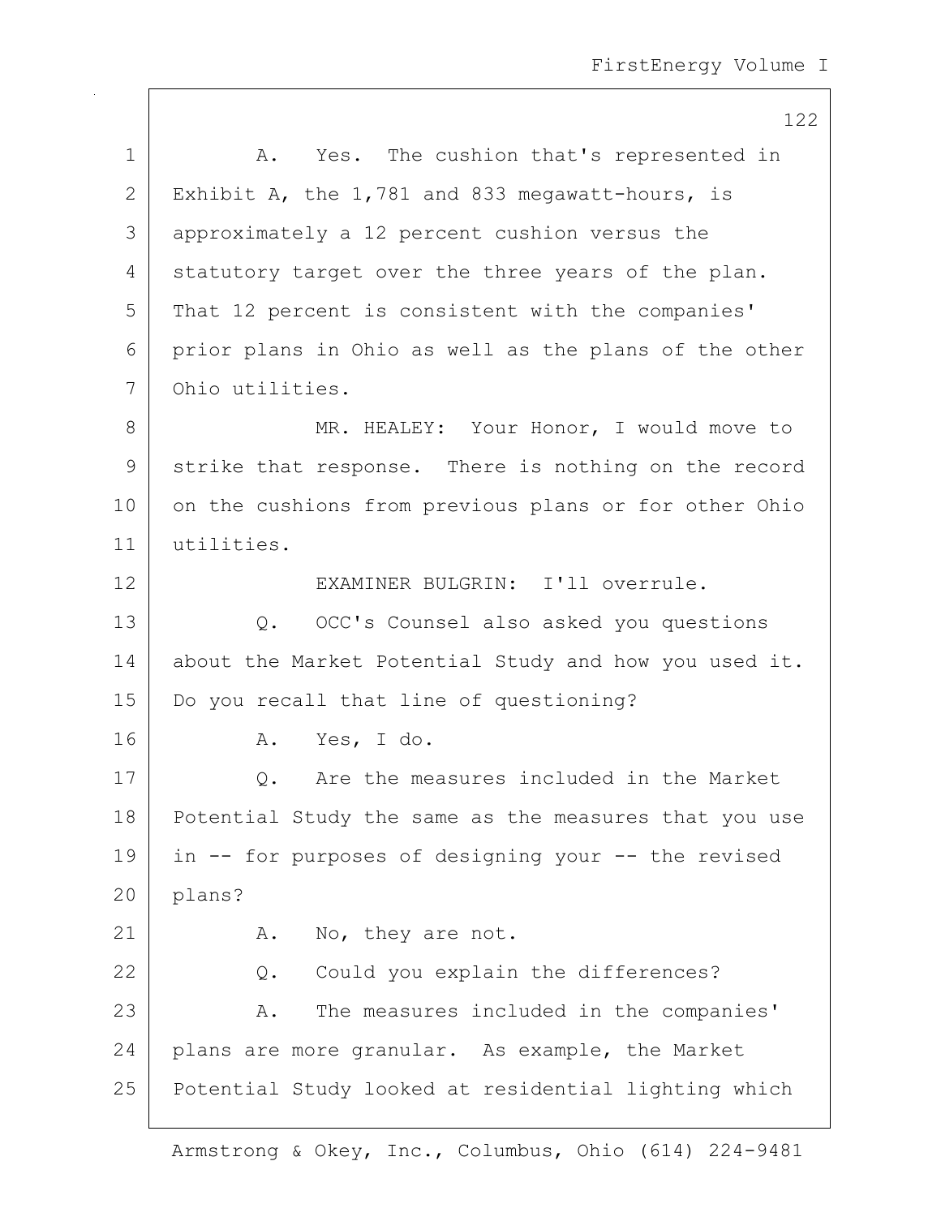A. Yes. The cushion that's represented in Exhibit A, the 1,781 and 833 megawatt-hours, is approximately a 12 percent cushion versus the statutory target over the three years of the plan. That 12 percent is consistent with the companies' prior plans in Ohio as well as the plans of the other Ohio utilities.

MR. HEALEY: Your Honor, I would move to strike that response. There is nothing on the record on the cushions from previous plans or for other Ohio utilities.

EXAMINER BULGRIN: I'll overrule.

Q. OCC's Counsel also asked you questions about the Market Potential Study and how you used it. Do you recall that line of questioning?

A. Yes, I do.

Q. Are the measures included in the Market Potential Study the same as the measures that you use in -- for purposes of designing your -- the revised plans?

A. No, they are not.

Q. Could you explain the differences?

A. The measures included in the companies' plans are more granular. As example, the Market Potential Study looked at residential lighting which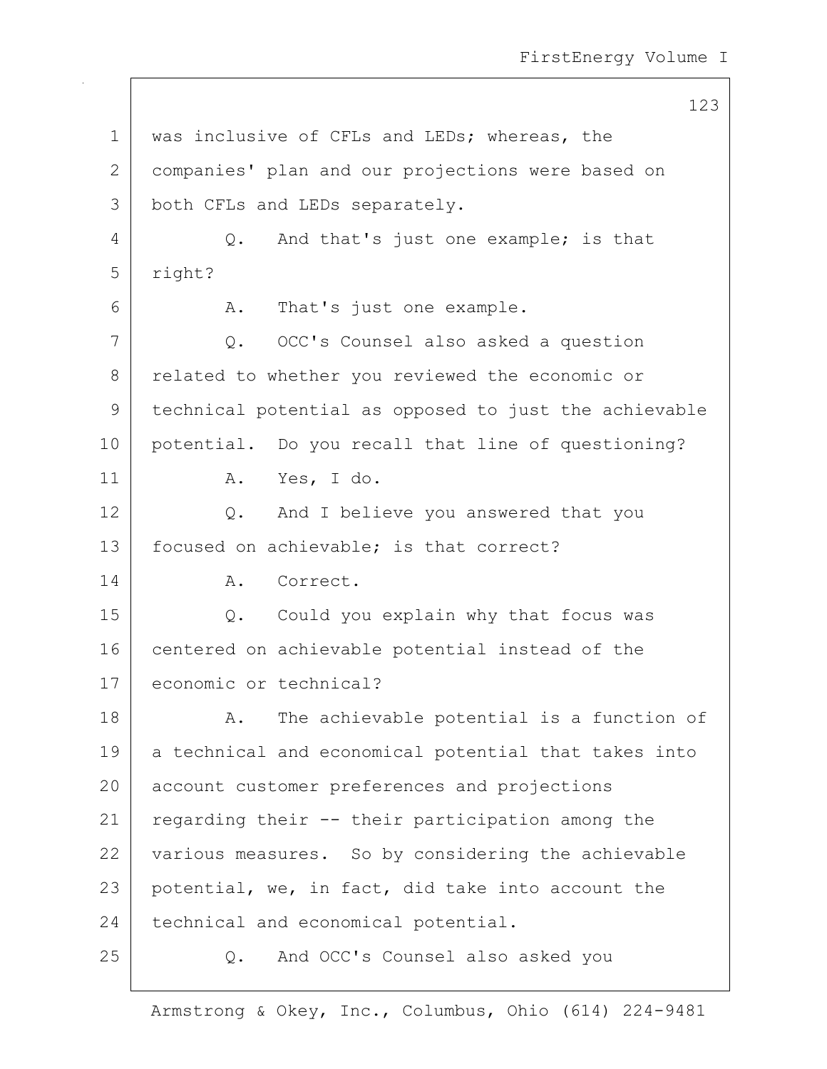was inclusive of CFLs and LEDs; whereas, the companies' plan and our projections were based on both CFLs and LEDs separately.

Q. And that's just one example; is that right?

A. That's just one example.

Q. OCC's Counsel also asked a question related to whether you reviewed the economic or technical potential as opposed to just the achievable potential. Do you recall that line of questioning?

A. Yes, I do.

Q. And I believe you answered that you focused on achievable; is that correct?

A. Correct.

Q. Could you explain why that focus was centered on achievable potential instead of the economic or technical?

A. The achievable potential is a function of a technical and economical potential that takes into account customer preferences and projections regarding their -- their participation among the various measures. So by considering the achievable potential, we, in fact, did take into account the technical and economical potential.

Q. And OCC's Counsel also asked you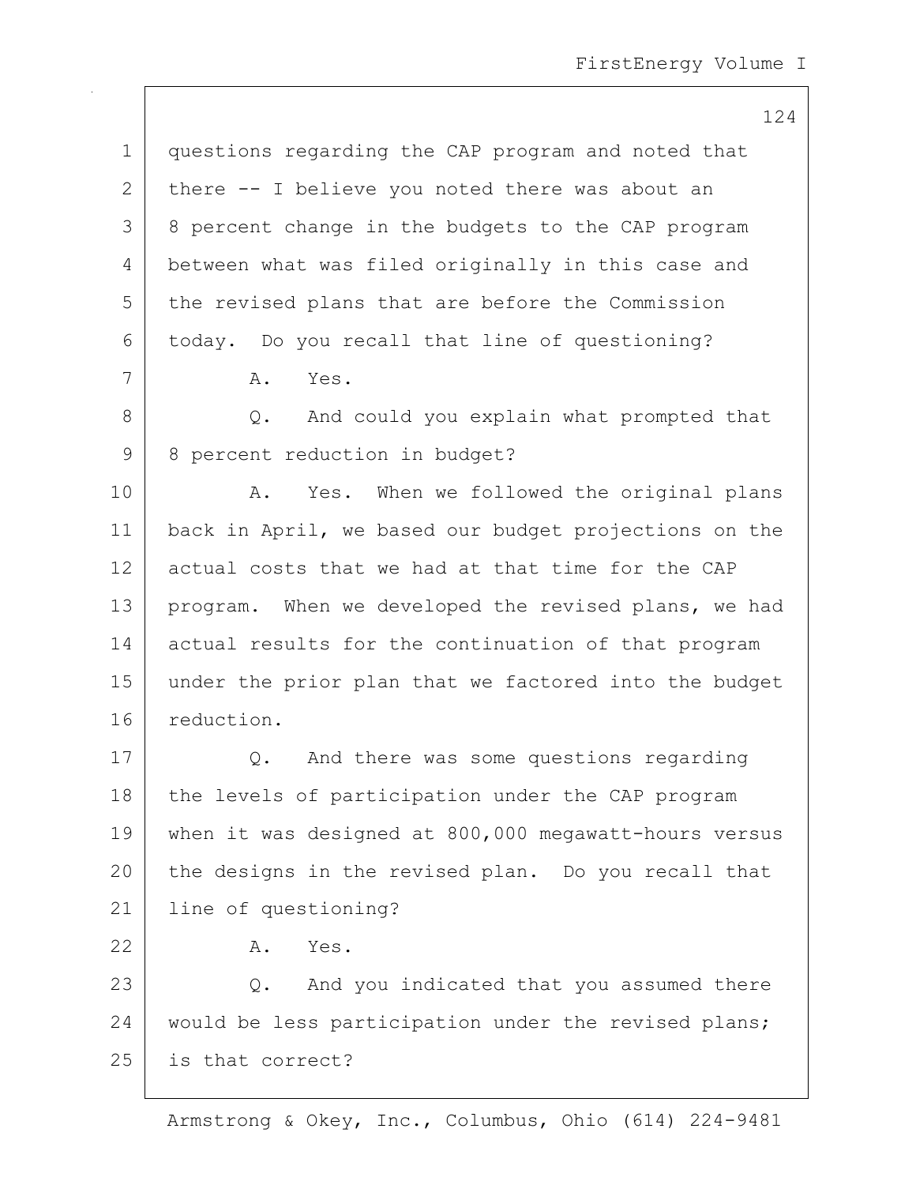questions regarding the CAP program and noted that there -- I believe you noted there was about an 8 percent change in the budgets to the CAP program between what was filed originally in this case and the revised plans that are before the Commission today. Do you recall that line of questioning?

A. Yes.

Q. And could you explain what prompted that 8 percent reduction in budget?

A. Yes. When we followed the original plans back in April, we based our budget projections on the actual costs that we had at that time for the CAP program. When we developed the revised plans, we had actual results for the continuation of that program under the prior plan that we factored into the budget reduction.

Q. And there was some questions regarding the levels of participation under the CAP program when it was designed at 800,000 megawatt-hours versus the designs in the revised plan. Do you recall that line of questioning?

A. Yes.

Q. And you indicated that you assumed there would be less participation under the revised plans; is that correct?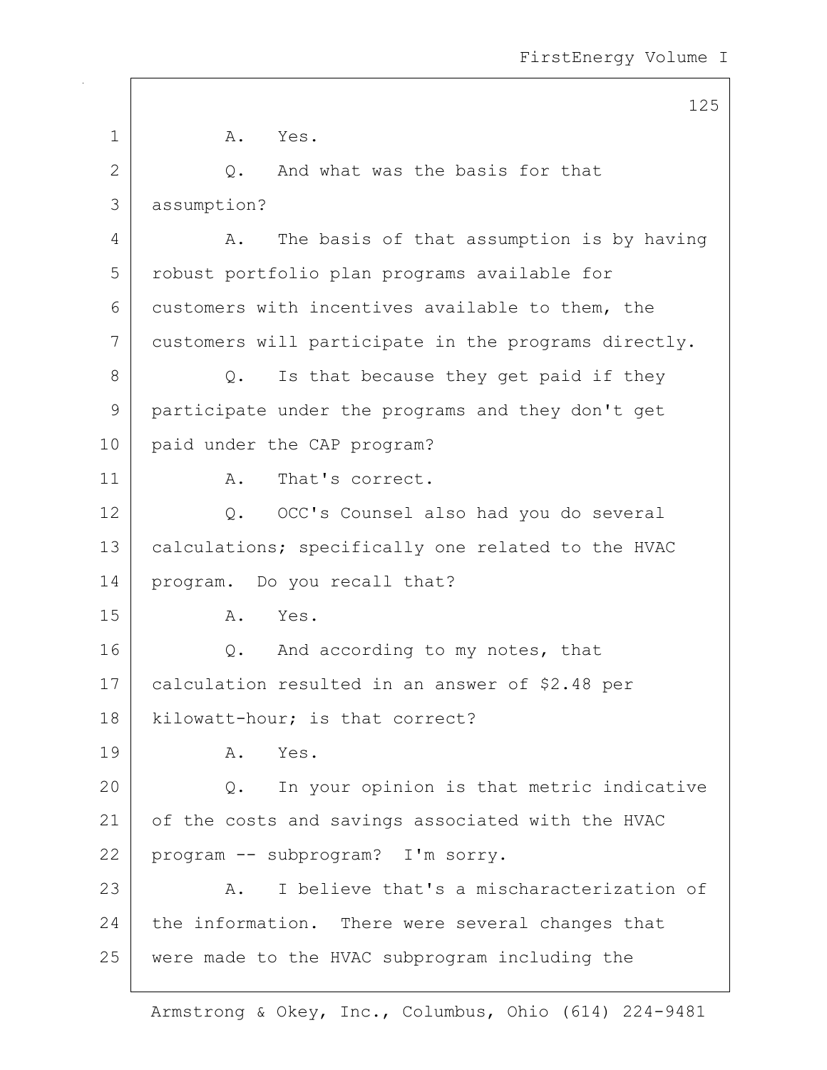A. Yes.

Q. And what was the basis for that assumption?

A. The basis of that assumption is by having robust portfolio plan programs available for customers with incentives available to them, the customers will participate in the programs directly.

Q. Is that because they get paid if they participate under the programs and they don't get paid under the CAP program?

A. That's correct.

Q. OCC's Counsel also had you do several calculations; specifically one related to the HVAC program. Do you recall that?

A. Yes.

Q. And according to my notes, that calculation resulted in an answer of $2.48 per kilowatt-hour; is that correct?

A. Yes.

Q. In your opinion is that metric indicative of the costs and savings associated with the HVAC program -- subprogram? I'm sorry.

A. I believe that's a mischaracterization of the information. There were several changes that were made to the HVAC subprogram including the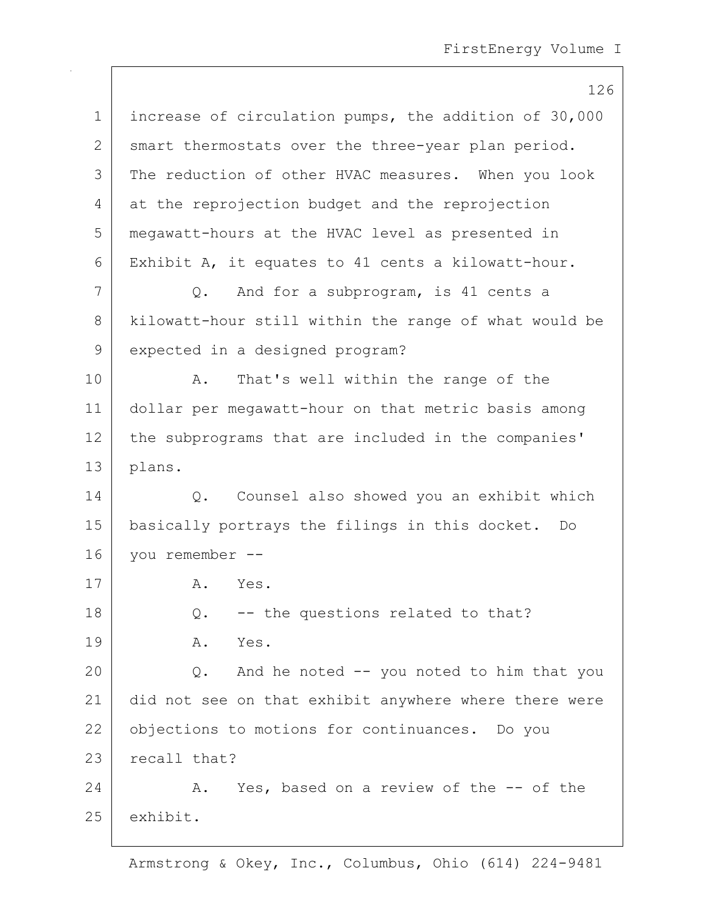increase of circulation pumps, the addition of 30,000 smart thermostats over the three-year plan period. The reduction of other HVAC measures. When you look at the reprojection budget and the reprojection megawatt-hours at the HVAC level as presented in Exhibit A, it equates to 41 cents a kilowatt-hour.

Q. And for a subprogram, is 41 cents a kilowatt-hour still within the range of what would be expected in a designed program?

A. That's well within the range of the dollar per megawatt-hour on that metric basis among the subprograms that are included in the companies' plans.

Q. Counsel also showed you an exhibit which basically portrays the filings in this docket. Do you remember --

A. Yes.

Q. -- the questions related to that?

A. Yes.

Q. And he noted -- you noted to him that you did not see on that exhibit anywhere where there were objections to motions for continuances. Do you recall that?

A. Yes, based on a review of the -- of the exhibit.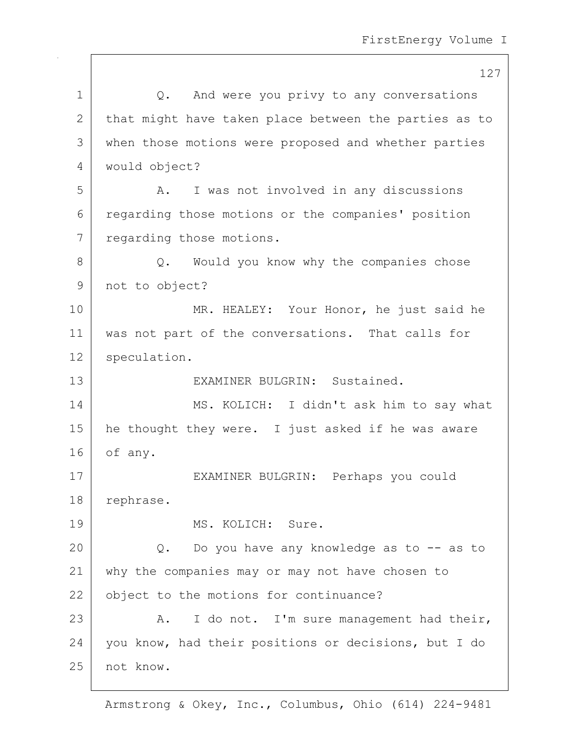Q. And were you privy to any conversations that might have taken place between the parties as to when those motions were proposed and whether parties would object?

A. I was not involved in any discussions regarding those motions or the companies' position regarding those motions.

Q. Would you know why the companies chose not to object?

MR. HEALEY: Your Honor, he just said he was not part of the conversations. That calls for speculation.

EXAMINER BULGRIN: Sustained.

MS. KOLICH: I didn't ask him to say what he thought they were. I just asked if he was aware of any.

EXAMINER BULGRIN: Perhaps you could rephrase.

MS. KOLICH: Sure.

Q. Do you have any knowledge as to -- as to why the companies may or may not have chosen to object to the motions for continuance?

A. I do not. I'm sure management had their, you know, had their positions or decisions, but I do not know.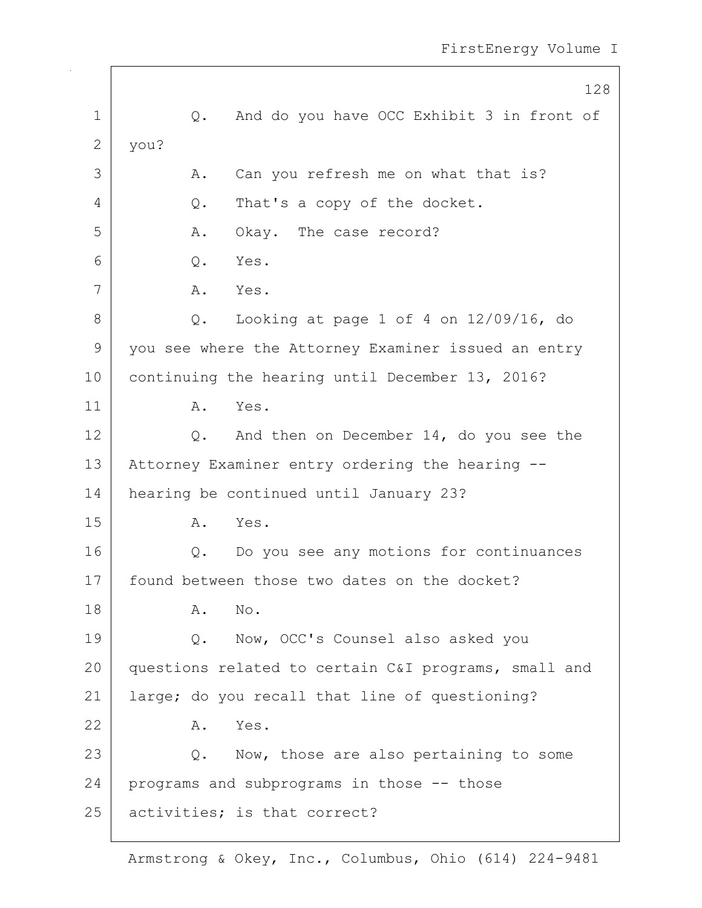Q. And do you have OCC Exhibit 3 in front of you?

A. Can you refresh me on what that is?

Q. That's a copy of the docket.

A. Okay. The case record?

Q. Yes.

A. Yes.

Q. Looking at page 1 of 4 on 12/09/16, do you see where the Attorney Examiner issued an entry continuing the hearing until December 13, 2016?

A. Yes.

Q. And then on December 14, do you see the Attorney Examiner entry ordering the hearing -- hearing be continued until January 23?

A. Yes.

Q. Do you see any motions for continuances found between those two dates on the docket?

A. No.

Q. Now, OCC's Counsel also asked you questions related to certain C&I programs, small and large; do you recall that line of questioning?

A. Yes.

Q. Now, those are also pertaining to some programs and subprograms in those -- those activities; is that correct?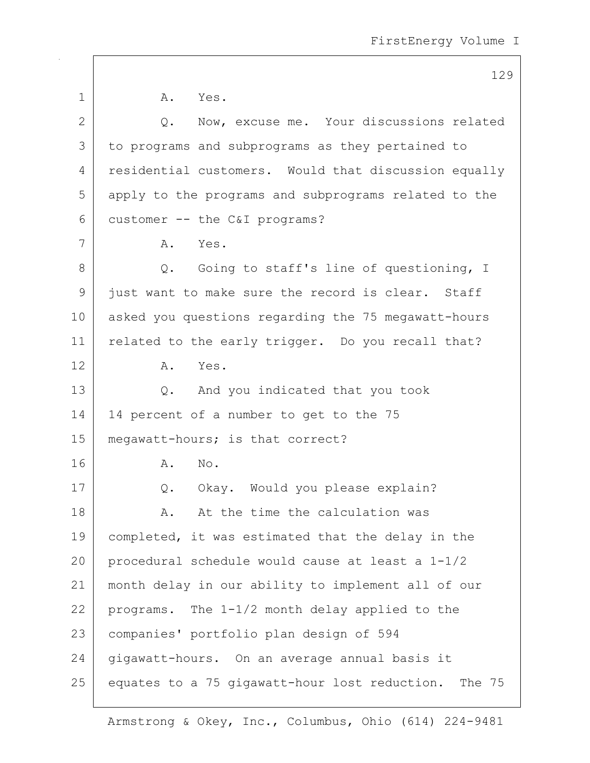A. Yes.

Q. Now, excuse me. Your discussions related to programs and subprograms as they pertained to residential customers. Would that discussion equally apply to the programs and subprograms related to the customer -- the C&I programs?

A. Yes.

Q. Going to staff's line of questioning, I just want to make sure the record is clear. Staff asked you questions regarding the 75 megawatt-hours related to the early trigger. Do you recall that?

A. Yes.

Q. And you indicated that you took 14 percent of a number to get to the 75 megawatt-hours; is that correct?

A. No.

Q. Okay. Would you please explain?

A. At the time the calculation was completed, it was estimated that the delay in the procedural schedule would cause at least a 1-1/2 month delay in our ability to implement all of our programs. The 1-1/2 month delay applied to the companies' portfolio plan design of 594 gigawatt-hours. On an average annual basis it equates to a 75 gigawatt-hour lost reduction. The 75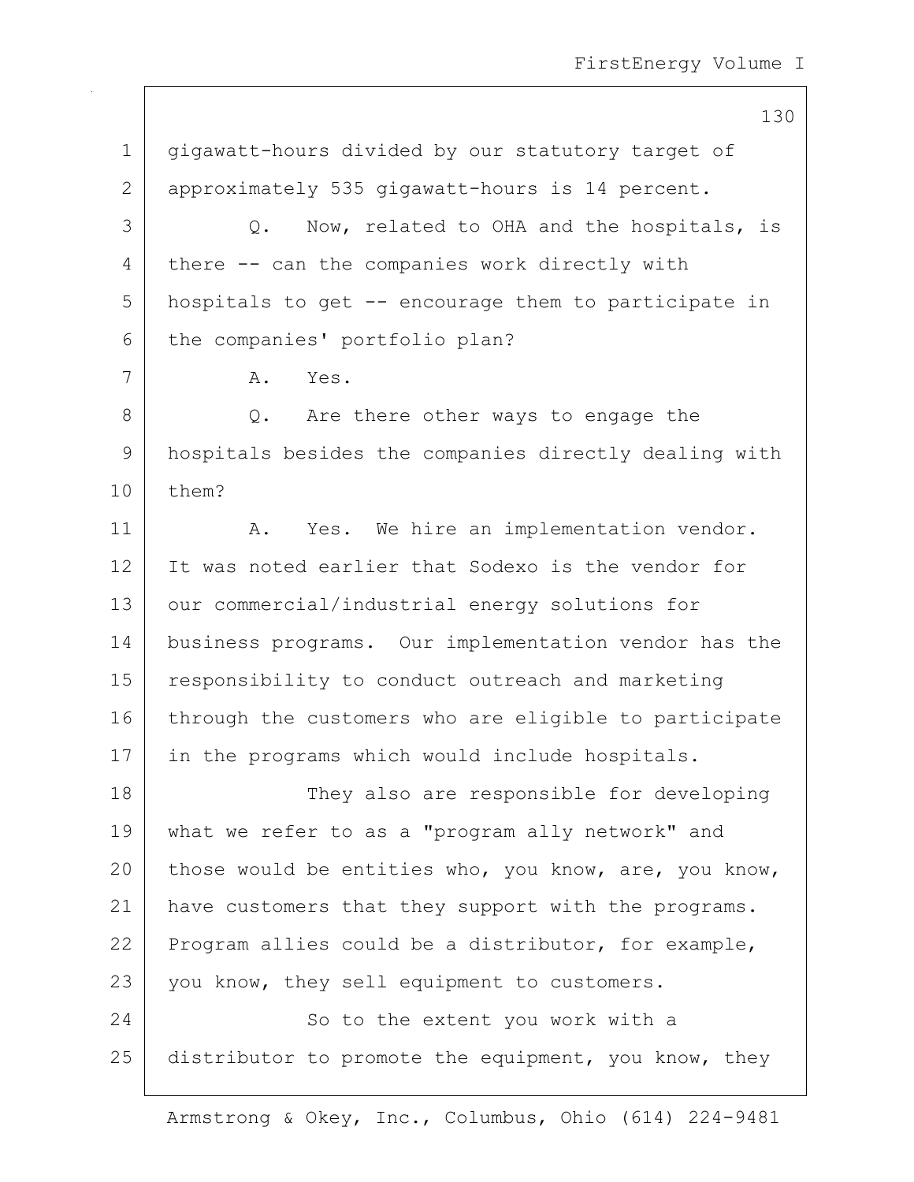gigawatt-hours divided by our statutory target of approximately 535 gigawatt-hours is 14 percent.

Q. Now, related to OHA and the hospitals, is there -- can the companies work directly with hospitals to get -- encourage them to participate in the companies' portfolio plan?

A. Yes.

Q. Are there other ways to engage the hospitals besides the companies directly dealing with them?

A. Yes. We hire an implementation vendor. It was noted earlier that Sodexo is the vendor for our commercial/industrial energy solutions for business programs. Our implementation vendor has the responsibility to conduct outreach and marketing through the customers who are eligible to participate in the programs which would include hospitals.

They also are responsible for developing what we refer to as a "program ally network" and those would be entities who, you know, are, you know, have customers that they support with the programs. Program allies could be a distributor, for example, you know, they sell equipment to customers.

So to the extent you work with a distributor to promote the equipment, you know, they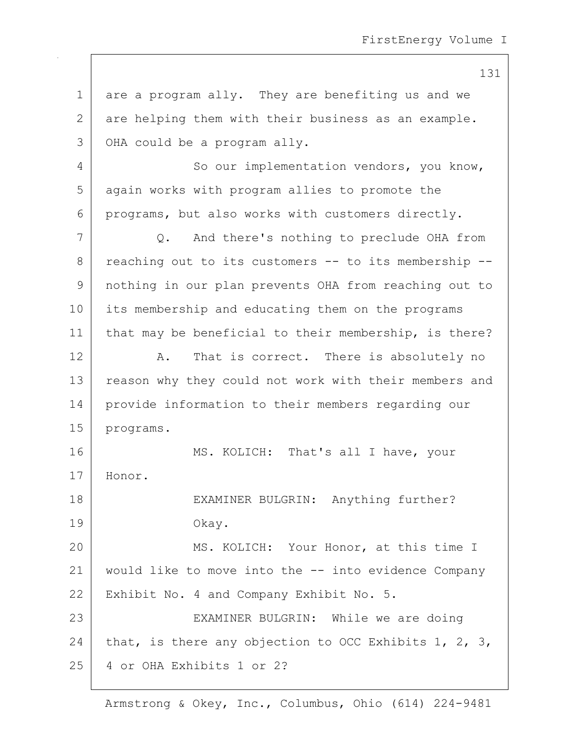are a program ally. They are benefiting us and we are helping them with their business as an example. OHA could be a program ally.

So our implementation vendors, you know, again works with program allies to promote the programs, but also works with customers directly.

Q. And there's nothing to preclude OHA from reaching out to its customers -- to its membership -- nothing in our plan prevents OHA from reaching out to its membership and educating them on the programs that may be beneficial to their membership, is there?

A. That is correct. There is absolutely no reason why they could not work with their members and provide information to their members regarding our programs.

MS. KOLICH: That's all I have, your Honor.

EXAMINER BULGRIN: Anything further? Okay.

MS. KOLICH: Your Honor, at this time I would like to move into the -- into evidence Company Exhibit No. 4 and Company Exhibit No. 5.

EXAMINER BULGRIN: While we are doing that, is there any objection to OCC Exhibits 1, 2, 3, 4 or OHA Exhibits 1 or 2?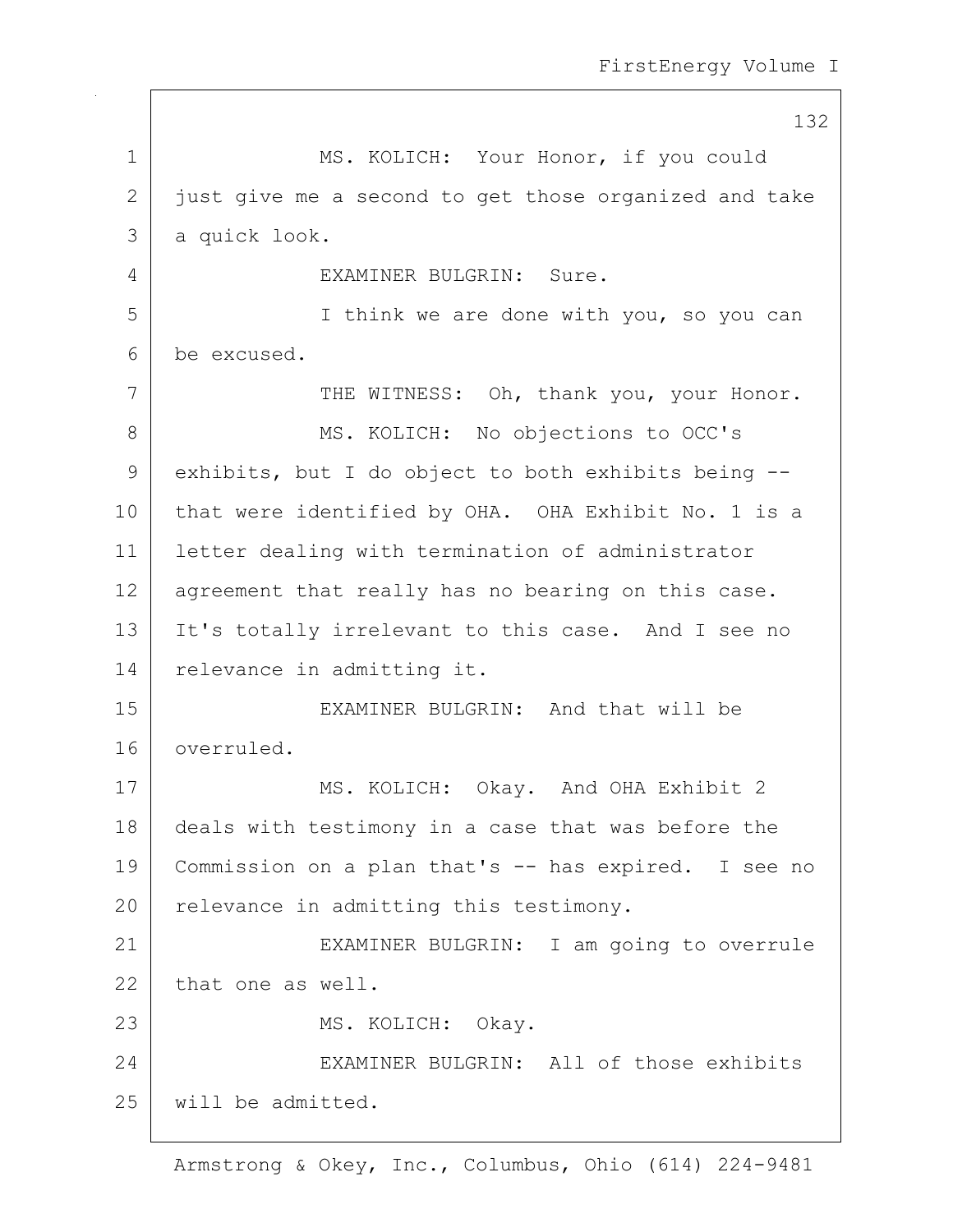MS. KOLICH: Your Honor, if you could just give me a second to get those organized and take a quick look.

EXAMINER BULGRIN: Sure.

I think we are done with you, so you can be excused.

THE WITNESS: Oh, thank you, your Honor.

MS. KOLICH: No objections to OCC's exhibits, but I do object to both exhibits being -- that were identified by OHA. OHA Exhibit No. 1 is a letter dealing with termination of administrator agreement that really has no bearing on this case. It's totally irrelevant to this case. And I see no relevance in admitting it.

EXAMINER BULGRIN: And that will be overruled.

MS. KOLICH: Okay. And OHA Exhibit 2 deals with testimony in a case that was before the Commission on a plan that's -- has expired. I see no relevance in admitting this testimony.

EXAMINER BULGRIN: I am going to overrule that one as well.

MS. KOLICH: Okay.

EXAMINER BULGRIN: All of those exhibits will be admitted.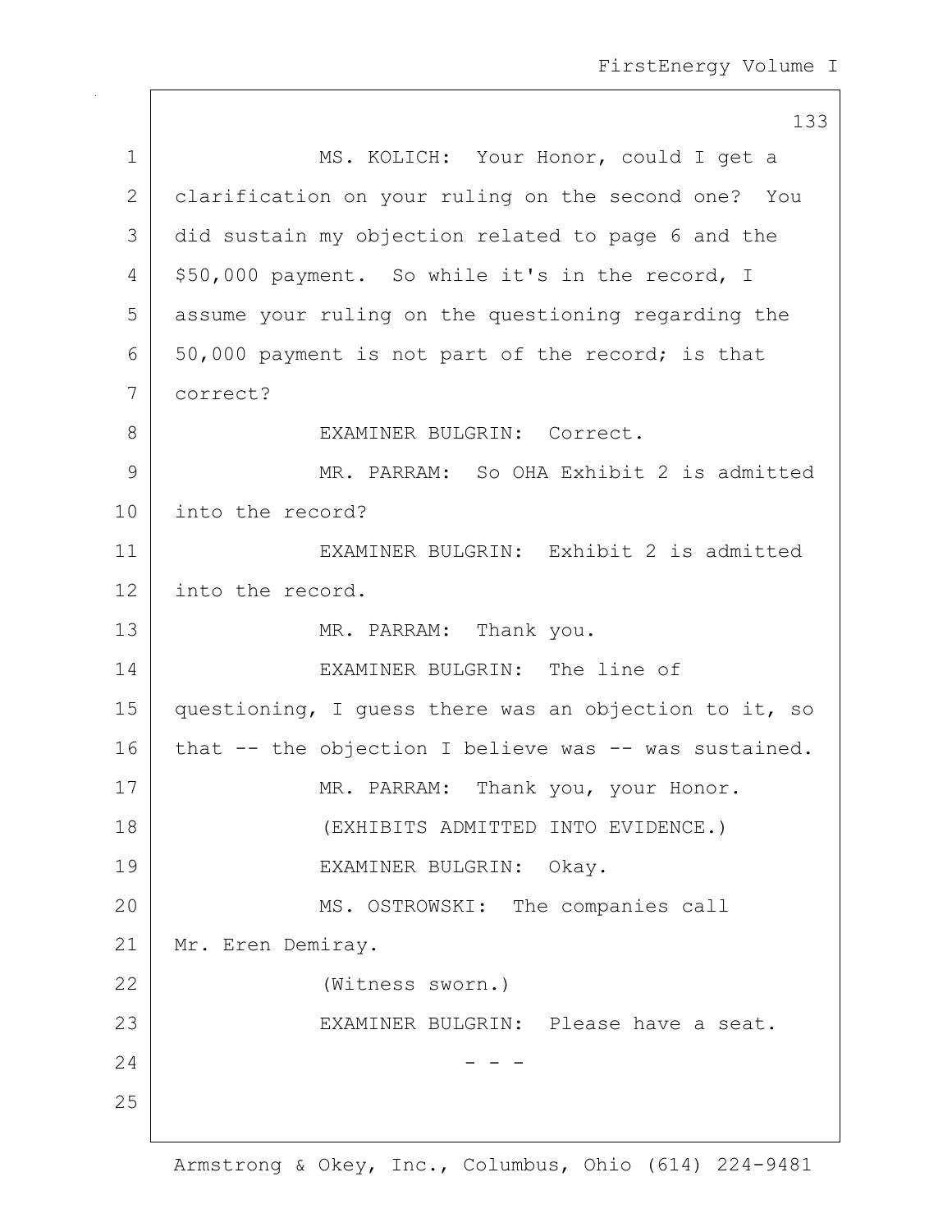MS. KOLICH: Your Honor, could I get a clarification on your ruling on the second one? You did sustain my objection related to page 6 and the $50,000 payment. So while it's in the record, I assume your ruling on the questioning regarding the 50,000 payment is not part of the record; is that correct?

EXAMINER BULGRIN: Correct.

MR. PARRAM: So OHA Exhibit 2 is admitted into the record?

EXAMINER BULGRIN: Exhibit 2 is admitted into the record.

MR. PARRAM: Thank you.

EXAMINER BULGRIN: The line of questioning, I guess there was an objection to it, so that -- the objection I believe was -- was sustained.

MR. PARRAM: Thank you, your Honor.

(EXHIBITS ADMITTED INTO EVIDENCE.)

EXAMINER BULGRIN: Okay.

MS. OSTROWSKI: The companies call Mr. Eren Demiray.

(Witness sworn.)

EXAMINER BULGRIN: Please have a seat.

- - -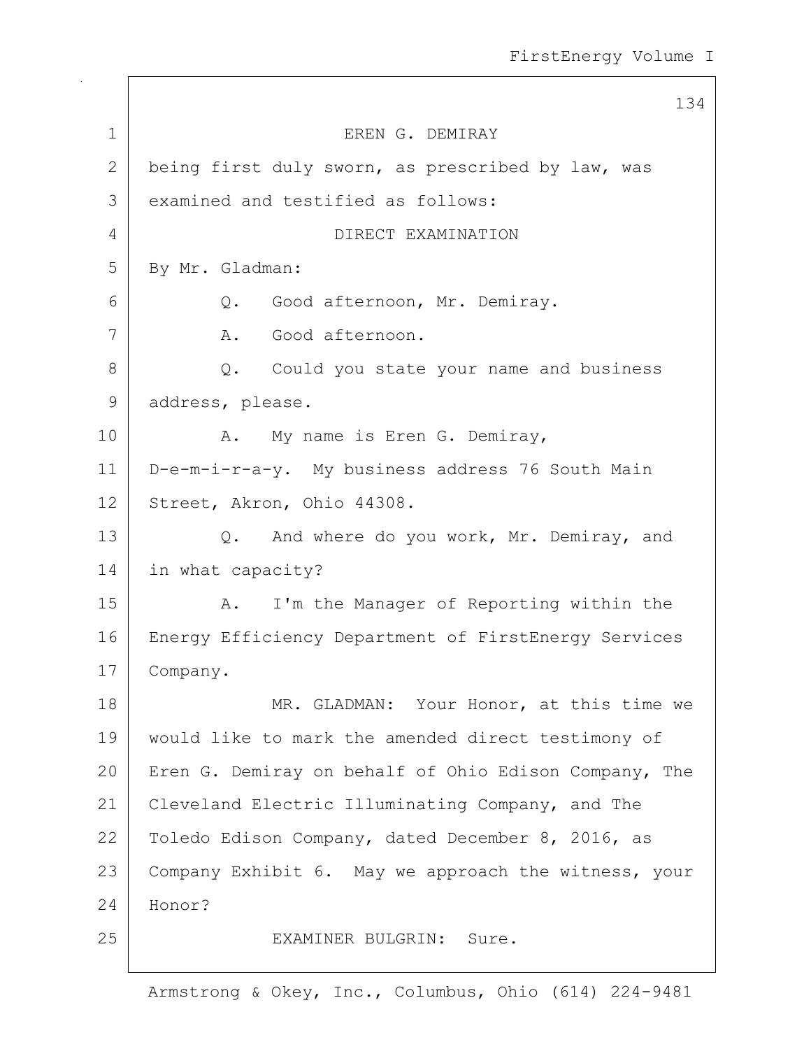EREN G. DEMIRAY

being first duly sworn, as prescribed by law, was examined and testified as follows:

DIRECT EXAMINATION

By Mr. Gladman:

Q. Good afternoon, Mr. Demiray.

A. Good afternoon.

Q. Could you state your name and business address, please.

A. My name is Eren G. Demiray, D-e-m-i-r-a-y. My business address 76 South Main Street, Akron, Ohio 44308.

Q. And where do you work, Mr. Demiray, and in what capacity?

A. I'm the Manager of Reporting within the Energy Efficiency Department of FirstEnergy Services Company.

MR. GLADMAN: Your Honor, at this time we would like to mark the amended direct testimony of Eren G. Demiray on behalf of Ohio Edison Company, The Cleveland Electric Illuminating Company, and The Toledo Edison Company, dated December 8, 2016, as Company Exhibit 6. May we approach the witness, your Honor?

EXAMINER BULGRIN: Sure.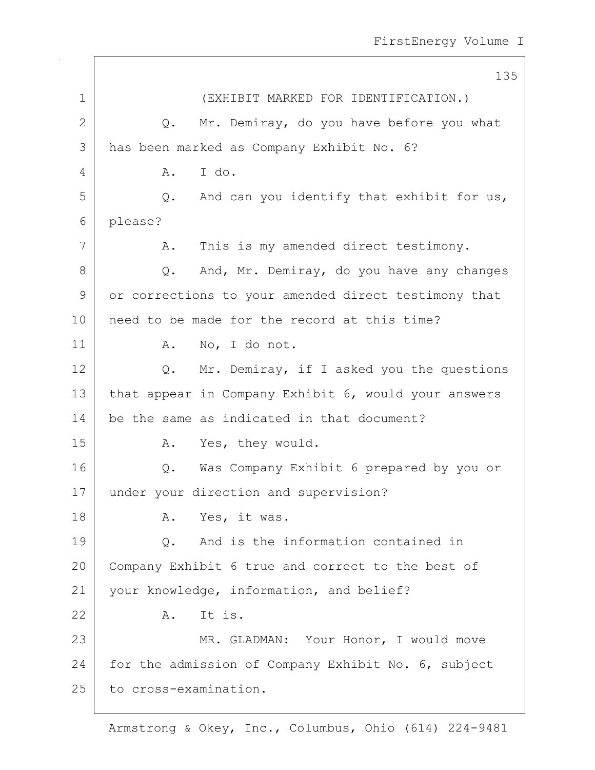(EXHIBIT MARKED FOR IDENTIFICATION.)

Q. Mr. Demiray, do you have before you what has been marked as Company Exhibit No. 6?

A. I do.

Q. And can you identify that exhibit for us, please?

A. This is my amended direct testimony.

Q. And, Mr. Demiray, do you have any changes or corrections to your amended direct testimony that need to be made for the record at this time?

A. No, I do not.

Q. Mr. Demiray, if I asked you the questions that appear in Company Exhibit 6, would your answers be the same as indicated in that document?

A. Yes, they would.

Q. Was Company Exhibit 6 prepared by you or under your direction and supervision?

A. Yes, it was.

Q. And is the information contained in Company Exhibit 6 true and correct to the best of your knowledge, information, and belief?

A. It is.

MR. GLADMAN: Your Honor, I would move for the admission of Company Exhibit No. 6, subject to cross-examination.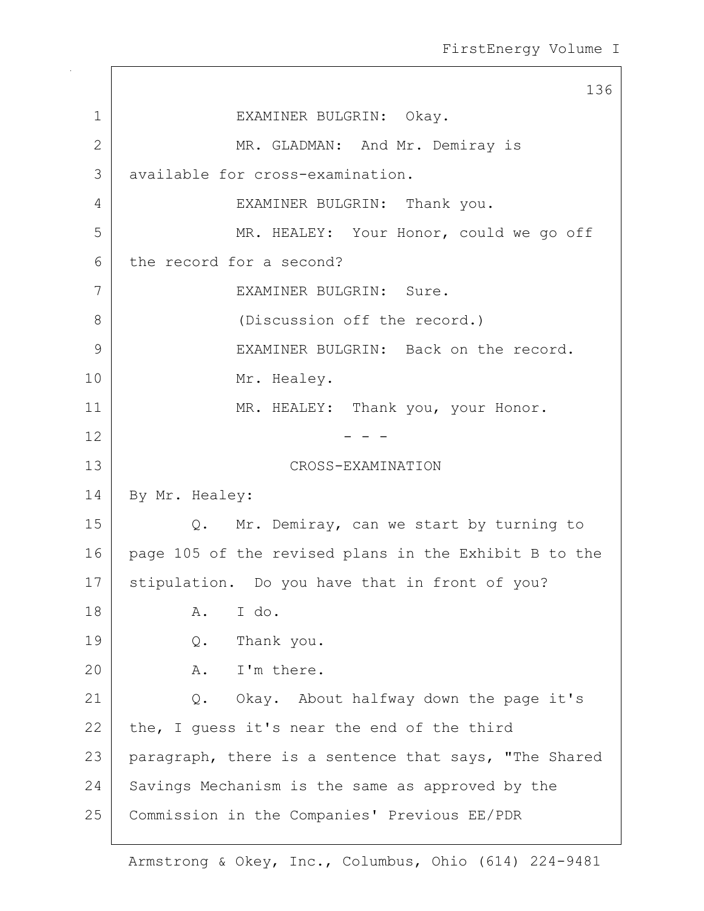EXAMINER BULGRIN: Okay.

MR. GLADMAN: And Mr. Demiray is available for cross-examination.

EXAMINER BULGRIN: Thank you.

MR. HEALEY: Your Honor, could we go off the record for a second?

EXAMINER BULGRIN: Sure.

(Discussion off the record.)

EXAMINER BULGRIN: Back on the record.

Mr. Healey.

MR. HEALEY: Thank you, your Honor.

- - -

CROSS-EXAMINATION

By Mr. Healey:

Q. Mr. Demiray, can we start by turning to page 105 of the revised plans in the Exhibit B to the stipulation. Do you have that in front of you?

A. I do.

Q. Thank you.

A. I'm there.

Q. Okay. About halfway down the page it's the, I guess it's near the end of the third paragraph, there is a sentence that says, "The Shared Savings Mechanism is the same as approved by the Commission in the Companies' Previous EE/PDR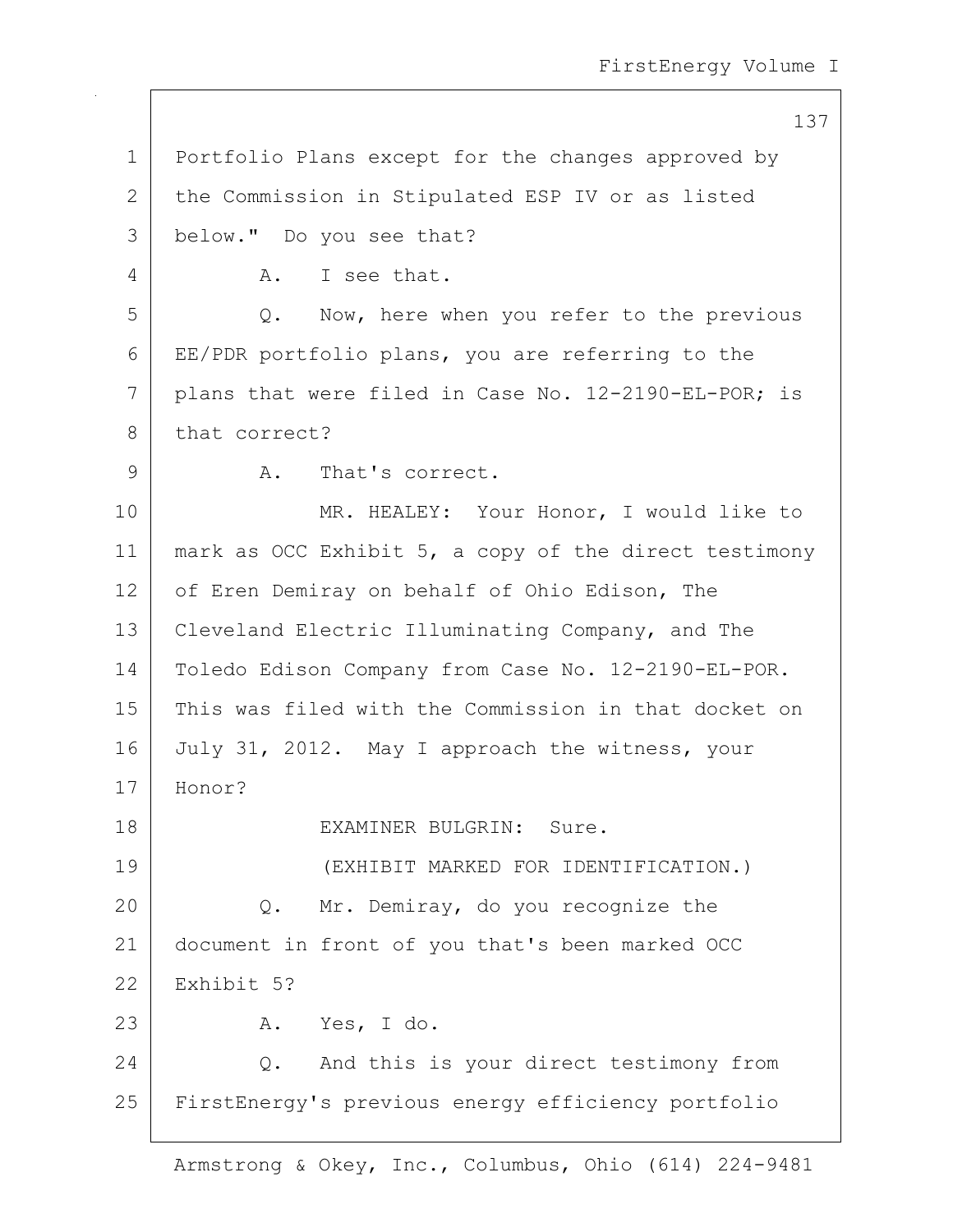Portfolio Plans except for the changes approved by the Commission in Stipulated ESP IV or as listed below." Do you see that?

A. I see that.

Q. Now, here when you refer to the previous EE/PDR portfolio plans, you are referring to the plans that were filed in Case No. 12-2190-EL-POR; is that correct?

A. That's correct.

MR. HEALEY: Your Honor, I would like to mark as OCC Exhibit 5, a copy of the direct testimony of Eren Demiray on behalf of Ohio Edison, The Cleveland Electric Illuminating Company, and The Toledo Edison Company from Case No. 12-2190-EL-POR. This was filed with the Commission in that docket on July 31, 2012. May I approach the witness, your Honor?

EXAMINER BULGRIN: Sure.

(EXHIBIT MARKED FOR IDENTIFICATION.)

Q. Mr. Demiray, do you recognize the document in front of you that's been marked OCC Exhibit 5?

A. Yes, I do.

Q. And this is your direct testimony from FirstEnergy's previous energy efficiency portfolio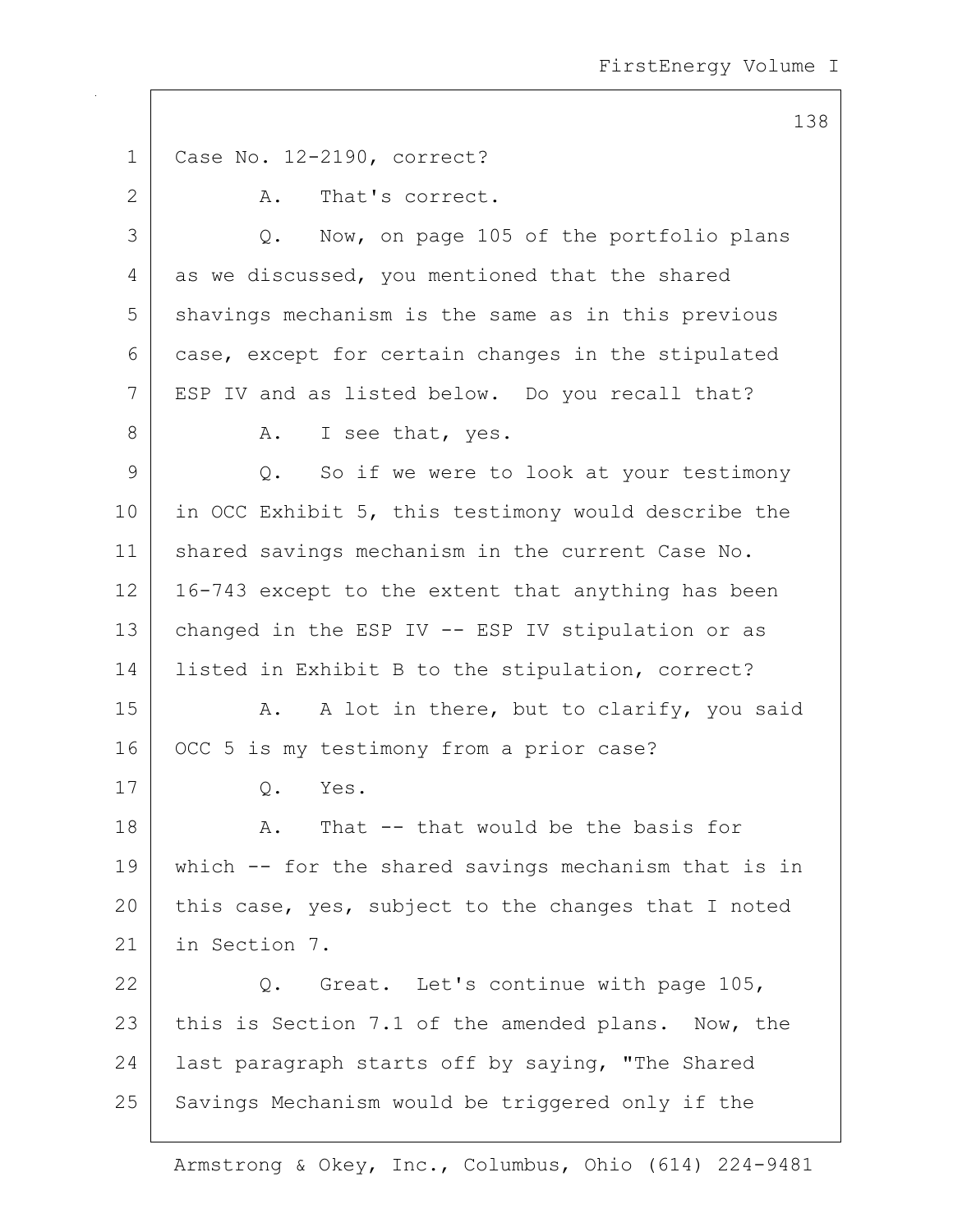Case No. 12-2190, correct?

A. That's correct.

Q. Now, on page 105 of the portfolio plans as we discussed, you mentioned that the shared shavings mechanism is the same as in this previous case, except for certain changes in the stipulated ESP IV and as listed below. Do you recall that?

A. I see that, yes.

Q. So if we were to look at your testimony in OCC Exhibit 5, this testimony would describe the shared savings mechanism in the current Case No. 16-743 except to the extent that anything has been changed in the ESP IV -- ESP IV stipulation or as listed in Exhibit B to the stipulation, correct?

A. A lot in there, but to clarify, you said OCC 5 is my testimony from a prior case?

Q. Yes.

A. That -- that would be the basis for which -- for the shared savings mechanism that is in this case, yes, subject to the changes that I noted in Section 7.

Q. Great. Let's continue with page 105, this is Section 7.1 of the amended plans. Now, the last paragraph starts off by saying, "The Shared Savings Mechanism would be triggered only if the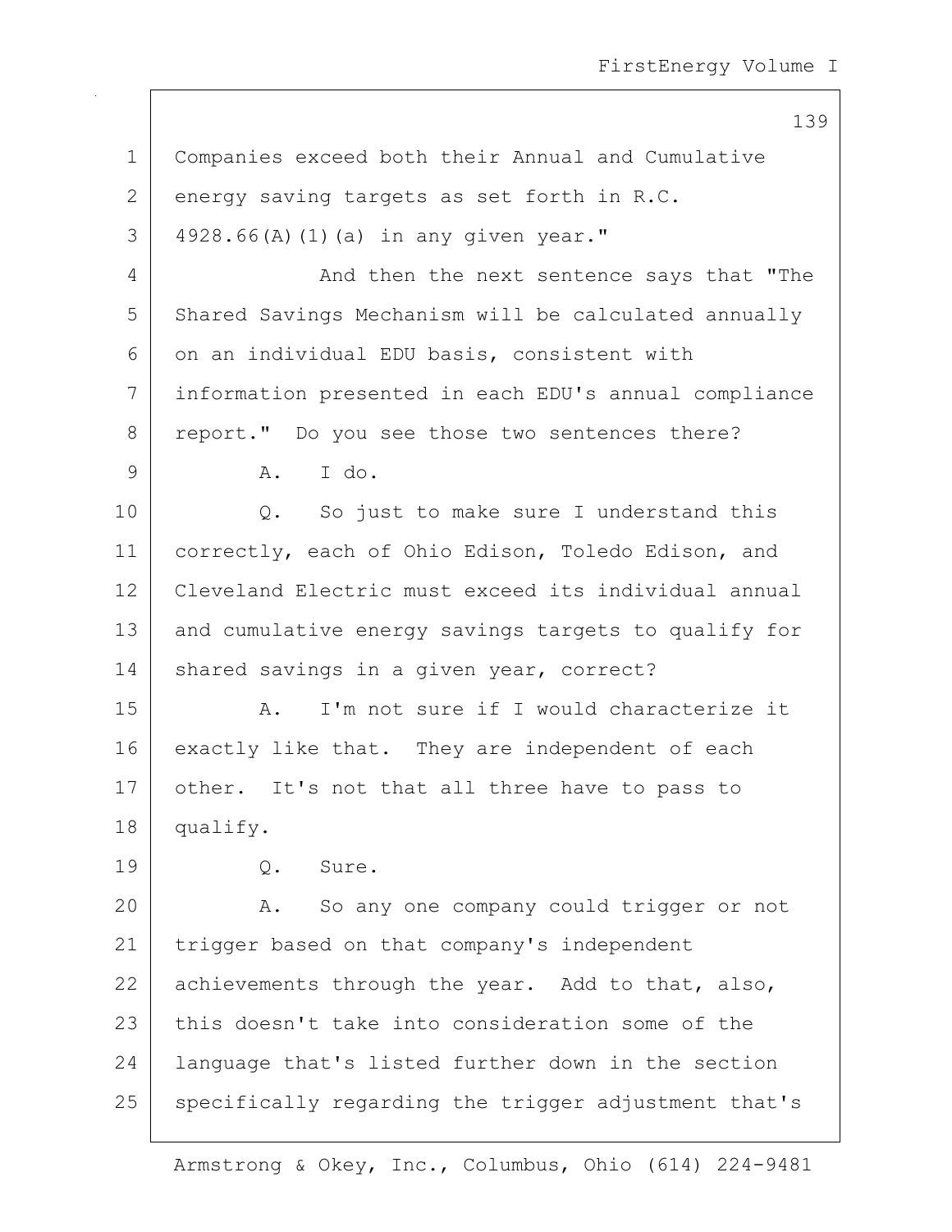Companies exceed both their Annual and Cumulative energy saving targets as set forth in R.C. 4928.66(A)(1)(a) in any given year."

And then the next sentence says that "The Shared Savings Mechanism will be calculated annually on an individual EDU basis, consistent with information presented in each EDU's annual compliance report." Do you see those two sentences there?

A. I do.

Q. So just to make sure I understand this correctly, each of Ohio Edison, Toledo Edison, and Cleveland Electric must exceed its individual annual and cumulative energy savings targets to qualify for shared savings in a given year, correct?

A. I'm not sure if I would characterize it exactly like that. They are independent of each other. It's not that all three have to pass to qualify.

Q. Sure.

A. So any one company could trigger or not trigger based on that company's independent achievements through the year. Add to that, also, this doesn't take into consideration some of the language that's listed further down in the section specifically regarding the trigger adjustment that's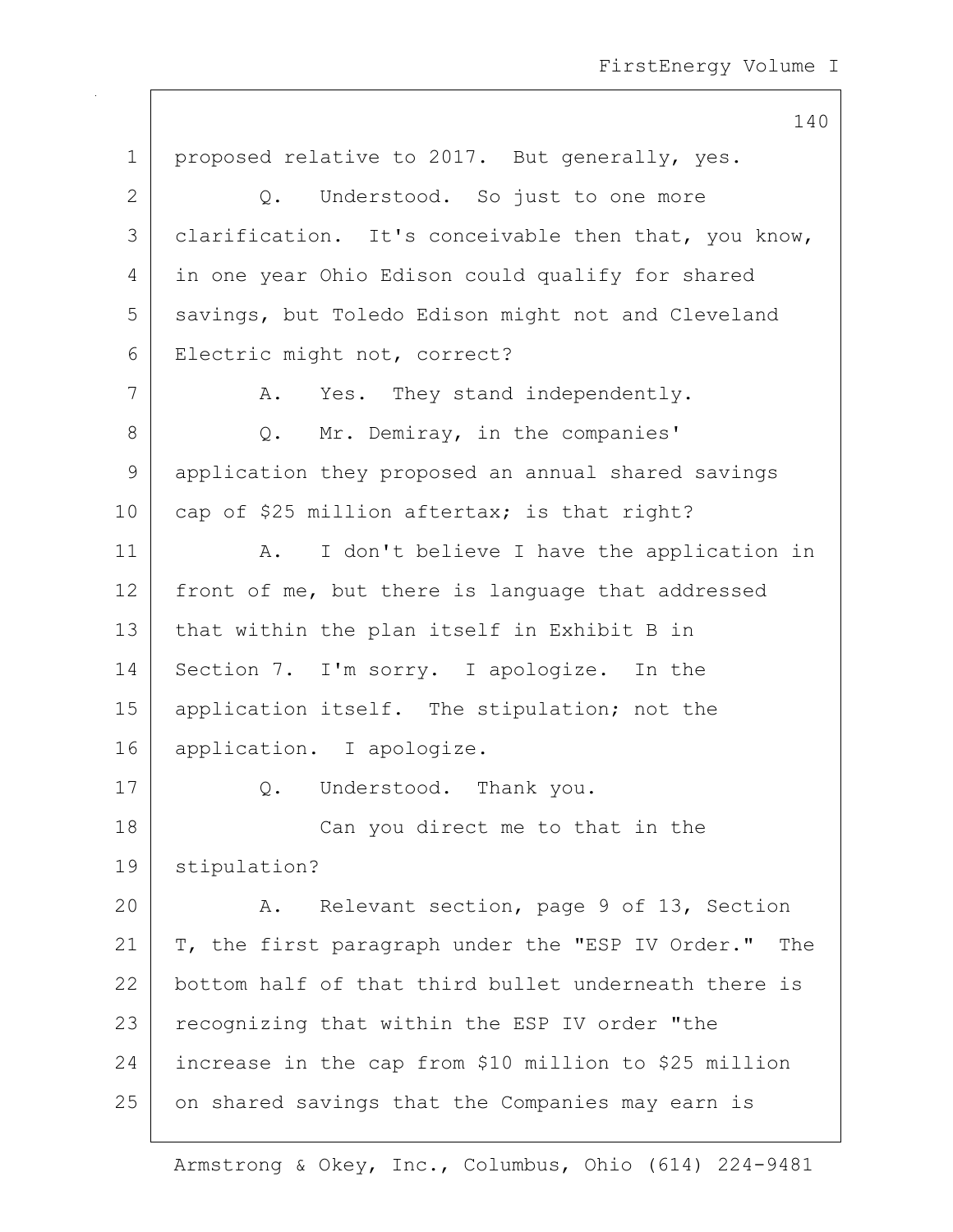proposed relative to 2017. But generally, yes.

Q. Understood. So just to one more clarification. It's conceivable then that, you know, in one year Ohio Edison could qualify for shared savings, but Toledo Edison might not and Cleveland Electric might not, correct?

A. Yes. They stand independently.

Q. Mr. Demiray, in the companies' application they proposed an annual shared savings cap of $25 million aftertax; is that right?

A. I don't believe I have the application in front of me, but there is language that addressed that within the plan itself in Exhibit B in Section 7. I'm sorry. I apologize. In the application itself. The stipulation; not the application. I apologize.

Q. Understood. Thank you.

Can you direct me to that in the stipulation?

A. Relevant section, page 9 of 13, Section T, the first paragraph under the "ESP IV Order." The bottom half of that third bullet underneath there is recognizing that within the ESP IV order "the increase in the cap from $10 million to $25 million on shared savings that the Companies may earn is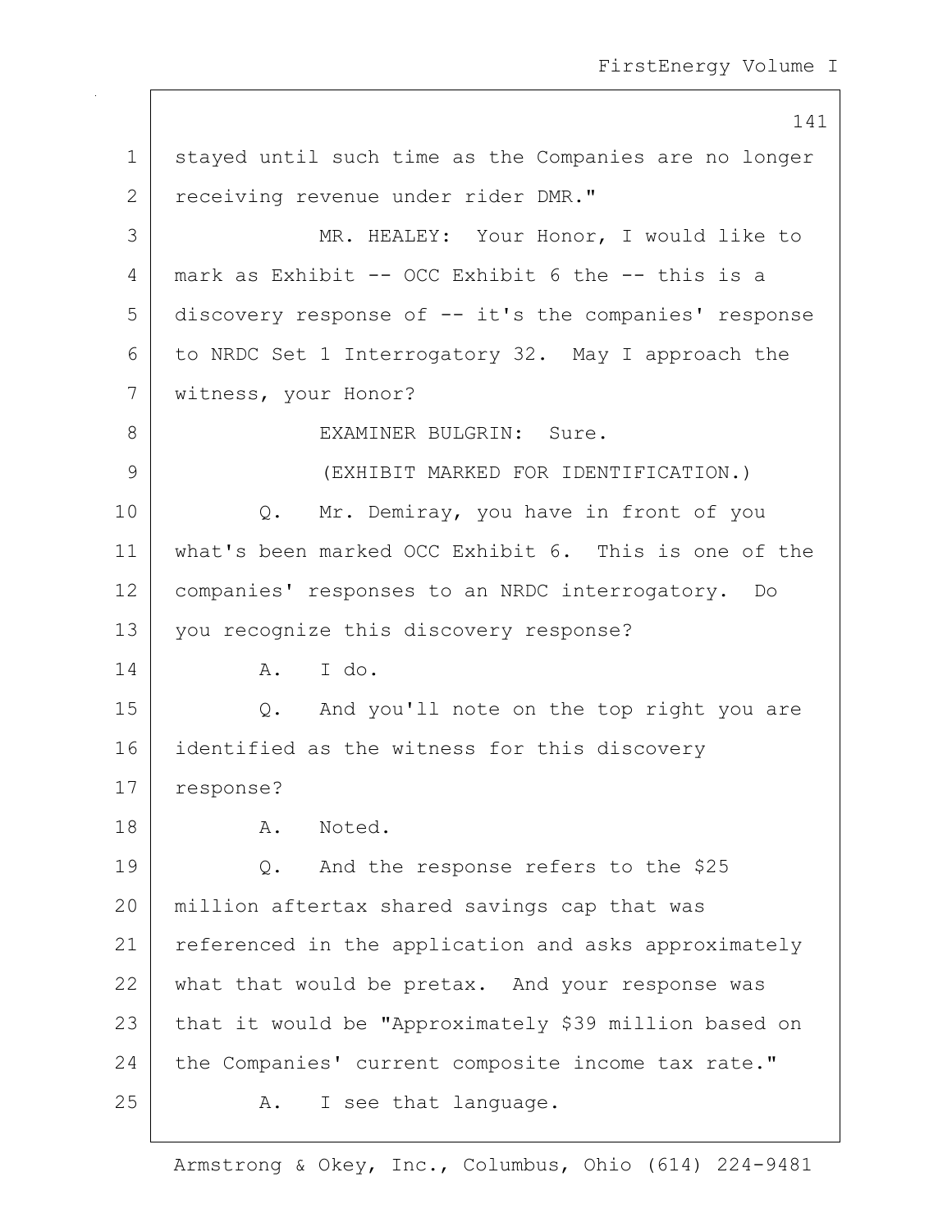stayed until such time as the Companies are no longer receiving revenue under rider DMR."

MR. HEALEY: Your Honor, I would like to mark as Exhibit -- OCC Exhibit 6 the -- this is a discovery response of -- it's the companies' response to NRDC Set 1 Interrogatory 32. May I approach the witness, your Honor?

EXAMINER BULGRIN: Sure.

(EXHIBIT MARKED FOR IDENTIFICATION.)

Q. Mr. Demiray, you have in front of you what's been marked OCC Exhibit 6. This is one of the companies' responses to an NRDC interrogatory. Do you recognize this discovery response?

A. I do.

Q. And you'll note on the top right you are identified as the witness for this discovery response?

A. Noted.

Q. And the response refers to the $25 million aftertax shared savings cap that was referenced in the application and asks approximately what that would be pretax. And your response was that it would be "Approximately $39 million based on the Companies' current composite income tax rate."

A. I see that language.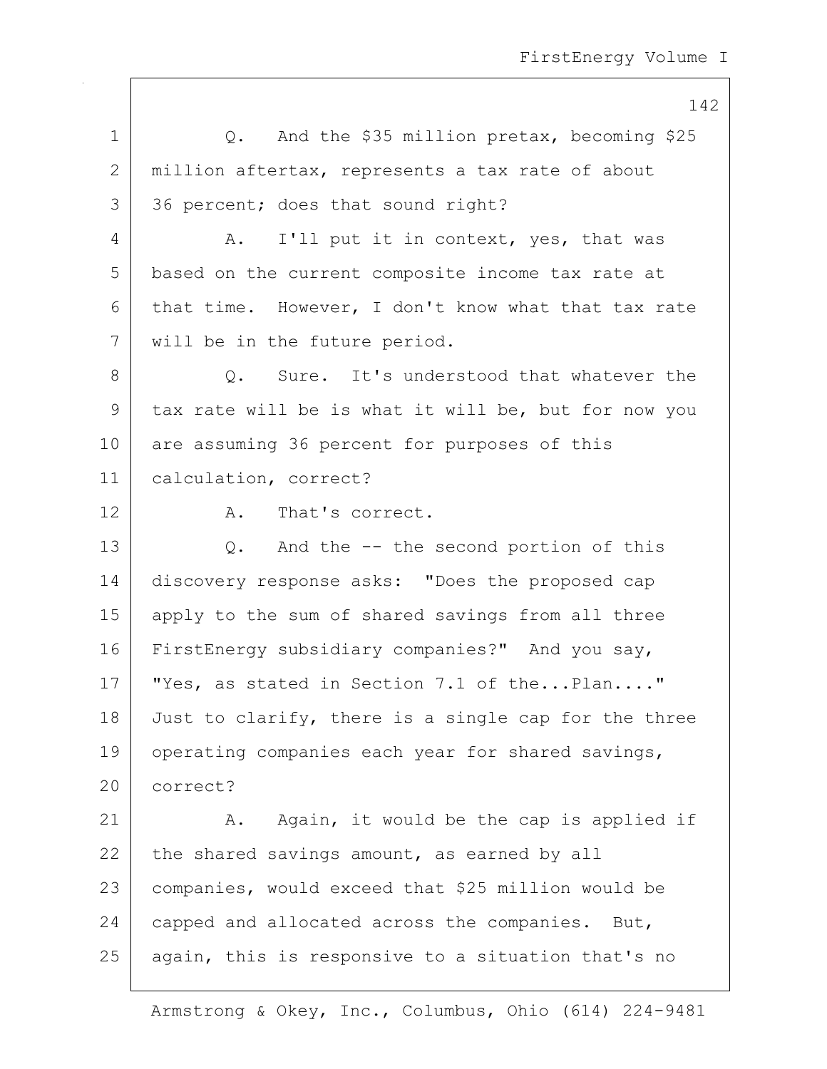Q. And the $35 million pretax, becoming $25 million aftertax, represents a tax rate of about 36 percent; does that sound right?

A. I'll put it in context, yes, that was based on the current composite income tax rate at that time. However, I don't know what that tax rate will be in the future period.

Q. Sure. It's understood that whatever the tax rate will be is what it will be, but for now you are assuming 36 percent for purposes of this calculation, correct?

A. That's correct.

Q. And the -- the second portion of this discovery response asks: "Does the proposed cap apply to the sum of shared savings from all three FirstEnergy subsidiary companies?" And you say, "Yes, as stated in Section 7.1 of the...Plan...." Just to clarify, there is a single cap for the three operating companies each year for shared savings, correct?

A. Again, it would be the cap is applied if the shared savings amount, as earned by all companies, would exceed that $25 million would be capped and allocated across the companies. But, again, this is responsive to a situation that's no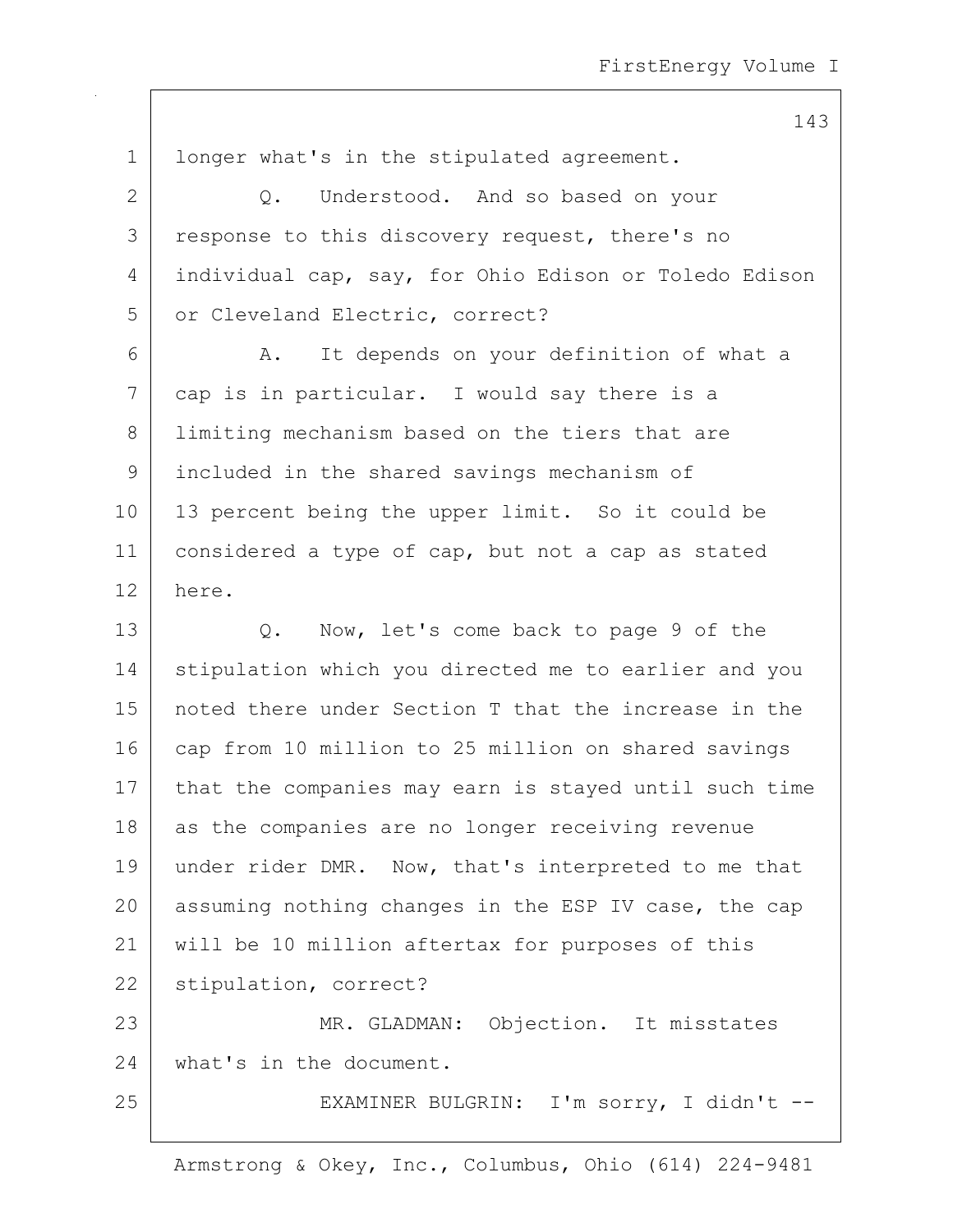1 longer what's in the stipulated agreement.

2 Q. Understood. And so based on your
3 response to this discovery request, there's no
4 individual cap, say, for Ohio Edison or Toledo Edison
5 or Cleveland Electric, correct?

6 A. It depends on your definition of what a
7 cap is in particular. I would say there is a
8 limiting mechanism based on the tiers that are
9 included in the shared savings mechanism of
10 13 percent being the upper limit. So it could be
11 considered a type of cap, but not a cap as stated
12 here.

13 Q. Now, let's come back to page 9 of the
14 stipulation which you directed me to earlier and you
15 noted there under Section T that the increase in the
16 cap from 10 million to 25 million on shared savings
17 that the companies may earn is stayed until such time
18 as the companies are no longer receiving revenue
19 under rider DMR. Now, that's interpreted to me that
20 assuming nothing changes in the ESP IV case, the cap
21 will be 10 million aftertax for purposes of this
22 stipulation, correct?

23 MR. GLADMAN: Objection. It misstates
24 what's in the document.

25 EXAMINER BULGRIN: I'm sorry, I didn't --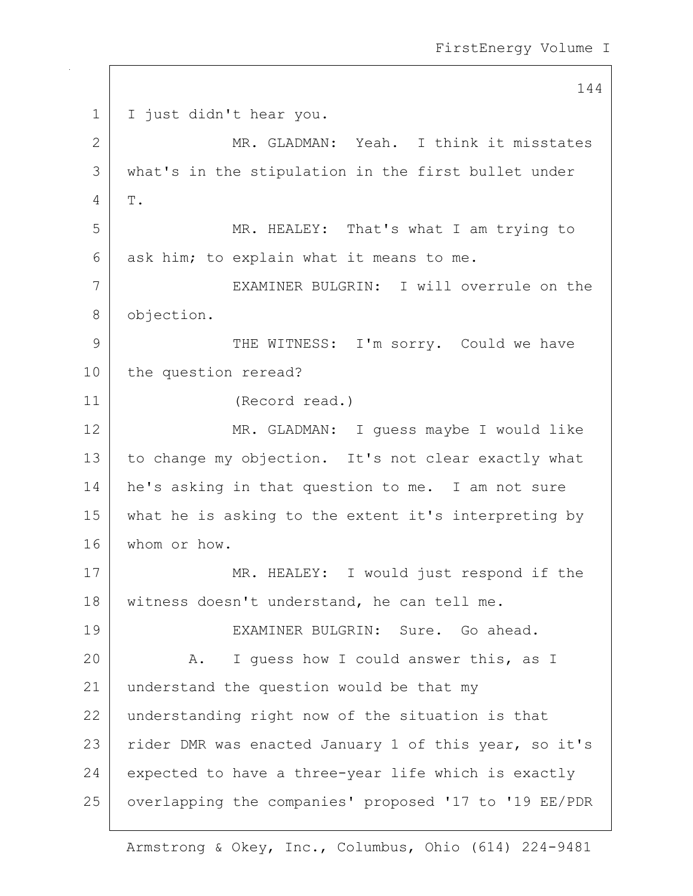I just didn't hear you.

MR. GLADMAN: Yeah. I think it misstates what's in the stipulation in the first bullet under T.

MR. HEALEY: That's what I am trying to ask him; to explain what it means to me.

EXAMINER BULGRIN: I will overrule on the objection.

THE WITNESS: I'm sorry. Could we have the question reread?

(Record read.)

MR. GLADMAN: I guess maybe I would like to change my objection. It's not clear exactly what he's asking in that question to me. I am not sure what he is asking to the extent it's interpreting by whom or how.

MR. HEALEY: I would just respond if the witness doesn't understand, he can tell me.

EXAMINER BULGRIN: Sure. Go ahead.

A. I guess how I could answer this, as I understand the question would be that my understanding right now of the situation is that rider DMR was enacted January 1 of this year, so it's expected to have a three-year life which is exactly overlapping the companies' proposed '17 to '19 EE/PDR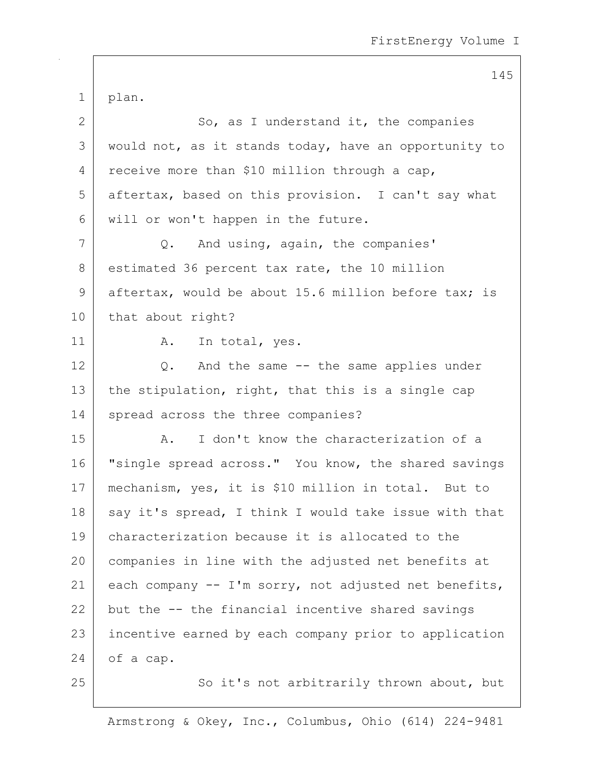plan.

So, as I understand it, the companies would not, as it stands today, have an opportunity to receive more than $10 million through a cap, aftertax, based on this provision. I can't say what will or won't happen in the future.

Q. And using, again, the companies' estimated 36 percent tax rate, the 10 million aftertax, would be about 15.6 million before tax; is that about right?

A. In total, yes.

Q. And the same -- the same applies under the stipulation, right, that this is a single cap spread across the three companies?

A. I don't know the characterization of a "single spread across." You know, the shared savings mechanism, yes, it is $10 million in total. But to say it's spread, I think I would take issue with that characterization because it is allocated to the companies in line with the adjusted net benefits at each company -- I'm sorry, not adjusted net benefits, but the -- the financial incentive shared savings incentive earned by each company prior to application of a cap.

So it's not arbitrarily thrown about, but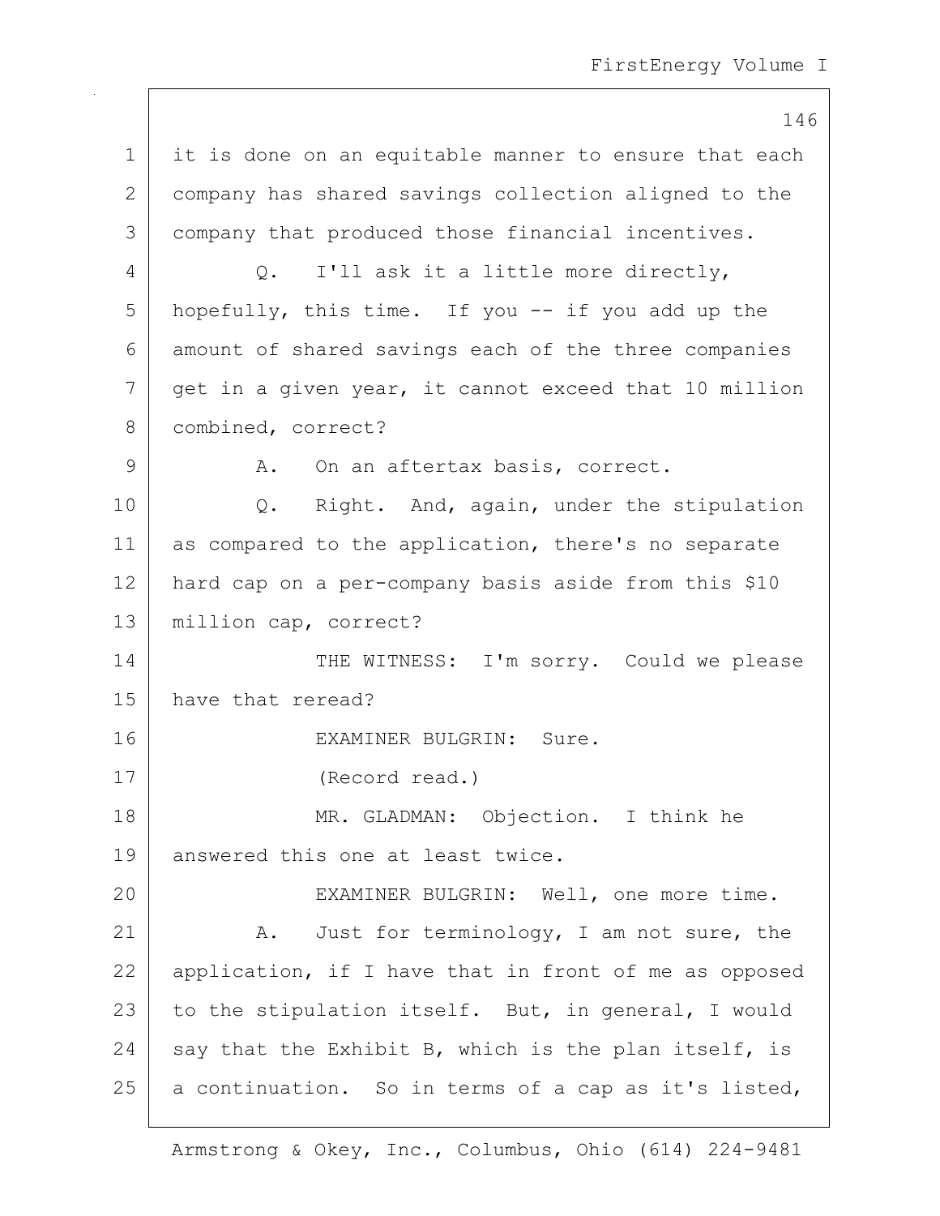it is done on an equitable manner to ensure that each company has shared savings collection aligned to the company that produced those financial incentives.

Q. I'll ask it a little more directly, hopefully, this time. If you -- if you add up the amount of shared savings each of the three companies get in a given year, it cannot exceed that 10 million combined, correct?

A. On an aftertax basis, correct.

Q. Right. And, again, under the stipulation as compared to the application, there's no separate hard cap on a per-company basis aside from this $10 million cap, correct?

THE WITNESS: I'm sorry. Could we please have that reread?

EXAMINER BULGRIN: Sure.

(Record read.)

MR. GLADMAN: Objection. I think he answered this one at least twice.

EXAMINER BULGRIN: Well, one more time.

A. Just for terminology, I am not sure, the application, if I have that in front of me as opposed to the stipulation itself. But, in general, I would say that the Exhibit B, which is the plan itself, is a continuation. So in terms of a cap as it's listed,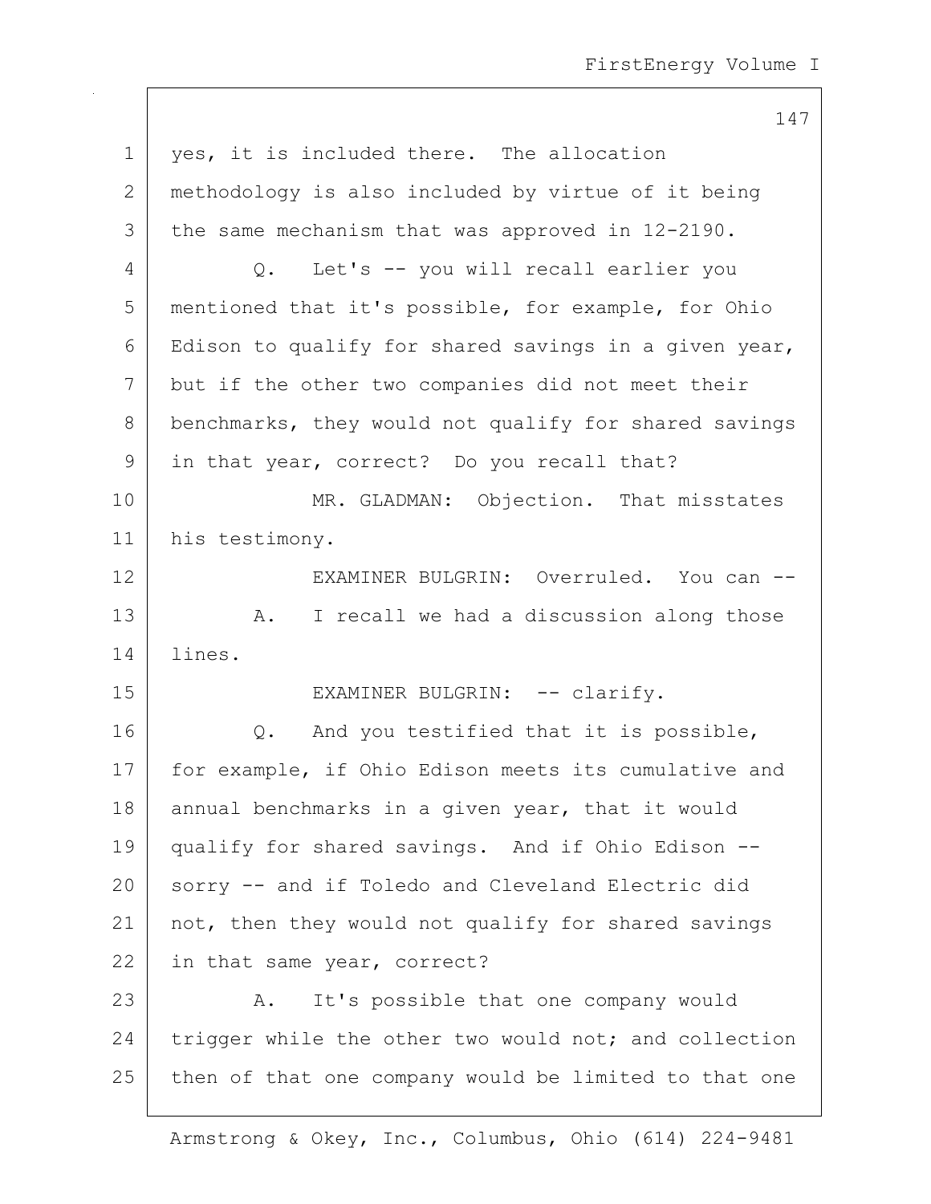yes, it is included there. The allocation methodology is also included by virtue of it being the same mechanism that was approved in 12-2190.

Q. Let's -- you will recall earlier you mentioned that it's possible, for example, for Ohio Edison to qualify for shared savings in a given year, but if the other two companies did not meet their benchmarks, they would not qualify for shared savings in that year, correct? Do you recall that?

MR. GLADMAN: Objection. That misstates his testimony.

EXAMINER BULGRIN: Overruled. You can --

A. I recall we had a discussion along those lines.

EXAMINER BULGRIN: -- clarify.

Q. And you testified that it is possible, for example, if Ohio Edison meets its cumulative and annual benchmarks in a given year, that it would qualify for shared savings. And if Ohio Edison -- sorry -- and if Toledo and Cleveland Electric did not, then they would not qualify for shared savings in that same year, correct?

A. It's possible that one company would trigger while the other two would not; and collection then of that one company would be limited to that one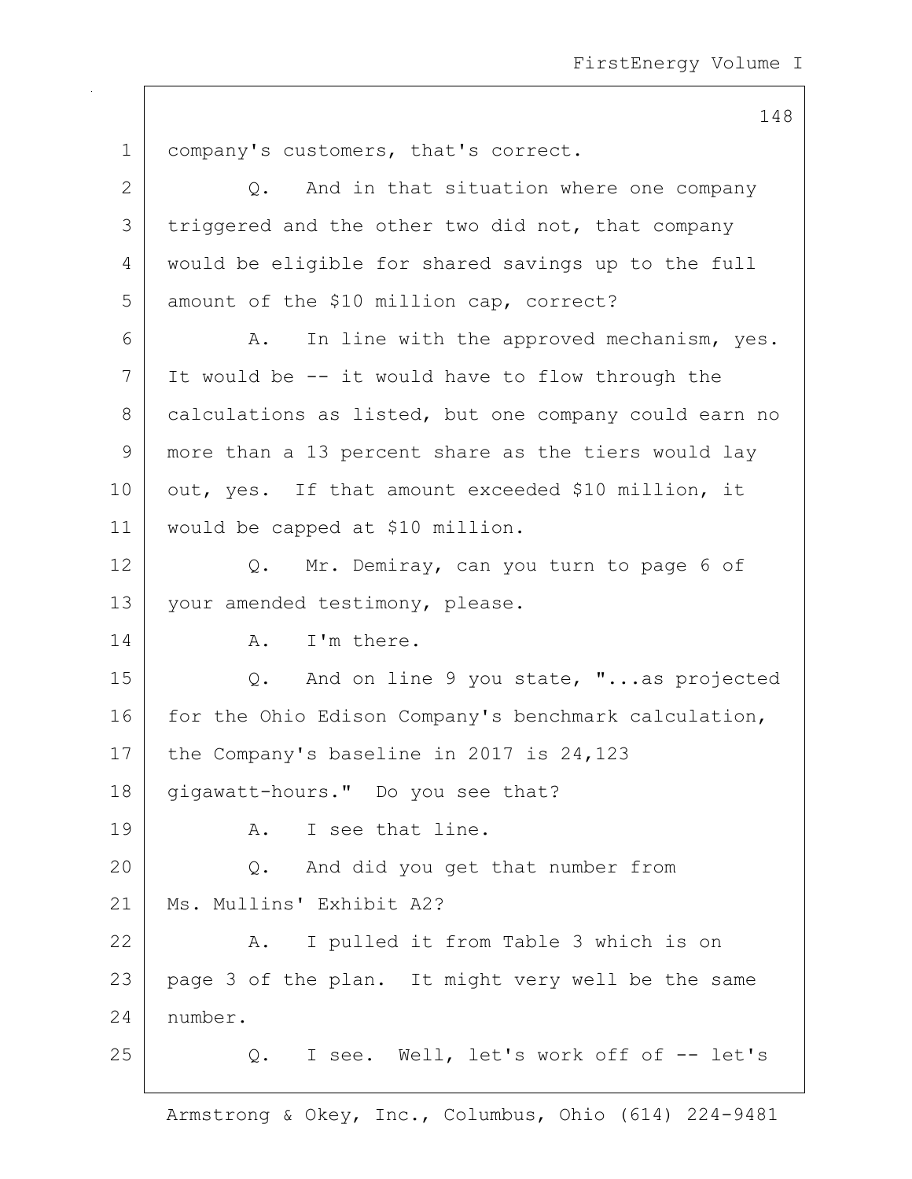company's customers, that's correct.

Q. And in that situation where one company triggered and the other two did not, that company would be eligible for shared savings up to the full amount of the $10 million cap, correct?

A. In line with the approved mechanism, yes. It would be -- it would have to flow through the calculations as listed, but one company could earn no more than a 13 percent share as the tiers would lay out, yes. If that amount exceeded $10 million, it would be capped at $10 million.

Q. Mr. Demiray, can you turn to page 6 of your amended testimony, please.

A. I'm there.

Q. And on line 9 you state, "...as projected for the Ohio Edison Company's benchmark calculation, the Company's baseline in 2017 is 24,123 gigawatt-hours." Do you see that?

A. I see that line.

Q. And did you get that number from Ms. Mullins' Exhibit A2?

A. I pulled it from Table 3 which is on page 3 of the plan. It might very well be the same number.

Q. I see. Well, let's work off of -- let's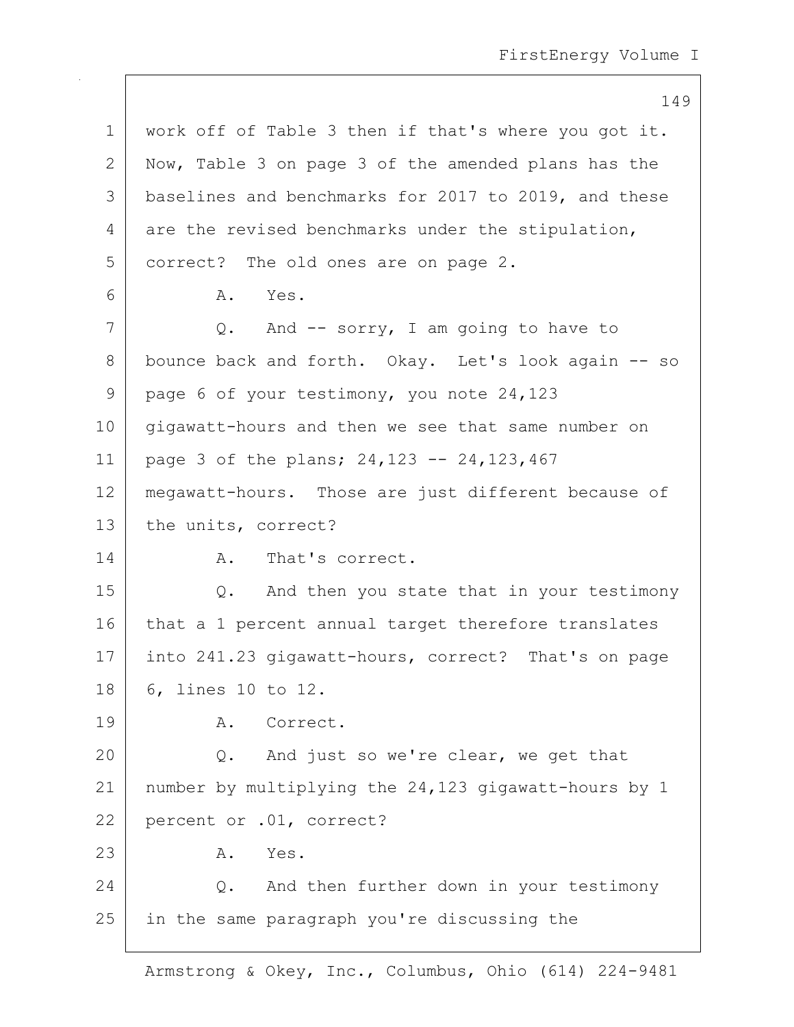work off of Table 3 then if that's where you got it. Now, Table 3 on page 3 of the amended plans has the baselines and benchmarks for 2017 to 2019, and these are the revised benchmarks under the stipulation, correct? The old ones are on page 2.

A. Yes.

Q. And -- sorry, I am going to have to bounce back and forth. Okay. Let's look again -- so page 6 of your testimony, you note 24,123 gigawatt-hours and then we see that same number on page 3 of the plans; 24,123 -- 24,123,467 megawatt-hours. Those are just different because of the units, correct?

A. That's correct.

Q. And then you state that in your testimony that a 1 percent annual target therefore translates into 241.23 gigawatt-hours, correct? That's on page 6, lines 10 to 12.

A. Correct.

Q. And just so we're clear, we get that number by multiplying the 24,123 gigawatt-hours by 1 percent or .01, correct?

A. Yes.

Q. And then further down in your testimony in the same paragraph you're discussing the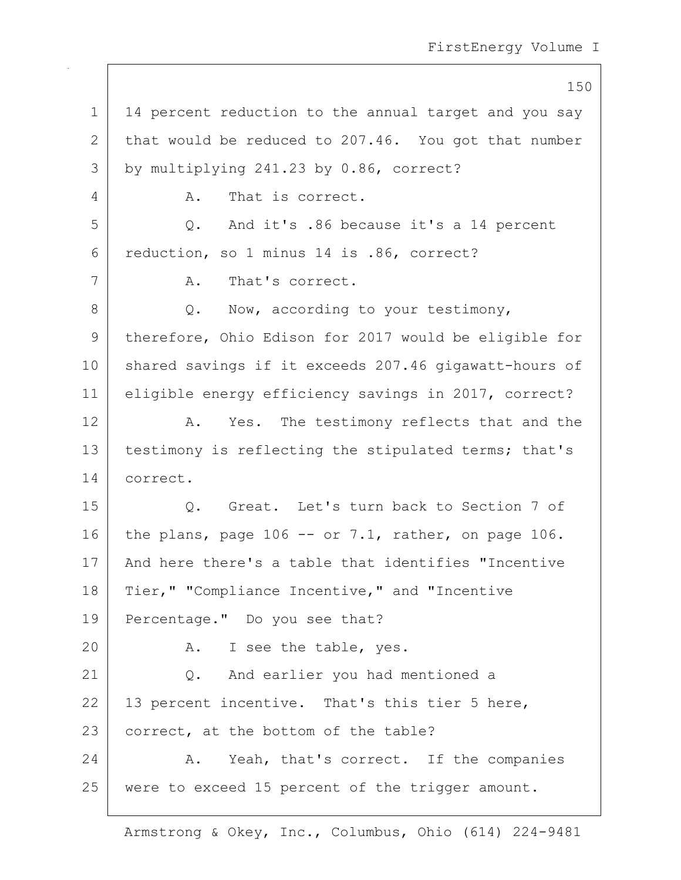14 percent reduction to the annual target and you say that would be reduced to 207.46. You got that number by multiplying 241.23 by 0.86, correct?

A. That is correct.

Q. And it's .86 because it's a 14 percent reduction, so 1 minus 14 is .86, correct?

A. That's correct.

Q. Now, according to your testimony, therefore, Ohio Edison for 2017 would be eligible for shared savings if it exceeds 207.46 gigawatt-hours of eligible energy efficiency savings in 2017, correct?

A. Yes. The testimony reflects that and the testimony is reflecting the stipulated terms; that's correct.

Q. Great. Let's turn back to Section 7 of the plans, page 106 -- or 7.1, rather, on page 106. And here there's a table that identifies "Incentive Tier," "Compliance Incentive," and "Incentive Percentage." Do you see that?

A. I see the table, yes.

Q. And earlier you had mentioned a 13 percent incentive. That's this tier 5 here, correct, at the bottom of the table?

A. Yeah, that's correct. If the companies were to exceed 15 percent of the trigger amount.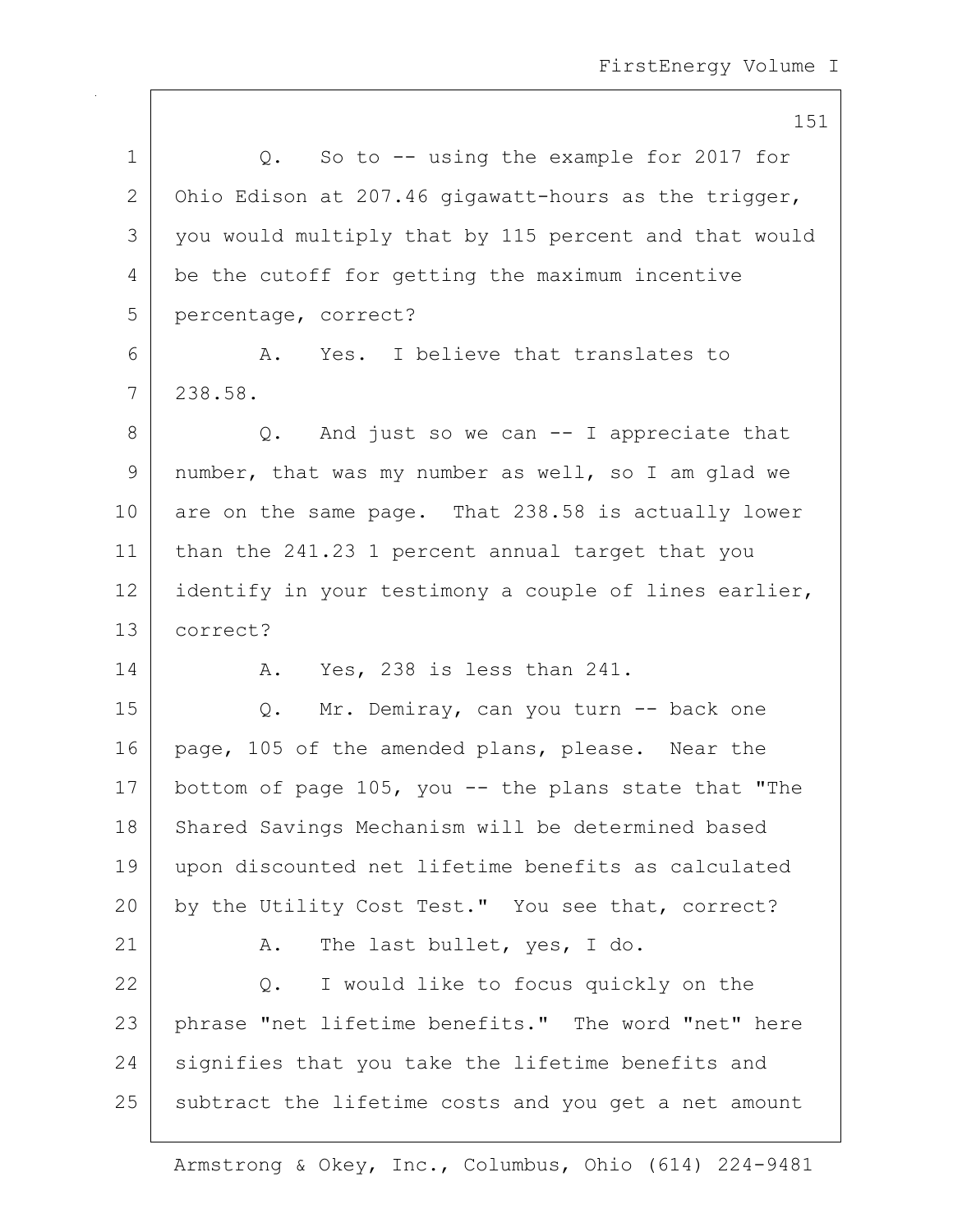Q. So to -- using the example for 2017 for Ohio Edison at 207.46 gigawatt-hours as the trigger, you would multiply that by 115 percent and that would be the cutoff for getting the maximum incentive percentage, correct?

A. Yes. I believe that translates to 238.58.

Q. And just so we can -- I appreciate that number, that was my number as well, so I am glad we are on the same page. That 238.58 is actually lower than the 241.23 1 percent annual target that you identify in your testimony a couple of lines earlier, correct?

A. Yes, 238 is less than 241.

Q. Mr. Demiray, can you turn -- back one page, 105 of the amended plans, please. Near the bottom of page 105, you -- the plans state that "The Shared Savings Mechanism will be determined based upon discounted net lifetime benefits as calculated by the Utility Cost Test." You see that, correct?

A. The last bullet, yes, I do.

Q. I would like to focus quickly on the phrase "net lifetime benefits." The word "net" here signifies that you take the lifetime benefits and subtract the lifetime costs and you get a net amount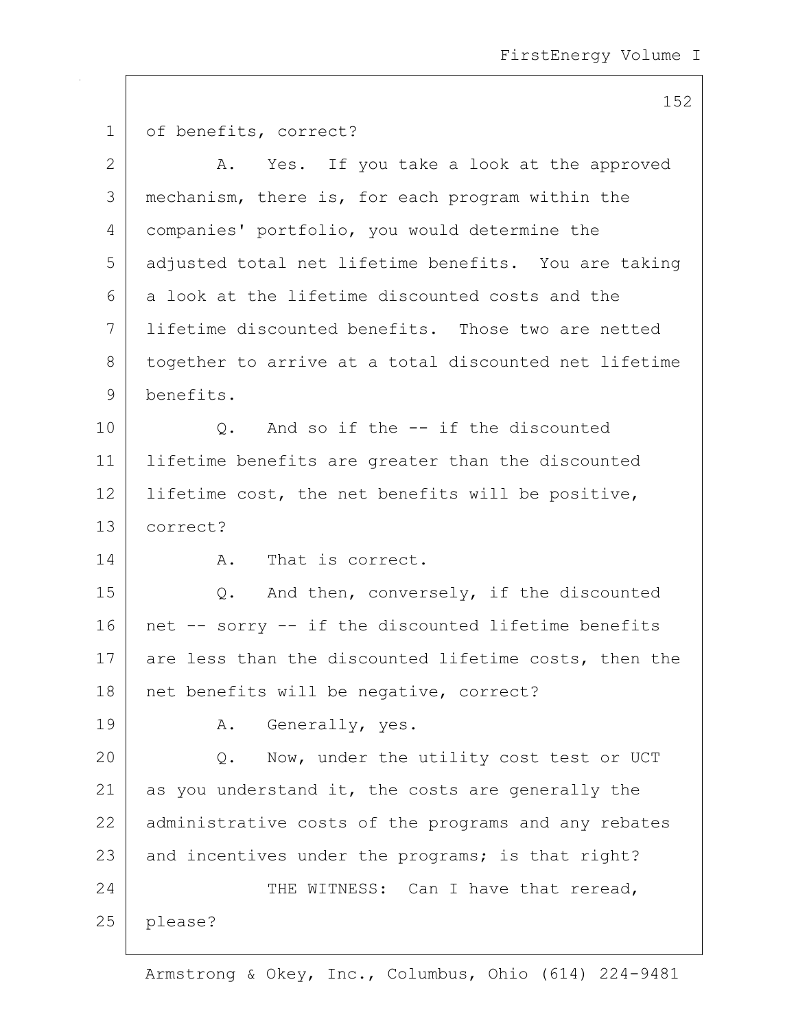of benefits, correct?

A. Yes. If you take a look at the approved mechanism, there is, for each program within the companies' portfolio, you would determine the adjusted total net lifetime benefits. You are taking a look at the lifetime discounted costs and the lifetime discounted benefits. Those two are netted together to arrive at a total discounted net lifetime benefits.

Q. And so if the -- if the discounted lifetime benefits are greater than the discounted lifetime cost, the net benefits will be positive, correct?

A. That is correct.

Q. And then, conversely, if the discounted net -- sorry -- if the discounted lifetime benefits are less than the discounted lifetime costs, then the net benefits will be negative, correct?

A. Generally, yes.

Q. Now, under the utility cost test or UCT as you understand it, the costs are generally the administrative costs of the programs and any rebates and incentives under the programs; is that right?

THE WITNESS: Can I have that reread, please?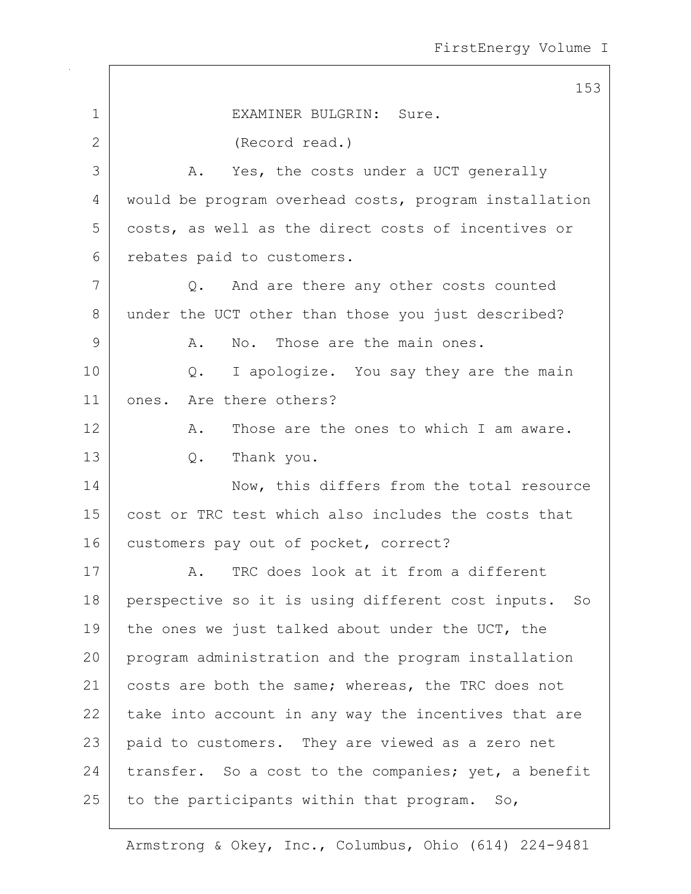EXAMINER BULGRIN: Sure.

(Record read.)

A. Yes, the costs under a UCT generally would be program overhead costs, program installation costs, as well as the direct costs of incentives or rebates paid to customers.

Q. And are there any other costs counted under the UCT other than those you just described?

A. No. Those are the main ones.

Q. I apologize. You say they are the main ones. Are there others?

A. Those are the ones to which I am aware.

Q. Thank you.

Now, this differs from the total resource cost or TRC test which also includes the costs that customers pay out of pocket, correct?

A. TRC does look at it from a different perspective so it is using different cost inputs. So the ones we just talked about under the UCT, the program administration and the program installation costs are both the same; whereas, the TRC does not take into account in any way the incentives that are paid to customers. They are viewed as a zero net transfer. So a cost to the companies; yet, a benefit to the participants within that program. So,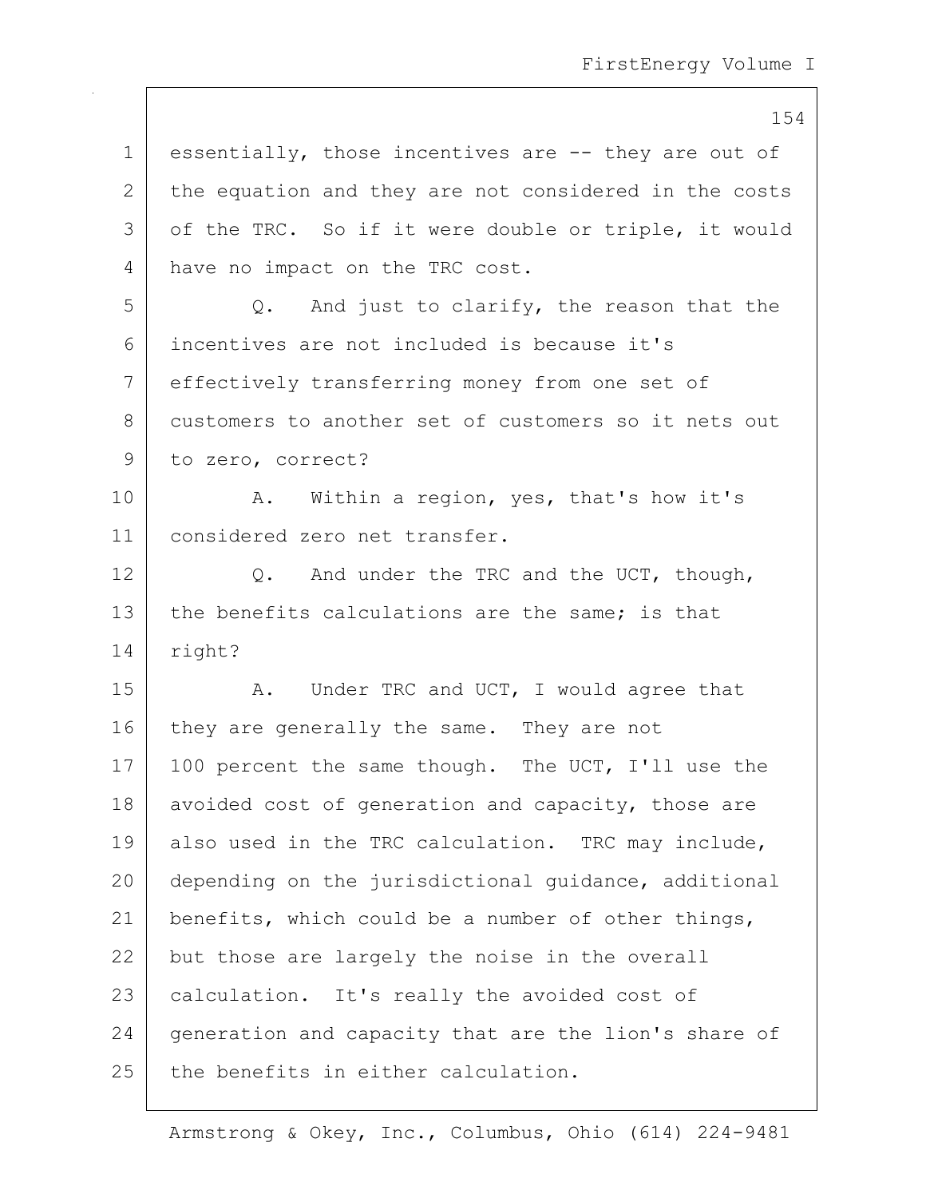essentially, those incentives are -- they are out of the equation and they are not considered in the costs of the TRC. So if it were double or triple, it would have no impact on the TRC cost.

Q. And just to clarify, the reason that the incentives are not included is because it's effectively transferring money from one set of customers to another set of customers so it nets out to zero, correct?

A. Within a region, yes, that's how it's considered zero net transfer.

Q. And under the TRC and the UCT, though, the benefits calculations are the same; is that right?

A. Under TRC and UCT, I would agree that they are generally the same. They are not 100 percent the same though. The UCT, I'll use the avoided cost of generation and capacity, those are also used in the TRC calculation. TRC may include, depending on the jurisdictional guidance, additional benefits, which could be a number of other things, but those are largely the noise in the overall calculation. It's really the avoided cost of generation and capacity that are the lion's share of the benefits in either calculation.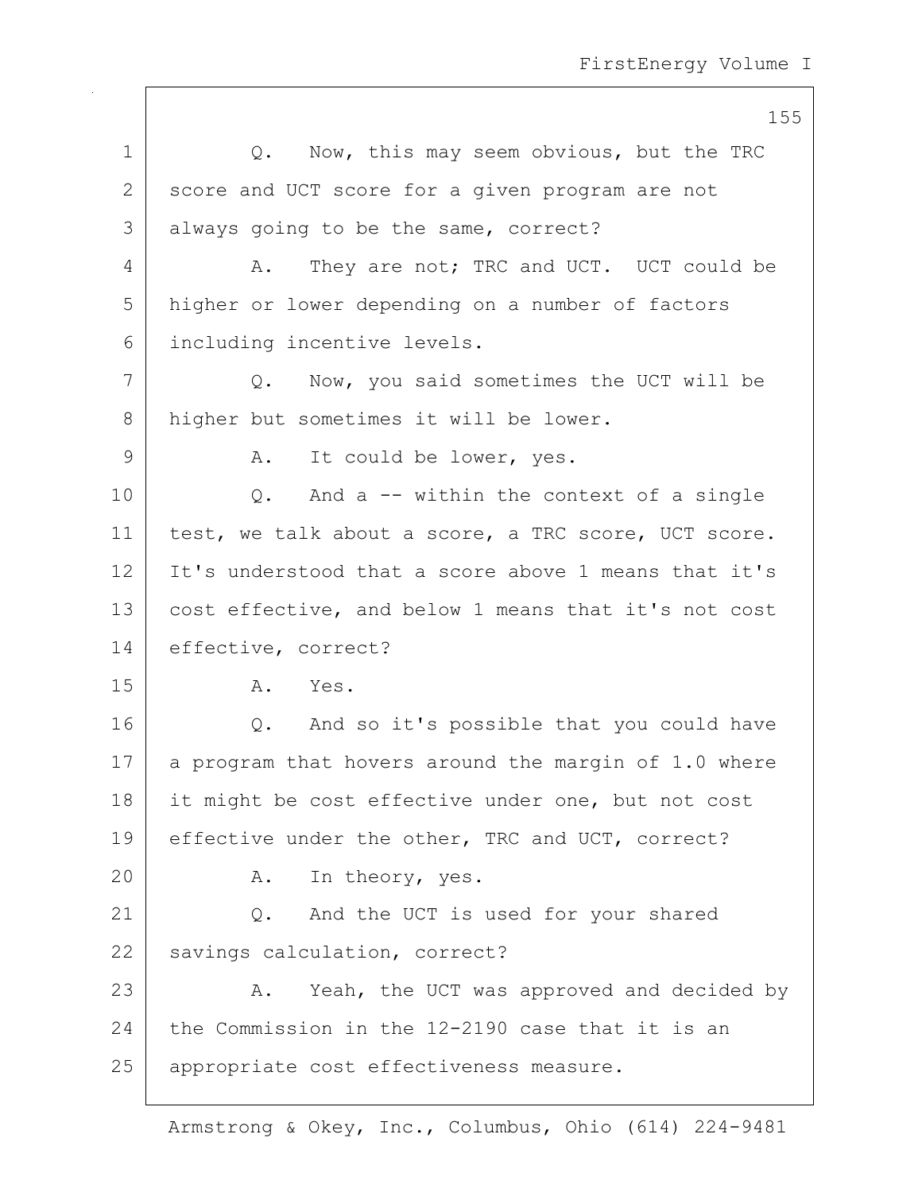Q. Now, this may seem obvious, but the TRC score and UCT score for a given program are not always going to be the same, correct?

A. They are not; TRC and UCT. UCT could be higher or lower depending on a number of factors including incentive levels.

Q. Now, you said sometimes the UCT will be higher but sometimes it will be lower.

A. It could be lower, yes.

Q. And a -- within the context of a single test, we talk about a score, a TRC score, UCT score. It's understood that a score above 1 means that it's cost effective, and below 1 means that it's not cost effective, correct?

A. Yes.

Q. And so it's possible that you could have a program that hovers around the margin of 1.0 where it might be cost effective under one, but not cost effective under the other, TRC and UCT, correct?

A. In theory, yes.

Q. And the UCT is used for your shared savings calculation, correct?

A. Yeah, the UCT was approved and decided by the Commission in the 12-2190 case that it is an appropriate cost effectiveness measure.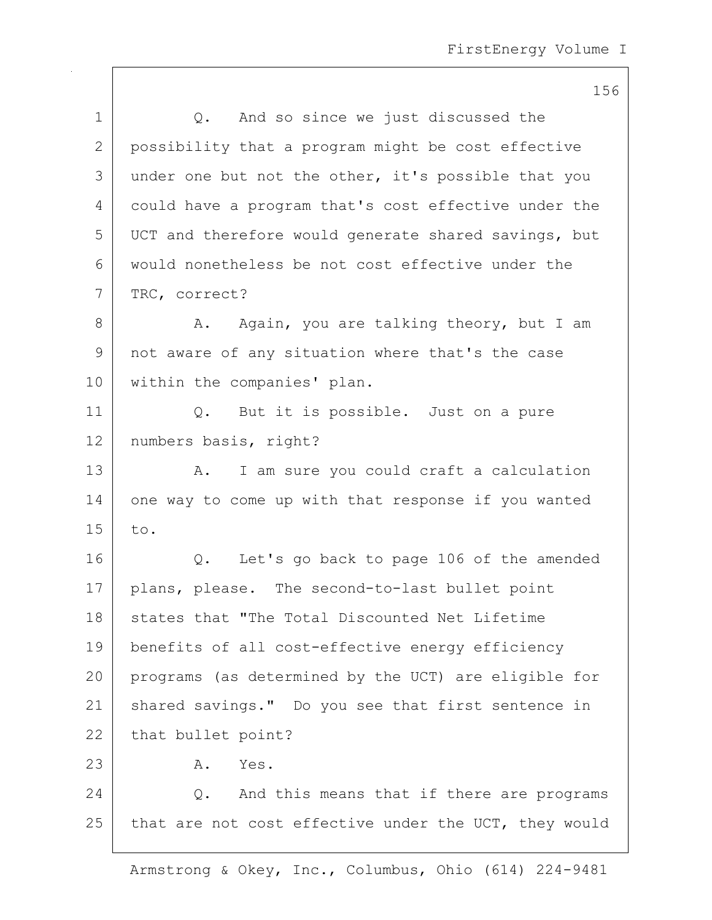Q. And so since we just discussed the possibility that a program might be cost effective under one but not the other, it's possible that you could have a program that's cost effective under the UCT and therefore would generate shared savings, but would nonetheless be not cost effective under the TRC, correct?

A. Again, you are talking theory, but I am not aware of any situation where that's the case within the companies' plan.

Q. But it is possible. Just on a pure numbers basis, right?

A. I am sure you could craft a calculation one way to come up with that response if you wanted to.

Q. Let's go back to page 106 of the amended plans, please. The second-to-last bullet point states that "The Total Discounted Net Lifetime benefits of all cost-effective energy efficiency programs (as determined by the UCT) are eligible for shared savings." Do you see that first sentence in that bullet point?

A. Yes.

Q. And this means that if there are programs that are not cost effective under the UCT, they would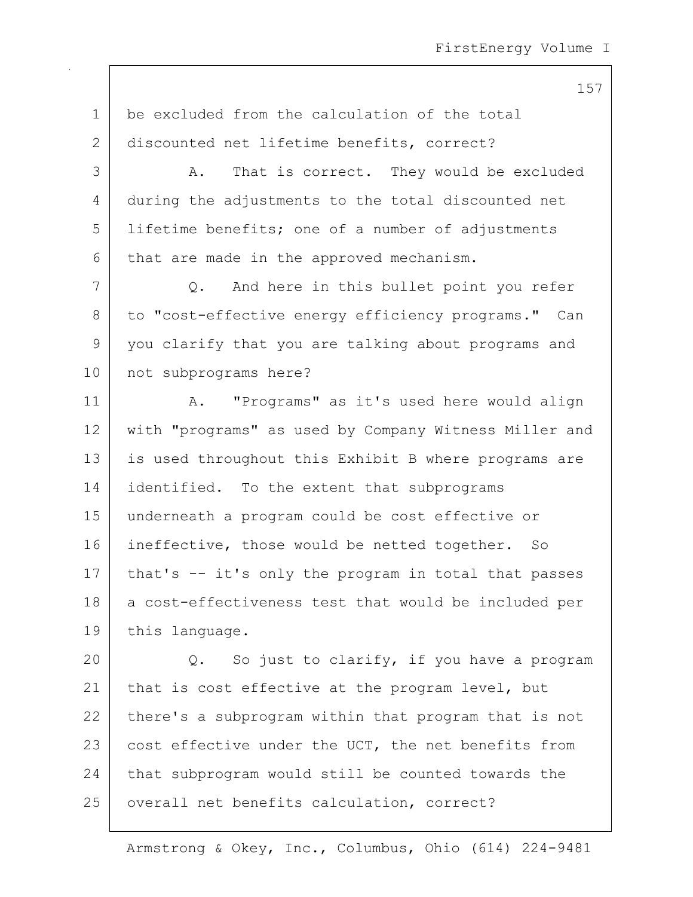be excluded from the calculation of the total discounted net lifetime benefits, correct?

A. That is correct. They would be excluded during the adjustments to the total discounted net lifetime benefits; one of a number of adjustments that are made in the approved mechanism.

Q. And here in this bullet point you refer to "cost-effective energy efficiency programs." Can you clarify that you are talking about programs and not subprograms here?

A. "Programs" as it's used here would align with "programs" as used by Company Witness Miller and is used throughout this Exhibit B where programs are identified. To the extent that subprograms underneath a program could be cost effective or ineffective, those would be netted together. So that's -- it's only the program in total that passes a cost-effectiveness test that would be included per this language.

Q. So just to clarify, if you have a program that is cost effective at the program level, but there's a subprogram within that program that is not cost effective under the UCT, the net benefits from that subprogram would still be counted towards the overall net benefits calculation, correct?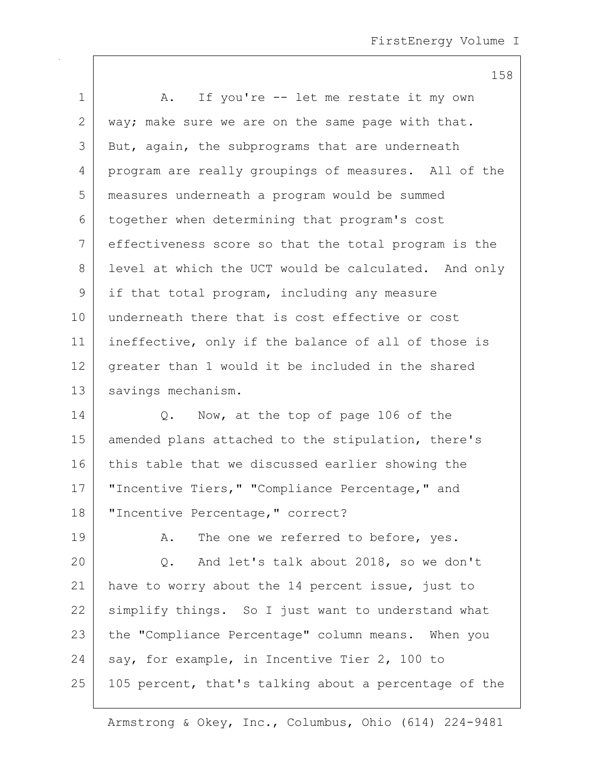A. If you're -- let me restate it my own way; make sure we are on the same page with that. But, again, the subprograms that are underneath program are really groupings of measures. All of the measures underneath a program would be summed together when determining that program's cost effectiveness score so that the total program is the level at which the UCT would be calculated. And only if that total program, including any measure underneath there that is cost effective or cost ineffective, only if the balance of all of those is greater than 1 would it be included in the shared savings mechanism.

Q. Now, at the top of page 106 of the amended plans attached to the stipulation, there's this table that we discussed earlier showing the "Incentive Tiers," "Compliance Percentage," and "Incentive Percentage," correct?

A. The one we referred to before, yes.

Q. And let's talk about 2018, so we don't have to worry about the 14 percent issue, just to simplify things. So I just want to understand what the "Compliance Percentage" column means. When you say, for example, in Incentive Tier 2, 100 to 105 percent, that's talking about a percentage of the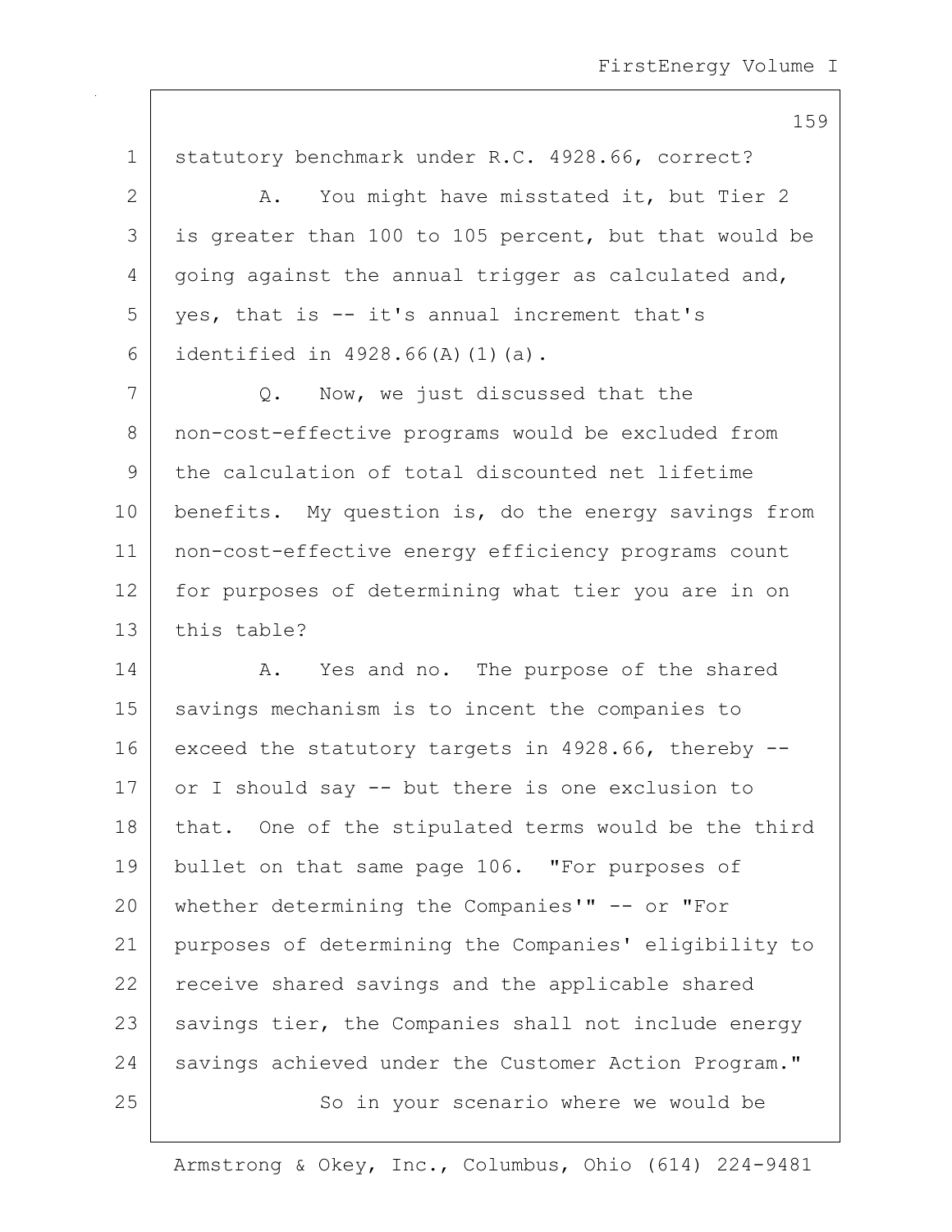statutory benchmark under R.C. 4928.66, correct?

A. You might have misstated it, but Tier 2 is greater than 100 to 105 percent, but that would be going against the annual trigger as calculated and, yes, that is -- it's annual increment that's identified in 4928.66(A)(1)(a).

Q. Now, we just discussed that the non-cost-effective programs would be excluded from the calculation of total discounted net lifetime benefits. My question is, do the energy savings from non-cost-effective energy efficiency programs count for purposes of determining what tier you are in on this table?

A. Yes and no. The purpose of the shared savings mechanism is to incent the companies to exceed the statutory targets in 4928.66, thereby -- or I should say -- but there is one exclusion to that. One of the stipulated terms would be the third bullet on that same page 106. "For purposes of whether determining the Companies'" -- or "For purposes of determining the Companies' eligibility to receive shared savings and the applicable shared savings tier, the Companies shall not include energy savings achieved under the Customer Action Program."

So in your scenario where we would be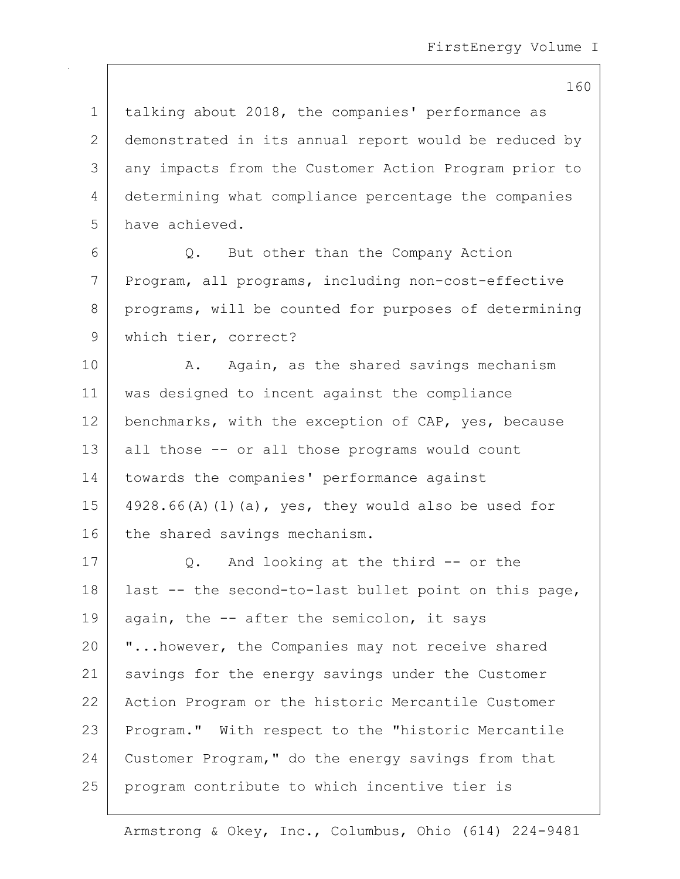talking about 2018, the companies' performance as demonstrated in its annual report would be reduced by any impacts from the Customer Action Program prior to determining what compliance percentage the companies have achieved.

Q. But other than the Company Action Program, all programs, including non-cost-effective programs, will be counted for purposes of determining which tier, correct?

A. Again, as the shared savings mechanism was designed to incent against the compliance benchmarks, with the exception of CAP, yes, because all those -- or all those programs would count towards the companies' performance against 4928.66(A)(1)(a), yes, they would also be used for the shared savings mechanism.

Q. And looking at the third -- or the last -- the second-to-last bullet point on this page, again, the -- after the semicolon, it says "...however, the Companies may not receive shared savings for the energy savings under the Customer Action Program or the historic Mercantile Customer Program." With respect to the "historic Mercantile Customer Program," do the energy savings from that program contribute to which incentive tier is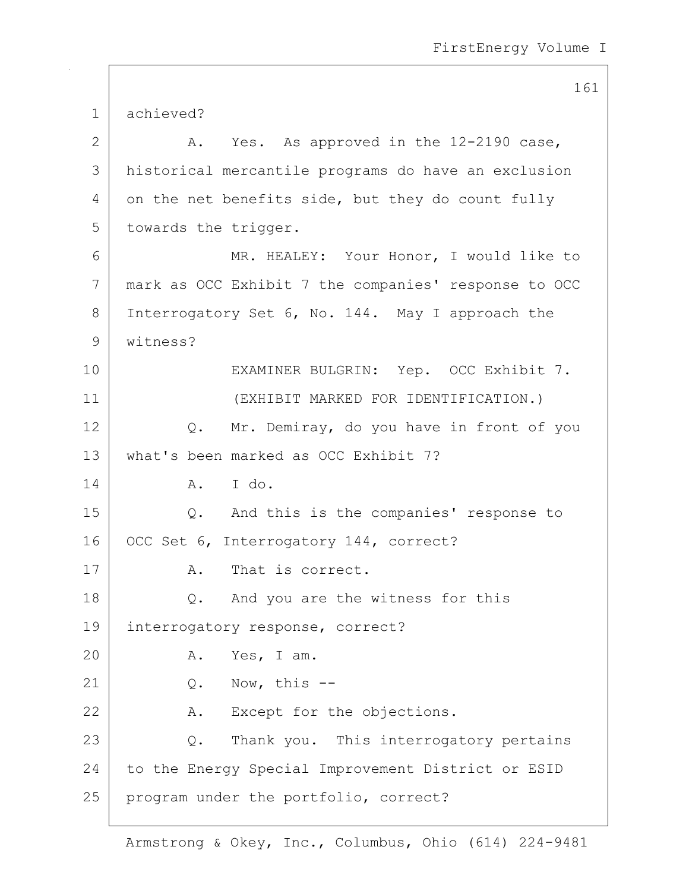achieved?

A. Yes. As approved in the 12-2190 case, historical mercantile programs do have an exclusion on the net benefits side, but they do count fully towards the trigger.

MR. HEALEY: Your Honor, I would like to mark as OCC Exhibit 7 the companies' response to OCC Interrogatory Set 6, No. 144. May I approach the witness?

EXAMINER BULGRIN: Yep. OCC Exhibit 7.

(EXHIBIT MARKED FOR IDENTIFICATION.)

Q. Mr. Demiray, do you have in front of you what's been marked as OCC Exhibit 7?

A. I do.

Q. And this is the companies' response to OCC Set 6, Interrogatory 144, correct?

A. That is correct.

Q. And you are the witness for this interrogatory response, correct?

A. Yes, I am.

Q. Now, this --

A. Except for the objections.

Q. Thank you. This interrogatory pertains to the Energy Special Improvement District or ESID program under the portfolio, correct?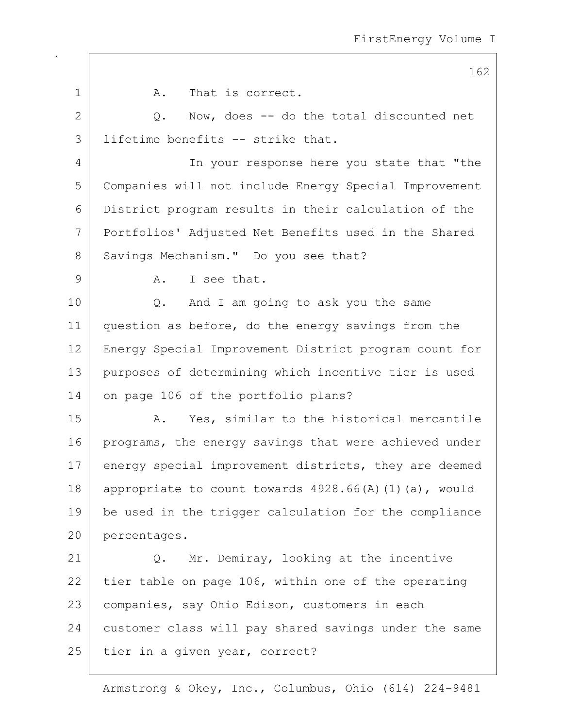A. That is correct.

Q. Now, does -- do the total discounted net lifetime benefits -- strike that.

In your response here you state that "the Companies will not include Energy Special Improvement District program results in their calculation of the Portfolios' Adjusted Net Benefits used in the Shared Savings Mechanism." Do you see that?

A. I see that.

Q. And I am going to ask you the same question as before, do the energy savings from the Energy Special Improvement District program count for purposes of determining which incentive tier is used on page 106 of the portfolio plans?

A. Yes, similar to the historical mercantile programs, the energy savings that were achieved under energy special improvement districts, they are deemed appropriate to count towards 4928.66(A)(1)(a), would be used in the trigger calculation for the compliance percentages.

Q. Mr. Demiray, looking at the incentive tier table on page 106, within one of the operating companies, say Ohio Edison, customers in each customer class will pay shared savings under the same tier in a given year, correct?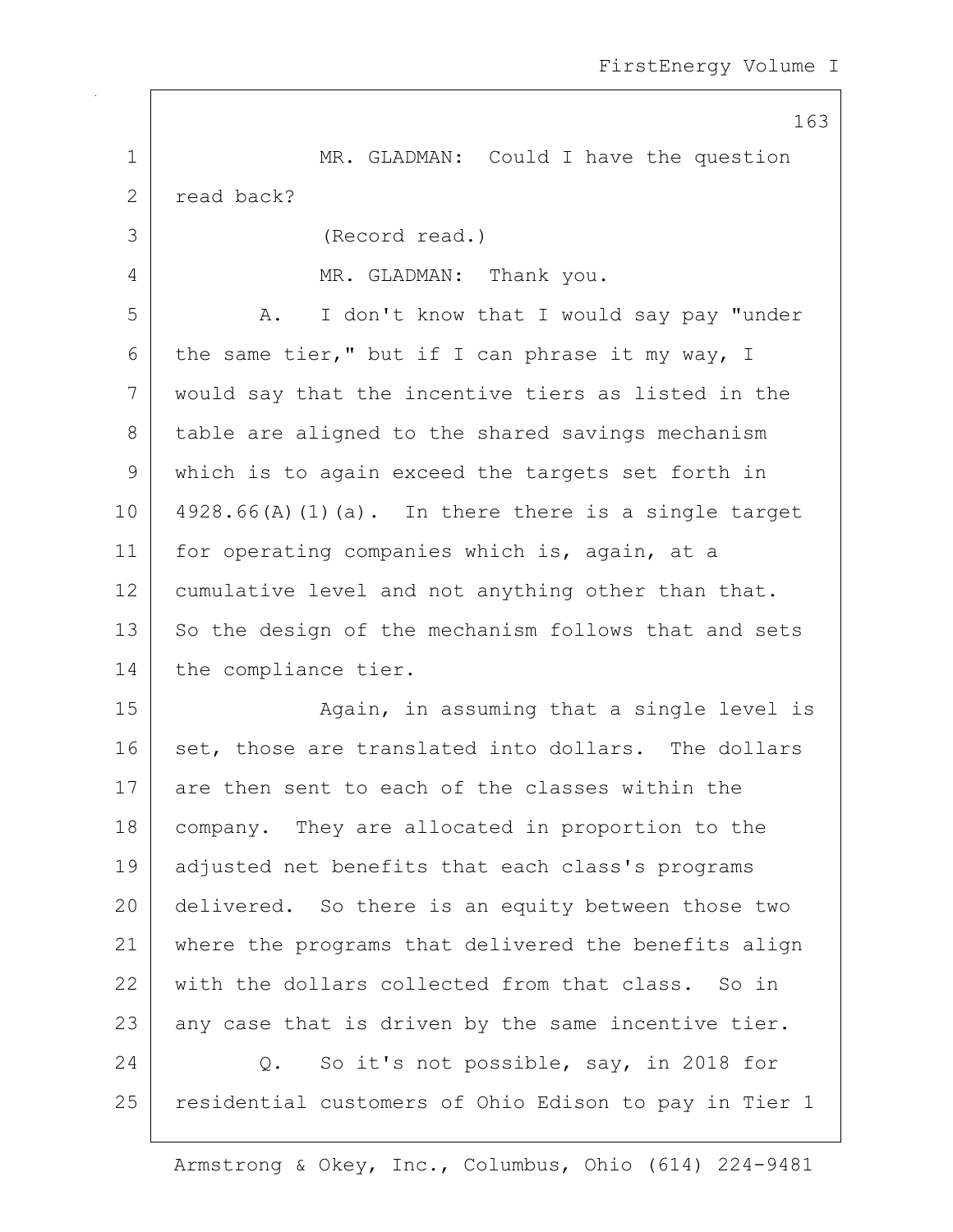MR. GLADMAN: Could I have the question read back?

(Record read.)

MR. GLADMAN: Thank you.

A. I don't know that I would say pay "under the same tier," but if I can phrase it my way, I would say that the incentive tiers as listed in the table are aligned to the shared savings mechanism which is to again exceed the targets set forth in 4928.66(A)(1)(a). In there there is a single target for operating companies which is, again, at a cumulative level and not anything other than that. So the design of the mechanism follows that and sets the compliance tier.

Again, in assuming that a single level is set, those are translated into dollars. The dollars are then sent to each of the classes within the company. They are allocated in proportion to the adjusted net benefits that each class's programs delivered. So there is an equity between those two where the programs that delivered the benefits align with the dollars collected from that class. So in any case that is driven by the same incentive tier.

Q. So it's not possible, say, in 2018 for residential customers of Ohio Edison to pay in Tier 1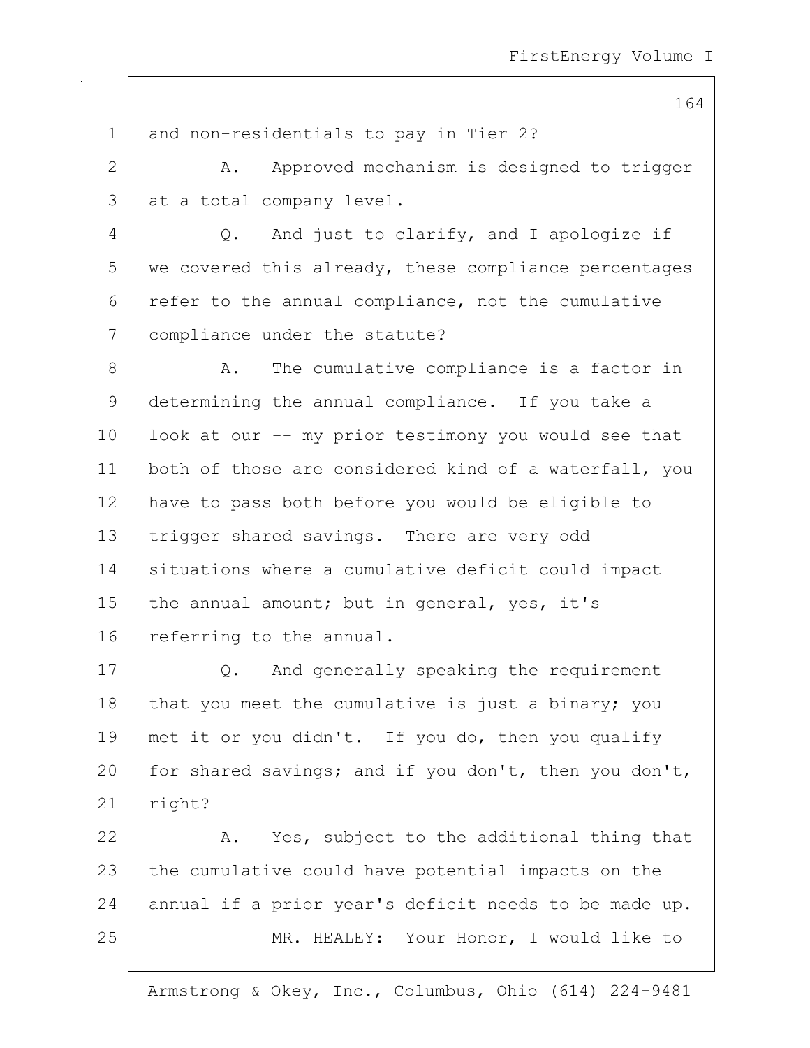and non-residentials to pay in Tier 2?

A. Approved mechanism is designed to trigger at a total company level.

Q. And just to clarify, and I apologize if we covered this already, these compliance percentages refer to the annual compliance, not the cumulative compliance under the statute?

A. The cumulative compliance is a factor in determining the annual compliance. If you take a look at our -- my prior testimony you would see that both of those are considered kind of a waterfall, you have to pass both before you would be eligible to trigger shared savings. There are very odd situations where a cumulative deficit could impact the annual amount; but in general, yes, it's referring to the annual.

Q. And generally speaking the requirement that you meet the cumulative is just a binary; you met it or you didn't. If you do, then you qualify for shared savings; and if you don't, then you don't, right?

A. Yes, subject to the additional thing that the cumulative could have potential impacts on the annual if a prior year's deficit needs to be made up.

MR. HEALEY: Your Honor, I would like to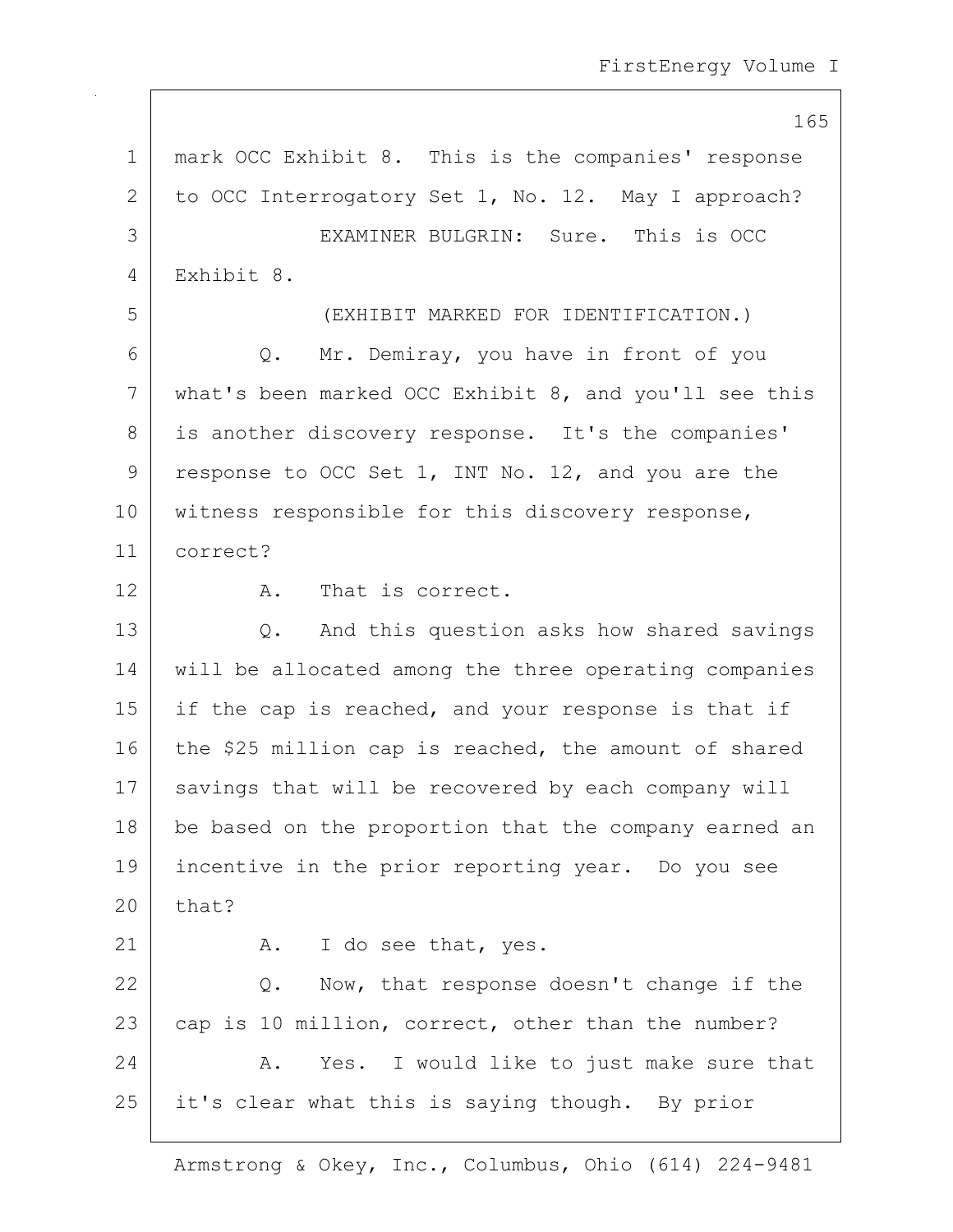mark OCC Exhibit 8. This is the companies' response to OCC Interrogatory Set 1, No. 12. May I approach?

EXAMINER BULGRIN: Sure. This is OCC Exhibit 8.

(EXHIBIT MARKED FOR IDENTIFICATION.)

Q. Mr. Demiray, you have in front of you what's been marked OCC Exhibit 8, and you'll see this is another discovery response. It's the companies' response to OCC Set 1, INT No. 12, and you are the witness responsible for this discovery response, correct?

A. That is correct.

Q. And this question asks how shared savings will be allocated among the three operating companies if the cap is reached, and your response is that if the $25 million cap is reached, the amount of shared savings that will be recovered by each company will be based on the proportion that the company earned an incentive in the prior reporting year. Do you see that?

A. I do see that, yes.

Q. Now, that response doesn't change if the cap is 10 million, correct, other than the number?

A. Yes. I would like to just make sure that it's clear what this is saying though. By prior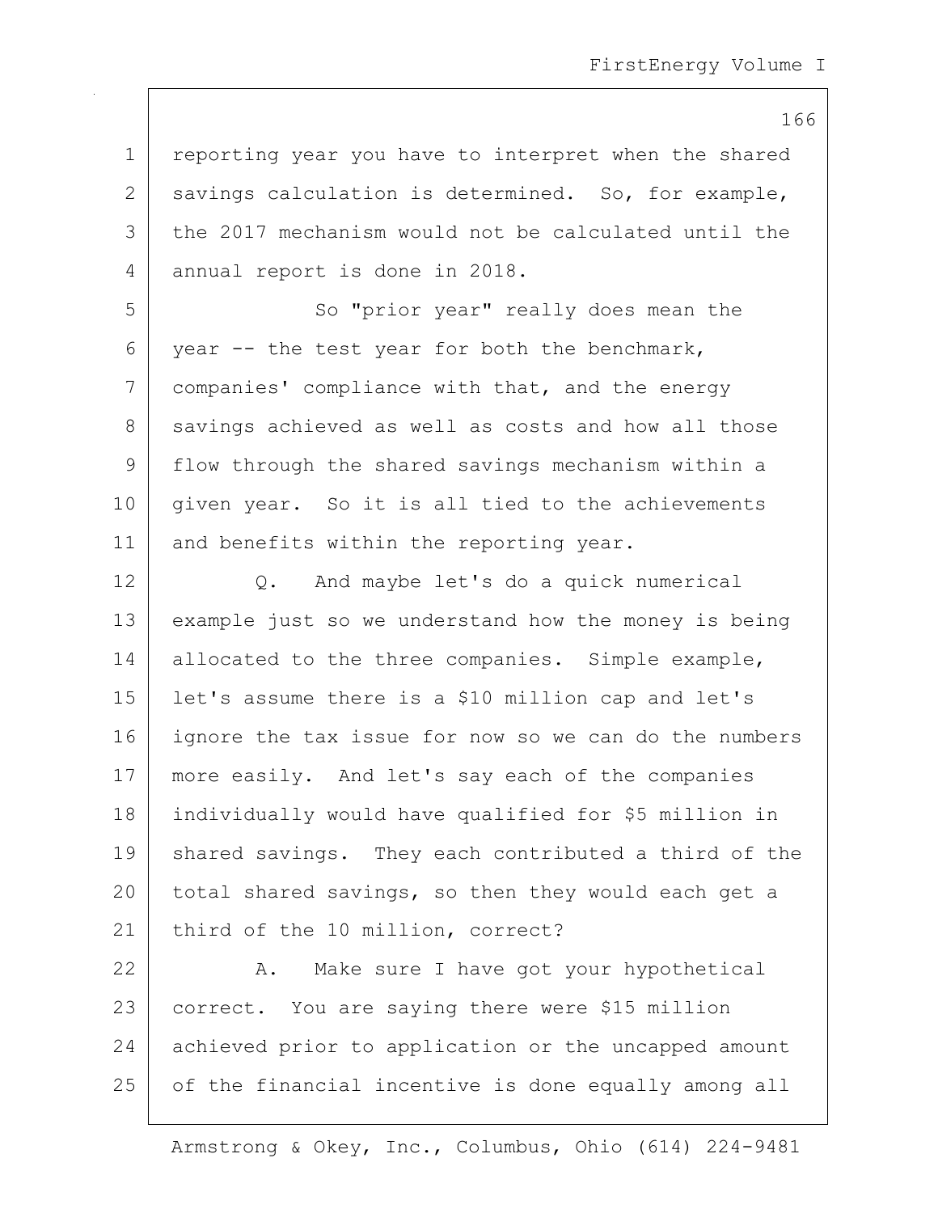reporting year you have to interpret when the shared savings calculation is determined. So, for example, the 2017 mechanism would not be calculated until the annual report is done in 2018.

So "prior year" really does mean the year -- the test year for both the benchmark, companies' compliance with that, and the energy savings achieved as well as costs and how all those flow through the shared savings mechanism within a given year. So it is all tied to the achievements and benefits within the reporting year.

Q. And maybe let's do a quick numerical example just so we understand how the money is being allocated to the three companies. Simple example, let's assume there is a $10 million cap and let's ignore the tax issue for now so we can do the numbers more easily. And let's say each of the companies individually would have qualified for $5 million in shared savings. They each contributed a third of the total shared savings, so then they would each get a third of the 10 million, correct?

A. Make sure I have got your hypothetical correct. You are saying there were $15 million achieved prior to application or the uncapped amount of the financial incentive is done equally among all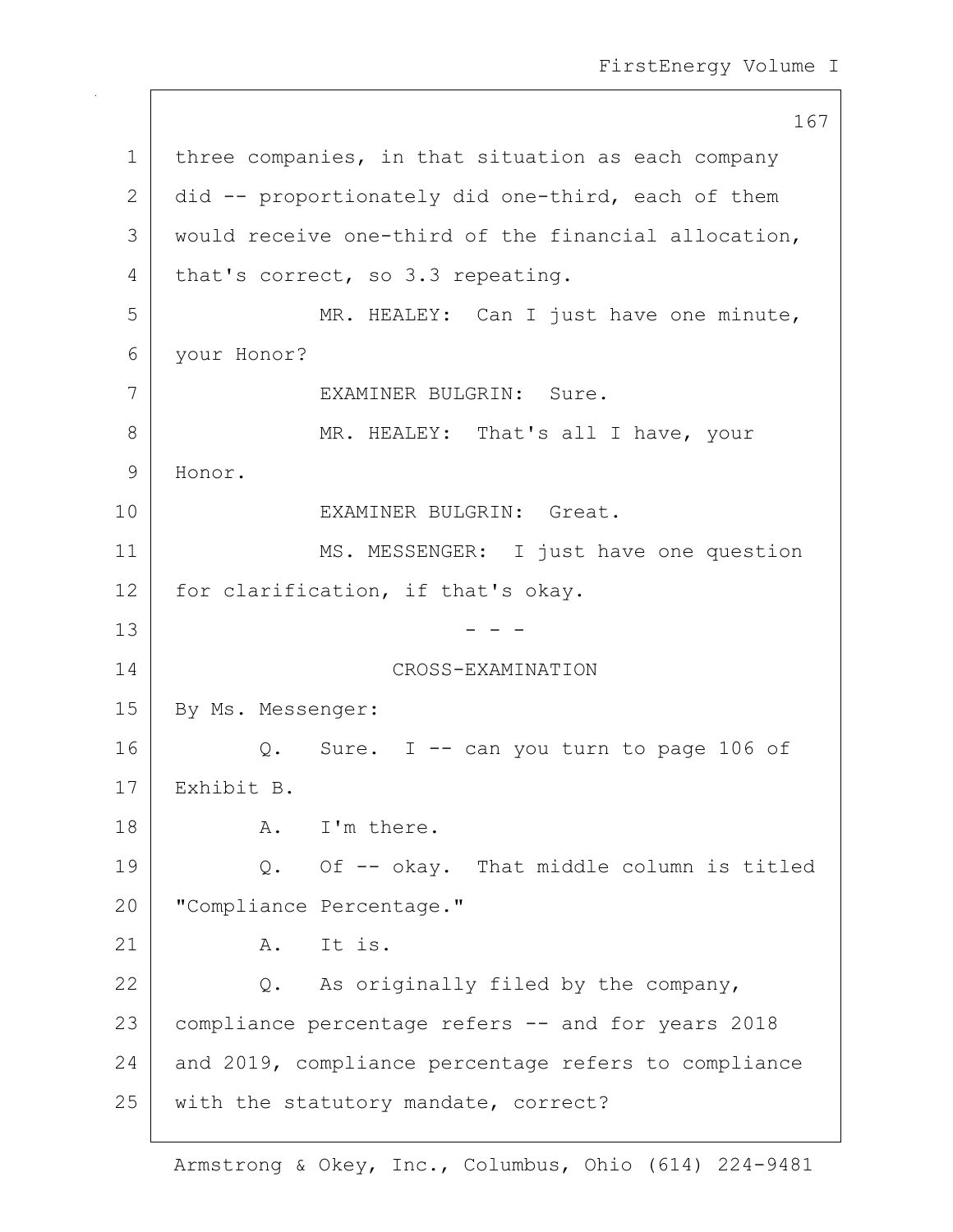three companies, in that situation as each company did -- proportionately did one-third, each of them would receive one-third of the financial allocation, that's correct, so 3.3 repeating.

MR. HEALEY: Can I just have one minute, your Honor?

EXAMINER BULGRIN: Sure.

MR. HEALEY: That's all I have, your Honor.

EXAMINER BULGRIN: Great.

MS. MESSENGER: I just have one question for clarification, if that's okay.

- - -

CROSS-EXAMINATION

By Ms. Messenger:

Q. Sure. I -- can you turn to page 106 of Exhibit B.

A. I'm there.

Q. Of -- okay. That middle column is titled "Compliance Percentage."

A. It is.

Q. As originally filed by the company, compliance percentage refers -- and for years 2018 and 2019, compliance percentage refers to compliance with the statutory mandate, correct?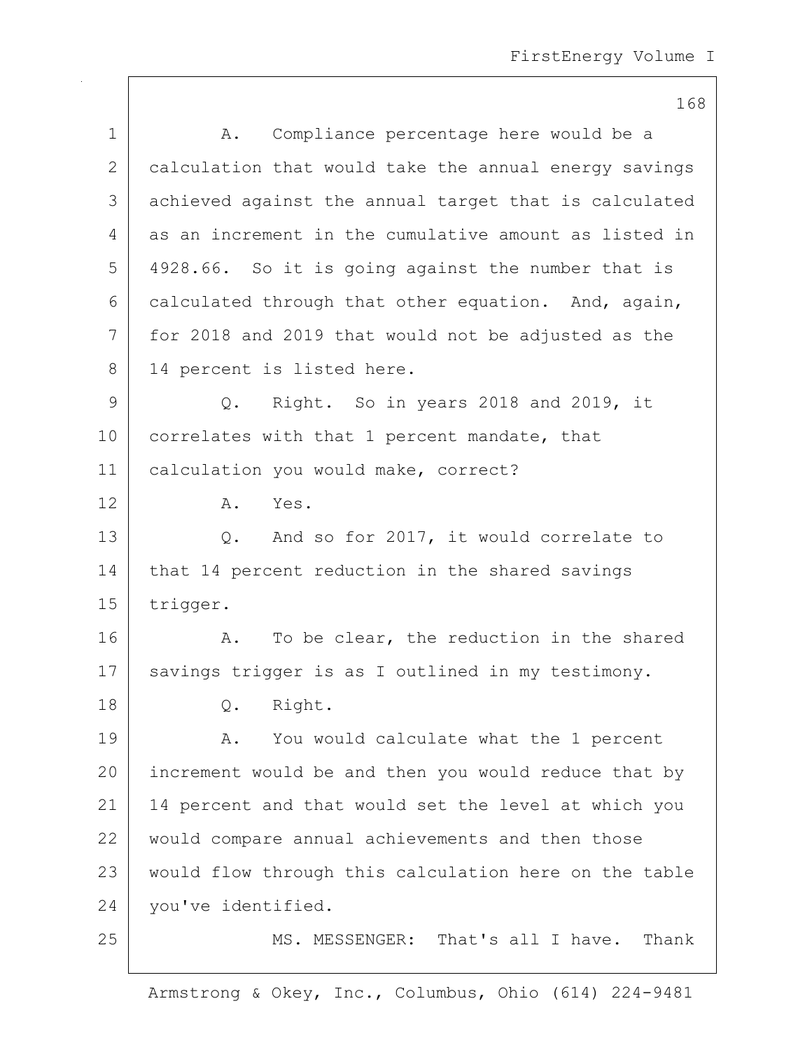A. Compliance percentage here would be a calculation that would take the annual energy savings achieved against the annual target that is calculated as an increment in the cumulative amount as listed in 4928.66. So it is going against the number that is calculated through that other equation. And, again, for 2018 and 2019 that would not be adjusted as the 14 percent is listed here.

Q. Right. So in years 2018 and 2019, it correlates with that 1 percent mandate, that calculation you would make, correct?

A. Yes.

Q. And so for 2017, it would correlate to that 14 percent reduction in the shared savings trigger.

A. To be clear, the reduction in the shared savings trigger is as I outlined in my testimony.

Q. Right.

A. You would calculate what the 1 percent increment would be and then you would reduce that by 14 percent and that would set the level at which you would compare annual achievements and then those would flow through this calculation here on the table you've identified.

MS. MESSENGER: That's all I have. Thank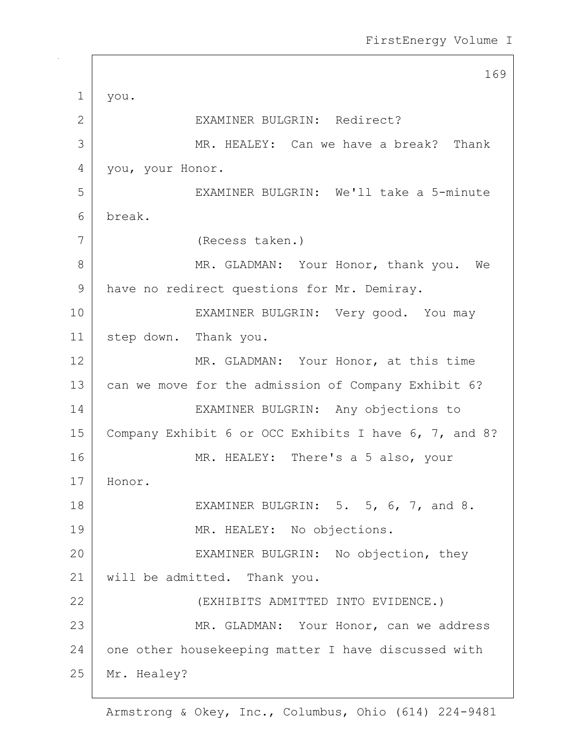you.

EXAMINER BULGRIN: Redirect?

MR. HEALEY: Can we have a break? Thank you, your Honor.

EXAMINER BULGRIN: We'll take a 5-minute break.

(Recess taken.)

MR. GLADMAN: Your Honor, thank you. We have no redirect questions for Mr. Demiray.

EXAMINER BULGRIN: Very good. You may step down. Thank you.

MR. GLADMAN: Your Honor, at this time can we move for the admission of Company Exhibit 6?

EXAMINER BULGRIN: Any objections to Company Exhibit 6 or OCC Exhibits I have 6, 7, and 8?

MR. HEALEY: There's a 5 also, your Honor.

EXAMINER BULGRIN: 5. 5, 6, 7, and 8.

MR. HEALEY: No objections.

EXAMINER BULGRIN: No objection, they will be admitted. Thank you.

(EXHIBITS ADMITTED INTO EVIDENCE.)

MR. GLADMAN: Your Honor, can we address one other housekeeping matter I have discussed with Mr. Healey?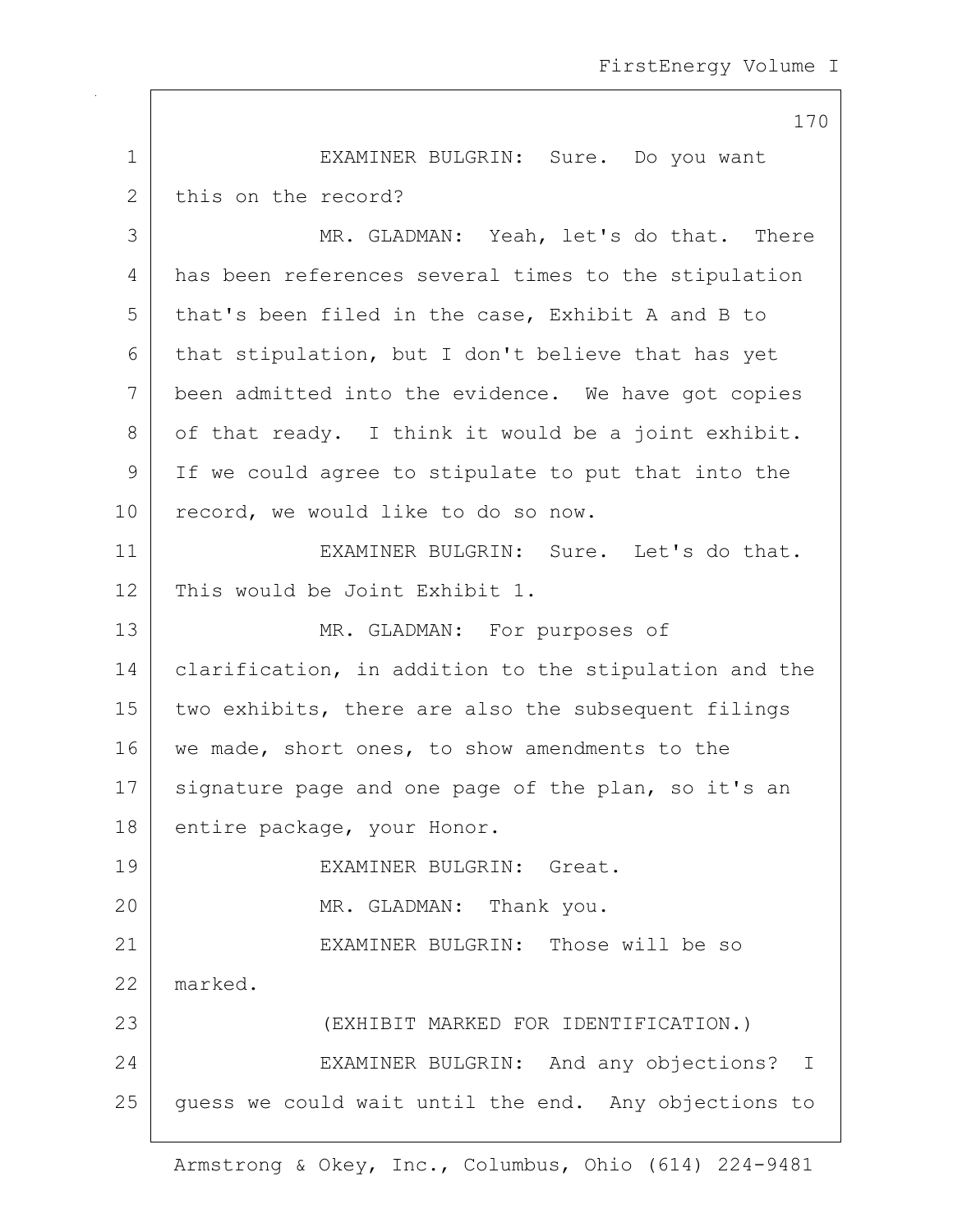EXAMINER BULGRIN: Sure. Do you want this on the record?

MR. GLADMAN: Yeah, let's do that. There has been references several times to the stipulation that's been filed in the case, Exhibit A and B to that stipulation, but I don't believe that has yet been admitted into the evidence. We have got copies of that ready. I think it would be a joint exhibit. If we could agree to stipulate to put that into the record, we would like to do so now.

EXAMINER BULGRIN: Sure. Let's do that. This would be Joint Exhibit 1.

MR. GLADMAN: For purposes of clarification, in addition to the stipulation and the two exhibits, there are also the subsequent filings we made, short ones, to show amendments to the signature page and one page of the plan, so it's an entire package, your Honor.

EXAMINER BULGRIN: Great.

MR. GLADMAN: Thank you.

EXAMINER BULGRIN: Those will be so marked.

(EXHIBIT MARKED FOR IDENTIFICATION.)

EXAMINER BULGRIN: And any objections? I guess we could wait until the end. Any objections to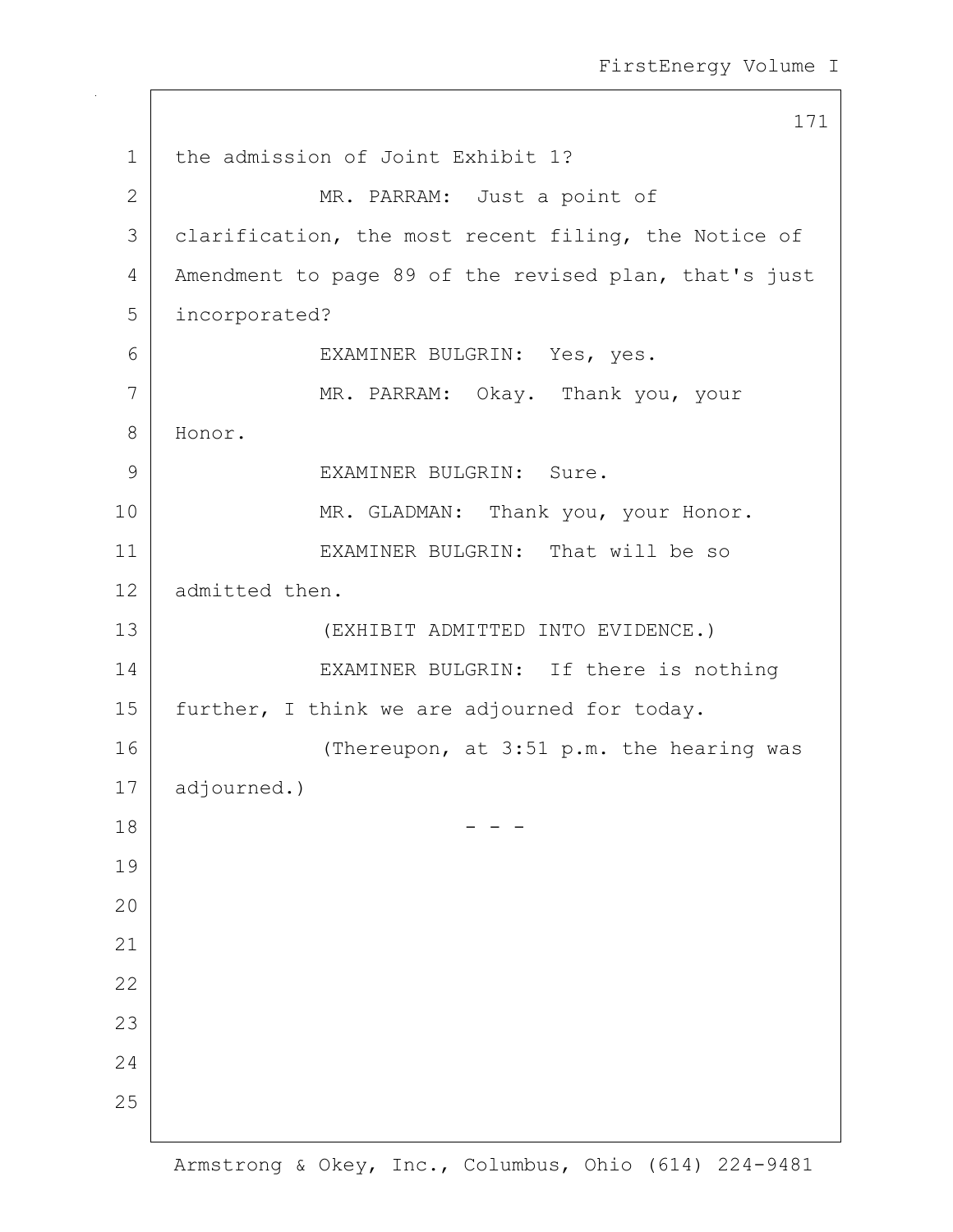the admission of Joint Exhibit 1?

MR. PARRAM: Just a point of clarification, the most recent filing, the Notice of Amendment to page 89 of the revised plan, that's just incorporated?

EXAMINER BULGRIN: Yes, yes.

MR. PARRAM: Okay. Thank you, your Honor.

EXAMINER BULGRIN: Sure.

MR. GLADMAN: Thank you, your Honor.

EXAMINER BULGRIN: That will be so admitted then.

(EXHIBIT ADMITTED INTO EVIDENCE.)

EXAMINER BULGRIN: If there is nothing further, I think we are adjourned for today.

(Thereupon, at 3:51 p.m. the hearing was adjourned.)

- - -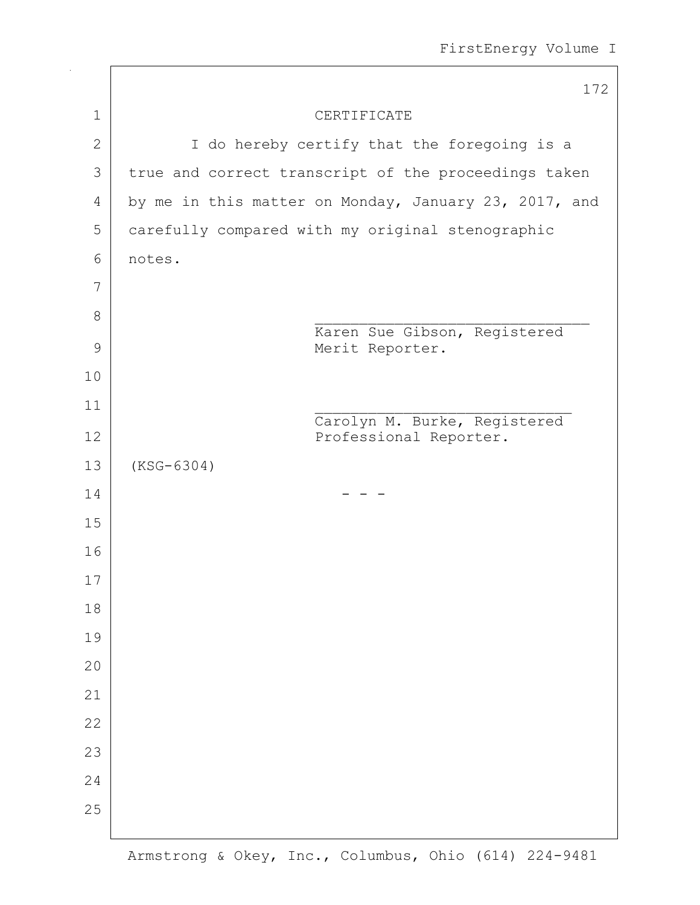# CERTIFICATE

I do hereby certify that the foregoing is a true and correct transcript of the proceedings taken by me in this matter on Monday, January 23, 2017, and carefully compared with my original stenographic notes.

_______________________________
Karen Sue Gibson, Registered Merit Reporter.

_______________________________
Carolyn M. Burke, Registered Professional Reporter.

(KSG-6304)

\- - -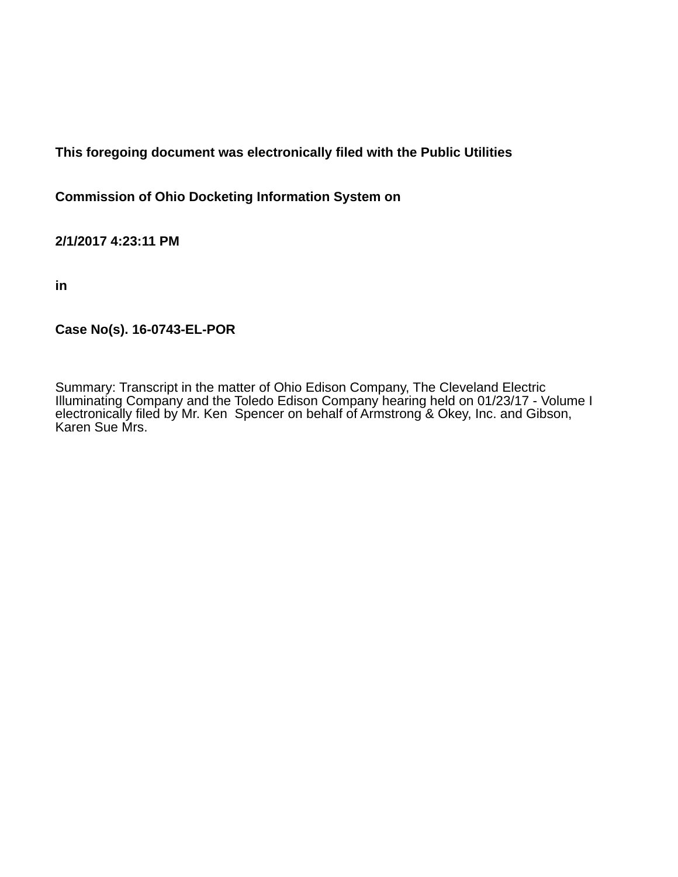**This foregoing document was electronically filed with the Public Utilities**

**Commission of Ohio Docketing Information System on**

**2/1/2017 4:23:11 PM**

**in**

**Case No(s). 16-0743-EL-POR**

Summary: Transcript in the matter of Ohio Edison Company, The Cleveland Electric Illuminating Company and the Toledo Edison Company hearing held on 01/23/17 - Volume I electronically filed by Mr. Ken Spencer on behalf of Armstrong & Okey, Inc. and Gibson, Karen Sue Mrs.